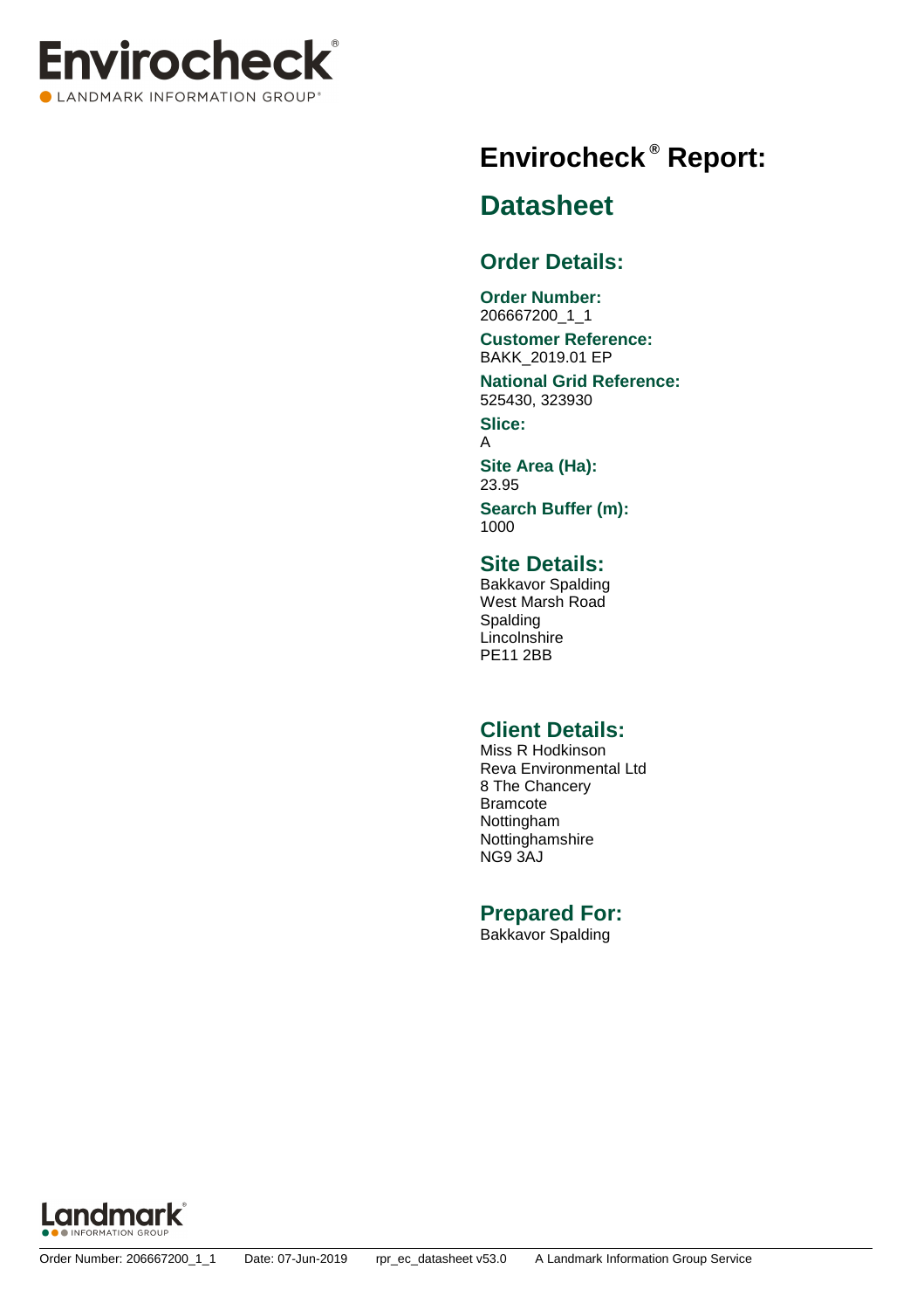Envirocheck®
LANDMARK INFORMATION GROUP®

# Envirocheck® Report:

## Datasheet

### Order Details:

**Order Number:**
206667200_1_1

**Customer Reference:**
BAKK_2019.01 EP

**National Grid Reference:**
525430, 323930

**Slice:**
A

**Site Area (Ha):**
23.95

**Search Buffer (m):**
1000

### Site Details:

Bakkavor Spalding
West Marsh Road
Spalding
Lincolnshire
PE11 2BB

### Client Details:

Miss R Hodkinson
Reva Environmental Ltd
8 The Chancery
Bramcote
Nottingham
Nottinghamshire
NG9 3AJ

### Prepared For:

Bakkavor Spalding

Landmark INFORMATION GROUP

Order Number: 206667200_1_1 Date: 07-Jun-2019 rpr_ec_datasheet v53.0 A Landmark Information Group Service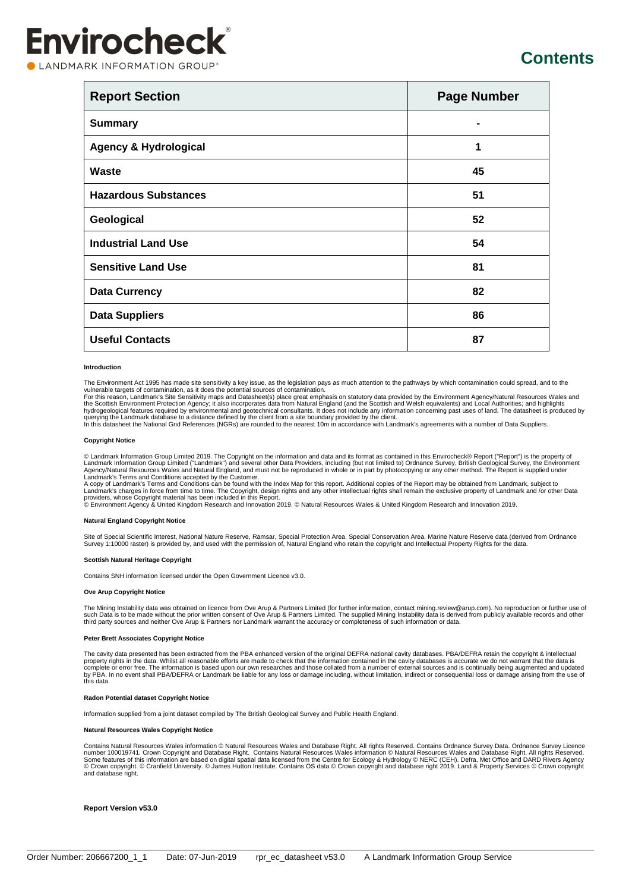# Contents

| Report Section | Page Number |
|---|---|
| **Summary** | - |
| **Agency & Hydrological** | 1 |
| **Waste** | 45 |
| **Hazardous Substances** | 51 |
| **Geological** | 52 |
| **Industrial Land Use** | 54 |
| **Sensitive Land Use** | 81 |
| **Data Currency** | 82 |
| **Data Suppliers** | 86 |
| **Useful Contacts** | 87 |

#### Introduction

The Environment Act 1995 has made site sensitivity a key issue, as the legislation pays as much attention to the pathways by which contamination could spread, and to the vulnerable targets of contamination, as it does the potential sources of contamination.
For this reason, Landmark's Site Sensitivity maps and Datasheet(s) place great emphasis on statutory data provided by the Environment Agency/Natural Resources Wales and the Scottish Environment Protection Agency; it also incorporates data from Natural England (and the Scottish and Welsh equivalents) and Local Authorities; and highlights hydrogeological features required by environmental and geotechnical consultants. It does not include any information concerning past uses of land. The datasheet is produced by querying the Landmark database to a distance defined by the client from a site boundary provided by the client.
In this datasheet the National Grid References (NGRs) are rounded to the nearest 10m in accordance with Landmark's agreements with a number of Data Suppliers.

#### Copyright Notice

© Landmark Information Group Limited 2019. The Copyright on the information and data and its format as contained in this Envirocheck® Report ("Report") is the property of Landmark Information Group Limited ("Landmark") and several other Data Providers, including (but not limited to) Ordnance Survey, British Geological Survey, the Environment Agency/Natural Resources Wales and Natural England, and must not be reproduced in whole or in part by photocopying or any other method. The Report is supplied under Landmark's Terms and Conditions accepted by the Customer.
A copy of Landmark's Terms and Conditions can be found with the Index Map for this report. Additional copies of the Report may be obtained from Landmark, subject to Landmark's charges in force from time to time. The Copyright, design rights and any other intellectual rights shall remain the exclusive property of Landmark and /or other Data providers, whose Copyright material has been included in this Report.
© Environment Agency & United Kingdom Research and Innovation 2019. © Natural Resources Wales & United Kingdom Research and Innovation 2019.

#### Natural England Copyright Notice

Site of Special Scientific Interest, National Nature Reserve, Ramsar, Special Protection Area, Special Conservation Area, Marine Nature Reserve data (derived from Ordnance Survey 1:10000 raster) is provided by, and used with the permission of, Natural England who retain the copyright and Intellectual Property Rights for the data.

#### Scottish Natural Heritage Copyright

Contains SNH information licensed under the Open Government Licence v3.0.

#### Ove Arup Copyright Notice

The Mining Instability data was obtained on licence from Ove Arup & Partners Limited (for further information, contact mining.review@arup.com). No reproduction or further use of such Data is to be made without the prior written consent of Ove Arup & Partners Limited. The supplied Mining Instability data is derived from publicly available records and other third party sources and neither Ove Arup & Partners nor Landmark warrant the accuracy or completeness of such information or data.

#### Peter Brett Associates Copyright Notice

The cavity data presented has been extracted from the PBA enhanced version of the original DEFRA national cavity databases. PBA/DEFRA retain the copyright & intellectual property rights in the data. Whilst all reasonable efforts are made to check that the information contained in the cavity databases is accurate we do not warrant that the data is complete or error free. The information is based upon our own researches and those collated from a number of external sources and is continually being augmented and updated by PBA. In no event shall PBA/DEFRA or Landmark be liable for any loss or damage including, without limitation, indirect or consequential loss or damage arising from the use of this data.

#### Radon Potential dataset Copyright Notice

Information supplied from a joint dataset compiled by The British Geological Survey and Public Health England.

#### Natural Resources Wales Copyright Notice

Contains Natural Resources Wales information © Natural Resources Wales and Database Right. All rights Reserved. Contains Ordnance Survey Data. Ordnance Survey Licence number 100019741. Crown Copyright and Database Right. Contains Natural Resources Wales information © Natural Resources Wales and Database Right. All rights Reserved. Some features of this information are based on digital spatial data licensed from the Centre for Ecology & Hydrology © NERC (CEH). Defra, Met Office and DARD Rivers Agency © Crown copyright. © Cranfield University. © James Hutton Institute. Contains OS data © Crown copyright and database right 2019. Land & Property Services © Crown copyright and database right.

**Report Version v53.0**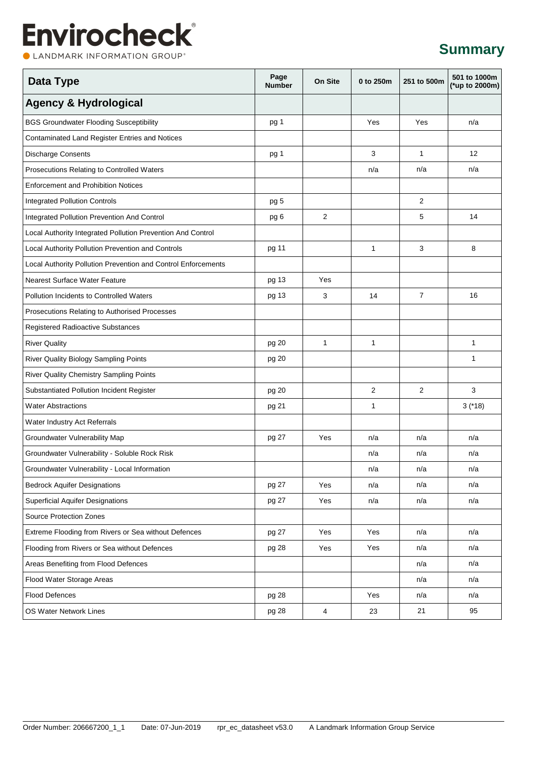# Envirocheck

LANDMARK INFORMATION GROUP

## Summary

| Data Type | Page Number | On Site | 0 to 250m | 251 to 500m | 501 to 1000m (*up to 2000m) |
|---|---|---|---|---|---|
| **Agency & Hydrological** | | | | | |
| BGS Groundwater Flooding Susceptibility | pg 1 | | Yes | Yes | n/a |
| Contaminated Land Register Entries and Notices | | | | | |
| Discharge Consents | pg 1 | | 3 | 1 | 12 |
| Prosecutions Relating to Controlled Waters | | | n/a | n/a | n/a |
| Enforcement and Prohibition Notices | | | | | |
| Integrated Pollution Controls | pg 5 | | | 2 | |
| Integrated Pollution Prevention And Control | pg 6 | 2 | | 5 | 14 |
| Local Authority Integrated Pollution Prevention And Control | | | | | |
| Local Authority Pollution Prevention and Controls | pg 11 | | 1 | 3 | 8 |
| Local Authority Pollution Prevention and Control Enforcements | | | | | |
| Nearest Surface Water Feature | pg 13 | Yes | | | |
| Pollution Incidents to Controlled Waters | pg 13 | 3 | 14 | 7 | 16 |
| Prosecutions Relating to Authorised Processes | | | | | |
| Registered Radioactive Substances | | | | | |
| River Quality | pg 20 | 1 | 1 | | 1 |
| River Quality Biology Sampling Points | pg 20 | | | | 1 |
| River Quality Chemistry Sampling Points | | | | | |
| Substantiated Pollution Incident Register | pg 20 | | 2 | 2 | 3 |
| Water Abstractions | pg 21 | | 1 | | 3 (*18) |
| Water Industry Act Referrals | | | | | |
| Groundwater Vulnerability Map | pg 27 | Yes | n/a | n/a | n/a |
| Groundwater Vulnerability - Soluble Rock Risk | | | n/a | n/a | n/a |
| Groundwater Vulnerability - Local Information | | | n/a | n/a | n/a |
| Bedrock Aquifer Designations | pg 27 | Yes | n/a | n/a | n/a |
| Superficial Aquifer Designations | pg 27 | Yes | n/a | n/a | n/a |
| Source Protection Zones | | | | | |
| Extreme Flooding from Rivers or Sea without Defences | pg 27 | Yes | Yes | n/a | n/a |
| Flooding from Rivers or Sea without Defences | pg 28 | Yes | Yes | n/a | n/a |
| Areas Benefiting from Flood Defences | | | | n/a | n/a |
| Flood Water Storage Areas | | | | n/a | n/a |
| Flood Defences | pg 28 | | Yes | n/a | n/a |
| OS Water Network Lines | pg 28 | 4 | 23 | 21 | 95 |

Order Number: 206667200_1_1 Date: 07-Jun-2019 rpr_ec_datasheet v53.0 A Landmark Information Group Service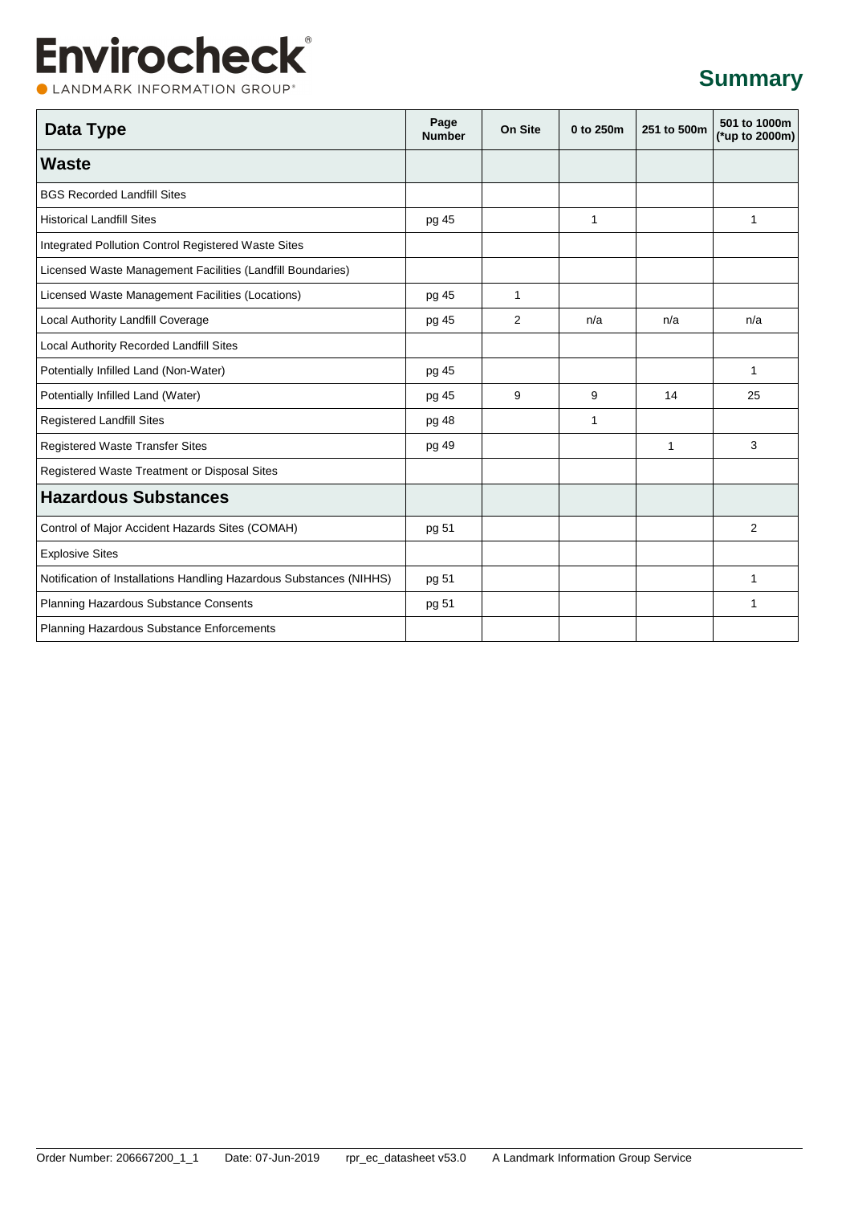# Envirocheck

LANDMARK INFORMATION GROUP

## Summary

| Data Type | Page Number | On Site | 0 to 250m | 251 to 500m | 501 to 1000m (*up to 2000m) |
|---|---|---|---|---|---|
| **Waste** | | | | | |
| BGS Recorded Landfill Sites | | | | | |
| Historical Landfill Sites | pg 45 | | 1 | | 1 |
| Integrated Pollution Control Registered Waste Sites | | | | | |
| Licensed Waste Management Facilities (Landfill Boundaries) | | | | | |
| Licensed Waste Management Facilities (Locations) | pg 45 | 1 | | | |
| Local Authority Landfill Coverage | pg 45 | 2 | n/a | n/a | n/a |
| Local Authority Recorded Landfill Sites | | | | | |
| Potentially Infilled Land (Non-Water) | pg 45 | | | | 1 |
| Potentially Infilled Land (Water) | pg 45 | 9 | 9 | 14 | 25 |
| Registered Landfill Sites | pg 48 | | 1 | | |
| Registered Waste Transfer Sites | pg 49 | | | 1 | 3 |
| Registered Waste Treatment or Disposal Sites | | | | | |
| **Hazardous Substances** | | | | | |
| Control of Major Accident Hazards Sites (COMAH) | pg 51 | | | | 2 |
| Explosive Sites | | | | | |
| Notification of Installations Handling Hazardous Substances (NIHHS) | pg 51 | | | | 1 |
| Planning Hazardous Substance Consents | pg 51 | | | | 1 |
| Planning Hazardous Substance Enforcements | | | | | |

Order Number: 206667200_1_1 Date: 07-Jun-2019 rpr_ec_datasheet v53.0 A Landmark Information Group Service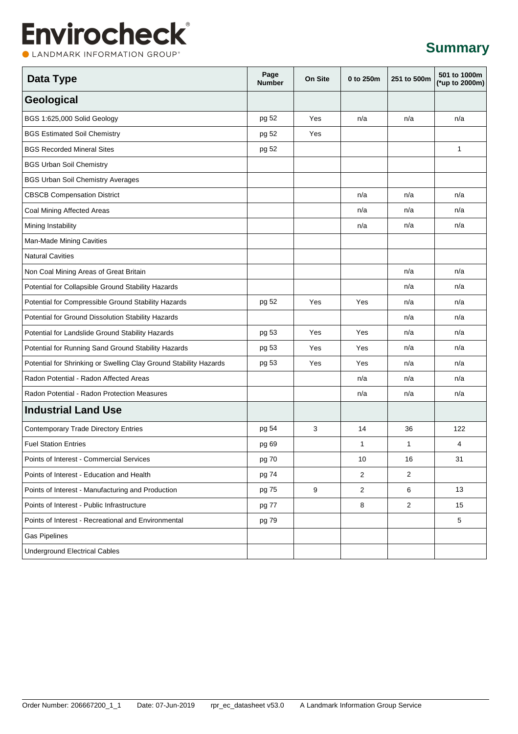# Summary

| Data Type | Page Number | On Site | 0 to 250m | 251 to 500m | 501 to 1000m (*up to 2000m) |
|---|---|---|---|---|---|
| **Geological** | | | | | |
| BGS 1:625,000 Solid Geology | pg 52 | Yes | n/a | n/a | n/a |
| BGS Estimated Soil Chemistry | pg 52 | Yes | | | |
| BGS Recorded Mineral Sites | pg 52 | | | | 1 |
| BGS Urban Soil Chemistry | | | | | |
| BGS Urban Soil Chemistry Averages | | | | | |
| CBSCB Compensation District | | | n/a | n/a | n/a |
| Coal Mining Affected Areas | | | n/a | n/a | n/a |
| Mining Instability | | | n/a | n/a | n/a |
| Man-Made Mining Cavities | | | | | |
| Natural Cavities | | | | | |
| Non Coal Mining Areas of Great Britain | | | | n/a | n/a |
| Potential for Collapsible Ground Stability Hazards | | | | n/a | n/a |
| Potential for Compressible Ground Stability Hazards | pg 52 | Yes | Yes | n/a | n/a |
| Potential for Ground Dissolution Stability Hazards | | | | n/a | n/a |
| Potential for Landslide Ground Stability Hazards | pg 53 | Yes | Yes | n/a | n/a |
| Potential for Running Sand Ground Stability Hazards | pg 53 | Yes | Yes | n/a | n/a |
| Potential for Shrinking or Swelling Clay Ground Stability Hazards | pg 53 | Yes | Yes | n/a | n/a |
| Radon Potential - Radon Affected Areas | | | n/a | n/a | n/a |
| Radon Potential - Radon Protection Measures | | | n/a | n/a | n/a |
| **Industrial Land Use** | | | | | |
| Contemporary Trade Directory Entries | pg 54 | 3 | 14 | 36 | 122 |
| Fuel Station Entries | pg 69 | | 1 | 1 | 4 |
| Points of Interest - Commercial Services | pg 70 | | 10 | 16 | 31 |
| Points of Interest - Education and Health | pg 74 | | 2 | 2 | |
| Points of Interest - Manufacturing and Production | pg 75 | 9 | 2 | 6 | 13 |
| Points of Interest - Public Infrastructure | pg 77 | | 8 | 2 | 15 |
| Points of Interest - Recreational and Environmental | pg 79 | | | | 5 |
| Gas Pipelines | | | | | |
| Underground Electrical Cables | | | | | |

Order Number: 206667200_1_1 Date: 07-Jun-2019 rpr_ec_datasheet v53.0 A Landmark Information Group Service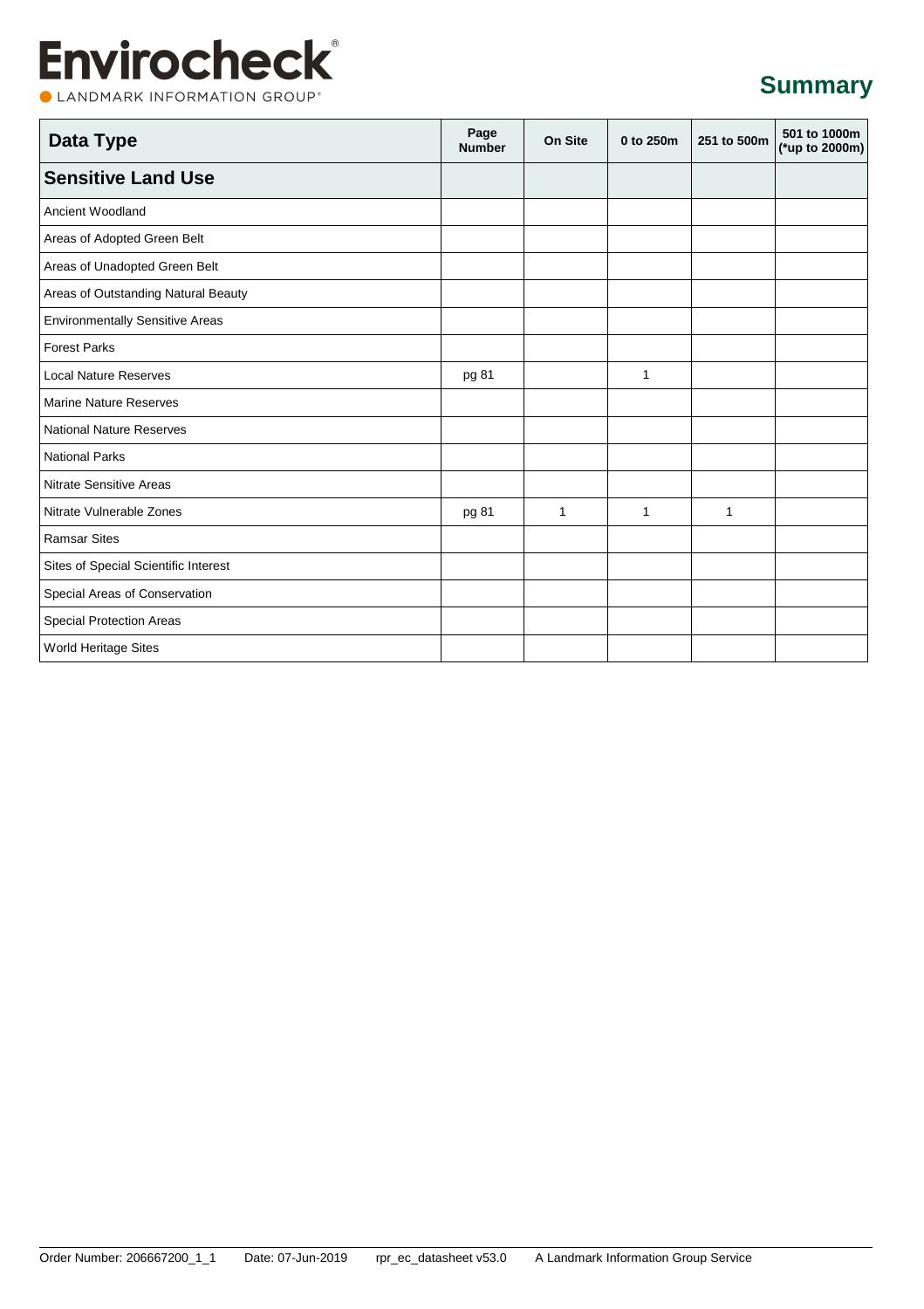# Summary

| Data Type | Page Number | On Site | 0 to 250m | 251 to 500m | 501 to 1000m (*up to 2000m) |
|---|---|---|---|---|---|
| **Sensitive Land Use** | | | | | |
| Ancient Woodland | | | | | |
| Areas of Adopted Green Belt | | | | | |
| Areas of Unadopted Green Belt | | | | | |
| Areas of Outstanding Natural Beauty | | | | | |
| Environmentally Sensitive Areas | | | | | |
| Forest Parks | | | | | |
| Local Nature Reserves | pg 81 | | 1 | | |
| Marine Nature Reserves | | | | | |
| National Nature Reserves | | | | | |
| National Parks | | | | | |
| Nitrate Sensitive Areas | | | | | |
| Nitrate Vulnerable Zones | pg 81 | 1 | 1 | 1 | |
| Ramsar Sites | | | | | |
| Sites of Special Scientific Interest | | | | | |
| Special Areas of Conservation | | | | | |
| Special Protection Areas | | | | | |
| World Heritage Sites | | | | | |

Order Number: 206667200_1_1 Date: 07-Jun-2019 rpr_ec_datasheet v53.0 A Landmark Information Group Service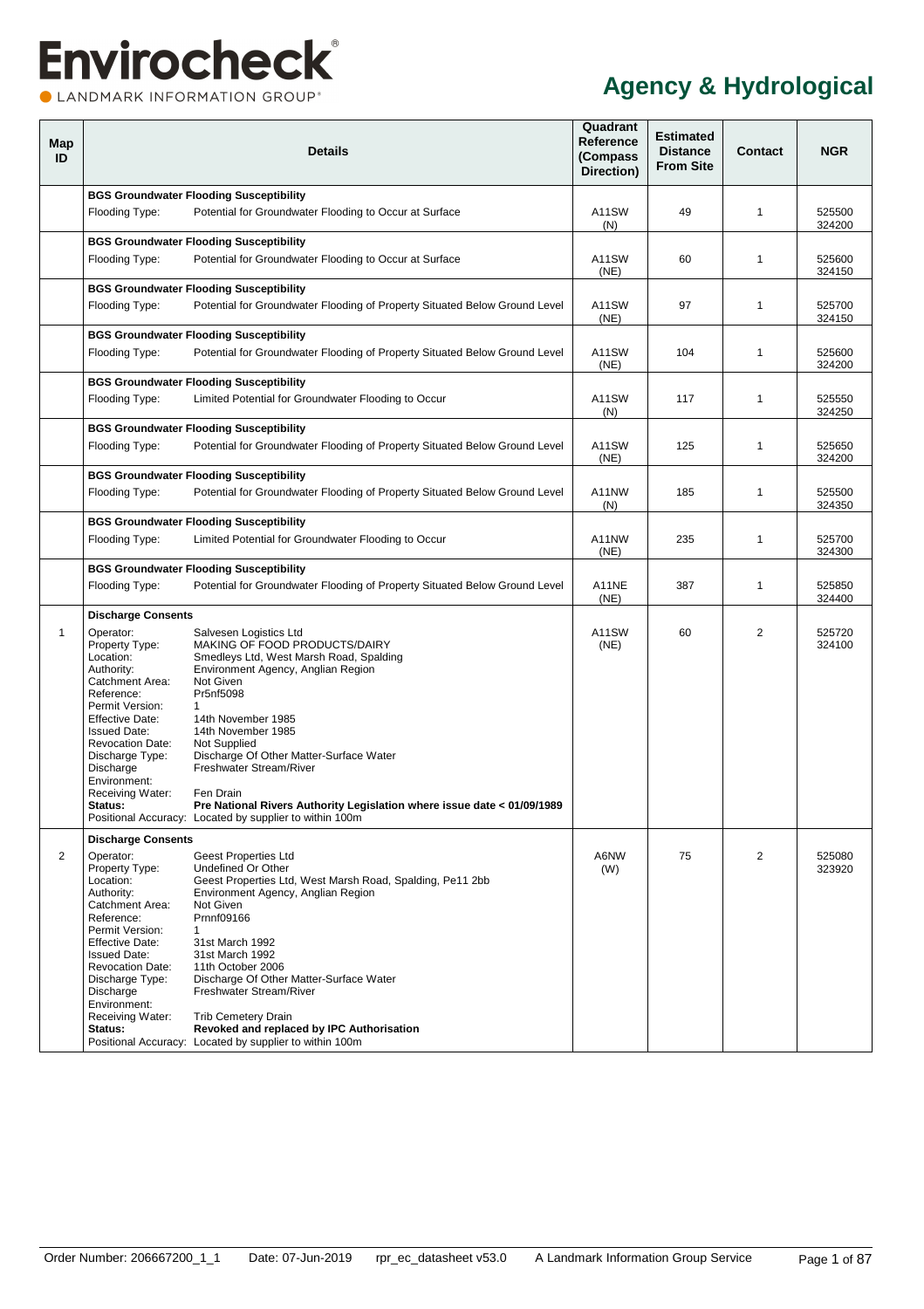# Envirocheck

LANDMARK INFORMATION GROUP

## Agency & Hydrological

| Map ID | Details | Quadrant Reference (Compass Direction) | Estimated Distance From Site | Contact | NGR |
|---|---|---|---|---|---|
| | **BGS Groundwater Flooding Susceptibility**<br>Flooding Type: Potential for Groundwater Flooding to Occur at Surface | A11SW (N) | 49 | 1 | 525500 324200 |
| | **BGS Groundwater Flooding Susceptibility**<br>Flooding Type: Potential for Groundwater Flooding to Occur at Surface | A11SW (NE) | 60 | 1 | 525600 324150 |
| | **BGS Groundwater Flooding Susceptibility**<br>Flooding Type: Potential for Groundwater Flooding of Property Situated Below Ground Level | A11SW (NE) | 97 | 1 | 525700 324150 |
| | **BGS Groundwater Flooding Susceptibility**<br>Flooding Type: Potential for Groundwater Flooding of Property Situated Below Ground Level | A11SW (NE) | 104 | 1 | 525600 324200 |
| | **BGS Groundwater Flooding Susceptibility**<br>Flooding Type: Limited Potential for Groundwater Flooding to Occur | A11SW (N) | 117 | 1 | 525550 324250 |
| | **BGS Groundwater Flooding Susceptibility**<br>Flooding Type: Potential for Groundwater Flooding of Property Situated Below Ground Level | A11SW (NE) | 125 | 1 | 525650 324200 |
| | **BGS Groundwater Flooding Susceptibility**<br>Flooding Type: Potential for Groundwater Flooding of Property Situated Below Ground Level | A11NW (N) | 185 | 1 | 525500 324350 |
| | **BGS Groundwater Flooding Susceptibility**<br>Flooding Type: Limited Potential for Groundwater Flooding to Occur | A11NW (NE) | 235 | 1 | 525700 324300 |
| | **BGS Groundwater Flooding Susceptibility**<br>Flooding Type: Potential for Groundwater Flooding of Property Situated Below Ground Level | A11NE (NE) | 387 | 1 | 525850 324400 |
| 1 | **Discharge Consents**<br>Operator: Salvesen Logistics Ltd<br>Property Type: MAKING OF FOOD PRODUCTS/DAIRY<br>Location: Smedleys Ltd, West Marsh Road, Spalding<br>Authority: Environment Agency, Anglian Region<br>Catchment Area: Not Given<br>Reference: Pr5nf5098<br>Permit Version: 1<br>Effective Date: 14th November 1985<br>Issued Date: 14th November 1985<br>Revocation Date: Not Supplied<br>Discharge Type: Discharge Of Other Matter-Surface Water<br>Discharge Environment: Freshwater Stream/River<br>Receiving Water: Fen Drain<br>**Status: Pre National Rivers Authority Legislation where issue date < 01/09/1989**<br>Positional Accuracy: Located by supplier to within 100m | A11SW (NE) | 60 | 2 | 525720 324100 |
| 2 | **Discharge Consents**<br>Operator: Geest Properties Ltd<br>Property Type: Undefined Or Other<br>Location: Geest Properties Ltd, West Marsh Road, Spalding, Pe11 2bb<br>Authority: Environment Agency, Anglian Region<br>Catchment Area: Not Given<br>Reference: Prnnf09166<br>Permit Version: 1<br>Effective Date: 31st March 1992<br>Issued Date: 31st March 1992<br>Revocation Date: 11th October 2006<br>Discharge Type: Discharge Of Other Matter-Surface Water<br>Discharge Environment: Freshwater Stream/River<br>Receiving Water: Trib Cemetery Drain<br>**Status: Revoked and replaced by IPC Authorisation**<br>Positional Accuracy: Located by supplier to within 100m | A6NW (W) | 75 | 2 | 525080 323920 |

Order Number: 206667200_1_1 Date: 07-Jun-2019 rpr_ec_datasheet v53.0 A Landmark Information Group Service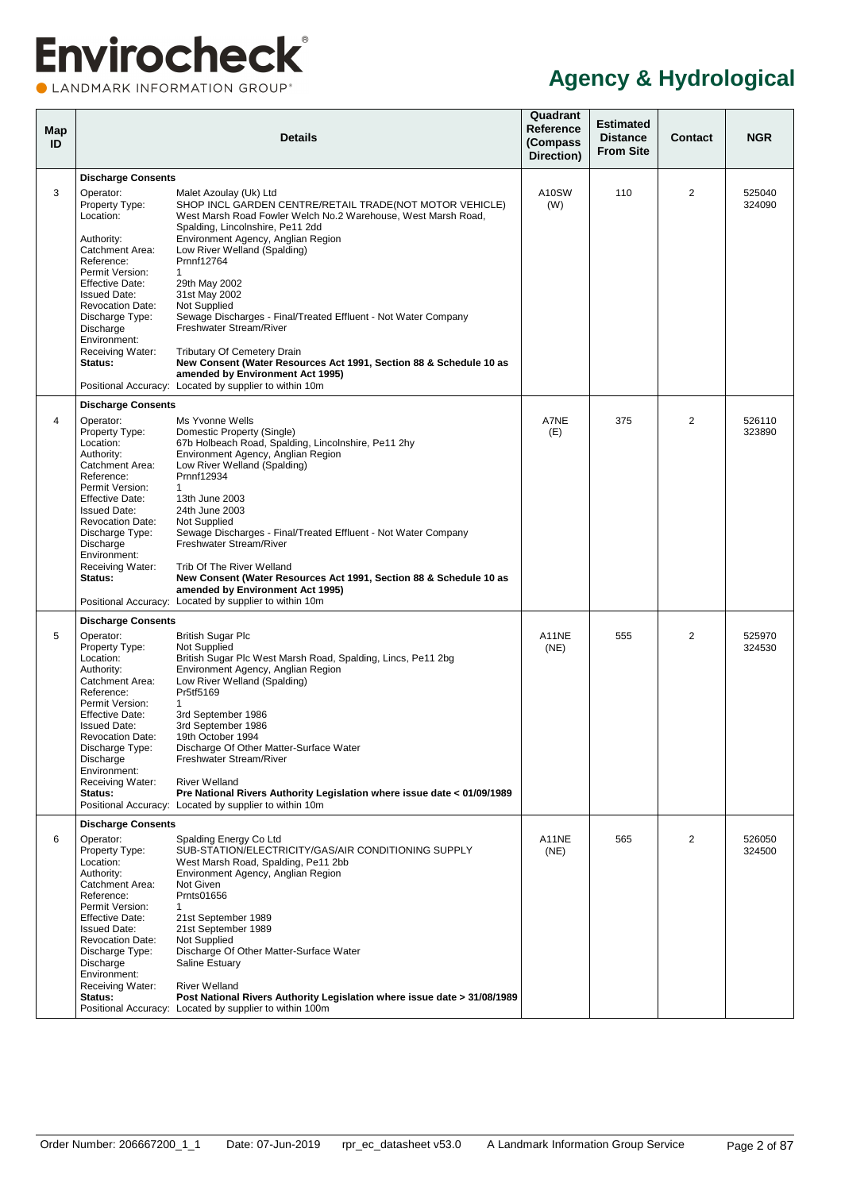# Envirocheck

LANDMARK INFORMATION GROUP

## Agency & Hydrological

| Map ID | Details | | Quadrant Reference (Compass Direction) | Estimated Distance From Site | Contact | NGR |
|---|---|---|---|---|---|---|
| | **Discharge Consents** | | | | | |
| 3 | Operator: | Malet Azoulay (Uk) Ltd | A10SW (W) | 110 | 2 | 525040 324090 |
| | Property Type: | SHOP INCL GARDEN CENTRE/RETAIL TRADE(NOT MOTOR VEHICLE) | | | | |
| | Location: | West Marsh Road Fowler Welch No.2 Warehouse, West Marsh Road, Spalding, Lincolnshire, Pe11 2dd | | | | |
| | Authority: | Environment Agency, Anglian Region | | | | |
| | Catchment Area: | Low River Welland (Spalding) | | | | |
| | Reference: | Prnnf12764 | | | | |
| | Permit Version: | 1 | | | | |
| | Effective Date: | 29th May 2002 | | | | |
| | Issued Date: | 31st May 2002 | | | | |
| | Revocation Date: | Not Supplied | | | | |
| | Discharge Type: | Sewage Discharges - Final/Treated Effluent - Not Water Company | | | | |
| | Discharge Environment: | Freshwater Stream/River | | | | |
| | Receiving Water: | Tributary Of Cemetery Drain | | | | |
| | **Status:** | **New Consent (Water Resources Act 1991, Section 88 & Schedule 10 as amended by Environment Act 1995)** | | | | |
| | Positional Accuracy: | Located by supplier to within 10m | | | | |
| | **Discharge Consents** | | | | | |
| 4 | Operator: | Ms Yvonne Wells | A7NE (E) | 375 | 2 | 526110 323890 |
| | Property Type: | Domestic Property (Single) | | | | |
| | Location: | 67b Holbeach Road, Spalding, Lincolnshire, Pe11 2hy | | | | |
| | Authority: | Environment Agency, Anglian Region | | | | |
| | Catchment Area: | Low River Welland (Spalding) | | | | |
| | Reference: | Prnnf12934 | | | | |
| | Permit Version: | 1 | | | | |
| | Effective Date: | 13th June 2003 | | | | |
| | Issued Date: | 24th June 2003 | | | | |
| | Revocation Date: | Not Supplied | | | | |
| | Discharge Type: | Sewage Discharges - Final/Treated Effluent - Not Water Company | | | | |
| | Discharge Environment: | Freshwater Stream/River | | | | |
| | Receiving Water: | Trib Of The River Welland | | | | |
| | **Status:** | **New Consent (Water Resources Act 1991, Section 88 & Schedule 10 as amended by Environment Act 1995)** | | | | |
| | Positional Accuracy: | Located by supplier to within 10m | | | | |
| | **Discharge Consents** | | | | | |
| 5 | Operator: | British Sugar Plc | A11NE (NE) | 555 | 2 | 525970 324530 |
| | Property Type: | Not Supplied | | | | |
| | Location: | British Sugar Plc West Marsh Road, Spalding, Lincs, Pe11 2bg | | | | |
| | Authority: | Environment Agency, Anglian Region | | | | |
| | Catchment Area: | Low River Welland (Spalding) | | | | |
| | Reference: | Pr5tf5169 | | | | |
| | Permit Version: | 1 | | | | |
| | Effective Date: | 3rd September 1986 | | | | |
| | Issued Date: | 3rd September 1986 | | | | |
| | Revocation Date: | 19th October 1994 | | | | |
| | Discharge Type: | Discharge Of Other Matter-Surface Water | | | | |
| | Discharge Environment: | Freshwater Stream/River | | | | |
| | Receiving Water: | River Welland | | | | |
| | **Status:** | **Pre National Rivers Authority Legislation where issue date < 01/09/1989** | | | | |
| | Positional Accuracy: | Located by supplier to within 10m | | | | |
| | **Discharge Consents** | | | | | |
| 6 | Operator: | Spalding Energy Co Ltd | A11NE (NE) | 565 | 2 | 526050 324500 |
| | Property Type: | SUB-STATION/ELECTRICITY/GAS/AIR CONDITIONING SUPPLY | | | | |
| | Location: | West Marsh Road, Spalding, Pe11 2bb | | | | |
| | Authority: | Environment Agency, Anglian Region | | | | |
| | Catchment Area: | Not Given | | | | |
| | Reference: | Prnts01656 | | | | |
| | Permit Version: | 1 | | | | |
| | Effective Date: | 21st September 1989 | | | | |
| | Issued Date: | 21st September 1989 | | | | |
| | Revocation Date: | Not Supplied | | | | |
| | Discharge Type: | Discharge Of Other Matter-Surface Water | | | | |
| | Discharge Environment: | Saline Estuary | | | | |
| | Receiving Water: | River Welland | | | | |
| | **Status:** | **Post National Rivers Authority Legislation where issue date > 31/08/1989** | | | | |
| | Positional Accuracy: | Located by supplier to within 100m | | | | |

Order Number: 206667200_1_1 Date: 07-Jun-2019 rpr_ec_datasheet v53.0 A Landmark Information Group Service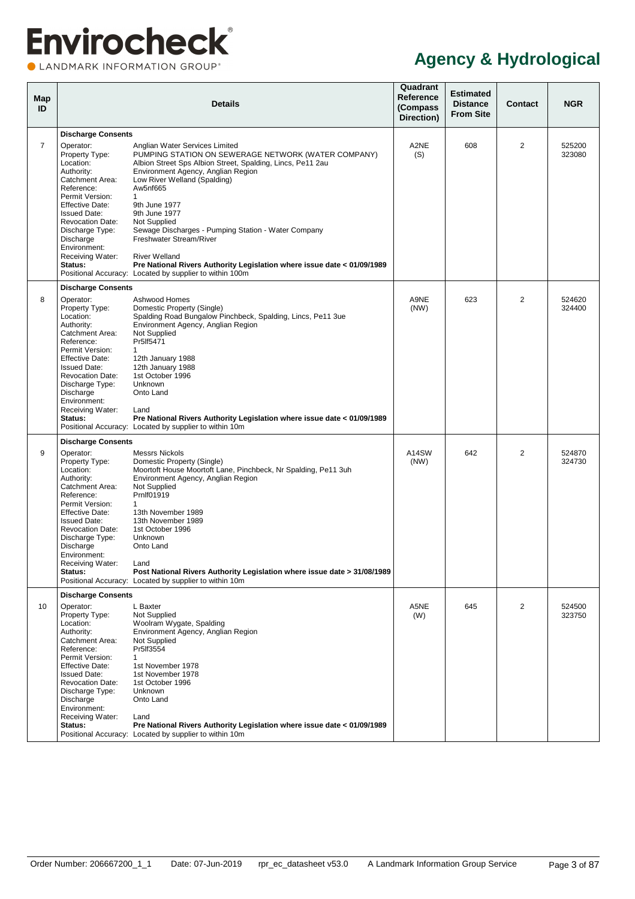# Agency & Hydrological

| Map ID | Details | | Quadrant Reference (Compass Direction) | Estimated Distance From Site | Contact | NGR |
|---|---|---|---|---|---|---|
| | **Discharge Consents** | | | | | |
| 7 | Operator: | Anglian Water Services Limited | A2NE (S) | 608 | 2 | 525200 323080 |
| | Property Type: | PUMPING STATION ON SEWERAGE NETWORK (WATER COMPANY) | | | | |
| | Location: | Albion Street Sps Albion Street, Spalding, Lincs, Pe11 2au | | | | |
| | Authority: | Environment Agency, Anglian Region | | | | |
| | Catchment Area: | Low River Welland (Spalding) | | | | |
| | Reference: | Aw5nf665 | | | | |
| | Permit Version: | 1 | | | | |
| | Effective Date: | 9th June 1977 | | | | |
| | Issued Date: | 9th June 1977 | | | | |
| | Revocation Date: | Not Supplied | | | | |
| | Discharge Type: | Sewage Discharges - Pumping Station - Water Company | | | | |
| | Discharge Environment: | Freshwater Stream/River | | | | |
| | Receiving Water: | River Welland | | | | |
| | **Status:** | **Pre National Rivers Authority Legislation where issue date < 01/09/1989** | | | | |
| | Positional Accuracy: | Located by supplier to within 100m | | | | |
| | **Discharge Consents** | | | | | |
| 8 | Operator: | Ashwood Homes | A9NE (NW) | 623 | 2 | 524620 324400 |
| | Property Type: | Domestic Property (Single) | | | | |
| | Location: | Spalding Road Bungalow Pinchbeck, Spalding, Lincs, Pe11 3ue | | | | |
| | Authority: | Environment Agency, Anglian Region | | | | |
| | Catchment Area: | Not Supplied | | | | |
| | Reference: | Pr5lf5471 | | | | |
| | Permit Version: | 1 | | | | |
| | Effective Date: | 12th January 1988 | | | | |
| | Issued Date: | 12th January 1988 | | | | |
| | Revocation Date: | 1st October 1996 | | | | |
| | Discharge Type: | Unknown | | | | |
| | Discharge Environment: | Onto Land | | | | |
| | Receiving Water: | Land | | | | |
| | **Status:** | **Pre National Rivers Authority Legislation where issue date < 01/09/1989** | | | | |
| | Positional Accuracy: | Located by supplier to within 10m | | | | |
| | **Discharge Consents** | | | | | |
| 9 | Operator: | Messrs Nickols | A14SW (NW) | 642 | 2 | 524870 324730 |
| | Property Type: | Domestic Property (Single) | | | | |
| | Location: | Moortoft House Moortoft Lane, Pinchbeck, Nr Spalding, Pe11 3uh | | | | |
| | Authority: | Environment Agency, Anglian Region | | | | |
| | Catchment Area: | Not Supplied | | | | |
| | Reference: | Prnlf01919 | | | | |
| | Permit Version: | 1 | | | | |
| | Effective Date: | 13th November 1989 | | | | |
| | Issued Date: | 13th November 1989 | | | | |
| | Revocation Date: | 1st October 1996 | | | | |
| | Discharge Type: | Unknown | | | | |
| | Discharge Environment: | Onto Land | | | | |
| | Receiving Water: | Land | | | | |
| | **Status:** | **Post National Rivers Authority Legislation where issue date > 31/08/1989** | | | | |
| | Positional Accuracy: | Located by supplier to within 10m | | | | |
| | **Discharge Consents** | | | | | |
| 10 | Operator: | L Baxter | A5NE (W) | 645 | 2 | 524500 323750 |
| | Property Type: | Not Supplied | | | | |
| | Location: | Woolram Wygate, Spalding | | | | |
| | Authority: | Environment Agency, Anglian Region | | | | |
| | Catchment Area: | Not Supplied | | | | |
| | Reference: | Pr5lf3554 | | | | |
| | Permit Version: | 1 | | | | |
| | Effective Date: | 1st November 1978 | | | | |
| | Issued Date: | 1st November 1978 | | | | |
| | Revocation Date: | 1st October 1996 | | | | |
| | Discharge Type: | Unknown | | | | |
| | Discharge Environment: | Onto Land | | | | |
| | Receiving Water: | Land | | | | |
| | **Status:** | **Pre National Rivers Authority Legislation where issue date < 01/09/1989** | | | | |
| | Positional Accuracy: | Located by supplier to within 10m | | | | |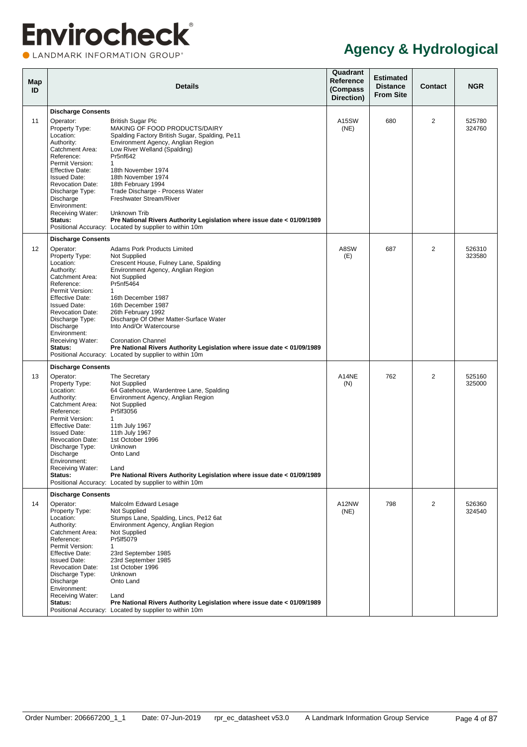# Envirocheck

LANDMARK INFORMATION GROUP

## Agency & Hydrological

| Map ID | Details | Quadrant Reference (Compass Direction) | Estimated Distance From Site | Contact | NGR |
|---|---|---|---|---|---|
| | **Discharge Consents** | | | | |
| 11 | Operator: British Sugar Plc<br>Property Type: MAKING OF FOOD PRODUCTS/DAIRY<br>Location: Spalding Factory British Sugar, Spalding, Pe11<br>Authority: Environment Agency, Anglian Region<br>Catchment Area: Low River Welland (Spalding)<br>Reference: Pr5nf642<br>Permit Version: 1<br>Effective Date: 18th November 1974<br>Issued Date: 18th November 1974<br>Revocation Date: 18th February 1994<br>Discharge Type: Trade Discharge - Process Water<br>Discharge Environment: Freshwater Stream/River<br>Receiving Water: Unknown Trib<br>**Status: Pre National Rivers Authority Legislation where issue date < 01/09/1989**<br>Positional Accuracy: Located by supplier to within 10m | A15SW (NE) | 680 | 2 | 525780 324760 |
| | **Discharge Consents** | | | | |
| 12 | Operator: Adams Pork Products Limited<br>Property Type: Not Supplied<br>Location: Crescent House, Fulney Lane, Spalding<br>Authority: Environment Agency, Anglian Region<br>Catchment Area: Not Supplied<br>Reference: Pr5nf5464<br>Permit Version: 1<br>Effective Date: 16th December 1987<br>Issued Date: 16th December 1987<br>Revocation Date: 26th February 1992<br>Discharge Type: Discharge Of Other Matter-Surface Water<br>Discharge Environment: Into And/Or Watercourse<br>Receiving Water: Coronation Channel<br>**Status: Pre National Rivers Authority Legislation where issue date < 01/09/1989**<br>Positional Accuracy: Located by supplier to within 10m | A8SW (E) | 687 | 2 | 526310 323580 |
| | **Discharge Consents** | | | | |
| 13 | Operator: The Secretary<br>Property Type: Not Supplied<br>Location: 64 Gatehouse, Wardentree Lane, Spalding<br>Authority: Environment Agency, Anglian Region<br>Catchment Area: Not Supplied<br>Reference: Pr5lf3056<br>Permit Version: 1<br>Effective Date: 11th July 1967<br>Issued Date: 11th July 1967<br>Revocation Date: 1st October 1996<br>Discharge Type: Unknown<br>Discharge Environment: Onto Land<br>Receiving Water: Land<br>**Status: Pre National Rivers Authority Legislation where issue date < 01/09/1989**<br>Positional Accuracy: Located by supplier to within 10m | A14NE (N) | 762 | 2 | 525160 325000 |
| | **Discharge Consents** | | | | |
| 14 | Operator: Malcolm Edward Lesage<br>Property Type: Not Supplied<br>Location: Stumps Lane, Spalding, Lincs, Pe12 6at<br>Authority: Environment Agency, Anglian Region<br>Catchment Area: Not Supplied<br>Reference: Pr5lf5079<br>Permit Version: 1<br>Effective Date: 23rd September 1985<br>Issued Date: 23rd September 1985<br>Revocation Date: 1st October 1996<br>Discharge Type: Unknown<br>Discharge Environment: Onto Land<br>Receiving Water: Land<br>**Status: Pre National Rivers Authority Legislation where issue date < 01/09/1989**<br>Positional Accuracy: Located by supplier to within 10m | A12NW (NE) | 798 | 2 | 526360 324540 |

Order Number: 206667200_1_1 Date: 07-Jun-2019 rpr_ec_datasheet v53.0 A Landmark Information Group Service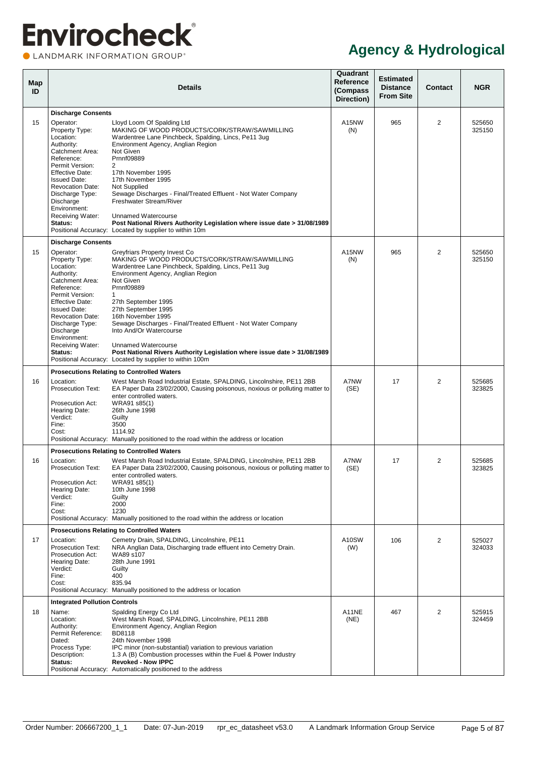# Agency & Hydrological

| Map ID | Details | | Quadrant Reference (Compass Direction) | Estimated Distance From Site | Contact | NGR |
|---|---|---|---|---|---|---|
| | **Discharge Consents** | | | | | |
| 15 | Operator: | Lloyd Loom Of Spalding Ltd | A15NW (N) | 965 | 2 | 525650 325150 |
| | Property Type: | MAKING OF WOOD PRODUCTS/CORK/STRAW/SAWMILLING | | | | |
| | Location: | Wardentree Lane Pinchbeck, Spalding, Lincs, Pe11 3ug | | | | |
| | Authority: | Environment Agency, Anglian Region | | | | |
| | Catchment Area: | Not Given | | | | |
| | Reference: | Prnnf09889 | | | | |
| | Permit Version: | 2 | | | | |
| | Effective Date: | 17th November 1995 | | | | |
| | Issued Date: | 17th November 1995 | | | | |
| | Revocation Date: | Not Supplied | | | | |
| | Discharge Type: | Sewage Discharges - Final/Treated Effluent - Not Water Company | | | | |
| | Discharge Environment: | Freshwater Stream/River | | | | |
| | Receiving Water: | Unnamed Watercourse | | | | |
| | **Status:** | **Post National Rivers Authority Legislation where issue date > 31/08/1989** | | | | |
| | Positional Accuracy: | Located by supplier to within 10m | | | | |
| | **Discharge Consents** | | | | | |
| 15 | Operator: | Greyfriars Property Invest Co | A15NW (N) | 965 | 2 | 525650 325150 |
| | Property Type: | MAKING OF WOOD PRODUCTS/CORK/STRAW/SAWMILLING | | | | |
| | Location: | Wardentree Lane Pinchbeck, Spalding, Lincs, Pe11 3ug | | | | |
| | Authority: | Environment Agency, Anglian Region | | | | |
| | Catchment Area: | Not Given | | | | |
| | Reference: | Prnnf09889 | | | | |
| | Permit Version: | 1 | | | | |
| | Effective Date: | 27th September 1995 | | | | |
| | Issued Date: | 27th September 1995 | | | | |
| | Revocation Date: | 16th November 1995 | | | | |
| | Discharge Type: | Sewage Discharges - Final/Treated Effluent - Not Water Company | | | | |
| | Discharge Environment: | Into And/Or Watercourse | | | | |
| | Receiving Water: | Unnamed Watercourse | | | | |
| | **Status:** | **Post National Rivers Authority Legislation where issue date > 31/08/1989** | | | | |
| | Positional Accuracy: | Located by supplier to within 100m | | | | |
| | **Prosecutions Relating to Controlled Waters** | | | | | |
| 16 | Location: | West Marsh Road Industrial Estate, SPALDING, Lincolnshire, PE11 2BB | A7NW (SE) | 17 | 2 | 525685 323825 |
| | Prosecution Text: | EA Paper Data 23/02/2000, Causing poisonous, noxious or polluting matter to enter controlled waters. | | | | |
| | Prosecution Act: | WRA91 s85(1) | | | | |
| | Hearing Date: | 26th June 1998 | | | | |
| | Verdict: | Guilty | | | | |
| | Fine: | 3500 | | | | |
| | Cost: | 1114.92 | | | | |
| | Positional Accuracy: | Manually positioned to the road within the address or location | | | | |
| | **Prosecutions Relating to Controlled Waters** | | | | | |
| 16 | Location: | West Marsh Road Industrial Estate, SPALDING, Lincolnshire, PE11 2BB | A7NW (SE) | 17 | 2 | 525685 323825 |
| | Prosecution Text: | EA Paper Data 23/02/2000, Causing poisonous, noxious or polluting matter to enter controlled waters. | | | | |
| | Prosecution Act: | WRA91 s85(1) | | | | |
| | Hearing Date: | 10th June 1998 | | | | |
| | Verdict: | Guilty | | | | |
| | Fine: | 2000 | | | | |
| | Cost: | 1230 | | | | |
| | Positional Accuracy: | Manually positioned to the road within the address or location | | | | |
| | **Prosecutions Relating to Controlled Waters** | | | | | |
| 17 | Location: | Cemetry Drain, SPALDING, Lincolnshire, PE11 | A10SW (W) | 106 | 2 | 525027 324033 |
| | Prosecution Text: | NRA Anglian Data, Discharging trade effluent into Cemetry Drain. | | | | |
| | Prosecution Act: | WA89 s107 | | | | |
| | Hearing Date: | 28th June 1991 | | | | |
| | Verdict: | Guilty | | | | |
| | Fine: | 400 | | | | |
| | Cost: | 835.94 | | | | |
| | Positional Accuracy: | Manually positioned to the address or location | | | | |
| | **Integrated Pollution Controls** | | | | | |
| 18 | Name: | Spalding Energy Co Ltd | A11NE (NE) | 467 | 2 | 525915 324459 |
| | Location: | West Marsh Road, SPALDING, Lincolnshire, PE11 2BB | | | | |
| | Authority: | Environment Agency, Anglian Region | | | | |
| | Permit Reference: | BD8118 | | | | |
| | Dated: | 24th November 1998 | | | | |
| | Process Type: | IPC minor (non-substantial) variation to previous variation | | | | |
| | Description: | 1.3 A (B) Combustion processes within the Fuel & Power Industry | | | | |
| | **Status:** | **Revoked - Now IPPC** | | | | |
| | Positional Accuracy: | Automatically positioned to the address | | | | |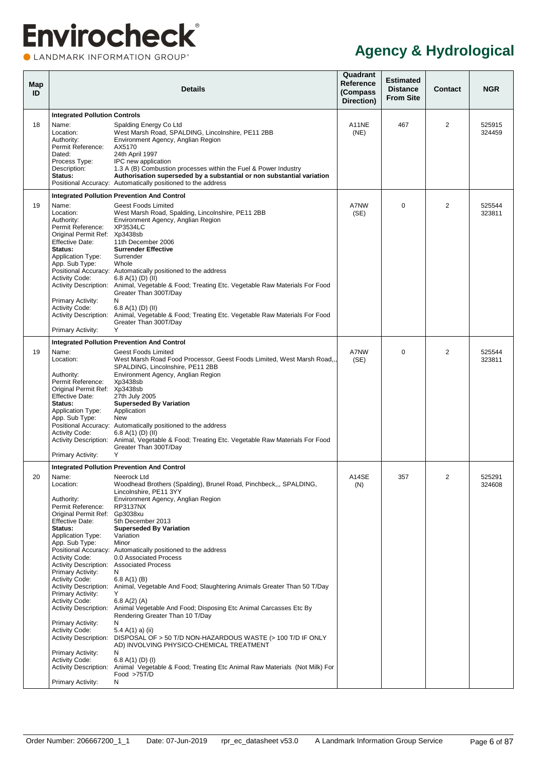# Agency & Hydrological

| Map ID | Details | Quadrant Reference (Compass Direction) | Estimated Distance From Site | Contact | NGR |
|---|---|---|---|---|---|
| | **Integrated Pollution Controls** | | | | |
| 18 | Name: Spalding Energy Co Ltd<br>Location: West Marsh Road, SPALDING, Lincolnshire, PE11 2BB<br>Authority: Environment Agency, Anglian Region<br>Permit Reference: AX5170<br>Dated: 24th April 1997<br>Process Type: IPC new application<br>Description: 1.3 A (B) Combustion processes within the Fuel & Power Industry<br>**Status: Authorisation superseded by a substantial or non substantial variation**<br>Positional Accuracy: Automatically positioned to the address | A11NE (NE) | 467 | 2 | 525915 324459 |
| | **Integrated Pollution Prevention And Control** | | | | |
| 19 | Name: Geest Foods Limited<br>Location: West Marsh Road, Spalding, Lincolnshire, PE11 2BB<br>Authority: Environment Agency, Anglian Region<br>Permit Reference: XP3534LC<br>Original Permit Ref: Xp3438sb<br>Effective Date: 11th December 2006<br>**Status: Surrender Effective**<br>Application Type: Surrender<br>App. Sub Type: Whole<br>Positional Accuracy: Automatically positioned to the address<br>Activity Code: 6.8 A(1) (D) (II)<br>Activity Description: Animal, Vegetable & Food; Treating Etc. Vegetable Raw Materials For Food Greater Than 300T/Day<br>Primary Activity: N<br>Activity Code: 6.8 A(1) (D) (II)<br>Activity Description: Animal, Vegetable & Food; Treating Etc. Vegetable Raw Materials For Food Greater Than 300T/Day<br>Primary Activity: Y | A7NW (SE) | 0 | 2 | 525544 323811 |
| | **Integrated Pollution Prevention And Control** | | | | |
| 19 | Name: Geest Foods Limited<br>Location: West Marsh Road Food Processor, Geest Foods Limited, West Marsh Road,,, SPALDING, Lincolnshire, PE11 2BB<br>Authority: Environment Agency, Anglian Region<br>Permit Reference: Xp3438sb<br>Original Permit Ref: Xp3438sb<br>Effective Date: 27th July 2005<br>**Status: Superseded By Variation**<br>Application Type: Application<br>App. Sub Type: New<br>Positional Accuracy: Automatically positioned to the address<br>Activity Code: 6.8 A(1) (D) (II)<br>Activity Description: Animal, Vegetable & Food; Treating Etc. Vegetable Raw Materials For Food Greater Than 300T/Day<br>Primary Activity: Y | A7NW (SE) | 0 | 2 | 525544 323811 |
| | **Integrated Pollution Prevention And Control** | | | | |
| 20 | Name: Neerock Ltd<br>Location: Woodhead Brothers (Spalding), Brunel Road, Pinchbeck,,, SPALDING, Lincolnshire, PE11 3YY<br>Authority: Environment Agency, Anglian Region<br>Permit Reference: RP3137NX<br>Original Permit Ref: Gp3038xu<br>Effective Date: 5th December 2013<br>**Status: Superseded By Variation**<br>Application Type: Variation<br>App. Sub Type: Minor<br>Positional Accuracy: Automatically positioned to the address<br>Activity Code: 0.0 Associated Process<br>Activity Description: Associated Process<br>Primary Activity: N<br>Activity Code: 6.8 A(1) (B)<br>Activity Description: Animal, Vegetable And Food; Slaughtering Animals Greater Than 50 T/Day<br>Primary Activity: Y<br>Activity Code: 6.8 A(2) (A)<br>Activity Description: Animal Vegetable And Food; Disposing Etc Animal Carcasses Etc By Rendering Greater Than 10 T/Day<br>Primary Activity: N<br>Activity Code: 5.4 A(1) a) (ii)<br>Activity Description: DISPOSAL OF > 50 T/D NON-HAZARDOUS WASTE (> 100 T/D IF ONLY AD) INVOLVING PHYSICO-CHEMICAL TREATMENT<br>Primary Activity: N<br>Activity Code: 6.8 A(1) (D) (I)<br>Activity Description: Animal Vegetable & Food; Treating Etc Animal Raw Materials (Not Milk) For Food >75T/D<br>Primary Activity: N | A14SE (N) | 357 | 2 | 525291 324608 |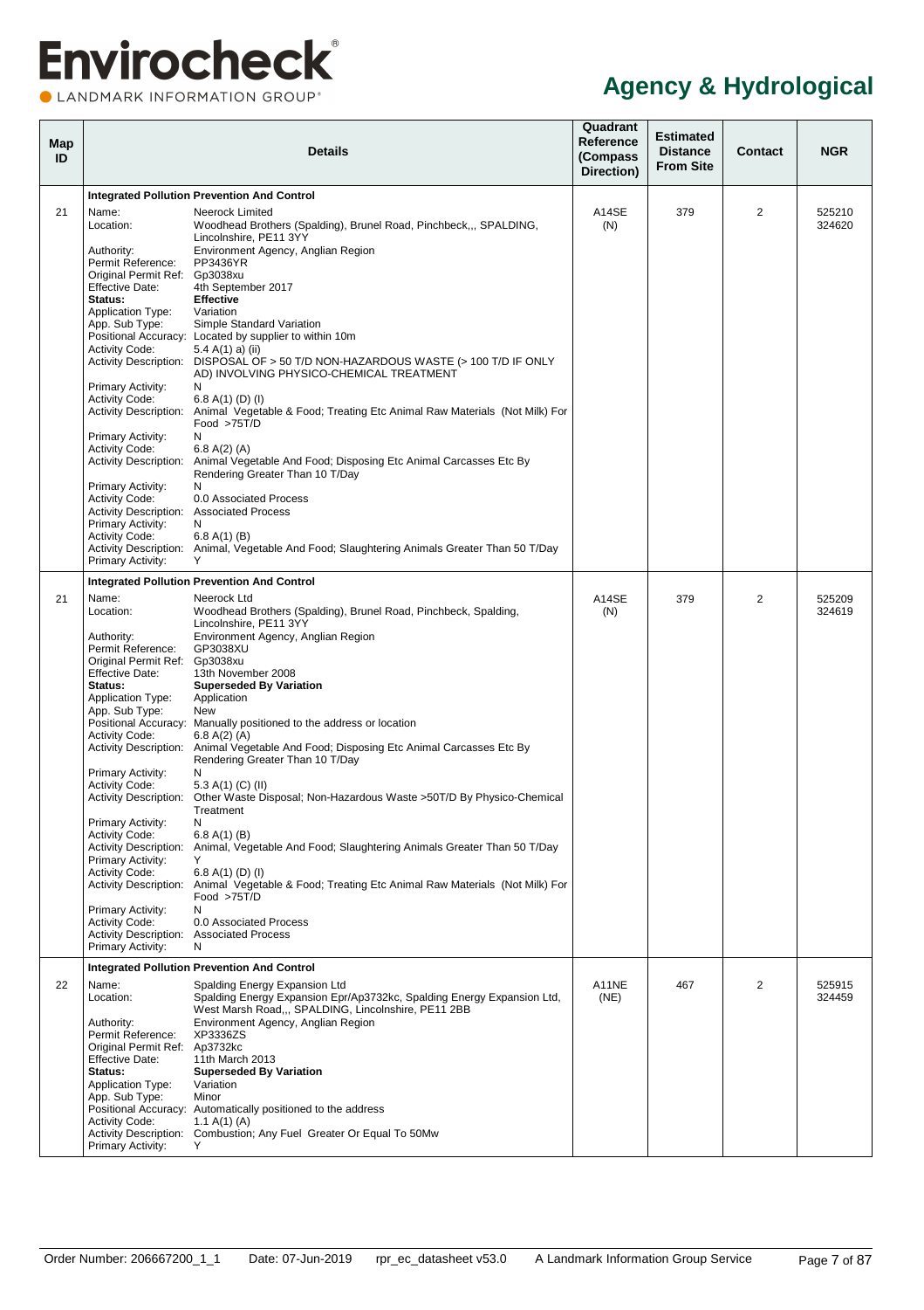# Agency & Hydrological

| Map ID | Details | | Quadrant Reference (Compass Direction) | Estimated Distance From Site | Contact | NGR |
|---|---|---|---|---|---|---|
| | **Integrated Pollution Prevention And Control** | | | | | |
| 21 | Name: | Neerock Limited | A14SE (N) | 379 | 2 | 525210 324620 |
| | Location: | Woodhead Brothers (Spalding), Brunel Road, Pinchbeck,,, SPALDING, Lincolnshire, PE11 3YY | | | | |
| | Authority: | Environment Agency, Anglian Region | | | | |
| | Permit Reference: | PP3436YR | | | | |
| | Original Permit Ref: | Gp3038xu | | | | |
| | Effective Date: | 4th September 2017 | | | | |
| | **Status:** | **Effective** | | | | |
| | Application Type: | Variation | | | | |
| | App. Sub Type: | Simple Standard Variation | | | | |
| | Positional Accuracy: | Located by supplier to within 10m | | | | |
| | Activity Code: | 5.4 A(1) a) (ii) | | | | |
| | Activity Description: | DISPOSAL OF > 50 T/D NON-HAZARDOUS WASTE (> 100 T/D IF ONLY AD) INVOLVING PHYSICO-CHEMICAL TREATMENT | | | | |
| | Primary Activity: | N | | | | |
| | Activity Code: | 6.8 A(1) (D) (I) | | | | |
| | Activity Description: | Animal Vegetable & Food; Treating Etc Animal Raw Materials (Not Milk) For Food >75T/D | | | | |
| | Primary Activity: | N | | | | |
| | Activity Code: | 6.8 A(2) (A) | | | | |
| | Activity Description: | Animal Vegetable And Food; Disposing Etc Animal Carcasses Etc By Rendering Greater Than 10 T/Day | | | | |
| | Primary Activity: | N | | | | |
| | Activity Code: | 0.0 Associated Process | | | | |
| | Activity Description: | Associated Process | | | | |
| | Primary Activity: | N | | | | |
| | Activity Code: | 6.8 A(1) (B) | | | | |
| | Activity Description: | Animal, Vegetable And Food; Slaughtering Animals Greater Than 50 T/Day | | | | |
| | Primary Activity: | Y | | | | |
| | **Integrated Pollution Prevention And Control** | | | | | |
| 21 | Name: | Neerock Ltd | A14SE (N) | 379 | 2 | 525209 324619 |
| | Location: | Woodhead Brothers (Spalding), Brunel Road, Pinchbeck, Spalding, Lincolnshire, PE11 3YY | | | | |
| | Authority: | Environment Agency, Anglian Region | | | | |
| | Permit Reference: | GP3038XU | | | | |
| | Original Permit Ref: | Gp3038xu | | | | |
| | Effective Date: | 13th November 2008 | | | | |
| | **Status:** | **Superseded By Variation** | | | | |
| | Application Type: | Application | | | | |
| | App. Sub Type: | New | | | | |
| | Positional Accuracy: | Manually positioned to the address or location | | | | |
| | Activity Code: | 6.8 A(2) (A) | | | | |
| | Activity Description: | Animal Vegetable And Food; Disposing Etc Animal Carcasses Etc By Rendering Greater Than 10 T/Day | | | | |
| | Primary Activity: | N | | | | |
| | Activity Code: | 5.3 A(1) (C) (II) | | | | |
| | Activity Description: | Other Waste Disposal; Non-Hazardous Waste >50T/D By Physico-Chemical Treatment | | | | |
| | Primary Activity: | N | | | | |
| | Activity Code: | 6.8 A(1) (B) | | | | |
| | Activity Description: | Animal, Vegetable And Food; Slaughtering Animals Greater Than 50 T/Day | | | | |
| | Primary Activity: | Y | | | | |
| | Activity Code: | 6.8 A(1) (D) (I) | | | | |
| | Activity Description: | Animal Vegetable & Food; Treating Etc Animal Raw Materials (Not Milk) For Food >75T/D | | | | |
| | Primary Activity: | N | | | | |
| | Activity Code: | 0.0 Associated Process | | | | |
| | Activity Description: | Associated Process | | | | |
| | Primary Activity: | N | | | | |
| | **Integrated Pollution Prevention And Control** | | | | | |
| 22 | Name: | Spalding Energy Expansion Ltd | A11NE (NE) | 467 | 2 | 525915 324459 |
| | Location: | Spalding Energy Expansion Epr/Ap3732kc, Spalding Energy Expansion Ltd, West Marsh Road,,, SPALDING, Lincolnshire, PE11 2BB | | | | |
| | Authority: | Environment Agency, Anglian Region | | | | |
| | Permit Reference: | XP3336ZS | | | | |
| | Original Permit Ref: | Ap3732kc | | | | |
| | Effective Date: | 11th March 2013 | | | | |
| | **Status:** | **Superseded By Variation** | | | | |
| | Application Type: | Variation | | | | |
| | App. Sub Type: | Minor | | | | |
| | Positional Accuracy: | Automatically positioned to the address | | | | |
| | Activity Code: | 1.1 A(1) (A) | | | | |
| | Activity Description: | Combustion; Any Fuel Greater Or Equal To 50Mw | | | | |
| | Primary Activity: | Y | | | | |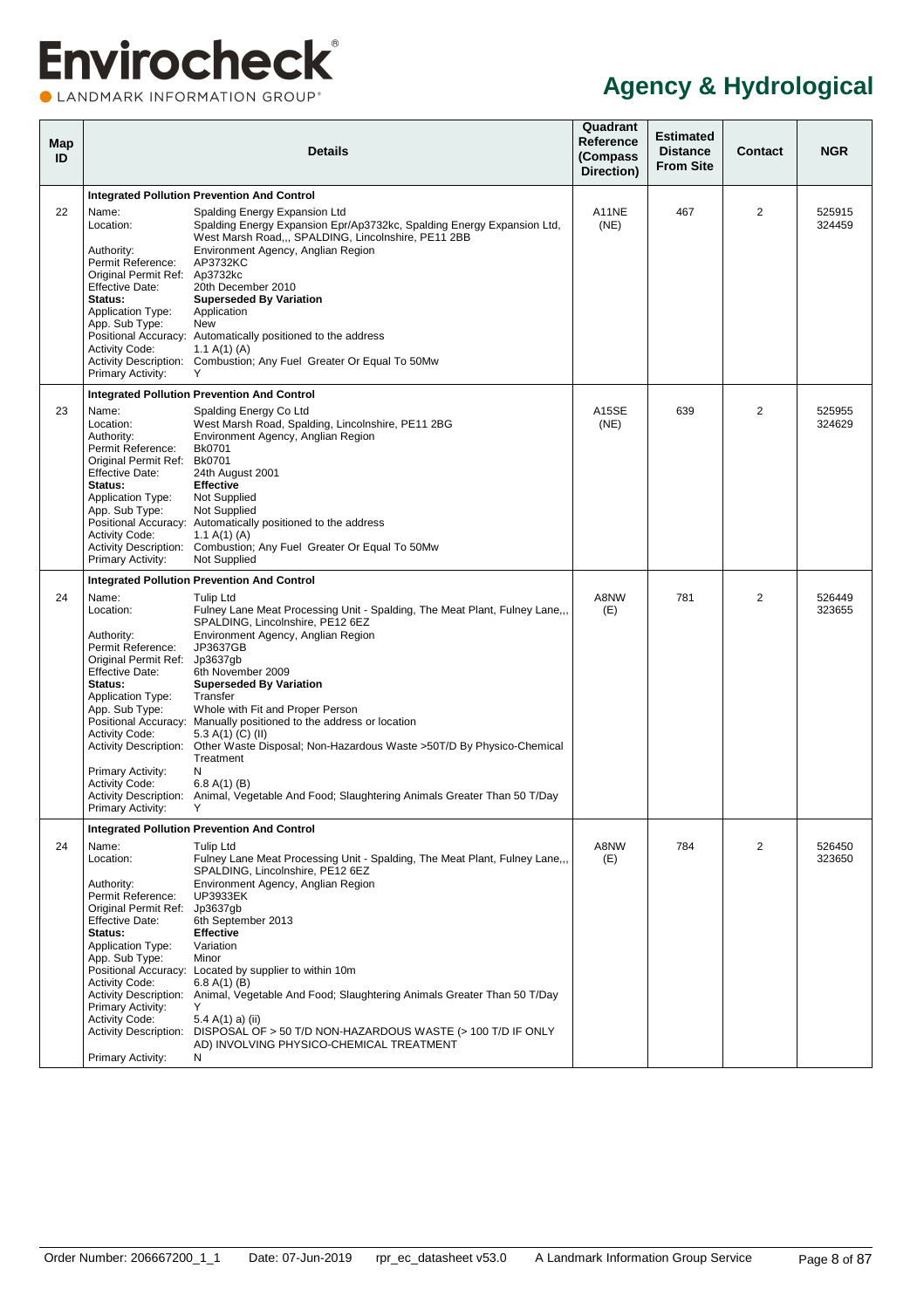## Agency & Hydrological

| Map ID | Details | | Quadrant Reference (Compass Direction) | Estimated Distance From Site | Contact | NGR |
|---|---|---|---|---|---|---|
| | **Integrated Pollution Prevention And Control** | | | | | |
| 22 | Name: | Spalding Energy Expansion Ltd | A11NE (NE) | 467 | 2 | 525915 324459 |
| | Location: | Spalding Energy Expansion Epr/Ap3732kc, Spalding Energy Expansion Ltd, West Marsh Road,,, SPALDING, Lincolnshire, PE11 2BB | | | | |
| | Authority: | Environment Agency, Anglian Region | | | | |
| | Permit Reference: | AP3732KC | | | | |
| | Original Permit Ref: | Ap3732kc | | | | |
| | Effective Date: | 20th December 2010 | | | | |
| | **Status:** | **Superseded By Variation** | | | | |
| | Application Type: | Application | | | | |
| | App. Sub Type: | New | | | | |
| | Positional Accuracy: | Automatically positioned to the address | | | | |
| | Activity Code: | 1.1 A(1) (A) | | | | |
| | Activity Description: | Combustion; Any Fuel Greater Or Equal To 50Mw | | | | |
| | Primary Activity: | Y | | | | |
| | **Integrated Pollution Prevention And Control** | | | | | |
| 23 | Name: | Spalding Energy Co Ltd | A15SE (NE) | 639 | 2 | 525955 324629 |
| | Location: | West Marsh Road, Spalding, Lincolnshire, PE11 2BG | | | | |
| | Authority: | Environment Agency, Anglian Region | | | | |
| | Permit Reference: | Bk0701 | | | | |
| | Original Permit Ref: | Bk0701 | | | | |
| | Effective Date: | 24th August 2001 | | | | |
| | **Status:** | **Effective** | | | | |
| | Application Type: | Not Supplied | | | | |
| | App. Sub Type: | Not Supplied | | | | |
| | Positional Accuracy: | Automatically positioned to the address | | | | |
| | Activity Code: | 1.1 A(1) (A) | | | | |
| | Activity Description: | Combustion; Any Fuel Greater Or Equal To 50Mw | | | | |
| | Primary Activity: | Not Supplied | | | | |
| | **Integrated Pollution Prevention And Control** | | | | | |
| 24 | Name: | Tulip Ltd | A8NW (E) | 781 | 2 | 526449 323655 |
| | Location: | Fulney Lane Meat Processing Unit - Spalding, The Meat Plant, Fulney Lane,,, SPALDING, Lincolnshire, PE12 6EZ | | | | |
| | Authority: | Environment Agency, Anglian Region | | | | |
| | Permit Reference: | JP3637GB | | | | |
| | Original Permit Ref: | Jp3637gb | | | | |
| | Effective Date: | 6th November 2009 | | | | |
| | **Status:** | **Superseded By Variation** | | | | |
| | Application Type: | Transfer | | | | |
| | App. Sub Type: | Whole with Fit and Proper Person | | | | |
| | Positional Accuracy: | Manually positioned to the address or location | | | | |
| | Activity Code: | 5.3 A(1) (C) (II) | | | | |
| | Activity Description: | Other Waste Disposal; Non-Hazardous Waste >50T/D By Physico-Chemical Treatment | | | | |
| | Primary Activity: | N | | | | |
| | Activity Code: | 6.8 A(1) (B) | | | | |
| | Activity Description: | Animal, Vegetable And Food; Slaughtering Animals Greater Than 50 T/Day | | | | |
| | Primary Activity: | Y | | | | |
| | **Integrated Pollution Prevention And Control** | | | | | |
| 24 | Name: | Tulip Ltd | A8NW (E) | 784 | 2 | 526450 323650 |
| | Location: | Fulney Lane Meat Processing Unit - Spalding, The Meat Plant, Fulney Lane,,, SPALDING, Lincolnshire, PE12 6EZ | | | | |
| | Authority: | Environment Agency, Anglian Region | | | | |
| | Permit Reference: | UP3933EK | | | | |
| | Original Permit Ref: | Jp3637gb | | | | |
| | Effective Date: | 6th September 2013 | | | | |
| | **Status:** | **Effective** | | | | |
| | Application Type: | Variation | | | | |
| | App. Sub Type: | Minor | | | | |
| | Positional Accuracy: | Located by supplier to within 10m | | | | |
| | Activity Code: | 6.8 A(1) (B) | | | | |
| | Activity Description: | Animal, Vegetable And Food; Slaughtering Animals Greater Than 50 T/Day | | | | |
| | Primary Activity: | Y | | | | |
| | Activity Code: | 5.4 A(1) a) (ii) | | | | |
| | Activity Description: | DISPOSAL OF > 50 T/D NON-HAZARDOUS WASTE (> 100 T/D IF ONLY AD) INVOLVING PHYSICO-CHEMICAL TREATMENT | | | | |
| | Primary Activity: | N | | | | |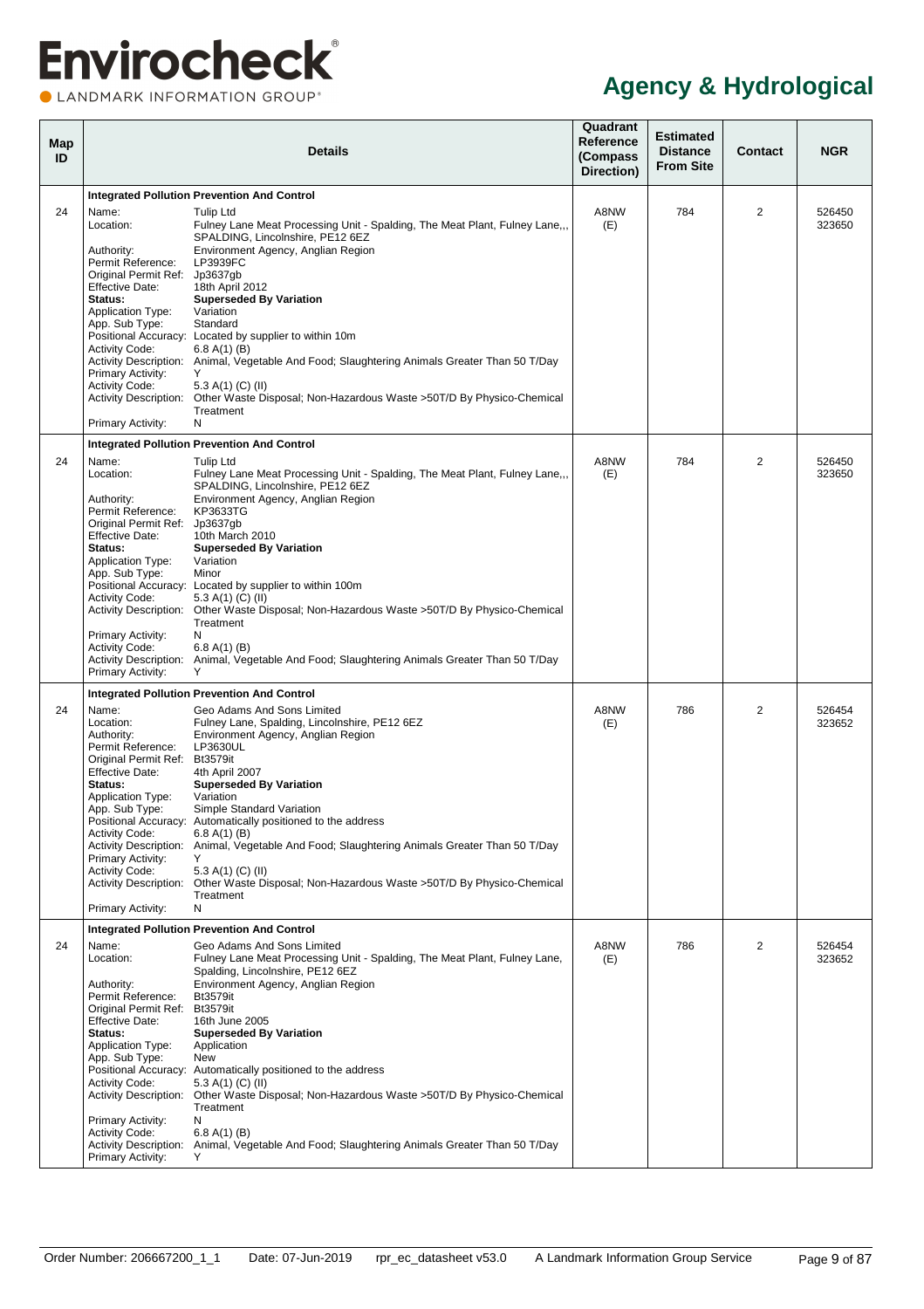# Agency & Hydrological

| Map ID | Details | Quadrant Reference (Compass Direction) | Estimated Distance From Site | Contact | NGR |
|---|---|---|---|---|---|
| | **Integrated Pollution Prevention And Control** | | | | |
| 24 | Name: Tulip Ltd<br>Location: Fulney Lane Meat Processing Unit - Spalding, The Meat Plant, Fulney Lane,,, SPALDING, Lincolnshire, PE12 6EZ<br>Authority: Environment Agency, Anglian Region<br>Permit Reference: LP3939FC<br>Original Permit Ref: Jp3637gb<br>Effective Date: 18th April 2012<br>**Status: Superseded By Variation**<br>Application Type: Variation<br>App. Sub Type: Standard<br>Positional Accuracy: Located by supplier to within 10m<br>Activity Code: 6.8 A(1) (B)<br>Activity Description: Animal, Vegetable And Food; Slaughtering Animals Greater Than 50 T/Day<br>Primary Activity: Y<br>Activity Code: 5.3 A(1) (C) (II)<br>Activity Description: Other Waste Disposal; Non-Hazardous Waste >50T/D By Physico-Chemical Treatment<br>Primary Activity: N | A8NW (E) | 784 | 2 | 526450 323650 |
| | **Integrated Pollution Prevention And Control** | | | | |
| 24 | Name: Tulip Ltd<br>Location: Fulney Lane Meat Processing Unit - Spalding, The Meat Plant, Fulney Lane,,, SPALDING, Lincolnshire, PE12 6EZ<br>Authority: Environment Agency, Anglian Region<br>Permit Reference: KP3633TG<br>Original Permit Ref: Jp3637gb<br>Effective Date: 10th March 2010<br>**Status: Superseded By Variation**<br>Application Type: Variation<br>App. Sub Type: Minor<br>Positional Accuracy: Located by supplier to within 100m<br>Activity Code: 5.3 A(1) (C) (II)<br>Activity Description: Other Waste Disposal; Non-Hazardous Waste >50T/D By Physico-Chemical Treatment<br>Primary Activity: N<br>Activity Code: 6.8 A(1) (B)<br>Activity Description: Animal, Vegetable And Food; Slaughtering Animals Greater Than 50 T/Day<br>Primary Activity: Y | A8NW (E) | 784 | 2 | 526450 323650 |
| | **Integrated Pollution Prevention And Control** | | | | |
| 24 | Name: Geo Adams And Sons Limited<br>Location: Fulney Lane, Spalding, Lincolnshire, PE12 6EZ<br>Authority: Environment Agency, Anglian Region<br>Permit Reference: LP3630UL<br>Original Permit Ref: Bt3579it<br>Effective Date: 4th April 2007<br>**Status: Superseded By Variation**<br>Application Type: Variation<br>App. Sub Type: Simple Standard Variation<br>Positional Accuracy: Automatically positioned to the address<br>Activity Code: 6.8 A(1) (B)<br>Activity Description: Animal, Vegetable And Food; Slaughtering Animals Greater Than 50 T/Day<br>Primary Activity: Y<br>Activity Code: 5.3 A(1) (C) (II)<br>Activity Description: Other Waste Disposal; Non-Hazardous Waste >50T/D By Physico-Chemical Treatment<br>Primary Activity: N | A8NW (E) | 786 | 2 | 526454 323652 |
| | **Integrated Pollution Prevention And Control** | | | | |
| 24 | Name: Geo Adams And Sons Limited<br>Location: Fulney Lane Meat Processing Unit - Spalding, The Meat Plant, Fulney Lane, Spalding, Lincolnshire, PE12 6EZ<br>Authority: Environment Agency, Anglian Region<br>Permit Reference: Bt3579it<br>Original Permit Ref: Bt3579it<br>Effective Date: 16th June 2005<br>**Status: Superseded By Variation**<br>Application Type: Application<br>App. Sub Type: New<br>Positional Accuracy: Automatically positioned to the address<br>Activity Code: 5.3 A(1) (C) (II)<br>Activity Description: Other Waste Disposal; Non-Hazardous Waste >50T/D By Physico-Chemical Treatment<br>Primary Activity: N<br>Activity Code: 6.8 A(1) (B)<br>Activity Description: Animal, Vegetable And Food; Slaughtering Animals Greater Than 50 T/Day<br>Primary Activity: Y | A8NW (E) | 786 | 2 | 526454 323652 |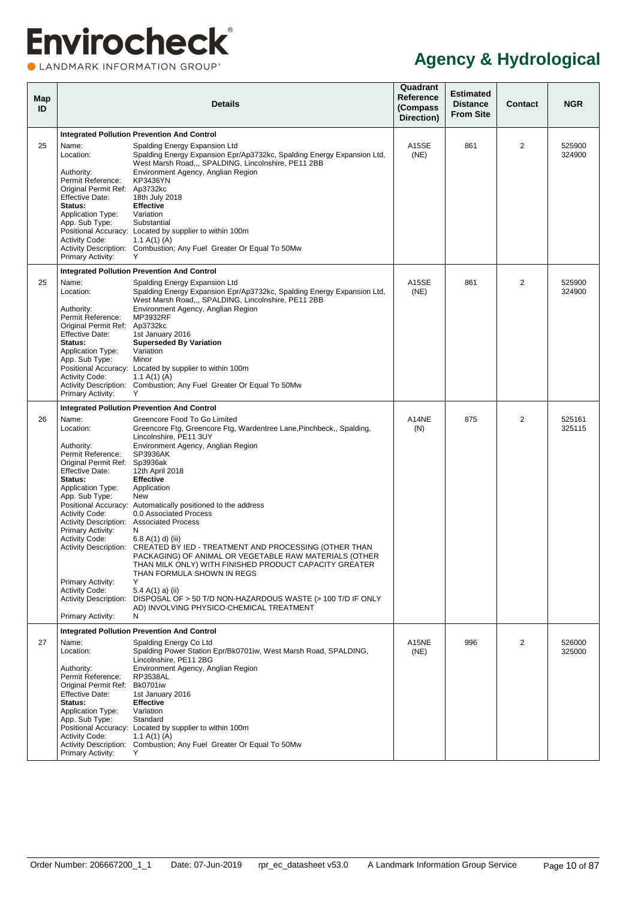# Agency & Hydrological

| Map ID | Details | | Quadrant Reference (Compass Direction) | Estimated Distance From Site | Contact | NGR |
|---|---|---|---|---|---|---|
| | **Integrated Pollution Prevention And Control** | | | | | |
| 25 | Name: | Spalding Energy Expansion Ltd | A15SE (NE) | 861 | 2 | 525900 324900 |
| | Location: | Spalding Energy Expansion Epr/Ap3732kc, Spalding Energy Expansion Ltd, West Marsh Road,,, SPALDING, Lincolnshire, PE11 2BB | | | | |
| | Authority: | Environment Agency, Anglian Region | | | | |
| | Permit Reference: | KP3436YN | | | | |
| | Original Permit Ref: | Ap3732kc | | | | |
| | Effective Date: | 18th July 2018 | | | | |
| | **Status:** | **Effective** | | | | |
| | Application Type: | Variation | | | | |
| | App. Sub Type: | Substantial | | | | |
| | Positional Accuracy: | Located by supplier to within 100m | | | | |
| | Activity Code: | 1.1 A(1) (A) | | | | |
| | Activity Description: | Combustion; Any Fuel Greater Or Equal To 50Mw | | | | |
| | Primary Activity: | Y | | | | |
| | **Integrated Pollution Prevention And Control** | | | | | |
| 25 | Name: | Spalding Energy Expansion Ltd | A15SE (NE) | 861 | 2 | 525900 324900 |
| | Location: | Spalding Energy Expansion Epr/Ap3732kc, Spalding Energy Expansion Ltd, West Marsh Road,,, SPALDING, Lincolnshire, PE11 2BB | | | | |
| | Authority: | Environment Agency, Anglian Region | | | | |
| | Permit Reference: | MP3932RF | | | | |
| | Original Permit Ref: | Ap3732kc | | | | |
| | Effective Date: | 1st January 2016 | | | | |
| | **Status:** | **Superseded By Variation** | | | | |
| | Application Type: | Variation | | | | |
| | App. Sub Type: | Minor | | | | |
| | Positional Accuracy: | Located by supplier to within 100m | | | | |
| | Activity Code: | 1.1 A(1) (A) | | | | |
| | Activity Description: | Combustion; Any Fuel Greater Or Equal To 50Mw | | | | |
| | Primary Activity: | Y | | | | |
| | **Integrated Pollution Prevention And Control** | | | | | |
| 26 | Name: | Greencore Food To Go Limited | A14NE (N) | 875 | 2 | 525161 325115 |
| | Location: | Greencore Ftg, Greencore Ftg, Wardentree Lane,Pinchbeck,, Spalding, Lincolnshire, PE11 3UY | | | | |
| | Authority: | Environment Agency, Anglian Region | | | | |
| | Permit Reference: | SP3936AK | | | | |
| | Original Permit Ref: | Sp3936ak | | | | |
| | Effective Date: | 12th April 2018 | | | | |
| | **Status:** | **Effective** | | | | |
| | Application Type: | Application | | | | |
| | App. Sub Type: | New | | | | |
| | Positional Accuracy: | Automatically positioned to the address | | | | |
| | Activity Code: | 0.0 Associated Process | | | | |
| | Activity Description: | Associated Process | | | | |
| | Primary Activity: | N | | | | |
| | Activity Code: | 6.8 A(1) d) (iii) | | | | |
| | Activity Description: | CREATED BY IED - TREATMENT AND PROCESSING (OTHER THAN PACKAGING) OF ANIMAL OR VEGETABLE RAW MATERIALS (OTHER THAN MILK ONLY) WITH FINISHED PRODUCT CAPACITY GREATER THAN FORMULA SHOWN IN REGS | | | | |
| | Primary Activity: | Y | | | | |
| | Activity Code: | 5.4 A(1) a) (ii) | | | | |
| | Activity Description: | DISPOSAL OF > 50 T/D NON-HAZARDOUS WASTE (> 100 T/D IF ONLY AD) INVOLVING PHYSICO-CHEMICAL TREATMENT | | | | |
| | Primary Activity: | N | | | | |
| | **Integrated Pollution Prevention And Control** | | | | | |
| 27 | Name: | Spalding Energy Co Ltd | A15NE (NE) | 996 | 2 | 526000 325000 |
| | Location: | Spalding Power Station Epr/Bk0701iw, West Marsh Road, SPALDING, Lincolnshire, PE11 2BG | | | | |
| | Authority: | Environment Agency, Anglian Region | | | | |
| | Permit Reference: | RP3538AL | | | | |
| | Original Permit Ref: | Bk0701iw | | | | |
| | Effective Date: | 1st January 2016 | | | | |
| | **Status:** | **Effective** | | | | |
| | Application Type: | Variation | | | | |
| | App. Sub Type: | Standard | | | | |
| | Positional Accuracy: | Located by supplier to within 100m | | | | |
| | Activity Code: | 1.1 A(1) (A) | | | | |
| | Activity Description: | Combustion; Any Fuel Greater Or Equal To 50Mw | | | | |
| | Primary Activity: | Y | | | | |

Order Number: 206667200_1_1 Date: 07-Jun-2019 rpr_ec_datasheet v53.0 A Landmark Information Group Service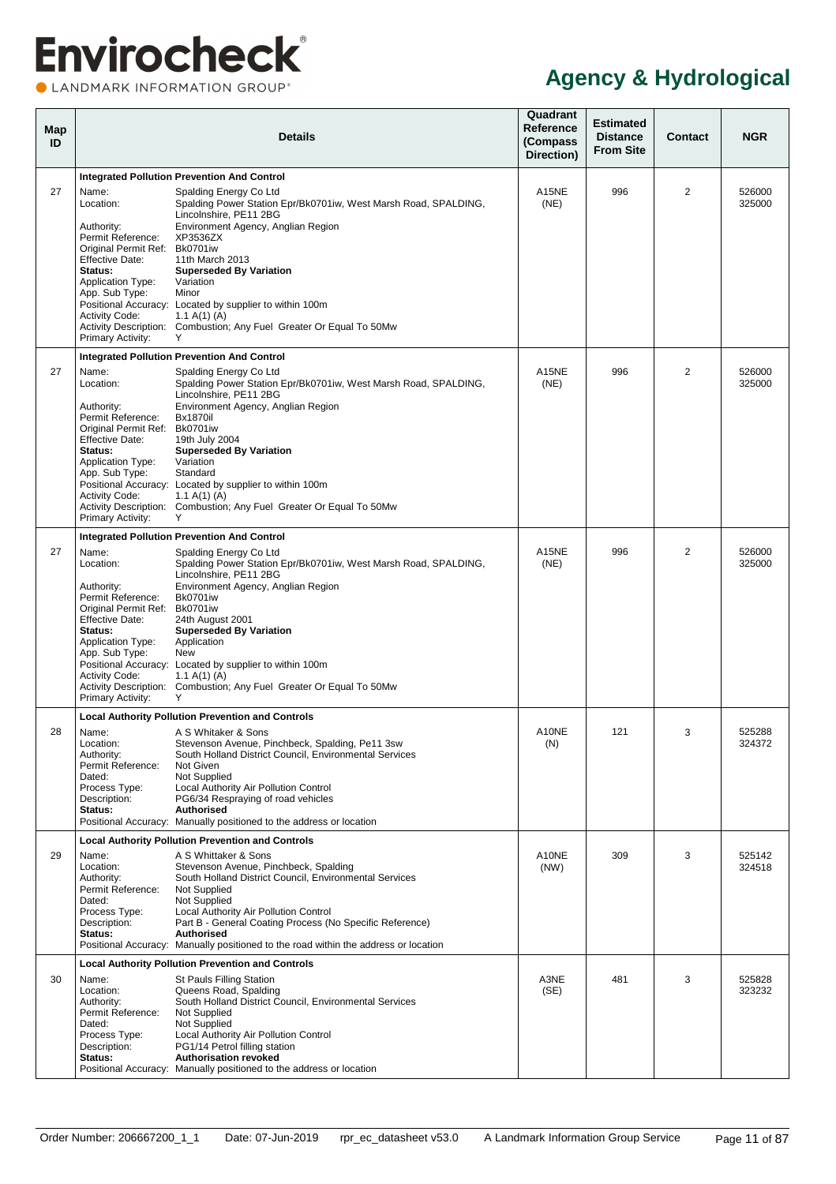# Agency & Hydrological

| Map ID | Details | Quadrant Reference (Compass Direction) | Estimated Distance From Site | Contact | NGR |
|---|---|---|---|---|---|
| | **Integrated Pollution Prevention And Control** | | | | |
| 27 | Name: Spalding Energy Co Ltd<br>Location: Spalding Power Station Epr/Bk0701iw, West Marsh Road, SPALDING, Lincolnshire, PE11 2BG<br>Authority: Environment Agency, Anglian Region<br>Permit Reference: XP3536ZX<br>Original Permit Ref: Bk0701iw<br>Effective Date: 11th March 2013<br>**Status:** **Superseded By Variation**<br>Application Type: Variation<br>App. Sub Type: Minor<br>Positional Accuracy: Located by supplier to within 100m<br>Activity Code: 1.1 A(1) (A)<br>Activity Description: Combustion; Any Fuel Greater Or Equal To 50Mw<br>Primary Activity: Y | A15NE (NE) | 996 | 2 | 526000 325000 |
| | **Integrated Pollution Prevention And Control** | | | | |
| 27 | Name: Spalding Energy Co Ltd<br>Location: Spalding Power Station Epr/Bk0701iw, West Marsh Road, SPALDING, Lincolnshire, PE11 2BG<br>Authority: Environment Agency, Anglian Region<br>Permit Reference: Bx1870il<br>Original Permit Ref: Bk0701iw<br>Effective Date: 19th July 2004<br>**Status:** **Superseded By Variation**<br>Application Type: Variation<br>App. Sub Type: Standard<br>Positional Accuracy: Located by supplier to within 100m<br>Activity Code: 1.1 A(1) (A)<br>Activity Description: Combustion; Any Fuel Greater Or Equal To 50Mw<br>Primary Activity: Y | A15NE (NE) | 996 | 2 | 526000 325000 |
| | **Integrated Pollution Prevention And Control** | | | | |
| 27 | Name: Spalding Energy Co Ltd<br>Location: Spalding Power Station Epr/Bk0701iw, West Marsh Road, SPALDING, Lincolnshire, PE11 2BG<br>Authority: Environment Agency, Anglian Region<br>Permit Reference: Bk0701iw<br>Original Permit Ref: Bk0701iw<br>Effective Date: 24th August 2001<br>**Status:** **Superseded By Variation**<br>Application Type: Application<br>App. Sub Type: New<br>Positional Accuracy: Located by supplier to within 100m<br>Activity Code: 1.1 A(1) (A)<br>Activity Description: Combustion; Any Fuel Greater Or Equal To 50Mw<br>Primary Activity: Y | A15NE (NE) | 996 | 2 | 526000 325000 |
| | **Local Authority Pollution Prevention and Controls** | | | | |
| 28 | Name: A S Whitaker & Sons<br>Location: Stevenson Avenue, Pinchbeck, Spalding, Pe11 3sw<br>Authority: South Holland District Council, Environmental Services<br>Permit Reference: Not Given<br>Dated: Not Supplied<br>Process Type: Local Authority Air Pollution Control<br>Description: PG6/34 Respraying of road vehicles<br>**Status:** **Authorised**<br>Positional Accuracy: Manually positioned to the address or location | A10NE (N) | 121 | 3 | 525288 324372 |
| | **Local Authority Pollution Prevention and Controls** | | | | |
| 29 | Name: A S Whittaker & Sons<br>Location: Stevenson Avenue, Pinchbeck, Spalding<br>Authority: South Holland District Council, Environmental Services<br>Permit Reference: Not Supplied<br>Dated: Not Supplied<br>Process Type: Local Authority Air Pollution Control<br>Description: Part B - General Coating Process (No Specific Reference)<br>**Status:** **Authorised**<br>Positional Accuracy: Manually positioned to the road within the address or location | A10NE (NW) | 309 | 3 | 525142 324518 |
| | **Local Authority Pollution Prevention and Controls** | | | | |
| 30 | Name: St Pauls Filling Station<br>Location: Queens Road, Spalding<br>Authority: South Holland District Council, Environmental Services<br>Permit Reference: Not Supplied<br>Dated: Not Supplied<br>Process Type: Local Authority Air Pollution Control<br>Description: PG1/14 Petrol filling station<br>**Status:** **Authorisation revoked**<br>Positional Accuracy: Manually positioned to the address or location | A3NE (SE) | 481 | 3 | 525828 323232 |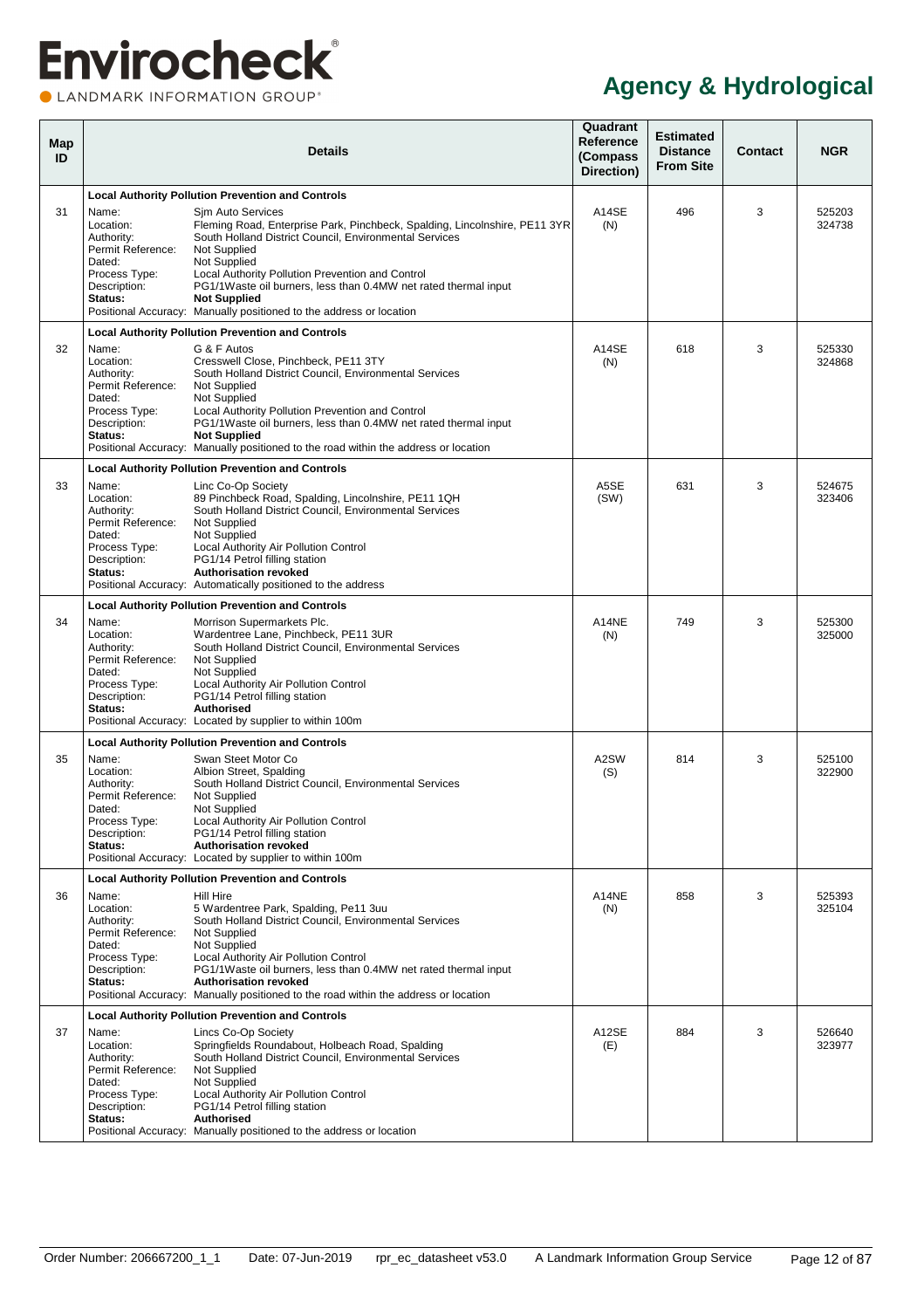# Envirocheck

LANDMARK INFORMATION GROUP

## Agency & Hydrological

| Map ID | Details | Quadrant Reference (Compass Direction) | Estimated Distance From Site | Contact | NGR |
|---|---|---|---|---|---|
| 31 | **Local Authority Pollution Prevention and Controls**<br>Name: Sjm Auto Services<br>Location: Fleming Road, Enterprise Park, Pinchbeck, Spalding, Lincolnshire, PE11 3YR<br>Authority: South Holland District Council, Environmental Services<br>Permit Reference: Not Supplied<br>Dated: Not Supplied<br>Process Type: Local Authority Pollution Prevention and Control<br>Description: PG1/1Waste oil burners, less than 0.4MW net rated thermal input<br>**Status: Not Supplied**<br>Positional Accuracy: Manually positioned to the address or location | A14SE (N) | 496 | 3 | 525203 324738 |
| 32 | **Local Authority Pollution Prevention and Controls**<br>Name: G & F Autos<br>Location: Cresswell Close, Pinchbeck, PE11 3TY<br>Authority: South Holland District Council, Environmental Services<br>Permit Reference: Not Supplied<br>Dated: Not Supplied<br>Process Type: Local Authority Pollution Prevention and Control<br>Description: PG1/1Waste oil burners, less than 0.4MW net rated thermal input<br>**Status: Not Supplied**<br>Positional Accuracy: Manually positioned to the road within the address or location | A14SE (N) | 618 | 3 | 525330 324868 |
| 33 | **Local Authority Pollution Prevention and Controls**<br>Name: Linc Co-Op Society<br>Location: 89 Pinchbeck Road, Spalding, Lincolnshire, PE11 1QH<br>Authority: South Holland District Council, Environmental Services<br>Permit Reference: Not Supplied<br>Dated: Not Supplied<br>Process Type: Local Authority Air Pollution Control<br>Description: PG1/14 Petrol filling station<br>**Status: Authorisation revoked**<br>Positional Accuracy: Automatically positioned to the address | A5SE (SW) | 631 | 3 | 524675 323406 |
| 34 | **Local Authority Pollution Prevention and Controls**<br>Name: Morrison Supermarkets Plc.<br>Location: Wardentree Lane, Pinchbeck, PE11 3UR<br>Authority: South Holland District Council, Environmental Services<br>Permit Reference: Not Supplied<br>Dated: Not Supplied<br>Process Type: Local Authority Air Pollution Control<br>Description: PG1/14 Petrol filling station<br>**Status: Authorised**<br>Positional Accuracy: Located by supplier to within 100m | A14NE (N) | 749 | 3 | 525300 325000 |
| 35 | **Local Authority Pollution Prevention and Controls**<br>Name: Swan Steet Motor Co<br>Location: Albion Street, Spalding<br>Authority: South Holland District Council, Environmental Services<br>Permit Reference: Not Supplied<br>Dated: Not Supplied<br>Process Type: Local Authority Air Pollution Control<br>Description: PG1/14 Petrol filling station<br>**Status: Authorisation revoked**<br>Positional Accuracy: Located by supplier to within 100m | A2SW (S) | 814 | 3 | 525100 322900 |
| 36 | **Local Authority Pollution Prevention and Controls**<br>Name: Hill Hire<br>Location: 5 Wardentree Park, Spalding, Pe11 3uu<br>Authority: South Holland District Council, Environmental Services<br>Permit Reference: Not Supplied<br>Dated: Not Supplied<br>Process Type: Local Authority Air Pollution Control<br>Description: PG1/1Waste oil burners, less than 0.4MW net rated thermal input<br>**Status: Authorisation revoked**<br>Positional Accuracy: Manually positioned to the road within the address or location | A14NE (N) | 858 | 3 | 525393 325104 |
| 37 | **Local Authority Pollution Prevention and Controls**<br>Name: Lincs Co-Op Society<br>Location: Springfields Roundabout, Holbeach Road, Spalding<br>Authority: South Holland District Council, Environmental Services<br>Permit Reference: Not Supplied<br>Dated: Not Supplied<br>Process Type: Local Authority Air Pollution Control<br>Description: PG1/14 Petrol filling station<br>**Status: Authorised**<br>Positional Accuracy: Manually positioned to the address or location | A12SE (E) | 884 | 3 | 526640 323977 |

Order Number: 206667200_1_1 Date: 07-Jun-2019 rpr_ec_datasheet v53.0 A Landmark Information Group Service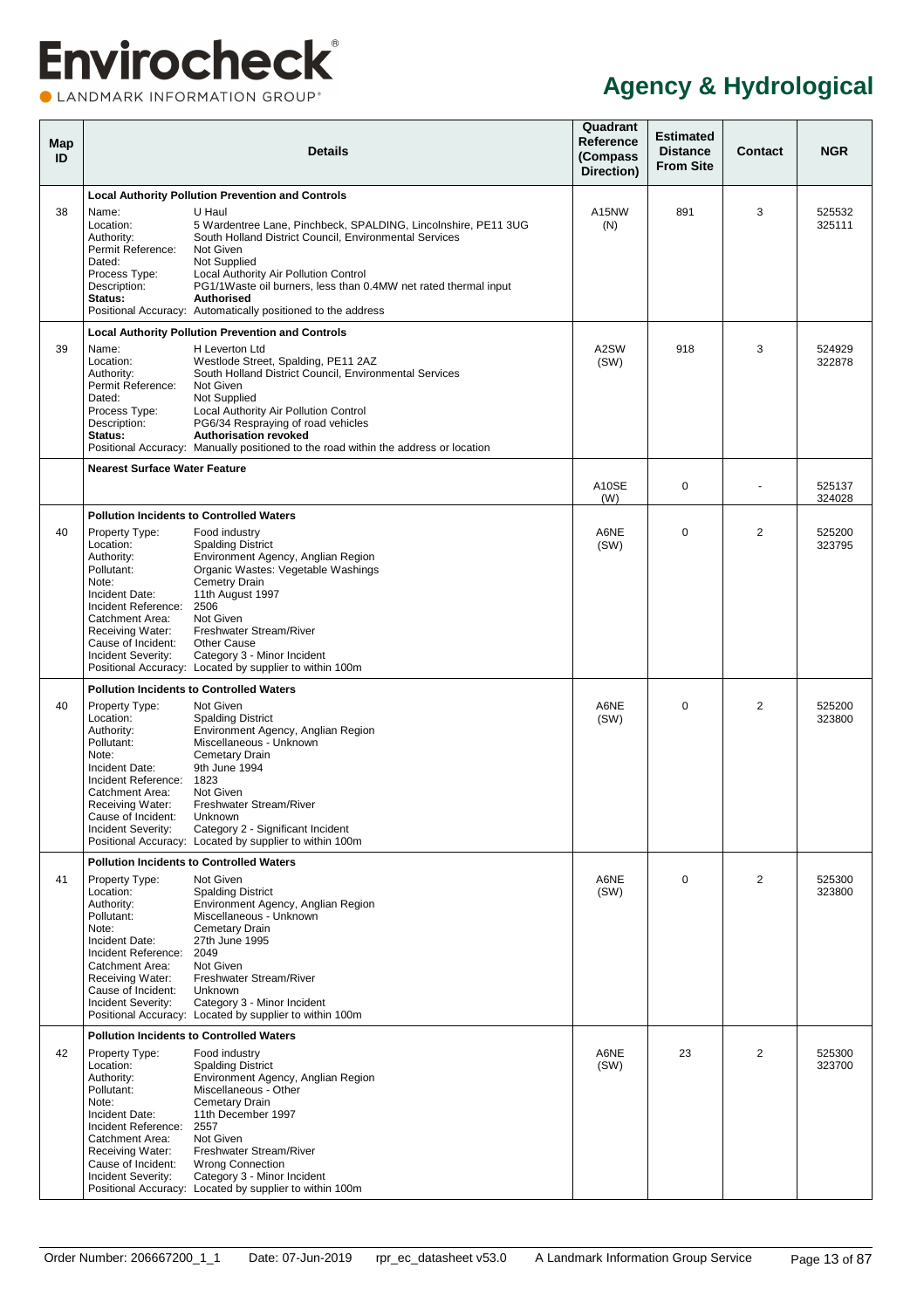# Agency & Hydrological

| Map ID | Details | Quadrant Reference (Compass Direction) | Estimated Distance From Site | Contact | NGR |
|---|---|---|---|---|---|
| | **Local Authority Pollution Prevention and Controls** | | | | |
| 38 | Name: U Haul<br>Location: 5 Wardentree Lane, Pinchbeck, SPALDING, Lincolnshire, PE11 3UG<br>Authority: South Holland District Council, Environmental Services<br>Permit Reference: Not Given<br>Dated: Not Supplied<br>Process Type: Local Authority Air Pollution Control<br>Description: PG1/1Waste oil burners, less than 0.4MW net rated thermal input<br>**Status: Authorised**<br>Positional Accuracy: Automatically positioned to the address | A15NW (N) | 891 | 3 | 525532 325111 |
| | **Local Authority Pollution Prevention and Controls** | | | | |
| 39 | Name: H Leverton Ltd<br>Location: Westlode Street, Spalding, PE11 2AZ<br>Authority: South Holland District Council, Environmental Services<br>Permit Reference: Not Given<br>Dated: Not Supplied<br>Process Type: Local Authority Air Pollution Control<br>Description: PG6/34 Respraying of road vehicles<br>**Status: Authorisation revoked**<br>Positional Accuracy: Manually positioned to the road within the address or location | A2SW (SW) | 918 | 3 | 524929 322878 |
| | **Nearest Surface Water Feature** | A10SE (W) | 0 | - | 525137 324028 |
| | **Pollution Incidents to Controlled Waters** | | | | |
| 40 | Property Type: Food industry<br>Location: Spalding District<br>Authority: Environment Agency, Anglian Region<br>Pollutant: Organic Wastes: Vegetable Washings<br>Note: Cemetry Drain<br>Incident Date: 11th August 1997<br>Incident Reference: 2506<br>Catchment Area: Not Given<br>Receiving Water: Freshwater Stream/River<br>Cause of Incident: Other Cause<br>Incident Severity: Category 3 - Minor Incident<br>Positional Accuracy: Located by supplier to within 100m | A6NE (SW) | 0 | 2 | 525200 323795 |
| | **Pollution Incidents to Controlled Waters** | | | | |
| 40 | Property Type: Not Given<br>Location: Spalding District<br>Authority: Environment Agency, Anglian Region<br>Pollutant: Miscellaneous - Unknown<br>Note: Cemetary Drain<br>Incident Date: 9th June 1994<br>Incident Reference: 1823<br>Catchment Area: Not Given<br>Receiving Water: Freshwater Stream/River<br>Cause of Incident: Unknown<br>Incident Severity: Category 2 - Significant Incident<br>Positional Accuracy: Located by supplier to within 100m | A6NE (SW) | 0 | 2 | 525200 323800 |
| | **Pollution Incidents to Controlled Waters** | | | | |
| 41 | Property Type: Not Given<br>Location: Spalding District<br>Authority: Environment Agency, Anglian Region<br>Pollutant: Miscellaneous - Unknown<br>Note: Cemetary Drain<br>Incident Date: 27th June 1995<br>Incident Reference: 2049<br>Catchment Area: Not Given<br>Receiving Water: Freshwater Stream/River<br>Cause of Incident: Unknown<br>Incident Severity: Category 3 - Minor Incident<br>Positional Accuracy: Located by supplier to within 100m | A6NE (SW) | 0 | 2 | 525300 323800 |
| | **Pollution Incidents to Controlled Waters** | | | | |
| 42 | Property Type: Food industry<br>Location: Spalding District<br>Authority: Environment Agency, Anglian Region<br>Pollutant: Miscellaneous - Other<br>Note: Cemetary Drain<br>Incident Date: 11th December 1997<br>Incident Reference: 2557<br>Catchment Area: Not Given<br>Receiving Water: Freshwater Stream/River<br>Cause of Incident: Wrong Connection<br>Incident Severity: Category 3 - Minor Incident<br>Positional Accuracy: Located by supplier to within 100m | A6NE (SW) | 23 | 2 | 525300 323700 |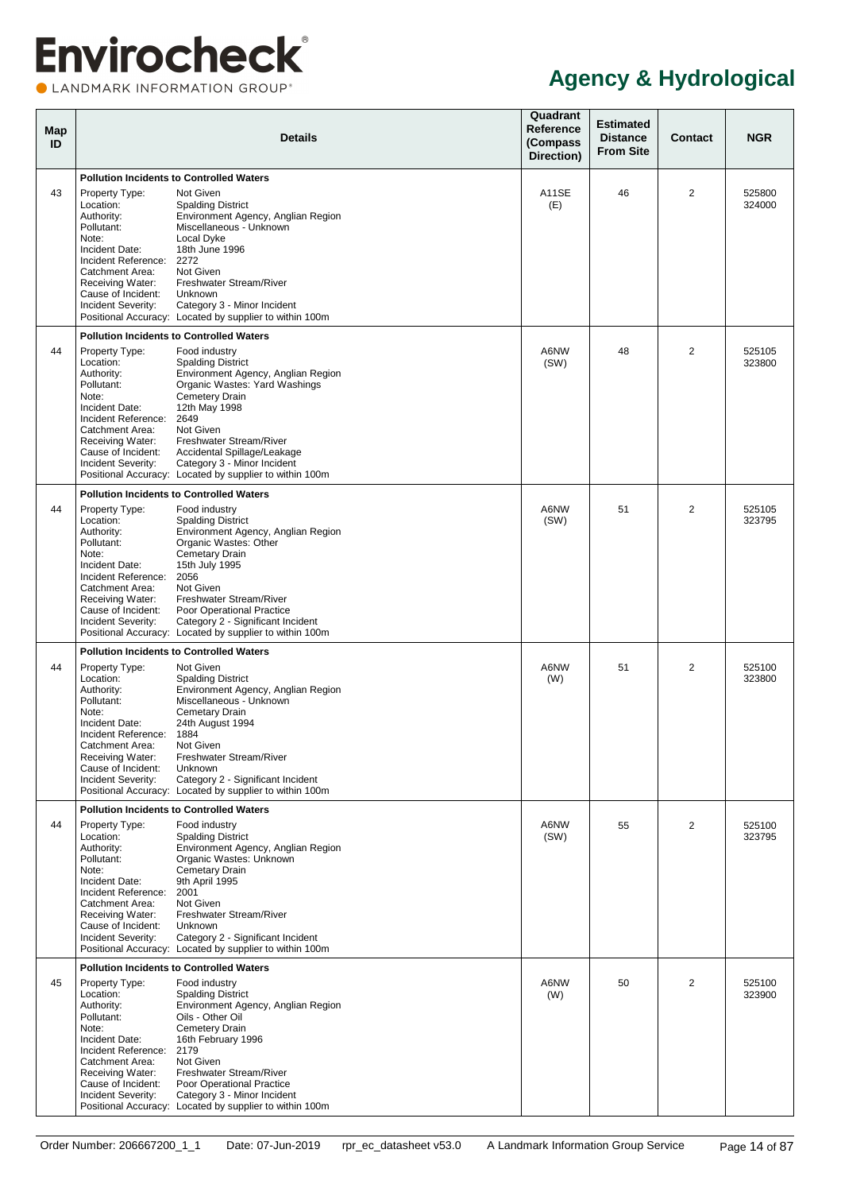# Envirocheck

LANDMARK INFORMATION GROUP®

## Agency & Hydrological

| Map ID | Details | Quadrant Reference (Compass Direction) | Estimated Distance From Site | Contact | NGR |
|---|---|---|---|---|---|
| 43 | **Pollution Incidents to Controlled Waters**<br>Property Type: Not Given<br>Location: Spalding District<br>Authority: Environment Agency, Anglian Region<br>Pollutant: Miscellaneous - Unknown<br>Note: Local Dyke<br>Incident Date: 18th June 1996<br>Incident Reference: 2272<br>Catchment Area: Not Given<br>Receiving Water: Freshwater Stream/River<br>Cause of Incident: Unknown<br>Incident Severity: Category 3 - Minor Incident<br>Positional Accuracy: Located by supplier to within 100m | A11SE (E) | 46 | 2 | 525800 324000 |
| 44 | **Pollution Incidents to Controlled Waters**<br>Property Type: Food industry<br>Location: Spalding District<br>Authority: Environment Agency, Anglian Region<br>Pollutant: Organic Wastes: Yard Washings<br>Note: Cemetery Drain<br>Incident Date: 12th May 1998<br>Incident Reference: 2649<br>Catchment Area: Not Given<br>Receiving Water: Freshwater Stream/River<br>Cause of Incident: Accidental Spillage/Leakage<br>Incident Severity: Category 3 - Minor Incident<br>Positional Accuracy: Located by supplier to within 100m | A6NW (SW) | 48 | 2 | 525105 323800 |
| 44 | **Pollution Incidents to Controlled Waters**<br>Property Type: Food industry<br>Location: Spalding District<br>Authority: Environment Agency, Anglian Region<br>Pollutant: Organic Wastes: Other<br>Note: Cematary Drain<br>Incident Date: 15th July 1995<br>Incident Reference: 2056<br>Catchment Area: Not Given<br>Receiving Water: Freshwater Stream/River<br>Cause of Incident: Poor Operational Practice<br>Incident Severity: Category 2 - Significant Incident<br>Positional Accuracy: Located by supplier to within 100m | A6NW (SW) | 51 | 2 | 525105 323795 |
| 44 | **Pollution Incidents to Controlled Waters**<br>Property Type: Not Given<br>Location: Spalding District<br>Authority: Environment Agency, Anglian Region<br>Pollutant: Miscellaneous - Unknown<br>Note: Cematary Drain<br>Incident Date: 24th August 1994<br>Incident Reference: 1884<br>Catchment Area: Not Given<br>Receiving Water: Freshwater Stream/River<br>Cause of Incident: Unknown<br>Incident Severity: Category 2 - Significant Incident<br>Positional Accuracy: Located by supplier to within 100m | A6NW (W) | 51 | 2 | 525100 323800 |
| 44 | **Pollution Incidents to Controlled Waters**<br>Property Type: Food industry<br>Location: Spalding District<br>Authority: Environment Agency, Anglian Region<br>Pollutant: Organic Wastes: Unknown<br>Note: Cematary Drain<br>Incident Date: 9th April 1995<br>Incident Reference: 2001<br>Catchment Area: Not Given<br>Receiving Water: Freshwater Stream/River<br>Cause of Incident: Unknown<br>Incident Severity: Category 2 - Significant Incident<br>Positional Accuracy: Located by supplier to within 100m | A6NW (SW) | 55 | 2 | 525100 323795 |
| 45 | **Pollution Incidents to Controlled Waters**<br>Property Type: Food industry<br>Location: Spalding District<br>Authority: Environment Agency, Anglian Region<br>Pollutant: Oils - Other Oil<br>Note: Cemetery Drain<br>Incident Date: 16th February 1996<br>Incident Reference: 2179<br>Catchment Area: Not Given<br>Receiving Water: Freshwater Stream/River<br>Cause of Incident: Poor Operational Practice<br>Incident Severity: Category 3 - Minor Incident<br>Positional Accuracy: Located by supplier to within 100m | A6NW (W) | 50 | 2 | 525100 323900 |

Order Number: 206667200_1_1 Date: 07-Jun-2019 rpr_ec_datasheet v53.0 A Landmark Information Group Service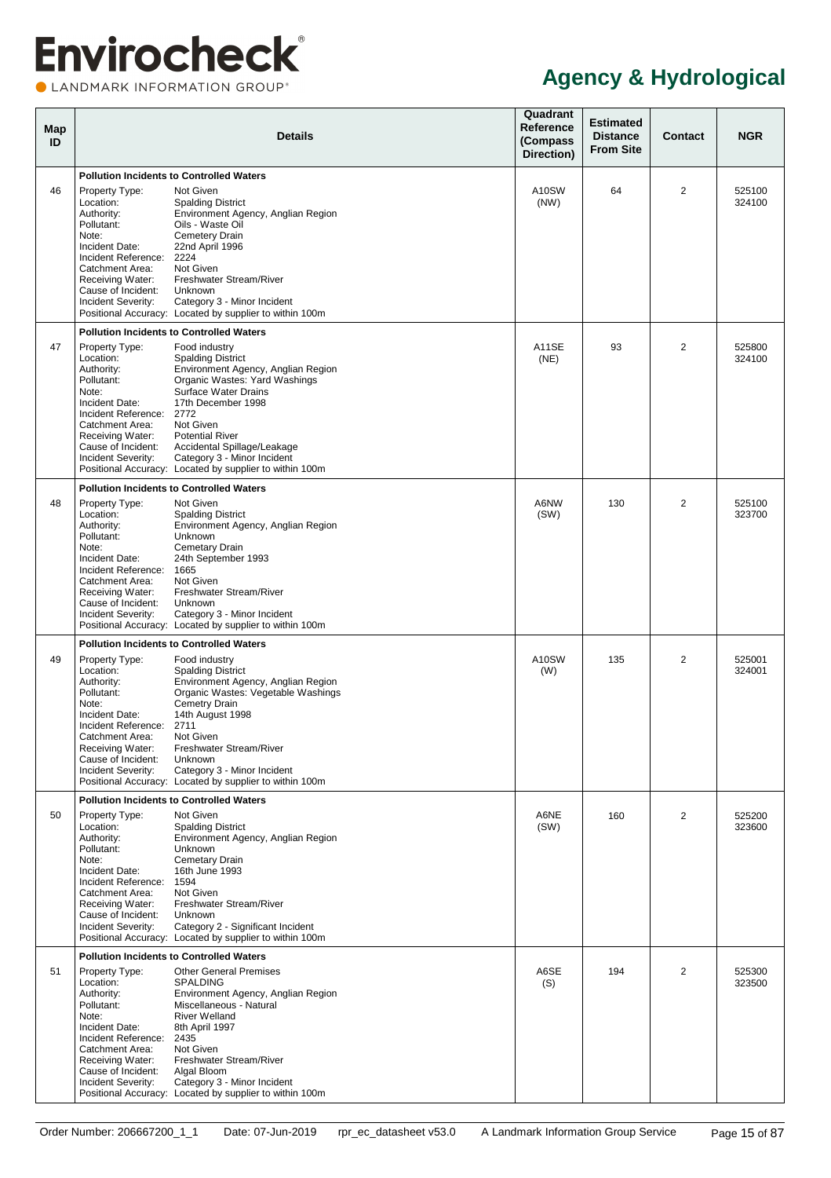# Envirocheck

LANDMARK INFORMATION GROUP

## Agency & Hydrological

| Map ID | Details | | Quadrant Reference (Compass Direction) | Estimated Distance From Site | Contact | NGR |
|---|---|---|---|---|---|---|
| | **Pollution Incidents to Controlled Waters** | | | | | |
| 46 | Property Type: | Not Given | A10SW (NW) | 64 | 2 | 525100 324100 |
| | Location: | Spalding District | | | | |
| | Authority: | Environment Agency, Anglian Region | | | | |
| | Pollutant: | Oils - Waste Oil | | | | |
| | Note: | Cemetery Drain | | | | |
| | Incident Date: | 22nd April 1996 | | | | |
| | Incident Reference: | 2224 | | | | |
| | Catchment Area: | Not Given | | | | |
| | Receiving Water: | Freshwater Stream/River | | | | |
| | Cause of Incident: | Unknown | | | | |
| | Incident Severity: | Category 3 - Minor Incident | | | | |
| | Positional Accuracy: | Located by supplier to within 100m | | | | |
| | **Pollution Incidents to Controlled Waters** | | | | | |
| 47 | Property Type: | Food industry | A11SE (NE) | 93 | 2 | 525800 324100 |
| | Location: | Spalding District | | | | |
| | Authority: | Environment Agency, Anglian Region | | | | |
| | Pollutant: | Organic Wastes: Yard Washings | | | | |
| | Note: | Surface Water Drains | | | | |
| | Incident Date: | 17th December 1998 | | | | |
| | Incident Reference: | 2772 | | | | |
| | Catchment Area: | Not Given | | | | |
| | Receiving Water: | Potential River | | | | |
| | Cause of Incident: | Accidental Spillage/Leakage | | | | |
| | Incident Severity: | Category 3 - Minor Incident | | | | |
| | Positional Accuracy: | Located by supplier to within 100m | | | | |
| | **Pollution Incidents to Controlled Waters** | | | | | |
| 48 | Property Type: | Not Given | A6NW (SW) | 130 | 2 | 525100 323700 |
| | Location: | Spalding District | | | | |
| | Authority: | Environment Agency, Anglian Region | | | | |
| | Pollutant: | Unknown | | | | |
| | Note: | Cematary Drain | | | | |
| | Incident Date: | 24th September 1993 | | | | |
| | Incident Reference: | 1665 | | | | |
| | Catchment Area: | Not Given | | | | |
| | Receiving Water: | Freshwater Stream/River | | | | |
| | Cause of Incident: | Unknown | | | | |
| | Incident Severity: | Category 3 - Minor Incident | | | | |
| | Positional Accuracy: | Located by supplier to within 100m | | | | |
| | **Pollution Incidents to Controlled Waters** | | | | | |
| 49 | Property Type: | Food industry | A10SW (W) | 135 | 2 | 525001 324001 |
| | Location: | Spalding District | | | | |
| | Authority: | Environment Agency, Anglian Region | | | | |
| | Pollutant: | Organic Wastes: Vegetable Washings | | | | |
| | Note: | Cemtery Drain | | | | |
| | Incident Date: | 14th August 1998 | | | | |
| | Incident Reference: | 2711 | | | | |
| | Catchment Area: | Not Given | | | | |
| | Receiving Water: | Freshwater Stream/River | | | | |
| | Cause of Incident: | Unknown | | | | |
| | Incident Severity: | Category 3 - Minor Incident | | | | |
| | Positional Accuracy: | Located by supplier to within 100m | | | | |
| | **Pollution Incidents to Controlled Waters** | | | | | |
| 50 | Property Type: | Not Given | A6NE (SW) | 160 | 2 | 525200 323600 |
| | Location: | Spalding District | | | | |
| | Authority: | Environment Agency, Anglian Region | | | | |
| | Pollutant: | Unknown | | | | |
| | Note: | Cematary Drain | | | | |
| | Incident Date: | 16th June 1993 | | | | |
| | Incident Reference: | 1594 | | | | |
| | Catchment Area: | Not Given | | | | |
| | Receiving Water: | Freshwater Stream/River | | | | |
| | Cause of Incident: | Unknown | | | | |
| | Incident Severity: | Category 2 - Significant Incident | | | | |
| | Positional Accuracy: | Located by supplier to within 100m | | | | |
| | **Pollution Incidents to Controlled Waters** | | | | | |
| 51 | Property Type: | Other General Premises | A6SE (S) | 194 | 2 | 525300 323500 |
| | Location: | SPALDING | | | | |
| | Authority: | Environment Agency, Anglian Region | | | | |
| | Pollutant: | Miscellaneous - Natural | | | | |
| | Note: | River Welland | | | | |
| | Incident Date: | 8th April 1997 | | | | |
| | Incident Reference: | 2435 | | | | |
| | Catchment Area: | Not Given | | | | |
| | Receiving Water: | Freshwater Stream/River | | | | |
| | Cause of Incident: | Algal Bloom | | | | |
| | Incident Severity: | Category 3 - Minor Incident | | | | |
| | Positional Accuracy: | Located by supplier to within 100m | | | | |

Order Number: 206667200_1_1 Date: 07-Jun-2019 rpr_ec_datasheet v53.0 A Landmark Information Group Service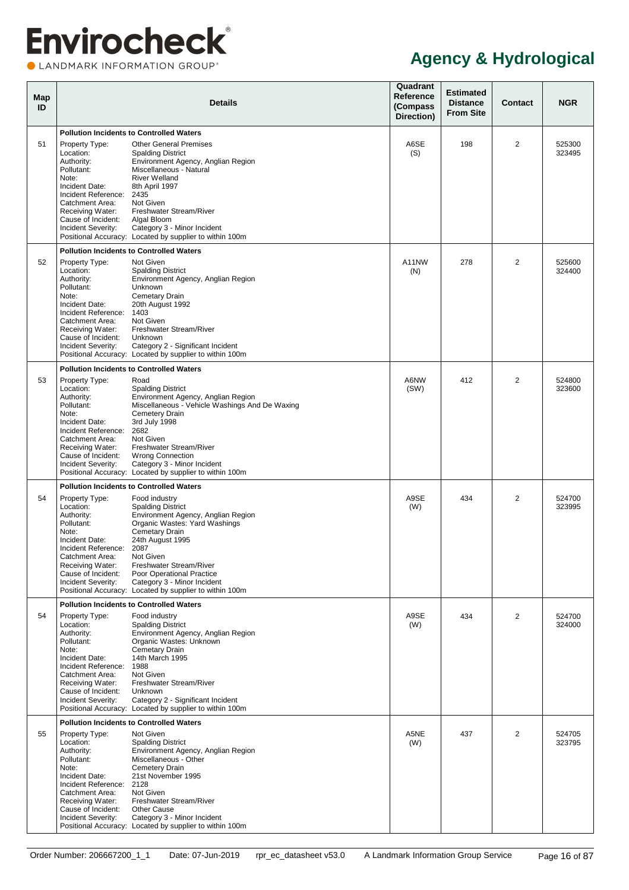# Agency & Hydrological

| Map ID | Details | Quadrant Reference (Compass Direction) | Estimated Distance From Site | Contact | NGR |
|---|---|---|---|---|---|
| | **Pollution Incidents to Controlled Waters** | | | | |
| 51 | Property Type: Other General Premises<br>Location: Spalding District<br>Authority: Environment Agency, Anglian Region<br>Pollutant: Miscellaneous - Natural<br>Note: River Welland<br>Incident Date: 8th April 1997<br>Incident Reference: 2435<br>Catchment Area: Not Given<br>Receiving Water: Freshwater Stream/River<br>Cause of Incident: Algal Bloom<br>Incident Severity: Category 3 - Minor Incident<br>Positional Accuracy: Located by supplier to within 100m | A6SE (S) | 198 | 2 | 525300 323495 |
| | **Pollution Incidents to Controlled Waters** | | | | |
| 52 | Property Type: Not Given<br>Location: Spalding District<br>Authority: Environment Agency, Anglian Region<br>Pollutant: Unknown<br>Note: Cemetary Drain<br>Incident Date: 20th August 1992<br>Incident Reference: 1403<br>Catchment Area: Not Given<br>Receiving Water: Freshwater Stream/River<br>Cause of Incident: Unknown<br>Incident Severity: Category 2 - Significant Incident<br>Positional Accuracy: Located by supplier to within 100m | A11NW (N) | 278 | 2 | 525600 324400 |
| | **Pollution Incidents to Controlled Waters** | | | | |
| 53 | Property Type: Road<br>Location: Spalding District<br>Authority: Environment Agency, Anglian Region<br>Pollutant: Miscellaneous - Vehicle Washings And De Waxing<br>Note: Cemetery Drain<br>Incident Date: 3rd July 1998<br>Incident Reference: 2682<br>Catchment Area: Not Given<br>Receiving Water: Freshwater Stream/River<br>Cause of Incident: Wrong Connection<br>Incident Severity: Category 3 - Minor Incident<br>Positional Accuracy: Located by supplier to within 100m | A6NW (SW) | 412 | 2 | 524800 323600 |
| | **Pollution Incidents to Controlled Waters** | | | | |
| 54 | Property Type: Food industry<br>Location: Spalding District<br>Authority: Environment Agency, Anglian Region<br>Pollutant: Organic Wastes: Yard Washings<br>Note: Cemetary Drain<br>Incident Date: 24th August 1995<br>Incident Reference: 2087<br>Catchment Area: Not Given<br>Receiving Water: Freshwater Stream/River<br>Cause of Incident: Poor Operational Practice<br>Incident Severity: Category 3 - Minor Incident<br>Positional Accuracy: Located by supplier to within 100m | A9SE (W) | 434 | 2 | 524700 323995 |
| | **Pollution Incidents to Controlled Waters** | | | | |
| 54 | Property Type: Food industry<br>Location: Spalding District<br>Authority: Environment Agency, Anglian Region<br>Pollutant: Organic Wastes: Unknown<br>Note: Cemetary Drain<br>Incident Date: 14th March 1995<br>Incident Reference: 1988<br>Catchment Area: Not Given<br>Receiving Water: Freshwater Stream/River<br>Cause of Incident: Unknown<br>Incident Severity: Category 2 - Significant Incident<br>Positional Accuracy: Located by supplier to within 100m | A9SE (W) | 434 | 2 | 524700 324000 |
| | **Pollution Incidents to Controlled Waters** | | | | |
| 55 | Property Type: Not Given<br>Location: Spalding District<br>Authority: Environment Agency, Anglian Region<br>Pollutant: Miscellaneous - Other<br>Note: Cemetary Drain<br>Incident Date: 21st November 1995<br>Incident Reference: 2128<br>Catchment Area: Not Given<br>Receiving Water: Freshwater Stream/River<br>Cause of Incident: Other Cause<br>Incident Severity: Category 3 - Minor Incident<br>Positional Accuracy: Located by supplier to within 100m | A5NE (W) | 437 | 2 | 524705 323795 |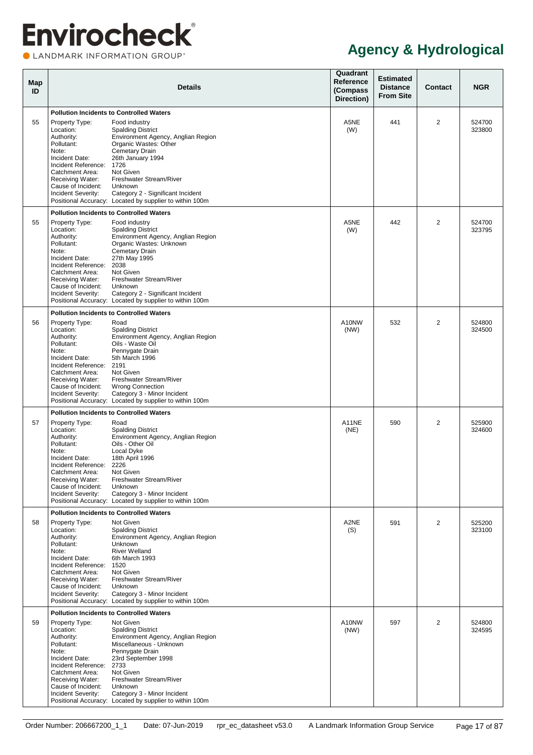# Agency & Hydrological

| Map ID | Details | Quadrant Reference (Compass Direction) | Estimated Distance From Site | Contact | NGR |
|---|---|---|---|---|---|
| | **Pollution Incidents to Controlled Waters** | | | | |
| 55 | Property Type: Food industry<br>Location: Spalding District<br>Authority: Environment Agency, Anglian Region<br>Pollutant: Organic Wastes: Other<br>Note: Cemetary Drain<br>Incident Date: 26th January 1994<br>Incident Reference: 1726<br>Catchment Area: Not Given<br>Receiving Water: Freshwater Stream/River<br>Cause of Incident: Unknown<br>Incident Severity: Category 2 - Significant Incident<br>Positional Accuracy: Located by supplier to within 100m | A5NE (W) | 441 | 2 | 524700 323800 |
| | **Pollution Incidents to Controlled Waters** | | | | |
| 55 | Property Type: Food industry<br>Location: Spalding District<br>Authority: Environment Agency, Anglian Region<br>Pollutant: Organic Wastes: Unknown<br>Note: Cemetary Drain<br>Incident Date: 27th May 1995<br>Incident Reference: 2038<br>Catchment Area: Not Given<br>Receiving Water: Freshwater Stream/River<br>Cause of Incident: Unknown<br>Incident Severity: Category 2 - Significant Incident<br>Positional Accuracy: Located by supplier to within 100m | A5NE (W) | 442 | 2 | 524700 323795 |
| | **Pollution Incidents to Controlled Waters** | | | | |
| 56 | Property Type: Road<br>Location: Spalding District<br>Authority: Environment Agency, Anglian Region<br>Pollutant: Oils - Waste Oil<br>Note: Pennygate Drain<br>Incident Date: 5th March 1996<br>Incident Reference: 2191<br>Catchment Area: Not Given<br>Receiving Water: Freshwater Stream/River<br>Cause of Incident: Wrong Connection<br>Incident Severity: Category 3 - Minor Incident<br>Positional Accuracy: Located by supplier to within 100m | A10NW (NW) | 532 | 2 | 524800 324500 |
| | **Pollution Incidents to Controlled Waters** | | | | |
| 57 | Property Type: Road<br>Location: Spalding District<br>Authority: Environment Agency, Anglian Region<br>Pollutant: Oils - Other Oil<br>Note: Local Dyke<br>Incident Date: 18th April 1996<br>Incident Reference: 2226<br>Catchment Area: Not Given<br>Receiving Water: Freshwater Stream/River<br>Cause of Incident: Unknown<br>Incident Severity: Category 3 - Minor Incident<br>Positional Accuracy: Located by supplier to within 100m | A11NE (NE) | 590 | 2 | 525900 324600 |
| | **Pollution Incidents to Controlled Waters** | | | | |
| 58 | Property Type: Not Given<br>Location: Spalding District<br>Authority: Environment Agency, Anglian Region<br>Pollutant: Unknown<br>Note: River Welland<br>Incident Date: 6th March 1993<br>Incident Reference: 1520<br>Catchment Area: Not Given<br>Receiving Water: Freshwater Stream/River<br>Cause of Incident: Unknown<br>Incident Severity: Category 3 - Minor Incident<br>Positional Accuracy: Located by supplier to within 100m | A2NE (S) | 591 | 2 | 525200 323100 |
| | **Pollution Incidents to Controlled Waters** | | | | |
| 59 | Property Type: Not Given<br>Location: Spalding District<br>Authority: Environment Agency, Anglian Region<br>Pollutant: Miscellaneous - Unknown<br>Note: Pennygate Drain<br>Incident Date: 23rd September 1998<br>Incident Reference: 2733<br>Catchment Area: Not Given<br>Receiving Water: Freshwater Stream/River<br>Cause of Incident: Unknown<br>Incident Severity: Category 3 - Minor Incident<br>Positional Accuracy: Located by supplier to within 100m | A10NW (NW) | 597 | 2 | 524800 324595 |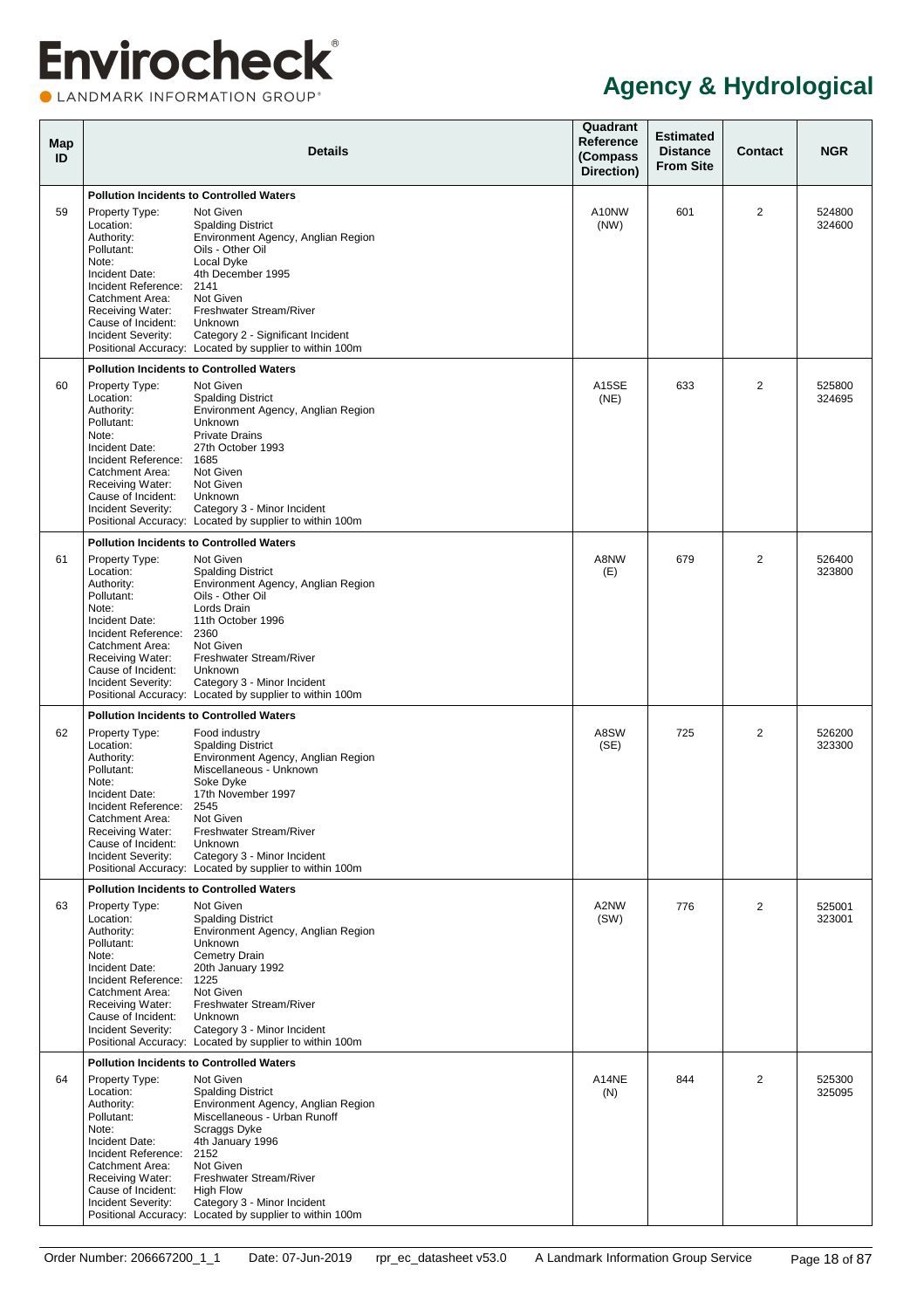# Envirocheck

LANDMARK INFORMATION GROUP

## Agency & Hydrological

| Map ID | Details | | Quadrant Reference (Compass Direction) | Estimated Distance From Site | Contact | NGR |
|---|---|---|---|---|---|---|
| | **Pollution Incidents to Controlled Waters** | | | | | |
| 59 | Property Type:<br>Location:<br>Authority:<br>Pollutant:<br>Note:<br>Incident Date:<br>Incident Reference:<br>Catchment Area:<br>Receiving Water:<br>Cause of Incident:<br>Incident Severity:<br>Positional Accuracy: | Not Given<br>Spalding District<br>Environment Agency, Anglian Region<br>Oils - Other Oil<br>Local Dyke<br>4th December 1995<br>2141<br>Not Given<br>Freshwater Stream/River<br>Unknown<br>Category 2 - Significant Incident<br>Located by supplier to within 100m | A10NW (NW) | 601 | 2 | 524800 324600 |
| | **Pollution Incidents to Controlled Waters** | | | | | |
| 60 | Property Type:<br>Location:<br>Authority:<br>Pollutant:<br>Note:<br>Incident Date:<br>Incident Reference:<br>Catchment Area:<br>Receiving Water:<br>Cause of Incident:<br>Incident Severity:<br>Positional Accuracy: | Not Given<br>Spalding District<br>Environment Agency, Anglian Region<br>Unknown<br>Private Drains<br>27th October 1993<br>1685<br>Not Given<br>Not Given<br>Unknown<br>Category 3 - Minor Incident<br>Located by supplier to within 100m | A15SE (NE) | 633 | 2 | 525800 324695 |
| | **Pollution Incidents to Controlled Waters** | | | | | |
| 61 | Property Type:<br>Location:<br>Authority:<br>Pollutant:<br>Note:<br>Incident Date:<br>Incident Reference:<br>Catchment Area:<br>Receiving Water:<br>Cause of Incident:<br>Incident Severity:<br>Positional Accuracy: | Not Given<br>Spalding District<br>Environment Agency, Anglian Region<br>Oils - Other Oil<br>Lords Drain<br>11th October 1996<br>2360<br>Not Given<br>Freshwater Stream/River<br>Unknown<br>Category 3 - Minor Incident<br>Located by supplier to within 100m | A8NW (E) | 679 | 2 | 526400 323800 |
| | **Pollution Incidents to Controlled Waters** | | | | | |
| 62 | Property Type:<br>Location:<br>Authority:<br>Pollutant:<br>Note:<br>Incident Date:<br>Incident Reference:<br>Catchment Area:<br>Receiving Water:<br>Cause of Incident:<br>Incident Severity:<br>Positional Accuracy: | Food industry<br>Spalding District<br>Environment Agency, Anglian Region<br>Miscellaneous - Unknown<br>Soke Dyke<br>17th November 1997<br>2545<br>Not Given<br>Freshwater Stream/River<br>Unknown<br>Category 3 - Minor Incident<br>Located by supplier to within 100m | A8SW (SE) | 725 | 2 | 526200 323300 |
| | **Pollution Incidents to Controlled Waters** | | | | | |
| 63 | Property Type:<br>Location:<br>Authority:<br>Pollutant:<br>Note:<br>Incident Date:<br>Incident Reference:<br>Catchment Area:<br>Receiving Water:<br>Cause of Incident:<br>Incident Severity:<br>Positional Accuracy: | Not Given<br>Spalding District<br>Environment Agency, Anglian Region<br>Unknown<br>Cemetry Drain<br>20th January 1992<br>1225<br>Not Given<br>Freshwater Stream/River<br>Unknown<br>Category 3 - Minor Incident<br>Located by supplier to within 100m | A2NW (SW) | 776 | 2 | 525001 323001 |
| | **Pollution Incidents to Controlled Waters** | | | | | |
| 64 | Property Type:<br>Location:<br>Authority:<br>Pollutant:<br>Note:<br>Incident Date:<br>Incident Reference:<br>Catchment Area:<br>Receiving Water:<br>Cause of Incident:<br>Incident Severity:<br>Positional Accuracy: | Not Given<br>Spalding District<br>Environment Agency, Anglian Region<br>Miscellaneous - Urban Runoff<br>Scraggs Dyke<br>4th January 1996<br>2152<br>Not Given<br>Freshwater Stream/River<br>High Flow<br>Category 3 - Minor Incident<br>Located by supplier to within 100m | A14NE (N) | 844 | 2 | 525300 325095 |

Order Number: 206667200_1_1 Date: 07-Jun-2019 rpr_ec_datasheet v53.0 A Landmark Information Group Service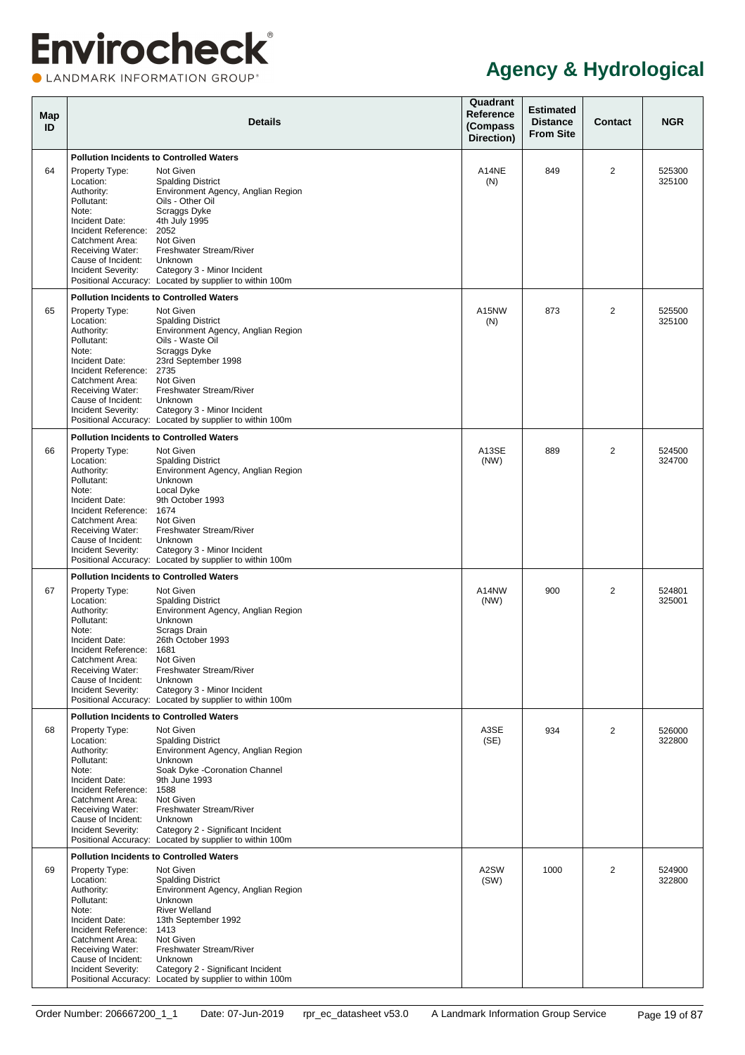# Envirocheck

LANDMARK INFORMATION GROUP

## Agency & Hydrological

| Map ID | Details | | Quadrant Reference (Compass Direction) | Estimated Distance From Site | Contact | NGR |
|---|---|---|---|---|---|---|
| | **Pollution Incidents to Controlled Waters** | | | | | |
| 64 | Property Type:<br>Location:<br>Authority:<br>Pollutant:<br>Note:<br>Incident Date:<br>Incident Reference:<br>Catchment Area:<br>Receiving Water:<br>Cause of Incident:<br>Incident Severity:<br>Positional Accuracy: | Not Given<br>Spalding District<br>Environment Agency, Anglian Region<br>Oils - Other Oil<br>Scraggs Dyke<br>4th July 1995<br>2052<br>Not Given<br>Freshwater Stream/River<br>Unknown<br>Category 3 - Minor Incident<br>Located by supplier to within 100m | A14NE (N) | 849 | 2 | 525300 325100 |
| | **Pollution Incidents to Controlled Waters** | | | | | |
| 65 | Property Type:<br>Location:<br>Authority:<br>Pollutant:<br>Note:<br>Incident Date:<br>Incident Reference:<br>Catchment Area:<br>Receiving Water:<br>Cause of Incident:<br>Incident Severity:<br>Positional Accuracy: | Not Given<br>Spalding District<br>Environment Agency, Anglian Region<br>Oils - Waste Oil<br>Scraggs Dyke<br>23rd September 1998<br>2735<br>Not Given<br>Freshwater Stream/River<br>Unknown<br>Category 3 - Minor Incident<br>Located by supplier to within 100m | A15NW (N) | 873 | 2 | 525500 325100 |
| | **Pollution Incidents to Controlled Waters** | | | | | |
| 66 | Property Type:<br>Location:<br>Authority:<br>Pollutant:<br>Note:<br>Incident Date:<br>Incident Reference:<br>Catchment Area:<br>Receiving Water:<br>Cause of Incident:<br>Incident Severity:<br>Positional Accuracy: | Not Given<br>Spalding District<br>Environment Agency, Anglian Region<br>Unknown<br>Local Dyke<br>9th October 1993<br>1674<br>Not Given<br>Freshwater Stream/River<br>Unknown<br>Category 3 - Minor Incident<br>Located by supplier to within 100m | A13SE (NW) | 889 | 2 | 524500 324700 |
| | **Pollution Incidents to Controlled Waters** | | | | | |
| 67 | Property Type:<br>Location:<br>Authority:<br>Pollutant:<br>Note:<br>Incident Date:<br>Incident Reference:<br>Catchment Area:<br>Receiving Water:<br>Cause of Incident:<br>Incident Severity:<br>Positional Accuracy: | Not Given<br>Spalding District<br>Environment Agency, Anglian Region<br>Unknown<br>Scrags Drain<br>26th October 1993<br>1681<br>Not Given<br>Freshwater Stream/River<br>Unknown<br>Category 3 - Minor Incident<br>Located by supplier to within 100m | A14NW (NW) | 900 | 2 | 524801 325001 |
| | **Pollution Incidents to Controlled Waters** | | | | | |
| 68 | Property Type:<br>Location:<br>Authority:<br>Pollutant:<br>Note:<br>Incident Date:<br>Incident Reference:<br>Catchment Area:<br>Receiving Water:<br>Cause of Incident:<br>Incident Severity:<br>Positional Accuracy: | Not Given<br>Spalding District<br>Environment Agency, Anglian Region<br>Unknown<br>Soak Dyke -Coronation Channel<br>9th June 1993<br>1588<br>Not Given<br>Freshwater Stream/River<br>Unknown<br>Category 2 - Significant Incident<br>Located by supplier to within 100m | A3SE (SE) | 934 | 2 | 526000 322800 |
| | **Pollution Incidents to Controlled Waters** | | | | | |
| 69 | Property Type:<br>Location:<br>Authority:<br>Pollutant:<br>Note:<br>Incident Date:<br>Incident Reference:<br>Catchment Area:<br>Receiving Water:<br>Cause of Incident:<br>Incident Severity:<br>Positional Accuracy: | Not Given<br>Spalding District<br>Environment Agency, Anglian Region<br>Unknown<br>River Welland<br>13th September 1992<br>1413<br>Not Given<br>Freshwater Stream/River<br>Unknown<br>Category 2 - Significant Incident<br>Located by supplier to within 100m | A2SW (SW) | 1000 | 2 | 524900 322800 |

Order Number: 206667200_1_1 Date: 07-Jun-2019 rpr_ec_datasheet v53.0 A Landmark Information Group Service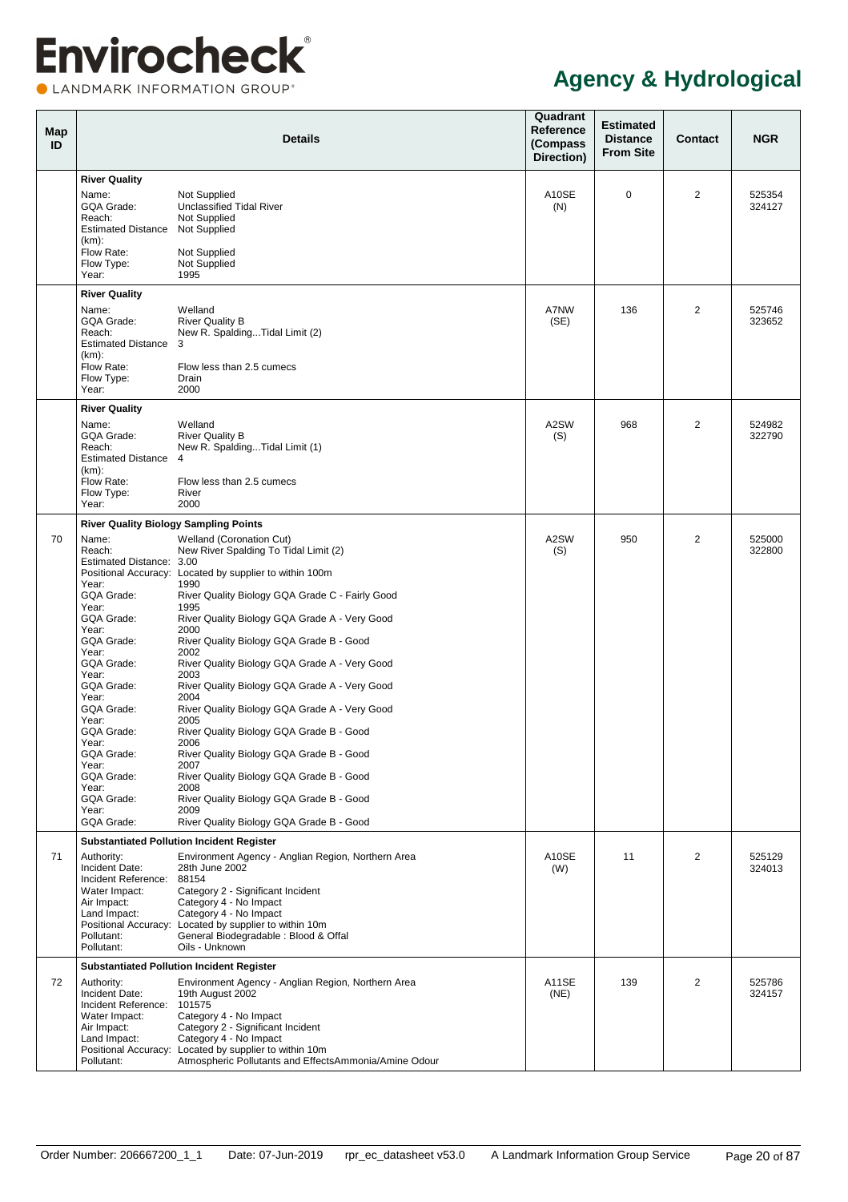# Agency & Hydrological

| Map ID | Details | Quadrant Reference (Compass Direction) | Estimated Distance From Site | Contact | NGR |
|---|---|---|---|---|---|
| | **River Quality**<br>Name: Not Supplied<br>GQA Grade: Unclassified Tidal River<br>Reach: Not Supplied<br>Estimated Distance (km): Not Supplied<br>Flow Rate: Not Supplied<br>Flow Type: Not Supplied<br>Year: 1995 | A10SE (N) | 0 | 2 | 525354 324127 |
| | **River Quality**<br>Name: Welland<br>GQA Grade: River Quality B<br>Reach: New R. Spalding...Tidal Limit (2)<br>Estimated Distance (km): 3<br>Flow Rate: Flow less than 2.5 cumecs<br>Flow Type: Drain<br>Year: 2000 | A7NW (SE) | 136 | 2 | 525746 323652 |
| | **River Quality**<br>Name: Welland<br>GQA Grade: River Quality B<br>Reach: New R. Spalding...Tidal Limit (1)<br>Estimated Distance (km): 4<br>Flow Rate: Flow less than 2.5 cumecs<br>Flow Type: River<br>Year: 2000 | A2SW (S) | 968 | 2 | 524982 322790 |
| 70 | **River Quality Biology Sampling Points**<br>Name: Welland (Coronation Cut)<br>Reach: New River Spalding To Tidal Limit (2)<br>Estimated Distance: 3.00<br>Positional Accuracy: Located by supplier to within 100m<br>Year: 1990<br>GQA Grade: River Quality Biology GQA Grade C - Fairly Good<br>Year: 1995<br>GQA Grade: River Quality Biology GQA Grade A - Very Good<br>Year: 2000<br>GQA Grade: River Quality Biology GQA Grade B - Good<br>Year: 2002<br>GQA Grade: River Quality Biology GQA Grade A - Very Good<br>Year: 2003<br>GQA Grade: River Quality Biology GQA Grade A - Very Good<br>Year: 2004<br>GQA Grade: River Quality Biology GQA Grade A - Very Good<br>Year: 2005<br>GQA Grade: River Quality Biology GQA Grade B - Good<br>Year: 2006<br>GQA Grade: River Quality Biology GQA Grade B - Good<br>Year: 2007<br>GQA Grade: River Quality Biology GQA Grade B - Good<br>Year: 2008<br>GQA Grade: River Quality Biology GQA Grade B - Good<br>Year: 2009<br>GQA Grade: River Quality Biology GQA Grade B - Good | A2SW (S) | 950 | 2 | 525000 322800 |
| 71 | **Substantiated Pollution Incident Register**<br>Authority: Environment Agency - Anglian Region, Northern Area<br>Incident Date: 28th June 2002<br>Incident Reference: 88154<br>Water Impact: Category 2 - Significant Incident<br>Air Impact: Category 4 - No Impact<br>Land Impact: Category 4 - No Impact<br>Positional Accuracy: Located by supplier to within 10m<br>Pollutant: General Biodegradable : Blood & Offal<br>Pollutant: Oils - Unknown | A10SE (W) | 11 | 2 | 525129 324013 |
| 72 | **Substantiated Pollution Incident Register**<br>Authority: Environment Agency - Anglian Region, Northern Area<br>Incident Date: 19th August 2002<br>Incident Reference: 101575<br>Water Impact: Category 4 - No Impact<br>Air Impact: Category 2 - Significant Incident<br>Land Impact: Category 4 - No Impact<br>Positional Accuracy: Located by supplier to within 10m<br>Pollutant: Atmospheric Pollutants and EffectsAmmonia/Amine Odour | A11SE (NE) | 139 | 2 | 525786 324157 |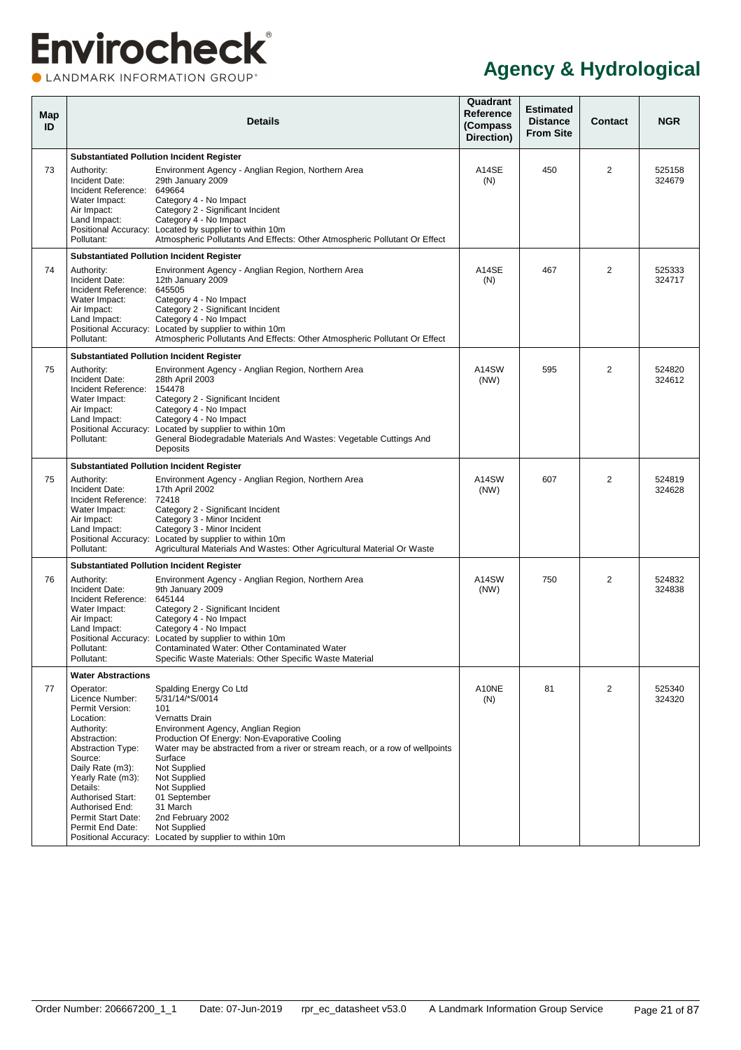# Agency & Hydrological

| Map ID | Details | Quadrant Reference (Compass Direction) | Estimated Distance From Site | Contact | NGR |
|---|---|---|---|---|---|
| | **Substantiated Pollution Incident Register** | | | | |
| 73 | Authority: Environment Agency - Anglian Region, Northern Area<br>Incident Date: 29th January 2009<br>Incident Reference: 649664<br>Water Impact: Category 4 - No Impact<br>Air Impact: Category 2 - Significant Incident<br>Land Impact: Category 4 - No Impact<br>Positional Accuracy: Located by supplier to within 10m<br>Pollutant: Atmospheric Pollutants And Effects: Other Atmospheric Pollutant Or Effect | A14SE (N) | 450 | 2 | 525158 324679 |
| | **Substantiated Pollution Incident Register** | | | | |
| 74 | Authority: Environment Agency - Anglian Region, Northern Area<br>Incident Date: 12th January 2009<br>Incident Reference: 645505<br>Water Impact: Category 4 - No Impact<br>Air Impact: Category 2 - Significant Incident<br>Land Impact: Category 4 - No Impact<br>Positional Accuracy: Located by supplier to within 10m<br>Pollutant: Atmospheric Pollutants And Effects: Other Atmospheric Pollutant Or Effect | A14SE (N) | 467 | 2 | 525333 324717 |
| | **Substantiated Pollution Incident Register** | | | | |
| 75 | Authority: Environment Agency - Anglian Region, Northern Area<br>Incident Date: 28th April 2003<br>Incident Reference: 154478<br>Water Impact: Category 2 - Significant Incident<br>Air Impact: Category 4 - No Impact<br>Land Impact: Category 4 - No Impact<br>Positional Accuracy: Located by supplier to within 10m<br>Pollutant: General Biodegradable Materials And Wastes: Vegetable Cuttings And Deposits | A14SW (NW) | 595 | 2 | 524820 324612 |
| | **Substantiated Pollution Incident Register** | | | | |
| 75 | Authority: Environment Agency - Anglian Region, Northern Area<br>Incident Date: 17th April 2002<br>Incident Reference: 72418<br>Water Impact: Category 2 - Significant Incident<br>Air Impact: Category 3 - Minor Incident<br>Land Impact: Category 3 - Minor Incident<br>Positional Accuracy: Located by supplier to within 10m<br>Pollutant: Agricultural Materials And Wastes: Other Agricultural Material Or Waste | A14SW (NW) | 607 | 2 | 524819 324628 |
| | **Substantiated Pollution Incident Register** | | | | |
| 76 | Authority: Environment Agency - Anglian Region, Northern Area<br>Incident Date: 9th January 2009<br>Incident Reference: 645144<br>Water Impact: Category 2 - Significant Incident<br>Air Impact: Category 4 - No Impact<br>Land Impact: Category 4 - No Impact<br>Positional Accuracy: Located by supplier to within 10m<br>Pollutant: Contaminated Water: Other Contaminated Water<br>Pollutant: Specific Waste Materials: Other Specific Waste Material | A14SW (NW) | 750 | 2 | 524832 324838 |
| | **Water Abstractions** | | | | |
| 77 | Operator: Spalding Energy Co Ltd<br>Licence Number: 5/31/14/*S/0014<br>Permit Version: 101<br>Location: Vernatts Drain<br>Authority: Environment Agency, Anglian Region<br>Abstraction: Production Of Energy: Non-Evaporative Cooling<br>Abstraction Type: Water may be abstracted from a river or stream reach, or a row of wellpoints<br>Source: Surface<br>Daily Rate (m3): Not Supplied<br>Yearly Rate (m3): Not Supplied<br>Details: Not Supplied<br>Authorised Start: 01 September<br>Authorised End: 31 March<br>Permit Start Date: 2nd February 2002<br>Permit End Date: Not Supplied<br>Positional Accuracy: Located by supplier to within 10m | A10NE (N) | 81 | 2 | 525340 324320 |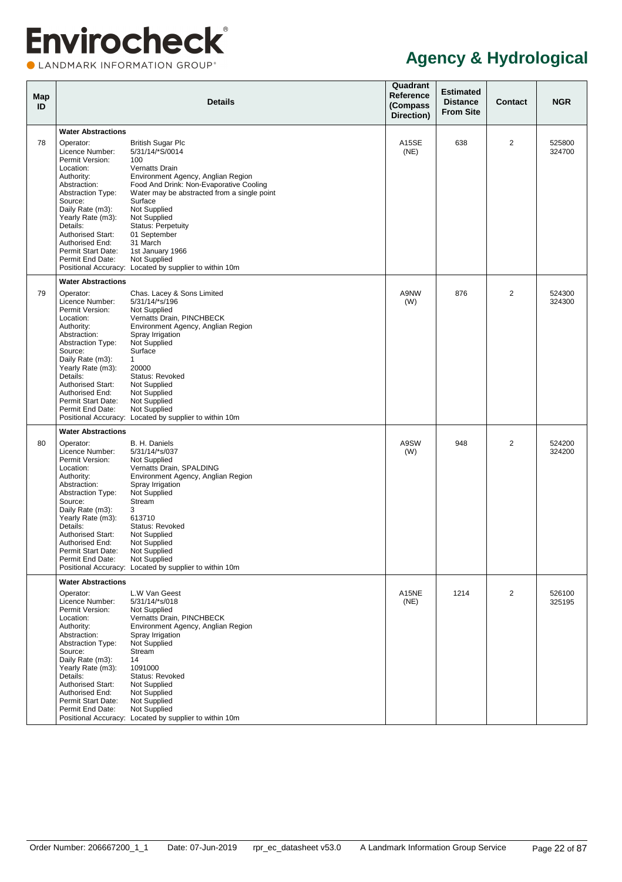# Agency & Hydrological

| Map ID | Details | Quadrant Reference (Compass Direction) | Estimated Distance From Site | Contact | NGR |
|---|---|---|---|---|---|
| 78 | **Water Abstractions**<br>Operator: British Sugar Plc<br>Licence Number: 5/31/14/*S/0014<br>Permit Version: 100<br>Location: Vernatts Drain<br>Authority: Environment Agency, Anglian Region<br>Abstraction: Food And Drink: Non-Evaporative Cooling<br>Abstraction Type: Water may be abstracted from a single point<br>Source: Surface<br>Daily Rate (m3): Not Supplied<br>Yearly Rate (m3): Not Supplied<br>Details: Status: Perpetuity<br>Authorised Start: 01 September<br>Authorised End: 31 March<br>Permit Start Date: 1st January 1966<br>Permit End Date: Not Supplied<br>Positional Accuracy: Located by supplier to within 10m | A15SE (NE) | 638 | 2 | 525800 324700 |
| 79 | **Water Abstractions**<br>Operator: Chas. Lacey & Sons Limited<br>Licence Number: 5/31/14/*s/196<br>Permit Version: Not Supplied<br>Location: Vernatts Drain, PINCHBECK<br>Authority: Environment Agency, Anglian Region<br>Abstraction: Spray Irrigation<br>Abstraction Type: Not Supplied<br>Source: Surface<br>Daily Rate (m3): 1<br>Yearly Rate (m3): 20000<br>Details: Status: Revoked<br>Authorised Start: Not Supplied<br>Authorised End: Not Supplied<br>Permit Start Date: Not Supplied<br>Permit End Date: Not Supplied<br>Positional Accuracy: Located by supplier to within 10m | A9NW (W) | 876 | 2 | 524300 324300 |
| 80 | **Water Abstractions**<br>Operator: B. H. Daniels<br>Licence Number: 5/31/14/*s/037<br>Permit Version: Not Supplied<br>Location: Vernatts Drain, SPALDING<br>Authority: Environment Agency, Anglian Region<br>Abstraction: Spray Irrigation<br>Abstraction Type: Not Supplied<br>Source: Stream<br>Daily Rate (m3): 3<br>Yearly Rate (m3): 613710<br>Details: Status: Revoked<br>Authorised Start: Not Supplied<br>Authorised End: Not Supplied<br>Permit Start Date: Not Supplied<br>Permit End Date: Not Supplied<br>Positional Accuracy: Located by supplier to within 10m | A9SW (W) | 948 | 2 | 524200 324200 |
| | **Water Abstractions**<br>Operator: L.W Van Geest<br>Licence Number: 5/31/14/*s/018<br>Permit Version: Not Supplied<br>Location: Vernatts Drain, PINCHBECK<br>Authority: Environment Agency, Anglian Region<br>Abstraction: Spray Irrigation<br>Abstraction Type: Not Supplied<br>Source: Stream<br>Daily Rate (m3): 14<br>Yearly Rate (m3): 1091000<br>Details: Status: Revoked<br>Authorised Start: Not Supplied<br>Authorised End: Not Supplied<br>Permit Start Date: Not Supplied<br>Permit End Date: Not Supplied<br>Positional Accuracy: Located by supplier to within 10m | A15NE (NE) | 1214 | 2 | 526100 325195 |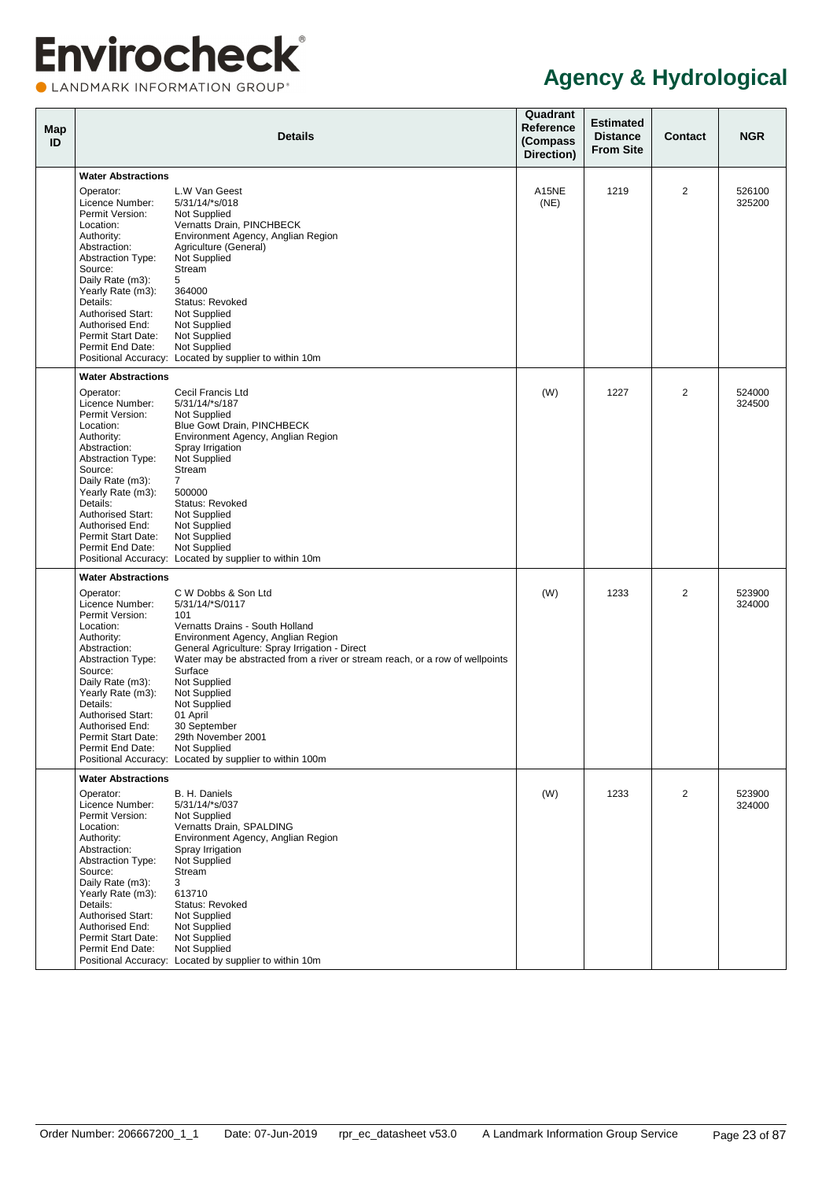# Agency & Hydrological

| Map ID | Details | Quadrant Reference (Compass Direction) | Estimated Distance From Site | Contact | NGR |
|---|---|---|---|---|---|
| | **Water Abstractions**<br>Operator: L.W Van Geest<br>Licence Number: 5/31/14/*s/018<br>Permit Version: Not Supplied<br>Location: Vernatts Drain, PINCHBECK<br>Authority: Environment Agency, Anglian Region<br>Abstraction: Agriculture (General)<br>Abstraction Type: Not Supplied<br>Source: Stream<br>Daily Rate (m3): 5<br>Yearly Rate (m3): 364000<br>Details: Status: Revoked<br>Authorised Start: Not Supplied<br>Authorised End: Not Supplied<br>Permit Start Date: Not Supplied<br>Permit End Date: Not Supplied<br>Positional Accuracy: Located by supplier to within 10m | A15NE (NE) | 1219 | 2 | 526100 325200 |
| | **Water Abstractions**<br>Operator: Cecil Francis Ltd<br>Licence Number: 5/31/14/*s/187<br>Permit Version: Not Supplied<br>Location: Blue Gowt Drain, PINCHBECK<br>Authority: Environment Agency, Anglian Region<br>Abstraction: Spray Irrigation<br>Abstraction Type: Not Supplied<br>Source: Stream<br>Daily Rate (m3): 7<br>Yearly Rate (m3): 500000<br>Details: Status: Revoked<br>Authorised Start: Not Supplied<br>Authorised End: Not Supplied<br>Permit Start Date: Not Supplied<br>Permit End Date: Not Supplied<br>Positional Accuracy: Located by supplier to within 10m | (W) | 1227 | 2 | 524000 324500 |
| | **Water Abstractions**<br>Operator: C W Dobbs & Son Ltd<br>Licence Number: 5/31/14/*S/0117<br>Permit Version: 101<br>Location: Vernatts Drains - South Holland<br>Authority: Environment Agency, Anglian Region<br>Abstraction: General Agriculture: Spray Irrigation - Direct<br>Abstraction Type: Water may be abstracted from a river or stream reach, or a row of wellpoints<br>Source: Surface<br>Daily Rate (m3): Not Supplied<br>Yearly Rate (m3): Not Supplied<br>Details: Not Supplied<br>Authorised Start: 01 April<br>Authorised End: 30 September<br>Permit Start Date: 29th November 2001<br>Permit End Date: Not Supplied<br>Positional Accuracy: Located by supplier to within 100m | (W) | 1233 | 2 | 523900 324000 |
| | **Water Abstractions**<br>Operator: B. H. Daniels<br>Licence Number: 5/31/14/*s/037<br>Permit Version: Not Supplied<br>Location: Vernatts Drain, SPALDING<br>Authority: Environment Agency, Anglian Region<br>Abstraction: Spray Irrigation<br>Abstraction Type: Not Supplied<br>Source: Stream<br>Daily Rate (m3): 3<br>Yearly Rate (m3): 613710<br>Details: Status: Revoked<br>Authorised Start: Not Supplied<br>Authorised End: Not Supplied<br>Permit Start Date: Not Supplied<br>Permit End Date: Not Supplied<br>Positional Accuracy: Located by supplier to within 10m | (W) | 1233 | 2 | 523900 324000 |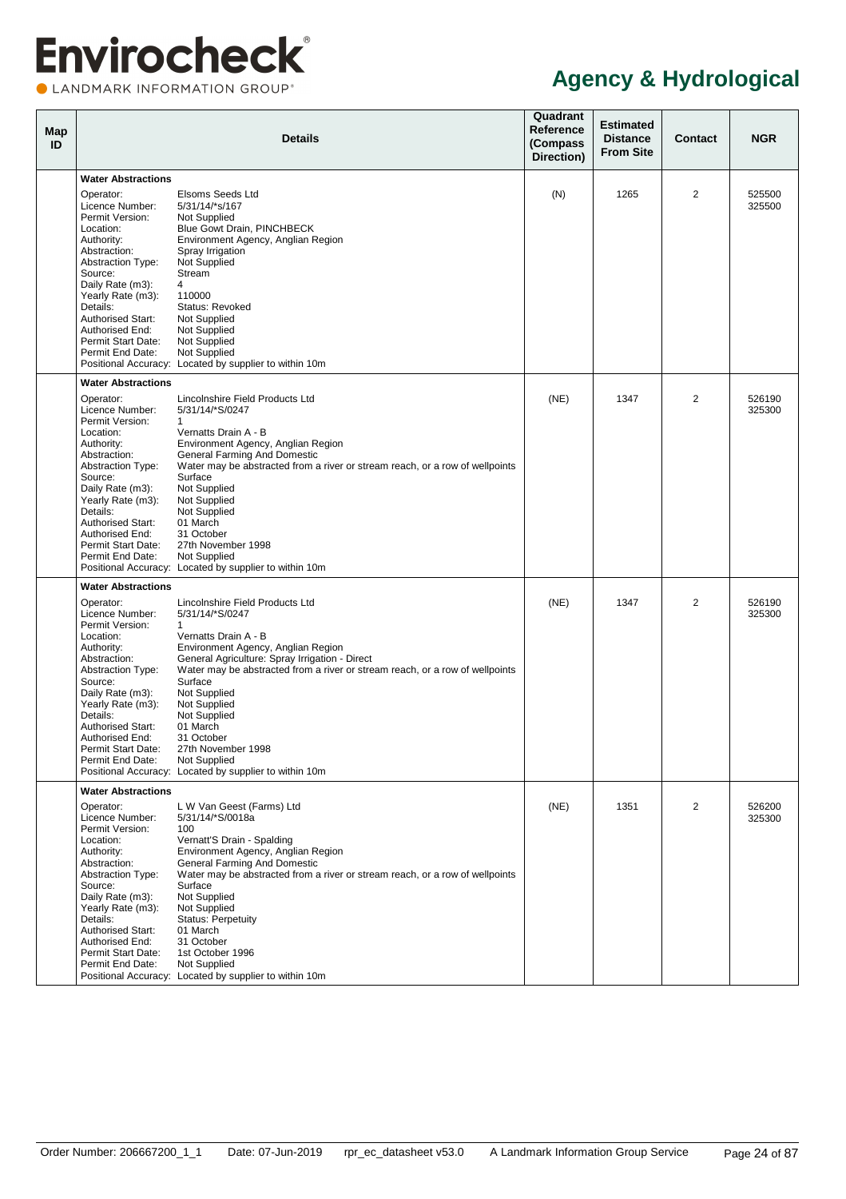# Envirocheck

LANDMARK INFORMATION GROUP®

## Agency & Hydrological

| Map ID | Details | Quadrant Reference (Compass Direction) | Estimated Distance From Site | Contact | NGR |
|---|---|---|---|---|---|
| | **Water Abstractions**<br>Operator: Elsoms Seeds Ltd<br>Licence Number: 5/31/14/*s/167<br>Permit Version: Not Supplied<br>Location: Blue Gowt Drain, PINCHBECK<br>Authority: Environment Agency, Anglian Region<br>Abstraction: Spray Irrigation<br>Abstraction Type: Not Supplied<br>Source: Stream<br>Daily Rate (m3): 4<br>Yearly Rate (m3): 110000<br>Details: Status: Revoked<br>Authorised Start: Not Supplied<br>Authorised End: Not Supplied<br>Permit Start Date: Not Supplied<br>Permit End Date: Not Supplied<br>Positional Accuracy: Located by supplier to within 10m | (N) | 1265 | 2 | 525500 325500 |
| | **Water Abstractions**<br>Operator: Lincolnshire Field Products Ltd<br>Licence Number: 5/31/14/*S/0247<br>Permit Version: 1<br>Location: Vernatts Drain A - B<br>Authority: Environment Agency, Anglian Region<br>Abstraction: General Farming And Domestic<br>Abstraction Type: Water may be abstracted from a river or stream reach, or a row of wellpoints<br>Source: Surface<br>Daily Rate (m3): Not Supplied<br>Yearly Rate (m3): Not Supplied<br>Details: Not Supplied<br>Authorised Start: 01 March<br>Authorised End: 31 October<br>Permit Start Date: 27th November 1998<br>Permit End Date: Not Supplied<br>Positional Accuracy: Located by supplier to within 10m | (NE) | 1347 | 2 | 526190 325300 |
| | **Water Abstractions**<br>Operator: Lincolnshire Field Products Ltd<br>Licence Number: 5/31/14/*S/0247<br>Permit Version: 1<br>Location: Vernatts Drain A - B<br>Authority: Environment Agency, Anglian Region<br>Abstraction: General Agriculture: Spray Irrigation - Direct<br>Abstraction Type: Water may be abstracted from a river or stream reach, or a row of wellpoints<br>Source: Surface<br>Daily Rate (m3): Not Supplied<br>Yearly Rate (m3): Not Supplied<br>Details: Not Supplied<br>Authorised Start: 01 March<br>Authorised End: 31 October<br>Permit Start Date: 27th November 1998<br>Permit End Date: Not Supplied<br>Positional Accuracy: Located by supplier to within 10m | (NE) | 1347 | 2 | 526190 325300 |
| | **Water Abstractions**<br>Operator: L W Van Geest (Farms) Ltd<br>Licence Number: 5/31/14/*S/0018a<br>Permit Version: 100<br>Location: Vernatt'S Drain - Spalding<br>Authority: Environment Agency, Anglian Region<br>Abstraction: General Farming And Domestic<br>Abstraction Type: Water may be abstracted from a river or stream reach, or a row of wellpoints<br>Source: Surface<br>Daily Rate (m3): Not Supplied<br>Yearly Rate (m3): Not Supplied<br>Details: Status: Perpetuity<br>Authorised Start: 01 March<br>Authorised End: 31 October<br>Permit Start Date: 1st October 1996<br>Permit End Date: Not Supplied<br>Positional Accuracy: Located by supplier to within 10m | (NE) | 1351 | 2 | 526200 325300 |

Order Number: 206667200_1_1 Date: 07-Jun-2019 rpr_ec_datasheet v53.0 A Landmark Information Group Service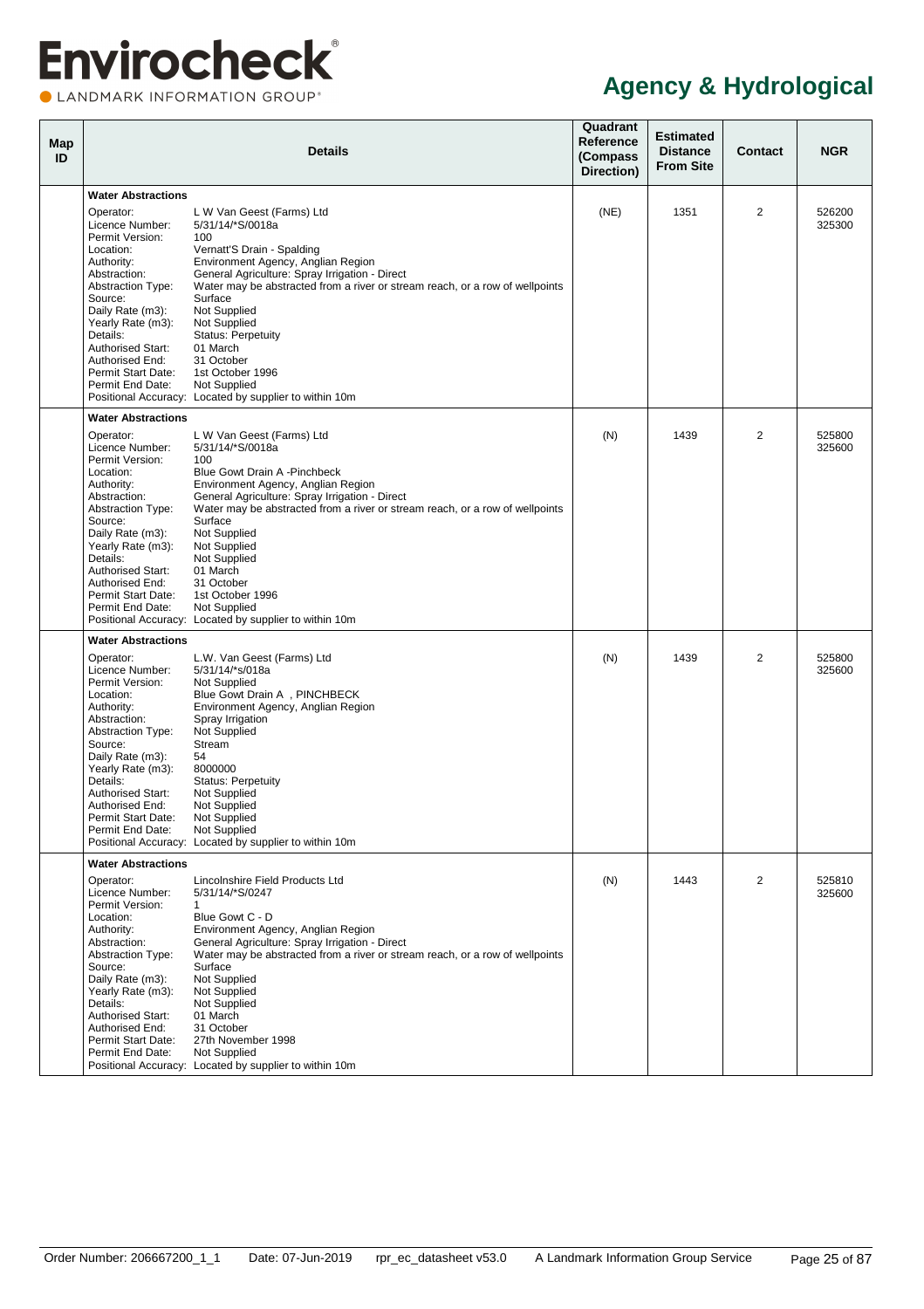# Agency & Hydrological

| Map ID | Details | Quadrant Reference (Compass Direction) | Estimated Distance From Site | Contact | NGR |
|---|---|---|---|---|---|
| | **Water Abstractions**<br>Operator: L W Van Geest (Farms) Ltd<br>Licence Number: 5/31/14/*S/0018a<br>Permit Version: 100<br>Location: Vernatt'S Drain - Spalding<br>Authority: Environment Agency, Anglian Region<br>Abstraction: General Agriculture: Spray Irrigation - Direct<br>Abstraction Type: Water may be abstracted from a river or stream reach, or a row of wellpoints<br>Source: Surface<br>Daily Rate (m3): Not Supplied<br>Yearly Rate (m3): Not Supplied<br>Details: Status: Perpetuity<br>Authorised Start: 01 March<br>Authorised End: 31 October<br>Permit Start Date: 1st October 1996<br>Permit End Date: Not Supplied<br>Positional Accuracy: Located by supplier to within 10m | (NE) | 1351 | 2 | 526200 325300 |
| | **Water Abstractions**<br>Operator: L W Van Geest (Farms) Ltd<br>Licence Number: 5/31/14/*S/0018a<br>Permit Version: 100<br>Location: Blue Gowt Drain A -Pinchbeck<br>Authority: Environment Agency, Anglian Region<br>Abstraction: General Agriculture: Spray Irrigation - Direct<br>Abstraction Type: Water may be abstracted from a river or stream reach, or a row of wellpoints<br>Source: Surface<br>Daily Rate (m3): Not Supplied<br>Yearly Rate (m3): Not Supplied<br>Details: Not Supplied<br>Authorised Start: 01 March<br>Authorised End: 31 October<br>Permit Start Date: 1st October 1996<br>Permit End Date: Not Supplied<br>Positional Accuracy: Located by supplier to within 10m | (N) | 1439 | 2 | 525800 325600 |
| | **Water Abstractions**<br>Operator: L.W. Van Geest (Farms) Ltd<br>Licence Number: 5/31/14/*s/018a<br>Permit Version: Not Supplied<br>Location: Blue Gowt Drain A , PINCHBECK<br>Authority: Environment Agency, Anglian Region<br>Abstraction: Spray Irrigation<br>Abstraction Type: Not Supplied<br>Source: Stream<br>Daily Rate (m3): 54<br>Yearly Rate (m3): 8000000<br>Details: Status: Perpetuity<br>Authorised Start: Not Supplied<br>Authorised End: Not Supplied<br>Permit Start Date: Not Supplied<br>Permit End Date: Not Supplied<br>Positional Accuracy: Located by supplier to within 10m | (N) | 1439 | 2 | 525800 325600 |
| | **Water Abstractions**<br>Operator: Lincolnshire Field Products Ltd<br>Licence Number: 5/31/14/*S/0247<br>Permit Version: 1<br>Location: Blue Gowt C - D<br>Authority: Environment Agency, Anglian Region<br>Abstraction: General Agriculture: Spray Irrigation - Direct<br>Abstraction Type: Water may be abstracted from a river or stream reach, or a row of wellpoints<br>Source: Surface<br>Daily Rate (m3): Not Supplied<br>Yearly Rate (m3): Not Supplied<br>Details: Not Supplied<br>Authorised Start: 01 March<br>Authorised End: 31 October<br>Permit Start Date: 27th November 1998<br>Permit End Date: Not Supplied<br>Positional Accuracy: Located by supplier to within 10m | (N) | 1443 | 2 | 525810 325600 |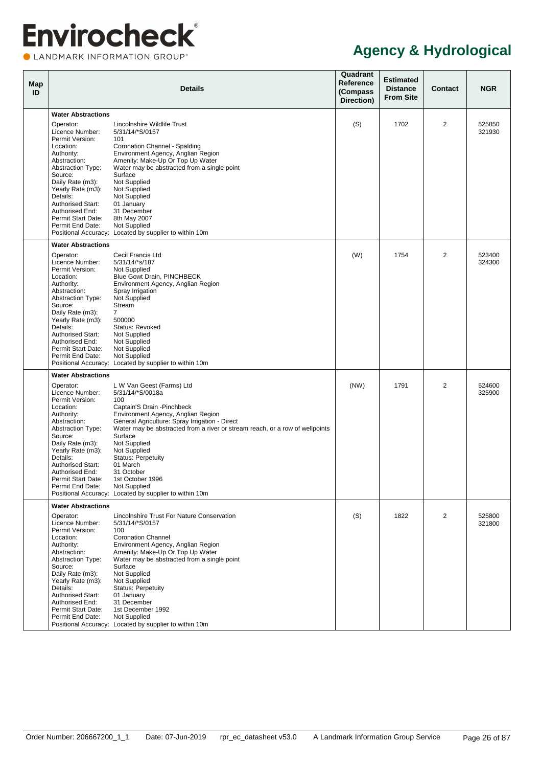# Agency & Hydrological

| Map ID | Details | | Quadrant Reference (Compass Direction) | Estimated Distance From Site | Contact | NGR |
|---|---|---|---|---|---|---|
| | **Water Abstractions** | | | | | |
| | Operator: | Lincolnshire Wildlife Trust | (S) | 1702 | 2 | 525850 321930 |
| | Licence Number: | 5/31/14/*S/0157 | | | | |
| | Permit Version: | 101 | | | | |
| | Location: | Coronation Channel - Spalding | | | | |
| | Authority: | Environment Agency, Anglian Region | | | | |
| | Abstraction: | Amenity: Make-Up Or Top Up Water | | | | |
| | Abstraction Type: | Water may be abstracted from a single point | | | | |
| | Source: | Surface | | | | |
| | Daily Rate (m3): | Not Supplied | | | | |
| | Yearly Rate (m3): | Not Supplied | | | | |
| | Details: | Not Supplied | | | | |
| | Authorised Start: | 01 January | | | | |
| | Authorised End: | 31 December | | | | |
| | Permit Start Date: | 8th May 2007 | | | | |
| | Permit End Date: | Not Supplied | | | | |
| | Positional Accuracy: | Located by supplier to within 10m | | | | |
| | **Water Abstractions** | | | | | |
| | Operator: | Cecil Francis Ltd | (W) | 1754 | 2 | 523400 324300 |
| | Licence Number: | 5/31/14/*s/187 | | | | |
| | Permit Version: | Not Supplied | | | | |
| | Location: | Blue Gowt Drain, PINCHBECK | | | | |
| | Authority: | Environment Agency, Anglian Region | | | | |
| | Abstraction: | Spray Irrigation | | | | |
| | Abstraction Type: | Not Supplied | | | | |
| | Source: | Stream | | | | |
| | Daily Rate (m3): | 7 | | | | |
| | Yearly Rate (m3): | 500000 | | | | |
| | Details: | Status: Revoked | | | | |
| | Authorised Start: | Not Supplied | | | | |
| | Authorised End: | Not Supplied | | | | |
| | Permit Start Date: | Not Supplied | | | | |
| | Permit End Date: | Not Supplied | | | | |
| | Positional Accuracy: | Located by supplier to within 10m | | | | |
| | **Water Abstractions** | | | | | |
| | Operator: | L W Van Geest (Farms) Ltd | (NW) | 1791 | 2 | 524600 325900 |
| | Licence Number: | 5/31/14/*S/0018a | | | | |
| | Permit Version: | 100 | | | | |
| | Location: | Captain'S Drain -Pinchbeck | | | | |
| | Authority: | Environment Agency, Anglian Region | | | | |
| | Abstraction: | General Agriculture: Spray Irrigation - Direct | | | | |
| | Abstraction Type: | Water may be abstracted from a river or stream reach, or a row of wellpoints | | | | |
| | Source: | Surface | | | | |
| | Daily Rate (m3): | Not Supplied | | | | |
| | Yearly Rate (m3): | Not Supplied | | | | |
| | Details: | Status: Perpetuity | | | | |
| | Authorised Start: | 01 March | | | | |
| | Authorised End: | 31 October | | | | |
| | Permit Start Date: | 1st October 1996 | | | | |
| | Permit End Date: | Not Supplied | | | | |
| | Positional Accuracy: | Located by supplier to within 10m | | | | |
| | **Water Abstractions** | | | | | |
| | Operator: | Lincolnshire Trust For Nature Conservation | (S) | 1822 | 2 | 525800 321800 |
| | Licence Number: | 5/31/14/*S/0157 | | | | |
| | Permit Version: | 100 | | | | |
| | Location: | Coronation Channel | | | | |
| | Authority: | Environment Agency, Anglian Region | | | | |
| | Abstraction: | Amenity: Make-Up Or Top Up Water | | | | |
| | Abstraction Type: | Water may be abstracted from a single point | | | | |
| | Source: | Surface | | | | |
| | Daily Rate (m3): | Not Supplied | | | | |
| | Yearly Rate (m3): | Not Supplied | | | | |
| | Details: | Status: Perpetuity | | | | |
| | Authorised Start: | 01 January | | | | |
| | Authorised End: | 31 December | | | | |
| | Permit Start Date: | 1st December 1992 | | | | |
| | Permit End Date: | Not Supplied | | | | |
| | Positional Accuracy: | Located by supplier to within 10m | | | | |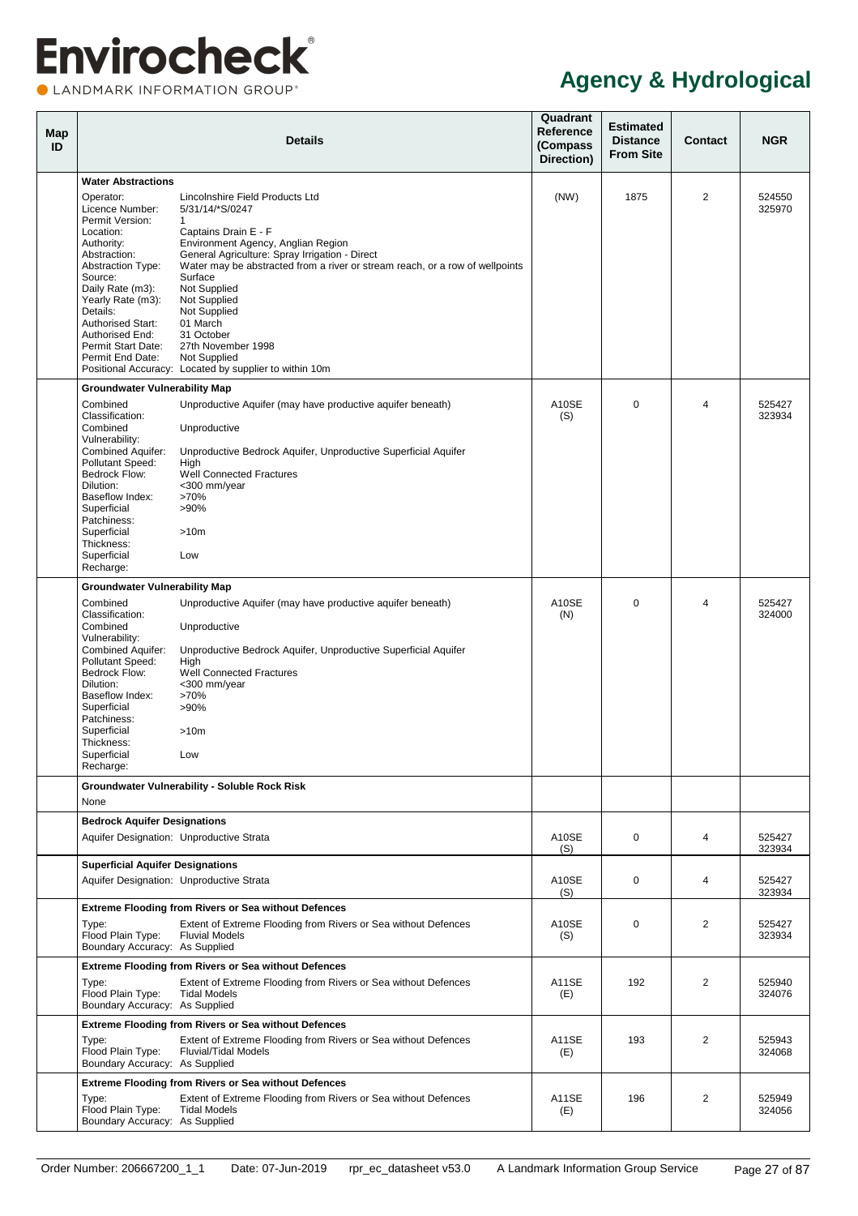# Agency & Hydrological

| Map ID | Details | Quadrant Reference (Compass Direction) | Estimated Distance From Site | Contact | NGR |
|---|---|---|---|---|---|
| | **Water Abstractions**<br>Operator: Lincolnshire Field Products Ltd<br>Licence Number: 5/31/14/*S/0247<br>Permit Version: 1<br>Location: Captains Drain E - F<br>Authority: Environment Agency, Anglian Region<br>Abstraction: General Agriculture: Spray Irrigation - Direct<br>Abstraction Type: Water may be abstracted from a river or stream reach, or a row of wellpoints<br>Source: Surface<br>Daily Rate (m3): Not Supplied<br>Yearly Rate (m3): Not Supplied<br>Details: Not Supplied<br>Authorised Start: 01 March<br>Authorised End: 31 October<br>Permit Start Date: 27th November 1998<br>Permit End Date: Not Supplied<br>Positional Accuracy: Located by supplier to within 10m | (NW) | 1875 | 2 | 524550 325970 |
| | **Groundwater Vulnerability Map**<br>Combined Classification: Unproductive Aquifer (may have productive aquifer beneath)<br>Combined Vulnerability: Unproductive<br>Combined Aquifer: Unproductive Bedrock Aquifer, Unproductive Superficial Aquifer<br>Pollutant Speed: High<br>Bedrock Flow: Well Connected Fractures<br>Dilution: <300 mm/year<br>Baseflow Index: >70%<br>Superficial Patchiness: >90%<br>Superficial Thickness: >10m<br>Superficial Recharge: Low | A10SE (S) | 0 | 4 | 525427 323934 |
| | **Groundwater Vulnerability Map**<br>Combined Classification: Unproductive Aquifer (may have productive aquifer beneath)<br>Combined Vulnerability: Unproductive<br>Combined Aquifer: Unproductive Bedrock Aquifer, Unproductive Superficial Aquifer<br>Pollutant Speed: High<br>Bedrock Flow: Well Connected Fractures<br>Dilution: <300 mm/year<br>Baseflow Index: >70%<br>Superficial Patchiness: >90%<br>Superficial Thickness: >10m<br>Superficial Recharge: Low | A10SE (N) | 0 | 4 | 525427 324000 |
| | **Groundwater Vulnerability - Soluble Rock Risk**<br>None | | | | |
| | **Bedrock Aquifer Designations**<br>Aquifer Designation: Unproductive Strata | A10SE (S) | 0 | 4 | 525427 323934 |
| | **Superficial Aquifer Designations**<br>Aquifer Designation: Unproductive Strata | A10SE (S) | 0 | 4 | 525427 323934 |
| | **Extreme Flooding from Rivers or Sea without Defences**<br>Type: Extent of Extreme Flooding from Rivers or Sea without Defences<br>Flood Plain Type: Fluvial Models<br>Boundary Accuracy: As Supplied | A10SE (S) | 0 | 2 | 525427 323934 |
| | **Extreme Flooding from Rivers or Sea without Defences**<br>Type: Extent of Extreme Flooding from Rivers or Sea without Defences<br>Flood Plain Type: Tidal Models<br>Boundary Accuracy: As Supplied | A11SE (E) | 192 | 2 | 525940 324076 |
| | **Extreme Flooding from Rivers or Sea without Defences**<br>Type: Extent of Extreme Flooding from Rivers or Sea without Defences<br>Flood Plain Type: Fluvial/Tidal Models<br>Boundary Accuracy: As Supplied | A11SE (E) | 193 | 2 | 525943 324068 |
| | **Extreme Flooding from Rivers or Sea without Defences**<br>Type: Extent of Extreme Flooding from Rivers or Sea without Defences<br>Flood Plain Type: Tidal Models<br>Boundary Accuracy: As Supplied | A11SE (E) | 196 | 2 | 525949 324056 |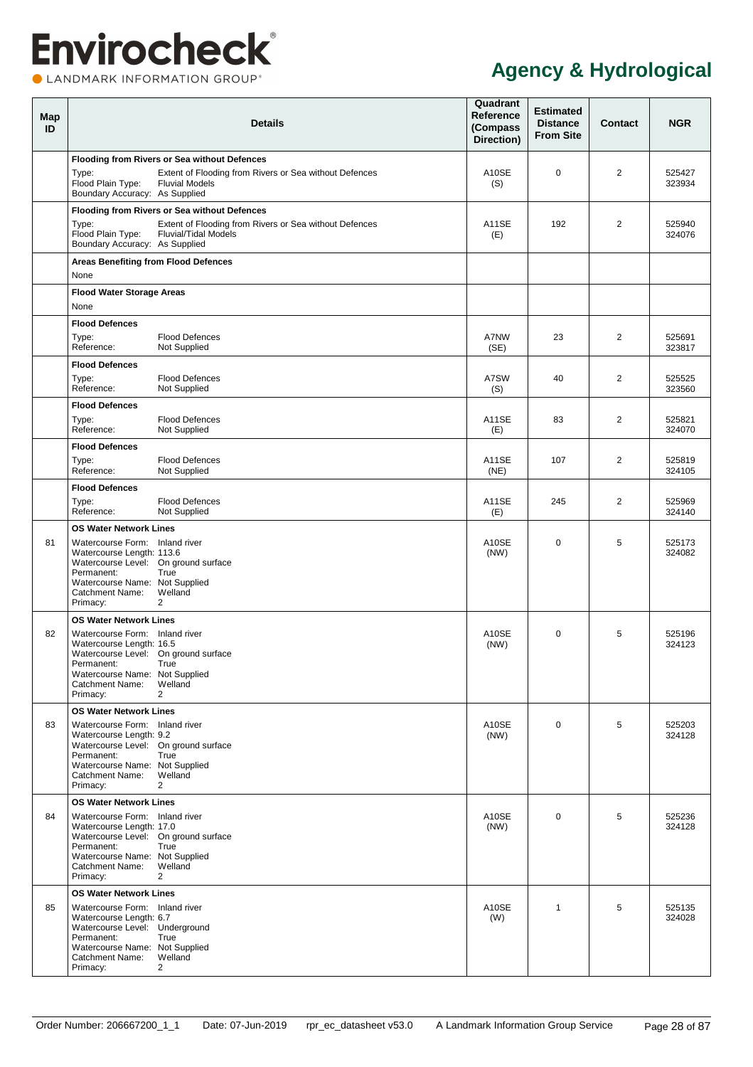# Agency & Hydrological

| Map ID | Details | Quadrant Reference (Compass Direction) | Estimated Distance From Site | Contact | NGR |
|---|---|---|---|---|---|
| | **Flooding from Rivers or Sea without Defences**<br>Type: Extent of Flooding from Rivers or Sea without Defences<br>Flood Plain Type: Fluvial Models<br>Boundary Accuracy: As Supplied | A10SE (S) | 0 | 2 | 525427 323934 |
| | **Flooding from Rivers or Sea without Defences**<br>Type: Extent of Flooding from Rivers or Sea without Defences<br>Flood Plain Type: Fluvial/Tidal Models<br>Boundary Accuracy: As Supplied | A11SE (E) | 192 | 2 | 525940 324076 |
| | **Areas Benefiting from Flood Defences**<br>None | | | | |
| | **Flood Water Storage Areas**<br>None | | | | |
| | **Flood Defences**<br>Type: Flood Defences<br>Reference: Not Supplied | A7NW (SE) | 23 | 2 | 525691 323817 |
| | **Flood Defences**<br>Type: Flood Defences<br>Reference: Not Supplied | A7SW (S) | 40 | 2 | 525525 323560 |
| | **Flood Defences**<br>Type: Flood Defences<br>Reference: Not Supplied | A11SE (E) | 83 | 2 | 525821 324070 |
| | **Flood Defences**<br>Type: Flood Defences<br>Reference: Not Supplied | A11SE (NE) | 107 | 2 | 525819 324105 |
| | **Flood Defences**<br>Type: Flood Defences<br>Reference: Not Supplied | A11SE (E) | 245 | 2 | 525969 324140 |
| 81 | **OS Water Network Lines**<br>Watercourse Form: Inland river<br>Watercourse Length: 113.6<br>Watercourse Level: On ground surface<br>Permanent: True<br>Watercourse Name: Not Supplied<br>Catchment Name: Welland<br>Primacy: 2 | A10SE (NW) | 0 | 5 | 525173 324082 |
| 82 | **OS Water Network Lines**<br>Watercourse Form: Inland river<br>Watercourse Length: 16.5<br>Watercourse Level: On ground surface<br>Permanent: True<br>Watercourse Name: Not Supplied<br>Catchment Name: Welland<br>Primacy: 2 | A10SE (NW) | 0 | 5 | 525196 324123 |
| 83 | **OS Water Network Lines**<br>Watercourse Form: Inland river<br>Watercourse Length: 9.2<br>Watercourse Level: On ground surface<br>Permanent: True<br>Watercourse Name: Not Supplied<br>Catchment Name: Welland<br>Primacy: 2 | A10SE (NW) | 0 | 5 | 525203 324128 |
| 84 | **OS Water Network Lines**<br>Watercourse Form: Inland river<br>Watercourse Length: 17.0<br>Watercourse Level: On ground surface<br>Permanent: True<br>Watercourse Name: Not Supplied<br>Catchment Name: Welland<br>Primacy: 2 | A10SE (NW) | 0 | 5 | 525236 324128 |
| 85 | **OS Water Network Lines**<br>Watercourse Form: Inland river<br>Watercourse Length: 6.7<br>Watercourse Level: Underground<br>Permanent: True<br>Watercourse Name: Not Supplied<br>Catchment Name: Welland<br>Primacy: 2 | A10SE (W) | 1 | 5 | 525135 324028 |

Order Number: 206667200_1_1 Date: 07-Jun-2019 rpr_ec_datasheet v53.0 A Landmark Information Group Service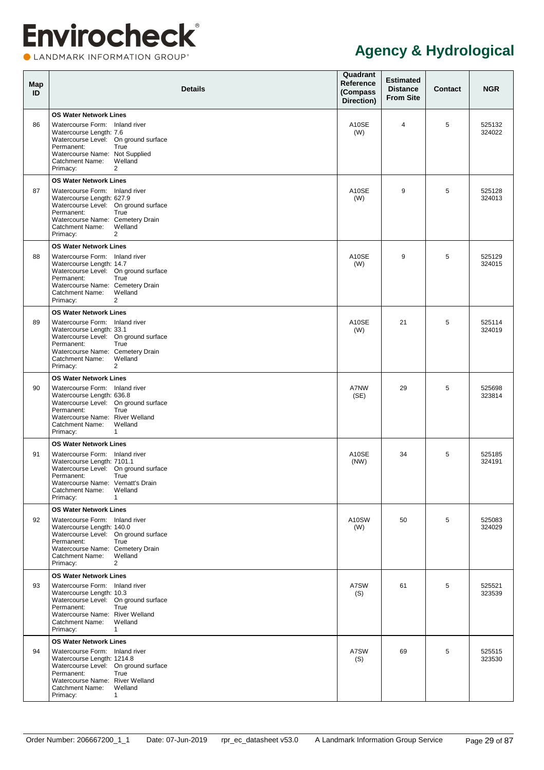# Agency & Hydrological

| Map ID | Details | Quadrant Reference (Compass Direction) | Estimated Distance From Site | Contact | NGR |
|---|---|---|---|---|---|
| 86 | **OS Water Network Lines**<br>Watercourse Form: Inland river<br>Watercourse Length: 7.6<br>Watercourse Level: On ground surface<br>Permanent: True<br>Watercourse Name: Not Supplied<br>Catchment Name: Welland<br>Primacy: 2 | A10SE (W) | 4 | 5 | 525132 324022 |
| 87 | **OS Water Network Lines**<br>Watercourse Form: Inland river<br>Watercourse Length: 627.9<br>Watercourse Level: On ground surface<br>Permanent: True<br>Watercourse Name: Cemetery Drain<br>Catchment Name: Welland<br>Primacy: 2 | A10SE (W) | 9 | 5 | 525128 324013 |
| 88 | **OS Water Network Lines**<br>Watercourse Form: Inland river<br>Watercourse Length: 14.7<br>Watercourse Level: On ground surface<br>Permanent: True<br>Watercourse Name: Cemetery Drain<br>Catchment Name: Welland<br>Primacy: 2 | A10SE (W) | 9 | 5 | 525129 324015 |
| 89 | **OS Water Network Lines**<br>Watercourse Form: Inland river<br>Watercourse Length: 33.1<br>Watercourse Level: On ground surface<br>Permanent: True<br>Watercourse Name: Cemetery Drain<br>Catchment Name: Welland<br>Primacy: 2 | A10SE (W) | 21 | 5 | 525114 324019 |
| 90 | **OS Water Network Lines**<br>Watercourse Form: Inland river<br>Watercourse Length: 636.8<br>Watercourse Level: On ground surface<br>Permanent: True<br>Watercourse Name: River Welland<br>Catchment Name: Welland<br>Primacy: 1 | A7NW (SE) | 29 | 5 | 525698 323814 |
| 91 | **OS Water Network Lines**<br>Watercourse Form: Inland river<br>Watercourse Length: 7101.1<br>Watercourse Level: On ground surface<br>Permanent: True<br>Watercourse Name: Vernatt's Drain<br>Catchment Name: Welland<br>Primacy: 1 | A10SE (NW) | 34 | 5 | 525185 324191 |
| 92 | **OS Water Network Lines**<br>Watercourse Form: Inland river<br>Watercourse Length: 140.0<br>Watercourse Level: On ground surface<br>Permanent: True<br>Watercourse Name: Cemetery Drain<br>Catchment Name: Welland<br>Primacy: 2 | A10SW (W) | 50 | 5 | 525083 324029 |
| 93 | **OS Water Network Lines**<br>Watercourse Form: Inland river<br>Watercourse Length: 10.3<br>Watercourse Level: On ground surface<br>Permanent: True<br>Watercourse Name: River Welland<br>Catchment Name: Welland<br>Primacy: 1 | A7SW (S) | 61 | 5 | 525521 323539 |
| 94 | **OS Water Network Lines**<br>Watercourse Form: Inland river<br>Watercourse Length: 1214.8<br>Watercourse Level: On ground surface<br>Permanent: True<br>Watercourse Name: River Welland<br>Catchment Name: Welland<br>Primacy: 1 | A7SW (S) | 69 | 5 | 525515 323530 |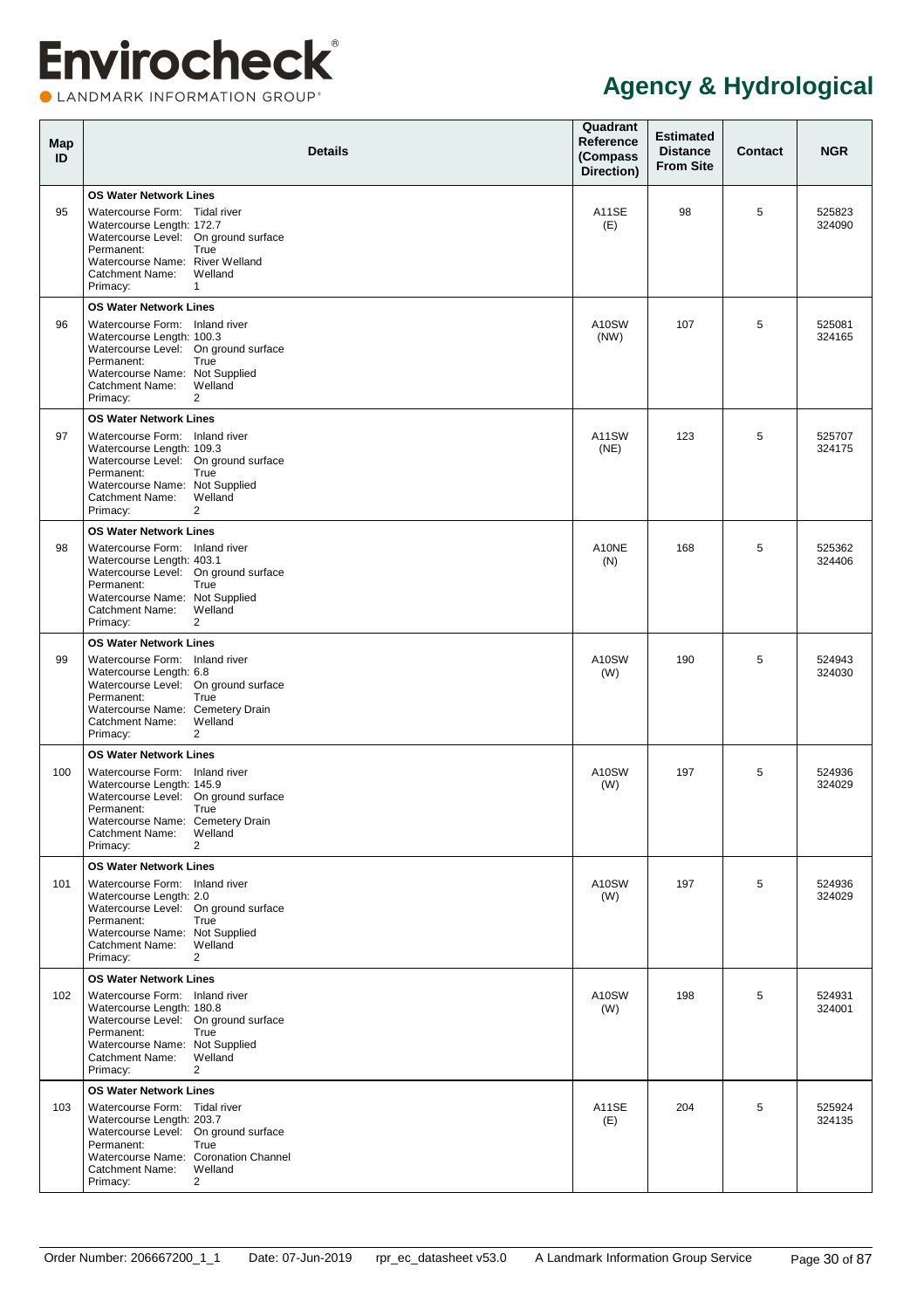# Agency & Hydrological

| Map ID | Details | Quadrant Reference (Compass Direction) | Estimated Distance From Site | Contact | NGR |
|---|---|---|---|---|---|
| 95 | **OS Water Network Lines**<br>Watercourse Form: Tidal river<br>Watercourse Length: 172.7<br>Watercourse Level: On ground surface<br>Permanent: True<br>Watercourse Name: River Welland<br>Catchment Name: Welland<br>Primacy: 1 | A11SE (E) | 98 | 5 | 525823 324090 |
| 96 | **OS Water Network Lines**<br>Watercourse Form: Inland river<br>Watercourse Length: 100.3<br>Watercourse Level: On ground surface<br>Permanent: True<br>Watercourse Name: Not Supplied<br>Catchment Name: Welland<br>Primacy: 2 | A10SW (NW) | 107 | 5 | 525081 324165 |
| 97 | **OS Water Network Lines**<br>Watercourse Form: Inland river<br>Watercourse Length: 109.3<br>Watercourse Level: On ground surface<br>Permanent: True<br>Watercourse Name: Not Supplied<br>Catchment Name: Welland<br>Primacy: 2 | A11SW (NE) | 123 | 5 | 525707 324175 |
| 98 | **OS Water Network Lines**<br>Watercourse Form: Inland river<br>Watercourse Length: 403.1<br>Watercourse Level: On ground surface<br>Permanent: True<br>Watercourse Name: Not Supplied<br>Catchment Name: Welland<br>Primacy: 2 | A10NE (N) | 168 | 5 | 525362 324406 |
| 99 | **OS Water Network Lines**<br>Watercourse Form: Inland river<br>Watercourse Length: 6.8<br>Watercourse Level: On ground surface<br>Permanent: True<br>Watercourse Name: Cemetery Drain<br>Catchment Name: Welland<br>Primacy: 2 | A10SW (W) | 190 | 5 | 524943 324030 |
| 100 | **OS Water Network Lines**<br>Watercourse Form: Inland river<br>Watercourse Length: 145.9<br>Watercourse Level: On ground surface<br>Permanent: True<br>Watercourse Name: Cemetery Drain<br>Catchment Name: Welland<br>Primacy: 2 | A10SW (W) | 197 | 5 | 524936 324029 |
| 101 | **OS Water Network Lines**<br>Watercourse Form: Inland river<br>Watercourse Length: 2.0<br>Watercourse Level: On ground surface<br>Permanent: True<br>Watercourse Name: Not Supplied<br>Catchment Name: Welland<br>Primacy: 2 | A10SW (W) | 197 | 5 | 524936 324029 |
| 102 | **OS Water Network Lines**<br>Watercourse Form: Inland river<br>Watercourse Length: 180.8<br>Watercourse Level: On ground surface<br>Permanent: True<br>Watercourse Name: Not Supplied<br>Catchment Name: Welland<br>Primacy: 2 | A10SW (W) | 198 | 5 | 524931 324001 |
| 103 | **OS Water Network Lines**<br>Watercourse Form: Tidal river<br>Watercourse Length: 203.7<br>Watercourse Level: On ground surface<br>Permanent: True<br>Watercourse Name: Coronation Channel<br>Catchment Name: Welland<br>Primacy: 2 | A11SE (E) | 204 | 5 | 525924 324135 |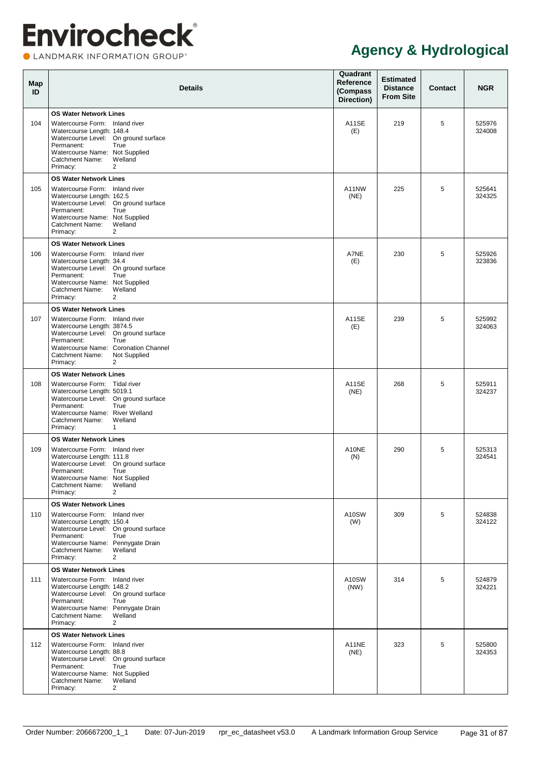# Agency & Hydrological

| Map ID | Details | Quadrant Reference (Compass Direction) | Estimated Distance From Site | Contact | NGR |
|---|---|---|---|---|---|
| 104 | **OS Water Network Lines**<br>Watercourse Form: Inland river<br>Watercourse Length: 148.4<br>Watercourse Level: On ground surface<br>Permanent: True<br>Watercourse Name: Not Supplied<br>Catchment Name: Welland<br>Primacy: 2 | A11SE (E) | 219 | 5 | 525976 324008 |
| 105 | **OS Water Network Lines**<br>Watercourse Form: Inland river<br>Watercourse Length: 162.5<br>Watercourse Level: On ground surface<br>Permanent: True<br>Watercourse Name: Not Supplied<br>Catchment Name: Welland<br>Primacy: 2 | A11NW (NE) | 225 | 5 | 525641 324325 |
| 106 | **OS Water Network Lines**<br>Watercourse Form: Inland river<br>Watercourse Length: 34.4<br>Watercourse Level: On ground surface<br>Permanent: True<br>Watercourse Name: Not Supplied<br>Catchment Name: Welland<br>Primacy: 2 | A7NE (E) | 230 | 5 | 525926 323836 |
| 107 | **OS Water Network Lines**<br>Watercourse Form: Inland river<br>Watercourse Length: 3874.5<br>Watercourse Level: On ground surface<br>Permanent: True<br>Watercourse Name: Coronation Channel<br>Catchment Name: Not Supplied<br>Primacy: 2 | A11SE (E) | 239 | 5 | 525992 324063 |
| 108 | **OS Water Network Lines**<br>Watercourse Form: Tidal river<br>Watercourse Length: 5019.1<br>Watercourse Level: On ground surface<br>Permanent: True<br>Watercourse Name: River Welland<br>Catchment Name: Welland<br>Primacy: 1 | A11SE (NE) | 268 | 5 | 525911 324237 |
| 109 | **OS Water Network Lines**<br>Watercourse Form: Inland river<br>Watercourse Length: 111.8<br>Watercourse Level: On ground surface<br>Permanent: True<br>Watercourse Name: Not Supplied<br>Catchment Name: Welland<br>Primacy: 2 | A10NE (N) | 290 | 5 | 525313 324541 |
| 110 | **OS Water Network Lines**<br>Watercourse Form: Inland river<br>Watercourse Length: 150.4<br>Watercourse Level: On ground surface<br>Permanent: True<br>Watercourse Name: Pennygate Drain<br>Catchment Name: Welland<br>Primacy: 2 | A10SW (W) | 309 | 5 | 524838 324122 |
| 111 | **OS Water Network Lines**<br>Watercourse Form: Inland river<br>Watercourse Length: 148.2<br>Watercourse Level: On ground surface<br>Permanent: True<br>Watercourse Name: Pennygate Drain<br>Catchment Name: Welland<br>Primacy: 2 | A10SW (NW) | 314 | 5 | 524879 324221 |
| 112 | **OS Water Network Lines**<br>Watercourse Form: Inland river<br>Watercourse Length: 88.8<br>Watercourse Level: On ground surface<br>Permanent: True<br>Watercourse Name: Not Supplied<br>Catchment Name: Welland<br>Primacy: 2 | A11NE (NE) | 323 | 5 | 525800 324353 |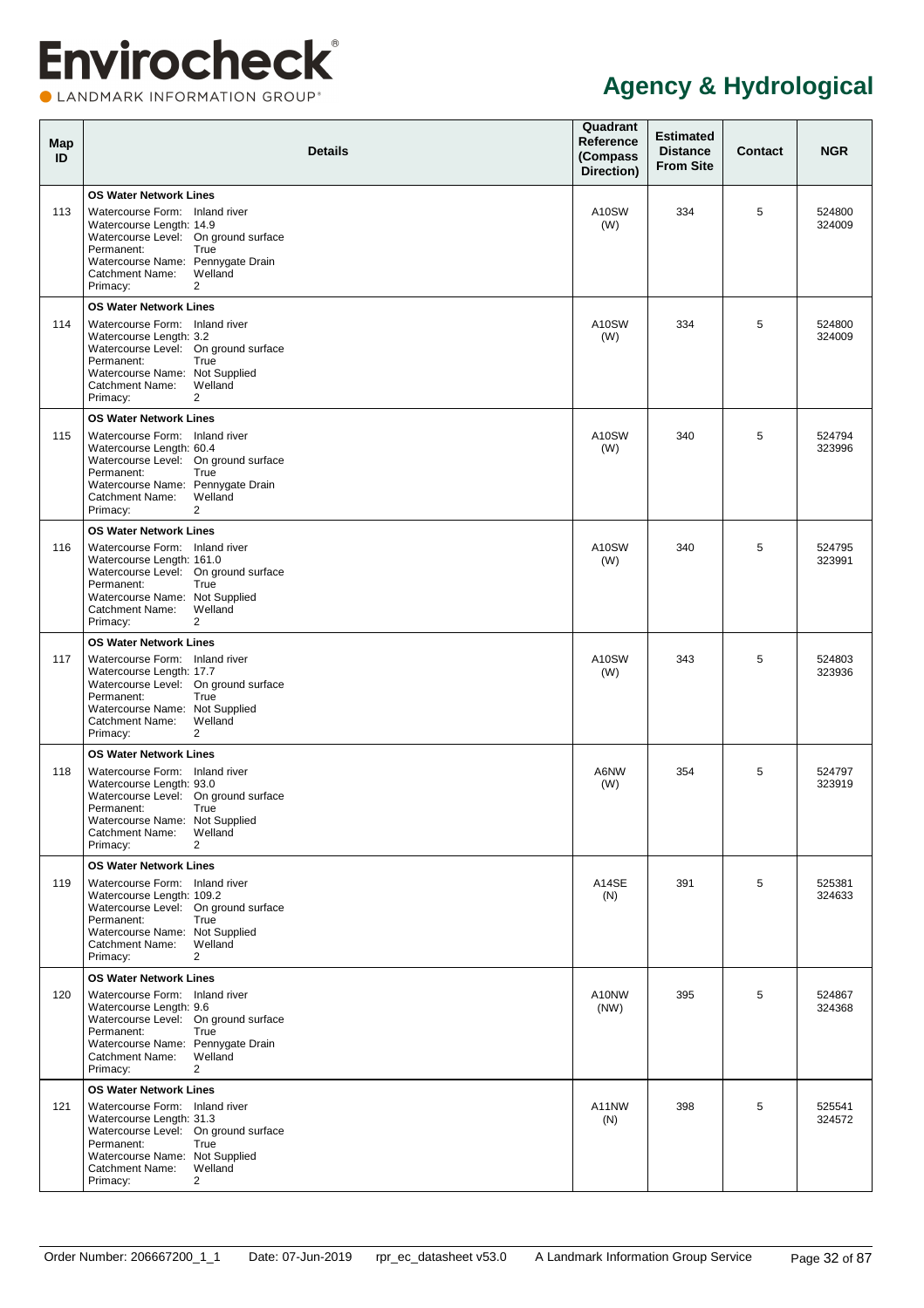# Agency & Hydrological

| Map ID | Details | Quadrant Reference (Compass Direction) | Estimated Distance From Site | Contact | NGR |
|---|---|---|---|---|---|
| 113 | **OS Water Network Lines**<br>Watercourse Form: Inland river<br>Watercourse Length: 14.9<br>Watercourse Level: On ground surface<br>Permanent: True<br>Watercourse Name: Pennygate Drain<br>Catchment Name: Welland<br>Primacy: 2 | A10SW (W) | 334 | 5 | 524800 324009 |
| 114 | **OS Water Network Lines**<br>Watercourse Form: Inland river<br>Watercourse Length: 3.2<br>Watercourse Level: On ground surface<br>Permanent: True<br>Watercourse Name: Not Supplied<br>Catchment Name: Welland<br>Primacy: 2 | A10SW (W) | 334 | 5 | 524800 324009 |
| 115 | **OS Water Network Lines**<br>Watercourse Form: Inland river<br>Watercourse Length: 60.4<br>Watercourse Level: On ground surface<br>Permanent: True<br>Watercourse Name: Pennygate Drain<br>Catchment Name: Welland<br>Primacy: 2 | A10SW (W) | 340 | 5 | 524794 323996 |
| 116 | **OS Water Network Lines**<br>Watercourse Form: Inland river<br>Watercourse Length: 161.0<br>Watercourse Level: On ground surface<br>Permanent: True<br>Watercourse Name: Not Supplied<br>Catchment Name: Welland<br>Primacy: 2 | A10SW (W) | 340 | 5 | 524795 323991 |
| 117 | **OS Water Network Lines**<br>Watercourse Form: Inland river<br>Watercourse Length: 17.7<br>Watercourse Level: On ground surface<br>Permanent: True<br>Watercourse Name: Not Supplied<br>Catchment Name: Welland<br>Primacy: 2 | A10SW (W) | 343 | 5 | 524803 323936 |
| 118 | **OS Water Network Lines**<br>Watercourse Form: Inland river<br>Watercourse Length: 93.0<br>Watercourse Level: On ground surface<br>Permanent: True<br>Watercourse Name: Not Supplied<br>Catchment Name: Welland<br>Primacy: 2 | A6NW (W) | 354 | 5 | 524797 323919 |
| 119 | **OS Water Network Lines**<br>Watercourse Form: Inland river<br>Watercourse Length: 109.2<br>Watercourse Level: On ground surface<br>Permanent: True<br>Watercourse Name: Not Supplied<br>Catchment Name: Welland<br>Primacy: 2 | A14SE (N) | 391 | 5 | 525381 324633 |
| 120 | **OS Water Network Lines**<br>Watercourse Form: Inland river<br>Watercourse Length: 9.6<br>Watercourse Level: On ground surface<br>Permanent: True<br>Watercourse Name: Pennygate Drain<br>Catchment Name: Welland<br>Primacy: 2 | A10NW (NW) | 395 | 5 | 524867 324368 |
| 121 | **OS Water Network Lines**<br>Watercourse Form: Inland river<br>Watercourse Length: 31.3<br>Watercourse Level: On ground surface<br>Permanent: True<br>Watercourse Name: Not Supplied<br>Catchment Name: Welland<br>Primacy: 2 | A11NW (N) | 398 | 5 | 525541 324572 |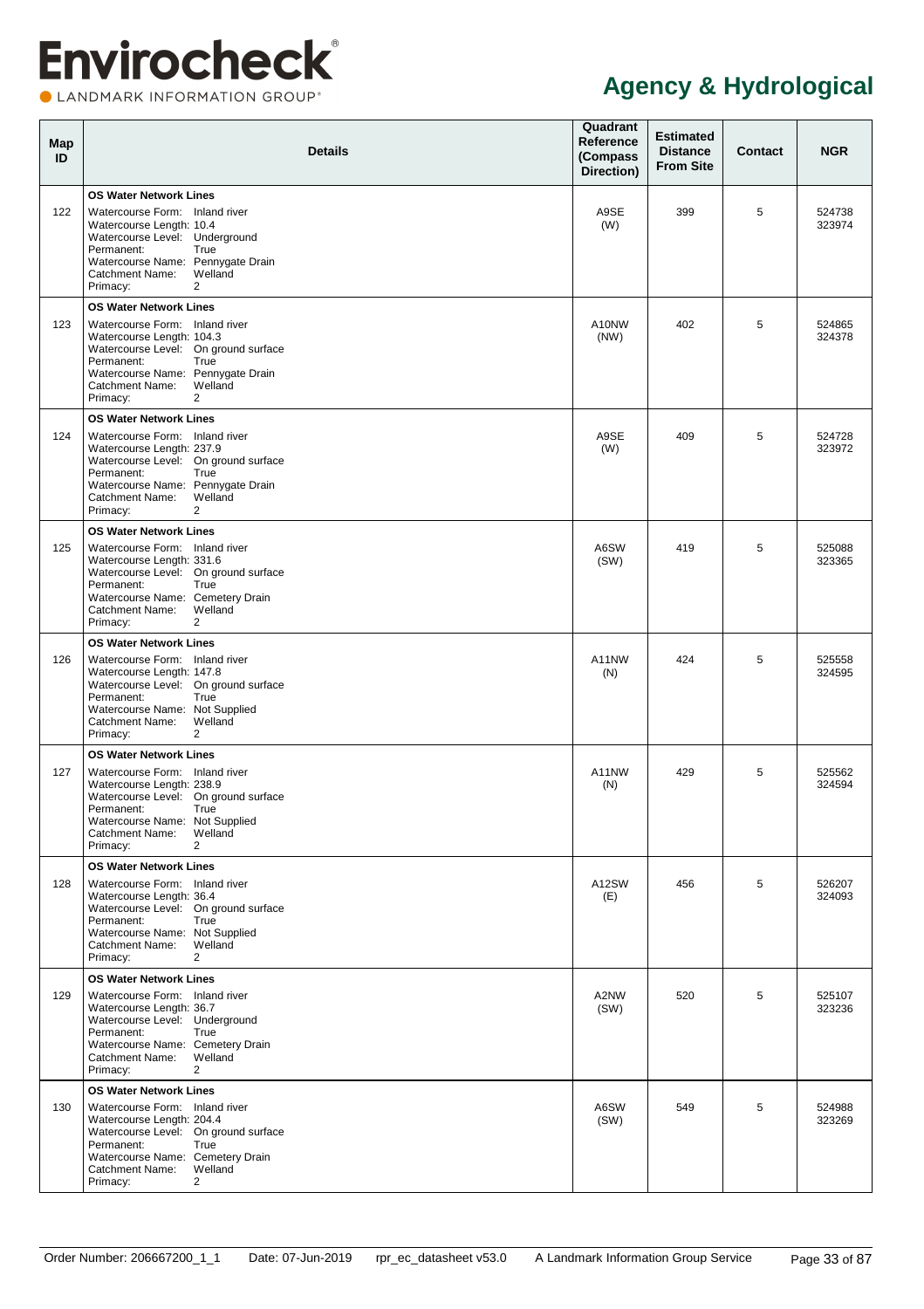# Agency & Hydrological

| Map ID | Details | Quadrant Reference (Compass Direction) | Estimated Distance From Site | Contact | NGR |
|---|---|---|---|---|---|
| 122 | **OS Water Network Lines**<br>Watercourse Form: Inland river<br>Watercourse Length: 10.4<br>Watercourse Level: Underground<br>Permanent: True<br>Watercourse Name: Pennygate Drain<br>Catchment Name: Welland<br>Primacy: 2 | A9SE (W) | 399 | 5 | 524738 323974 |
| 123 | **OS Water Network Lines**<br>Watercourse Form: Inland river<br>Watercourse Length: 104.3<br>Watercourse Level: On ground surface<br>Permanent: True<br>Watercourse Name: Pennygate Drain<br>Catchment Name: Welland<br>Primacy: 2 | A10NW (NW) | 402 | 5 | 524865 324378 |
| 124 | **OS Water Network Lines**<br>Watercourse Form: Inland river<br>Watercourse Length: 237.9<br>Watercourse Level: On ground surface<br>Permanent: True<br>Watercourse Name: Pennygate Drain<br>Catchment Name: Welland<br>Primacy: 2 | A9SE (W) | 409 | 5 | 524728 323972 |
| 125 | **OS Water Network Lines**<br>Watercourse Form: Inland river<br>Watercourse Length: 331.6<br>Watercourse Level: On ground surface<br>Permanent: True<br>Watercourse Name: Cemetery Drain<br>Catchment Name: Welland<br>Primacy: 2 | A6SW (SW) | 419 | 5 | 525088 323365 |
| 126 | **OS Water Network Lines**<br>Watercourse Form: Inland river<br>Watercourse Length: 147.8<br>Watercourse Level: On ground surface<br>Permanent: True<br>Watercourse Name: Not Supplied<br>Catchment Name: Welland<br>Primacy: 2 | A11NW (N) | 424 | 5 | 525558 324595 |
| 127 | **OS Water Network Lines**<br>Watercourse Form: Inland river<br>Watercourse Length: 238.9<br>Watercourse Level: On ground surface<br>Permanent: True<br>Watercourse Name: Not Supplied<br>Catchment Name: Welland<br>Primacy: 2 | A11NW (N) | 429 | 5 | 525562 324594 |
| 128 | **OS Water Network Lines**<br>Watercourse Form: Inland river<br>Watercourse Length: 36.4<br>Watercourse Level: On ground surface<br>Permanent: True<br>Watercourse Name: Not Supplied<br>Catchment Name: Welland<br>Primacy: 2 | A12SW (E) | 456 | 5 | 526207 324093 |
| 129 | **OS Water Network Lines**<br>Watercourse Form: Inland river<br>Watercourse Length: 36.7<br>Watercourse Level: Underground<br>Permanent: True<br>Watercourse Name: Cemetery Drain<br>Catchment Name: Welland<br>Primacy: 2 | A2NW (SW) | 520 | 5 | 525107 323236 |
| 130 | **OS Water Network Lines**<br>Watercourse Form: Inland river<br>Watercourse Length: 204.4<br>Watercourse Level: On ground surface<br>Permanent: True<br>Watercourse Name: Cemetery Drain<br>Catchment Name: Welland<br>Primacy: 2 | A6SW (SW) | 549 | 5 | 524988 323269 |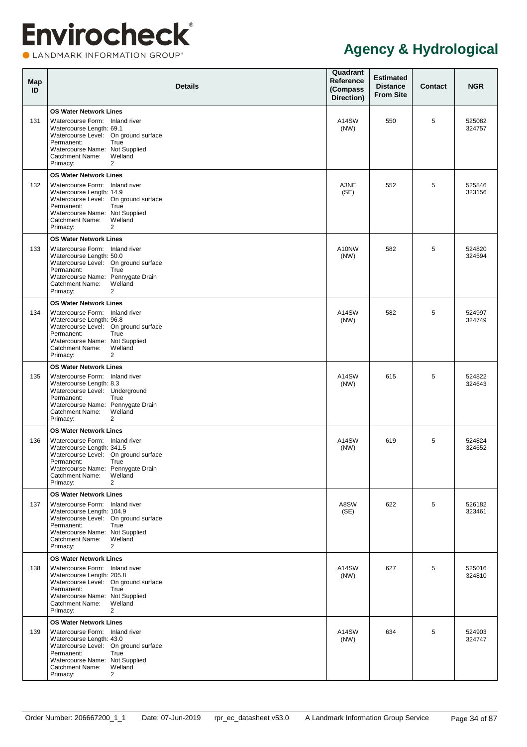# Agency & Hydrological

| Map ID | Details | Quadrant Reference (Compass Direction) | Estimated Distance From Site | Contact | NGR |
|---|---|---|---|---|---|
| 131 | **OS Water Network Lines**<br>Watercourse Form: Inland river<br>Watercourse Length: 69.1<br>Watercourse Level: On ground surface<br>Permanent: True<br>Watercourse Name: Not Supplied<br>Catchment Name: Welland<br>Primacy: 2 | A14SW (NW) | 550 | 5 | 525082 324757 |
| 132 | **OS Water Network Lines**<br>Watercourse Form: Inland river<br>Watercourse Length: 14.9<br>Watercourse Level: On ground surface<br>Permanent: True<br>Watercourse Name: Not Supplied<br>Catchment Name: Welland<br>Primacy: 2 | A3NE (SE) | 552 | 5 | 525846 323156 |
| 133 | **OS Water Network Lines**<br>Watercourse Form: Inland river<br>Watercourse Length: 50.0<br>Watercourse Level: On ground surface<br>Permanent: True<br>Watercourse Name: Pennygate Drain<br>Catchment Name: Welland<br>Primacy: 2 | A10NW (NW) | 582 | 5 | 524820 324594 |
| 134 | **OS Water Network Lines**<br>Watercourse Form: Inland river<br>Watercourse Length: 96.8<br>Watercourse Level: On ground surface<br>Permanent: True<br>Watercourse Name: Not Supplied<br>Catchment Name: Welland<br>Primacy: 2 | A14SW (NW) | 582 | 5 | 524997 324749 |
| 135 | **OS Water Network Lines**<br>Watercourse Form: Inland river<br>Watercourse Length: 8.3<br>Watercourse Level: Underground<br>Permanent: True<br>Watercourse Name: Pennygate Drain<br>Catchment Name: Welland<br>Primacy: 2 | A14SW (NW) | 615 | 5 | 524822 324643 |
| 136 | **OS Water Network Lines**<br>Watercourse Form: Inland river<br>Watercourse Length: 341.5<br>Watercourse Level: On ground surface<br>Permanent: True<br>Watercourse Name: Pennygate Drain<br>Catchment Name: Welland<br>Primacy: 2 | A14SW (NW) | 619 | 5 | 524824 324652 |
| 137 | **OS Water Network Lines**<br>Watercourse Form: Inland river<br>Watercourse Length: 104.9<br>Watercourse Level: On ground surface<br>Permanent: True<br>Watercourse Name: Not Supplied<br>Catchment Name: Welland<br>Primacy: 2 | A8SW (SE) | 622 | 5 | 526182 323461 |
| 138 | **OS Water Network Lines**<br>Watercourse Form: Inland river<br>Watercourse Length: 205.8<br>Watercourse Level: On ground surface<br>Permanent: True<br>Watercourse Name: Not Supplied<br>Catchment Name: Welland<br>Primacy: 2 | A14SW (NW) | 627 | 5 | 525016 324810 |
| 139 | **OS Water Network Lines**<br>Watercourse Form: Inland river<br>Watercourse Length: 43.0<br>Watercourse Level: On ground surface<br>Permanent: True<br>Watercourse Name: Not Supplied<br>Catchment Name: Welland<br>Primacy: 2 | A14SW (NW) | 634 | 5 | 524903 324747 |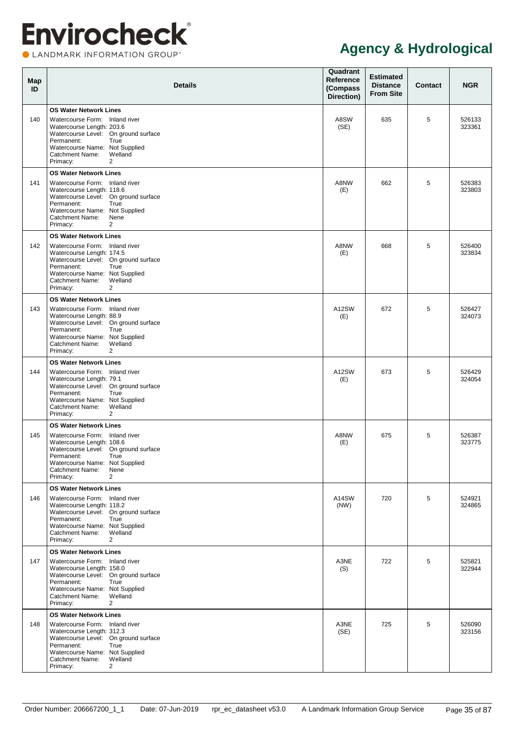# Agency & Hydrological

| Map ID | Details | Quadrant Reference (Compass Direction) | Estimated Distance From Site | Contact | NGR |
|---|---|---|---|---|---|
| 140 | **OS Water Network Lines**<br>Watercourse Form: Inland river<br>Watercourse Length: 203.6<br>Watercourse Level: On ground surface<br>Permanent: True<br>Watercourse Name: Not Supplied<br>Catchment Name: Welland<br>Primacy: 2 | A8SW (SE) | 635 | 5 | 526133 323361 |
| 141 | **OS Water Network Lines**<br>Watercourse Form: Inland river<br>Watercourse Length: 118.6<br>Watercourse Level: On ground surface<br>Permanent: True<br>Watercourse Name: Not Supplied<br>Catchment Name: Nene<br>Primacy: 2 | A8NW (E) | 662 | 5 | 526383 323803 |
| 142 | **OS Water Network Lines**<br>Watercourse Form: Inland river<br>Watercourse Length: 174.5<br>Watercourse Level: On ground surface<br>Permanent: True<br>Watercourse Name: Not Supplied<br>Catchment Name: Welland<br>Primacy: 2 | A8NW (E) | 668 | 5 | 526400 323834 |
| 143 | **OS Water Network Lines**<br>Watercourse Form: Inland river<br>Watercourse Length: 88.9<br>Watercourse Level: On ground surface<br>Permanent: True<br>Watercourse Name: Not Supplied<br>Catchment Name: Welland<br>Primacy: 2 | A12SW (E) | 672 | 5 | 526427 324073 |
| 144 | **OS Water Network Lines**<br>Watercourse Form: Inland river<br>Watercourse Length: 79.1<br>Watercourse Level: On ground surface<br>Permanent: True<br>Watercourse Name: Not Supplied<br>Catchment Name: Welland<br>Primacy: 2 | A12SW (E) | 673 | 5 | 526429 324054 |
| 145 | **OS Water Network Lines**<br>Watercourse Form: Inland river<br>Watercourse Length: 108.6<br>Watercourse Level: On ground surface<br>Permanent: True<br>Watercourse Name: Not Supplied<br>Catchment Name: Nene<br>Primacy: 2 | A8NW (E) | 675 | 5 | 526387 323775 |
| 146 | **OS Water Network Lines**<br>Watercourse Form: Inland river<br>Watercourse Length: 118.2<br>Watercourse Level: On ground surface<br>Permanent: True<br>Watercourse Name: Not Supplied<br>Catchment Name: Welland<br>Primacy: 2 | A14SW (NW) | 720 | 5 | 524921 324865 |
| 147 | **OS Water Network Lines**<br>Watercourse Form: Inland river<br>Watercourse Length: 158.0<br>Watercourse Level: On ground surface<br>Permanent: True<br>Watercourse Name: Not Supplied<br>Catchment Name: Welland<br>Primacy: 2 | A3NE (S) | 722 | 5 | 525821 322944 |
| 148 | **OS Water Network Lines**<br>Watercourse Form: Inland river<br>Watercourse Length: 312.3<br>Watercourse Level: On ground surface<br>Permanent: True<br>Watercourse Name: Not Supplied<br>Catchment Name: Welland<br>Primacy: 2 | A3NE (SE) | 725 | 5 | 526090 323156 |

Order Number: 206667200_1_1 Date: 07-Jun-2019 rpr_ec_datasheet v53.0 A Landmark Information Group Service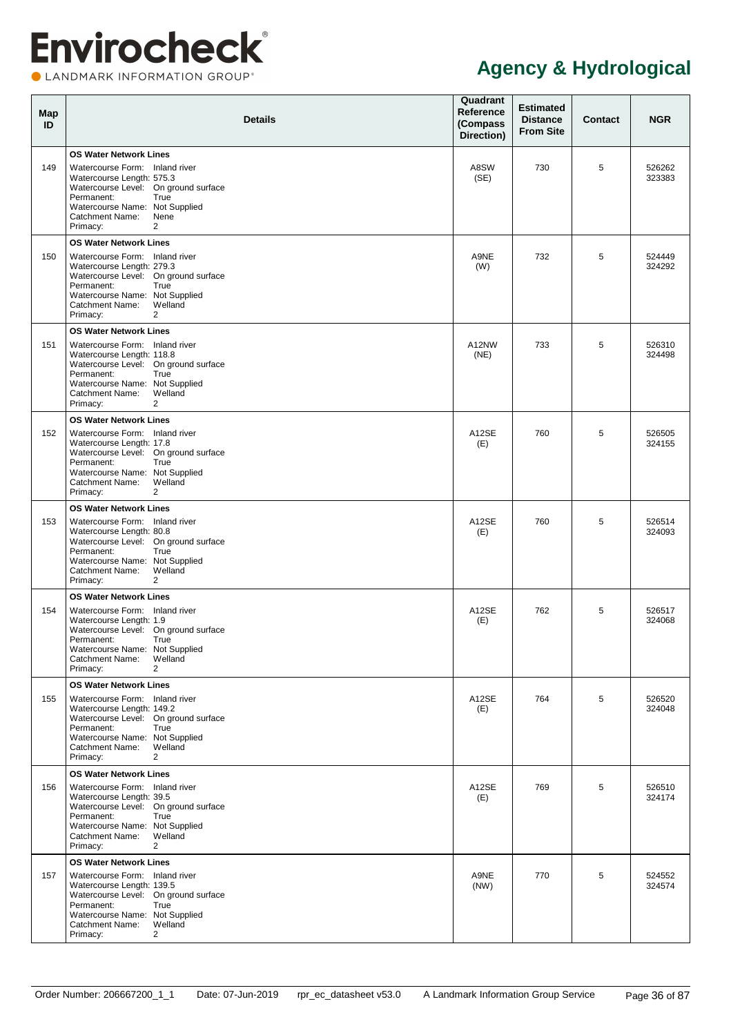# Agency & Hydrological

| Map ID | Details | Quadrant Reference (Compass Direction) | Estimated Distance From Site | Contact | NGR |
|---|---|---|---|---|---|
| 149 | **OS Water Network Lines**<br>Watercourse Form: Inland river<br>Watercourse Length: 575.3<br>Watercourse Level: On ground surface<br>Permanent: True<br>Watercourse Name: Not Supplied<br>Catchment Name: Nene<br>Primacy: 2 | A8SW (SE) | 730 | 5 | 526262 323383 |
| 150 | **OS Water Network Lines**<br>Watercourse Form: Inland river<br>Watercourse Length: 279.3<br>Watercourse Level: On ground surface<br>Permanent: True<br>Watercourse Name: Not Supplied<br>Catchment Name: Welland<br>Primacy: 2 | A9NE (W) | 732 | 5 | 524449 324292 |
| 151 | **OS Water Network Lines**<br>Watercourse Form: Inland river<br>Watercourse Length: 118.8<br>Watercourse Level: On ground surface<br>Permanent: True<br>Watercourse Name: Not Supplied<br>Catchment Name: Welland<br>Primacy: 2 | A12NW (NE) | 733 | 5 | 526310 324498 |
| 152 | **OS Water Network Lines**<br>Watercourse Form: Inland river<br>Watercourse Length: 17.8<br>Watercourse Level: On ground surface<br>Permanent: True<br>Watercourse Name: Not Supplied<br>Catchment Name: Welland<br>Primacy: 2 | A12SE (E) | 760 | 5 | 526505 324155 |
| 153 | **OS Water Network Lines**<br>Watercourse Form: Inland river<br>Watercourse Length: 80.8<br>Watercourse Level: On ground surface<br>Permanent: True<br>Watercourse Name: Not Supplied<br>Catchment Name: Welland<br>Primacy: 2 | A12SE (E) | 760 | 5 | 526514 324093 |
| 154 | **OS Water Network Lines**<br>Watercourse Form: Inland river<br>Watercourse Length: 1.9<br>Watercourse Level: On ground surface<br>Permanent: True<br>Watercourse Name: Not Supplied<br>Catchment Name: Welland<br>Primacy: 2 | A12SE (E) | 762 | 5 | 526517 324068 |
| 155 | **OS Water Network Lines**<br>Watercourse Form: Inland river<br>Watercourse Length: 149.2<br>Watercourse Level: On ground surface<br>Permanent: True<br>Watercourse Name: Not Supplied<br>Catchment Name: Welland<br>Primacy: 2 | A12SE (E) | 764 | 5 | 526520 324048 |
| 156 | **OS Water Network Lines**<br>Watercourse Form: Inland river<br>Watercourse Length: 39.5<br>Watercourse Level: On ground surface<br>Permanent: True<br>Watercourse Name: Not Supplied<br>Catchment Name: Welland<br>Primacy: 2 | A12SE (E) | 769 | 5 | 526510 324174 |
| 157 | **OS Water Network Lines**<br>Watercourse Form: Inland river<br>Watercourse Length: 139.5<br>Watercourse Level: On ground surface<br>Permanent: True<br>Watercourse Name: Not Supplied<br>Catchment Name: Welland<br>Primacy: 2 | A9NE (NW) | 770 | 5 | 524552 324574 |

Order Number: 206667200_1_1 Date: 07-Jun-2019 rpr_ec_datasheet v53.0 A Landmark Information Group Service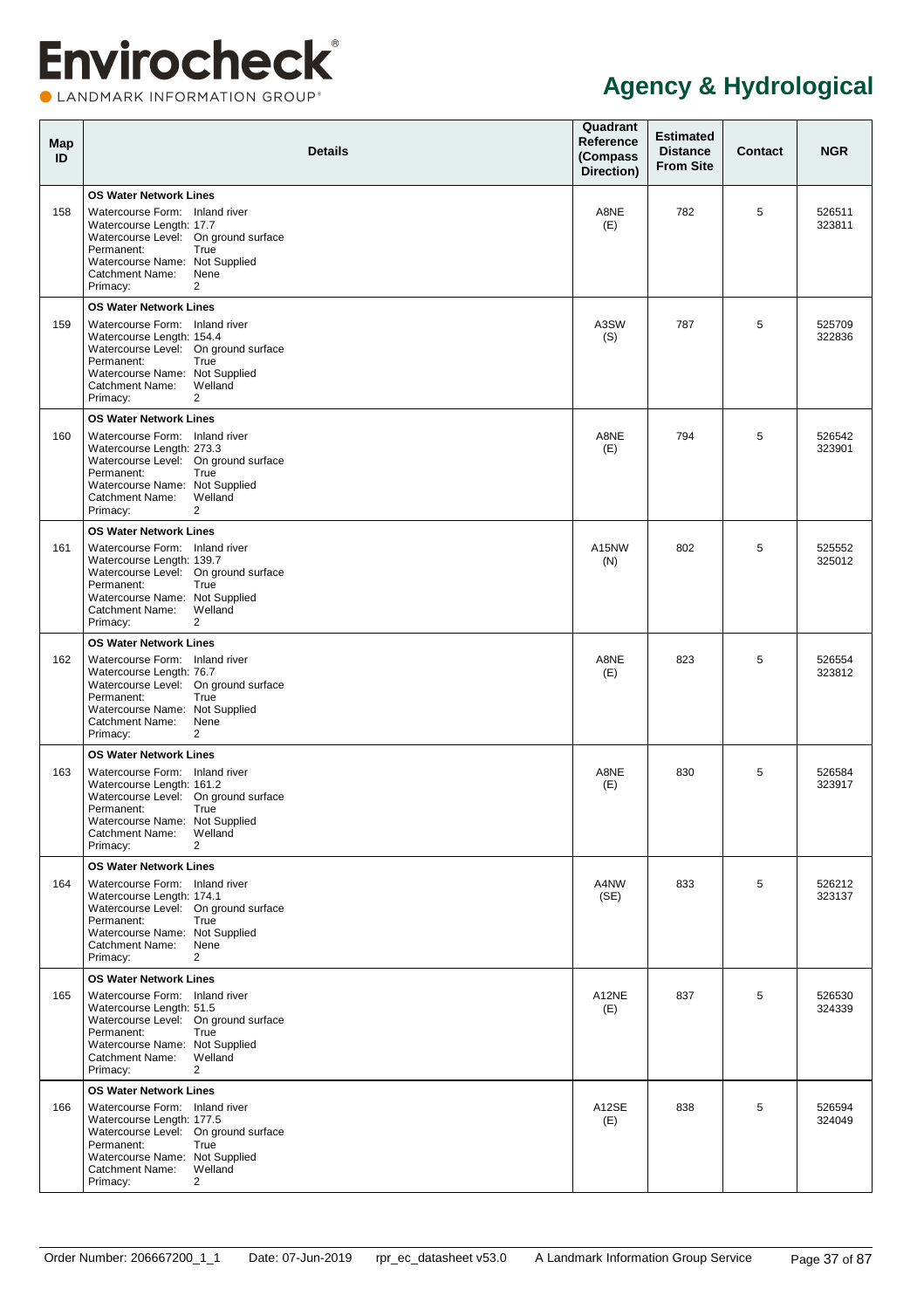# Agency & Hydrological

| Map ID | Details | Quadrant Reference (Compass Direction) | Estimated Distance From Site | Contact | NGR |
|---|---|---|---|---|---|
| 158 | **OS Water Network Lines**<br>Watercourse Form: Inland river<br>Watercourse Length: 17.7<br>Watercourse Level: On ground surface<br>Permanent: True<br>Watercourse Name: Not Supplied<br>Catchment Name: Nene<br>Primacy: 2 | A8NE (E) | 782 | 5 | 526511 323811 |
| 159 | **OS Water Network Lines**<br>Watercourse Form: Inland river<br>Watercourse Length: 154.4<br>Watercourse Level: On ground surface<br>Permanent: True<br>Watercourse Name: Not Supplied<br>Catchment Name: Welland<br>Primacy: 2 | A3SW (S) | 787 | 5 | 525709 322836 |
| 160 | **OS Water Network Lines**<br>Watercourse Form: Inland river<br>Watercourse Length: 273.3<br>Watercourse Level: On ground surface<br>Permanent: True<br>Watercourse Name: Not Supplied<br>Catchment Name: Welland<br>Primacy: 2 | A8NE (E) | 794 | 5 | 526542 323901 |
| 161 | **OS Water Network Lines**<br>Watercourse Form: Inland river<br>Watercourse Length: 139.7<br>Watercourse Level: On ground surface<br>Permanent: True<br>Watercourse Name: Not Supplied<br>Catchment Name: Welland<br>Primacy: 2 | A15NW (N) | 802 | 5 | 525552 325012 |
| 162 | **OS Water Network Lines**<br>Watercourse Form: Inland river<br>Watercourse Length: 76.7<br>Watercourse Level: On ground surface<br>Permanent: True<br>Watercourse Name: Not Supplied<br>Catchment Name: Nene<br>Primacy: 2 | A8NE (E) | 823 | 5 | 526554 323812 |
| 163 | **OS Water Network Lines**<br>Watercourse Form: Inland river<br>Watercourse Length: 161.2<br>Watercourse Level: On ground surface<br>Permanent: True<br>Watercourse Name: Not Supplied<br>Catchment Name: Welland<br>Primacy: 2 | A8NE (E) | 830 | 5 | 526584 323917 |
| 164 | **OS Water Network Lines**<br>Watercourse Form: Inland river<br>Watercourse Length: 174.1<br>Watercourse Level: On ground surface<br>Permanent: True<br>Watercourse Name: Not Supplied<br>Catchment Name: Nene<br>Primacy: 2 | A4NW (SE) | 833 | 5 | 526212 323137 |
| 165 | **OS Water Network Lines**<br>Watercourse Form: Inland river<br>Watercourse Length: 51.5<br>Watercourse Level: On ground surface<br>Permanent: True<br>Watercourse Name: Not Supplied<br>Catchment Name: Welland<br>Primacy: 2 | A12NE (E) | 837 | 5 | 526530 324339 |
| 166 | **OS Water Network Lines**<br>Watercourse Form: Inland river<br>Watercourse Length: 177.5<br>Watercourse Level: On ground surface<br>Permanent: True<br>Watercourse Name: Not Supplied<br>Catchment Name: Welland<br>Primacy: 2 | A12SE (E) | 838 | 5 | 526594 324049 |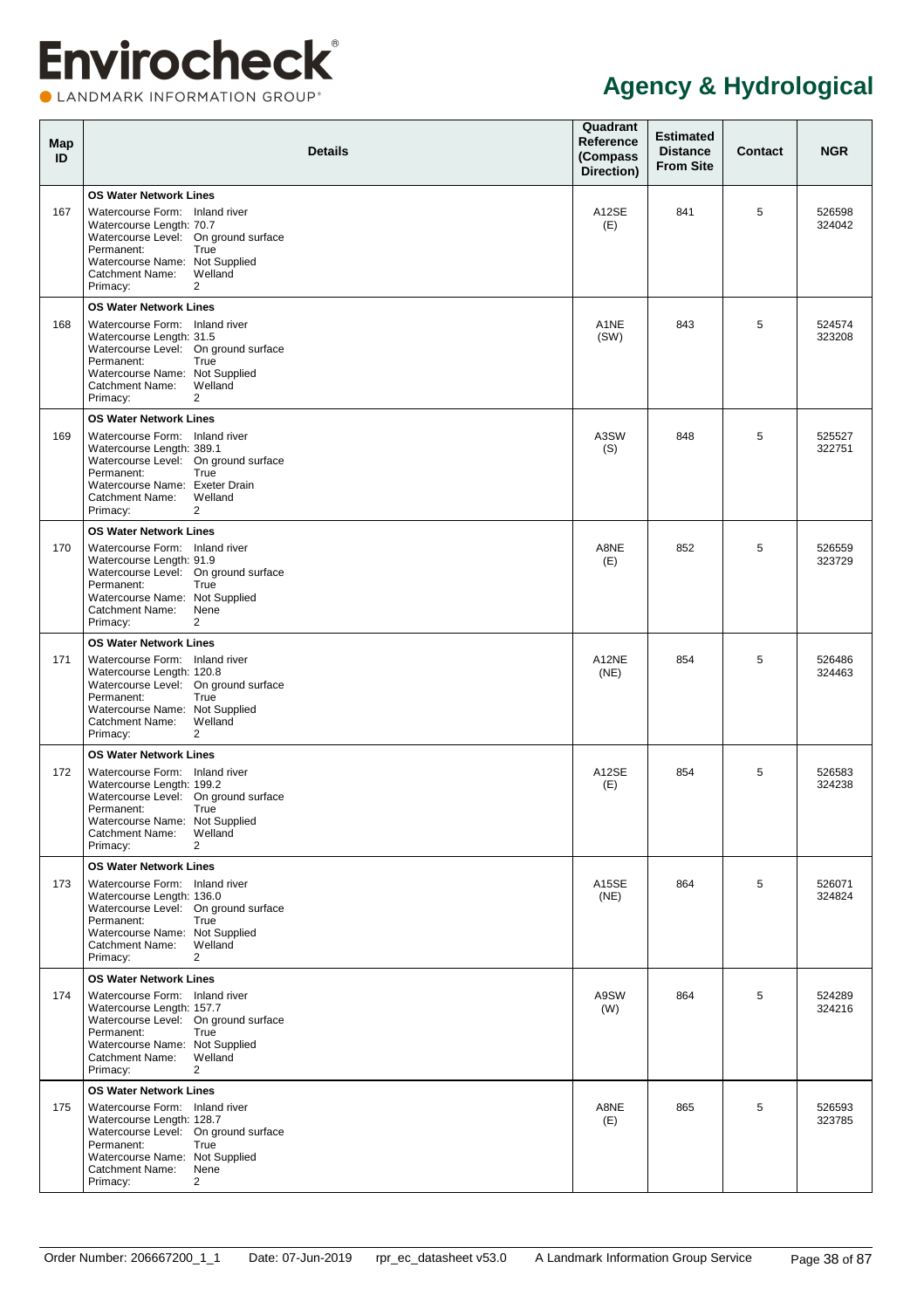# Agency & Hydrological

| Map ID | Details | Quadrant Reference (Compass Direction) | Estimated Distance From Site | Contact | NGR |
|---|---|---|---|---|---|
| 167 | **OS Water Network Lines**<br>Watercourse Form: Inland river<br>Watercourse Length: 70.7<br>Watercourse Level: On ground surface<br>Permanent: True<br>Watercourse Name: Not Supplied<br>Catchment Name: Welland<br>Primacy: 2 | A12SE (E) | 841 | 5 | 526598 324042 |
| 168 | **OS Water Network Lines**<br>Watercourse Form: Inland river<br>Watercourse Length: 31.5<br>Watercourse Level: On ground surface<br>Permanent: True<br>Watercourse Name: Not Supplied<br>Catchment Name: Welland<br>Primacy: 2 | A1NE (SW) | 843 | 5 | 524574 323208 |
| 169 | **OS Water Network Lines**<br>Watercourse Form: Inland river<br>Watercourse Length: 389.1<br>Watercourse Level: On ground surface<br>Permanent: True<br>Watercourse Name: Exeter Drain<br>Catchment Name: Welland<br>Primacy: 2 | A3SW (S) | 848 | 5 | 525527 322751 |
| 170 | **OS Water Network Lines**<br>Watercourse Form: Inland river<br>Watercourse Length: 91.9<br>Watercourse Level: On ground surface<br>Permanent: True<br>Watercourse Name: Not Supplied<br>Catchment Name: Nene<br>Primacy: 2 | A8NE (E) | 852 | 5 | 526559 323729 |
| 171 | **OS Water Network Lines**<br>Watercourse Form: Inland river<br>Watercourse Length: 120.8<br>Watercourse Level: On ground surface<br>Permanent: True<br>Watercourse Name: Not Supplied<br>Catchment Name: Welland<br>Primacy: 2 | A12NE (NE) | 854 | 5 | 526486 324463 |
| 172 | **OS Water Network Lines**<br>Watercourse Form: Inland river<br>Watercourse Length: 199.2<br>Watercourse Level: On ground surface<br>Permanent: True<br>Watercourse Name: Not Supplied<br>Catchment Name: Welland<br>Primacy: 2 | A12SE (E) | 854 | 5 | 526583 324238 |
| 173 | **OS Water Network Lines**<br>Watercourse Form: Inland river<br>Watercourse Length: 136.0<br>Watercourse Level: On ground surface<br>Permanent: True<br>Watercourse Name: Not Supplied<br>Catchment Name: Welland<br>Primacy: 2 | A15SE (NE) | 864 | 5 | 526071 324824 |
| 174 | **OS Water Network Lines**<br>Watercourse Form: Inland river<br>Watercourse Length: 157.7<br>Watercourse Level: On ground surface<br>Permanent: True<br>Watercourse Name: Not Supplied<br>Catchment Name: Welland<br>Primacy: 2 | A9SW (W) | 864 | 5 | 524289 324216 |
| 175 | **OS Water Network Lines**<br>Watercourse Form: Inland river<br>Watercourse Length: 128.7<br>Watercourse Level: On ground surface<br>Permanent: True<br>Watercourse Name: Not Supplied<br>Catchment Name: Nene<br>Primacy: 2 | A8NE (E) | 865 | 5 | 526593 323785 |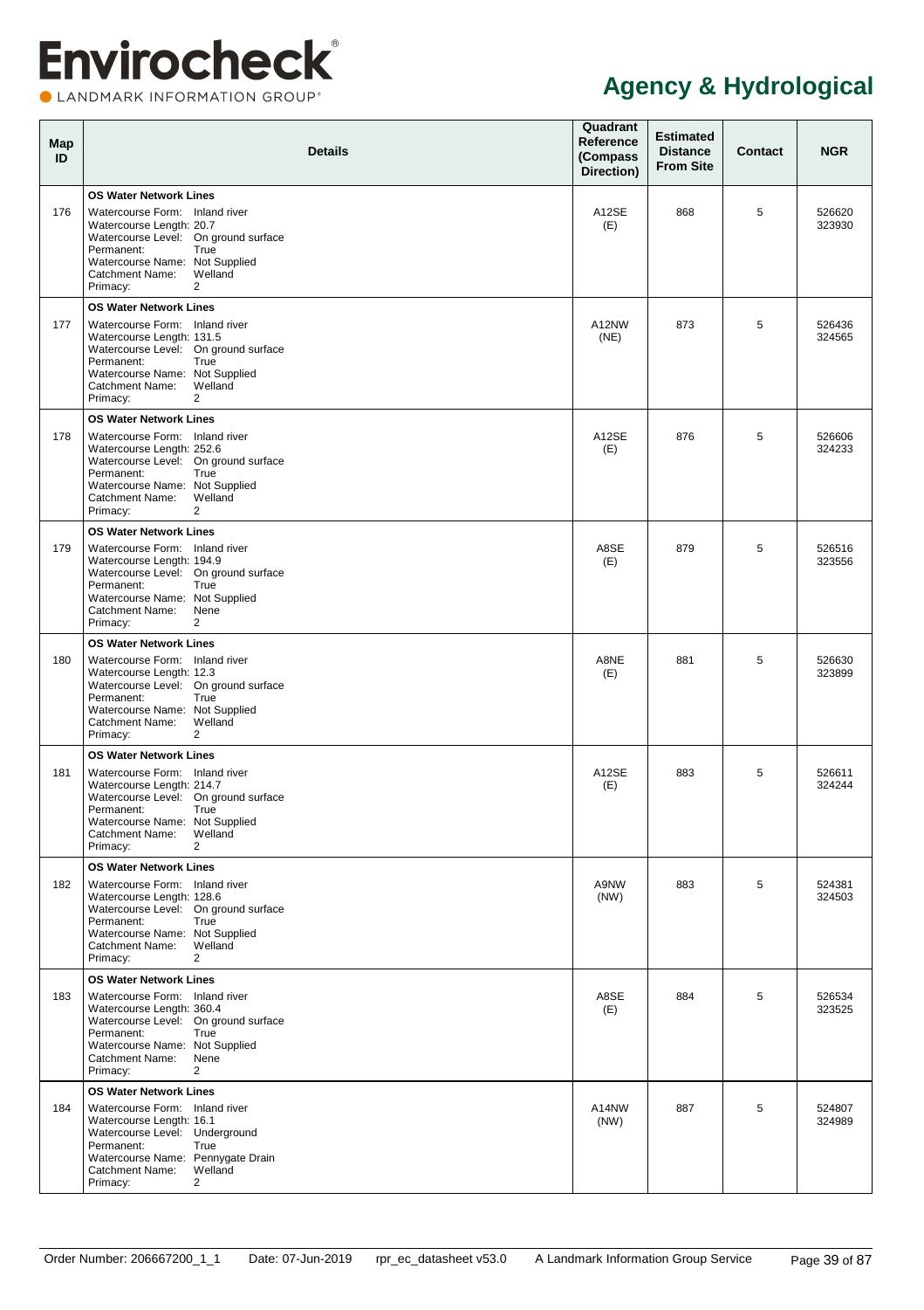# Agency & Hydrological

| Map ID | Details | Quadrant Reference (Compass Direction) | Estimated Distance From Site | Contact | NGR |
|---|---|---|---|---|---|
| 176 | **OS Water Network Lines**<br>Watercourse Form: Inland river<br>Watercourse Length: 20.7<br>Watercourse Level: On ground surface<br>Permanent: True<br>Watercourse Name: Not Supplied<br>Catchment Name: Welland<br>Primacy: 2 | A12SE (E) | 868 | 5 | 526620 323930 |
| 177 | **OS Water Network Lines**<br>Watercourse Form: Inland river<br>Watercourse Length: 131.5<br>Watercourse Level: On ground surface<br>Permanent: True<br>Watercourse Name: Not Supplied<br>Catchment Name: Welland<br>Primacy: 2 | A12NW (NE) | 873 | 5 | 526436 324565 |
| 178 | **OS Water Network Lines**<br>Watercourse Form: Inland river<br>Watercourse Length: 252.6<br>Watercourse Level: On ground surface<br>Permanent: True<br>Watercourse Name: Not Supplied<br>Catchment Name: Welland<br>Primacy: 2 | A12SE (E) | 876 | 5 | 526606 324233 |
| 179 | **OS Water Network Lines**<br>Watercourse Form: Inland river<br>Watercourse Length: 194.9<br>Watercourse Level: On ground surface<br>Permanent: True<br>Watercourse Name: Not Supplied<br>Catchment Name: Nene<br>Primacy: 2 | A8SE (E) | 879 | 5 | 526516 323556 |
| 180 | **OS Water Network Lines**<br>Watercourse Form: Inland river<br>Watercourse Length: 12.3<br>Watercourse Level: On ground surface<br>Permanent: True<br>Watercourse Name: Not Supplied<br>Catchment Name: Welland<br>Primacy: 2 | A8NE (E) | 881 | 5 | 526630 323899 |
| 181 | **OS Water Network Lines**<br>Watercourse Form: Inland river<br>Watercourse Length: 214.7<br>Watercourse Level: On ground surface<br>Permanent: True<br>Watercourse Name: Not Supplied<br>Catchment Name: Welland<br>Primacy: 2 | A12SE (E) | 883 | 5 | 526611 324244 |
| 182 | **OS Water Network Lines**<br>Watercourse Form: Inland river<br>Watercourse Length: 128.6<br>Watercourse Level: On ground surface<br>Permanent: True<br>Watercourse Name: Not Supplied<br>Catchment Name: Welland<br>Primacy: 2 | A9NW (NW) | 883 | 5 | 524381 324503 |
| 183 | **OS Water Network Lines**<br>Watercourse Form: Inland river<br>Watercourse Length: 360.4<br>Watercourse Level: On ground surface<br>Permanent: True<br>Watercourse Name: Not Supplied<br>Catchment Name: Nene<br>Primacy: 2 | A8SE (E) | 884 | 5 | 526534 323525 |
| 184 | **OS Water Network Lines**<br>Watercourse Form: Inland river<br>Watercourse Length: 16.1<br>Watercourse Level: Underground<br>Permanent: True<br>Watercourse Name: Pennygate Drain<br>Catchment Name: Welland<br>Primacy: 2 | A14NW (NW) | 887 | 5 | 524807 324989 |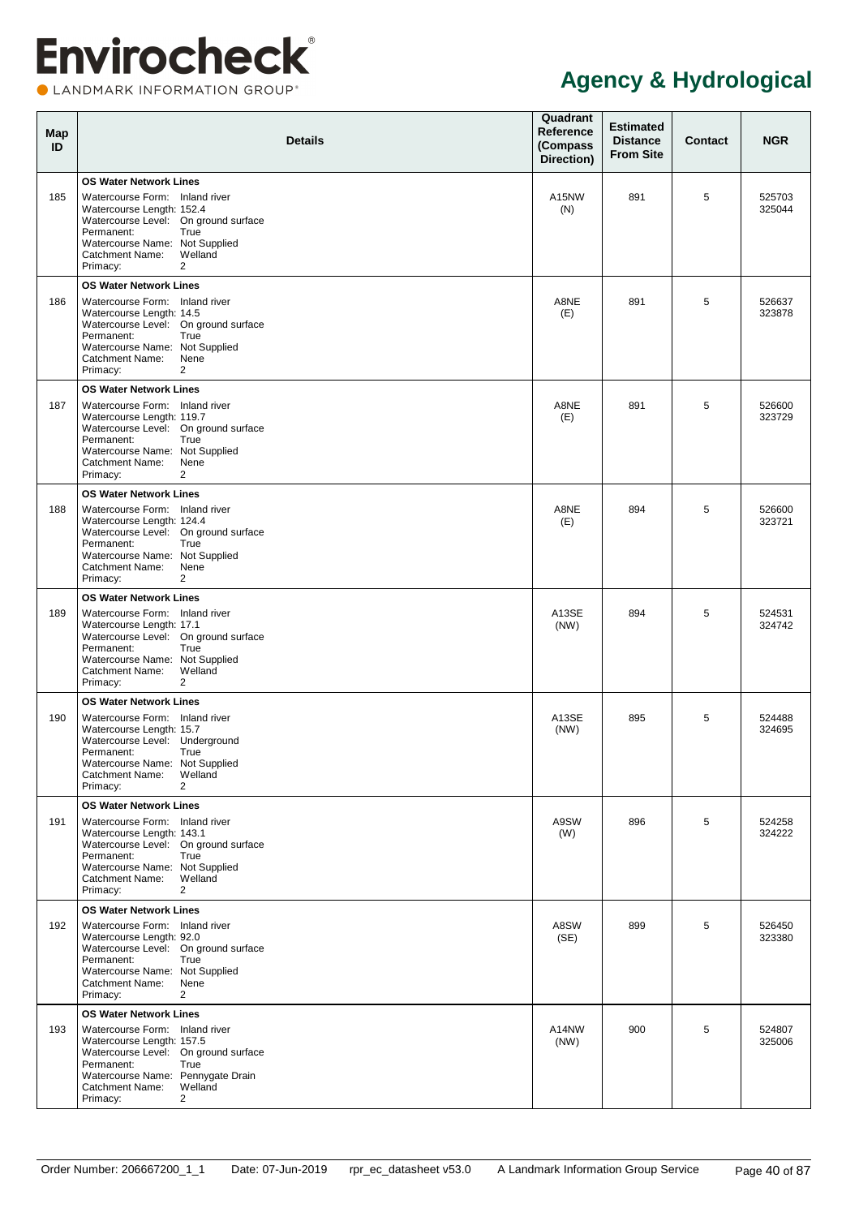# Envirocheck

LANDMARK INFORMATION GROUP

## Agency & Hydrological

| Map ID | Details | Quadrant Reference (Compass Direction) | Estimated Distance From Site | Contact | NGR |
|---|---|---|---|---|---|
| 185 | **OS Water Network Lines**<br>Watercourse Form: Inland river<br>Watercourse Length: 152.4<br>Watercourse Level: On ground surface<br>Permanent: True<br>Watercourse Name: Not Supplied<br>Catchment Name: Welland<br>Primacy: 2 | A15NW (N) | 891 | 5 | 525703 325044 |
| 186 | **OS Water Network Lines**<br>Watercourse Form: Inland river<br>Watercourse Length: 14.5<br>Watercourse Level: On ground surface<br>Permanent: True<br>Watercourse Name: Not Supplied<br>Catchment Name: Nene<br>Primacy: 2 | A8NE (E) | 891 | 5 | 526637 323878 |
| 187 | **OS Water Network Lines**<br>Watercourse Form: Inland river<br>Watercourse Length: 119.7<br>Watercourse Level: On ground surface<br>Permanent: True<br>Watercourse Name: Not Supplied<br>Catchment Name: Nene<br>Primacy: 2 | A8NE (E) | 891 | 5 | 526600 323729 |
| 188 | **OS Water Network Lines**<br>Watercourse Form: Inland river<br>Watercourse Length: 124.4<br>Watercourse Level: On ground surface<br>Permanent: True<br>Watercourse Name: Not Supplied<br>Catchment Name: Nene<br>Primacy: 2 | A8NE (E) | 894 | 5 | 526600 323721 |
| 189 | **OS Water Network Lines**<br>Watercourse Form: Inland river<br>Watercourse Length: 17.1<br>Watercourse Level: On ground surface<br>Permanent: True<br>Watercourse Name: Not Supplied<br>Catchment Name: Welland<br>Primacy: 2 | A13SE (NW) | 894 | 5 | 524531 324742 |
| 190 | **OS Water Network Lines**<br>Watercourse Form: Inland river<br>Watercourse Length: 15.7<br>Watercourse Level: Underground<br>Permanent: True<br>Watercourse Name: Not Supplied<br>Catchment Name: Welland<br>Primacy: 2 | A13SE (NW) | 895 | 5 | 524488 324695 |
| 191 | **OS Water Network Lines**<br>Watercourse Form: Inland river<br>Watercourse Length: 143.1<br>Watercourse Level: On ground surface<br>Permanent: True<br>Watercourse Name: Not Supplied<br>Catchment Name: Welland<br>Primacy: 2 | A9SW (W) | 896 | 5 | 524258 324222 |
| 192 | **OS Water Network Lines**<br>Watercourse Form: Inland river<br>Watercourse Length: 92.0<br>Watercourse Level: On ground surface<br>Permanent: True<br>Watercourse Name: Not Supplied<br>Catchment Name: Nene<br>Primacy: 2 | A8SW (SE) | 899 | 5 | 526450 323380 |
| 193 | **OS Water Network Lines**<br>Watercourse Form: Inland river<br>Watercourse Length: 157.5<br>Watercourse Level: On ground surface<br>Permanent: True<br>Watercourse Name: Pennygate Drain<br>Catchment Name: Welland<br>Primacy: 2 | A14NW (NW) | 900 | 5 | 524807 325006 |

Order Number: 206667200_1_1 Date: 07-Jun-2019 rpr_ec_datasheet v53.0 A Landmark Information Group Service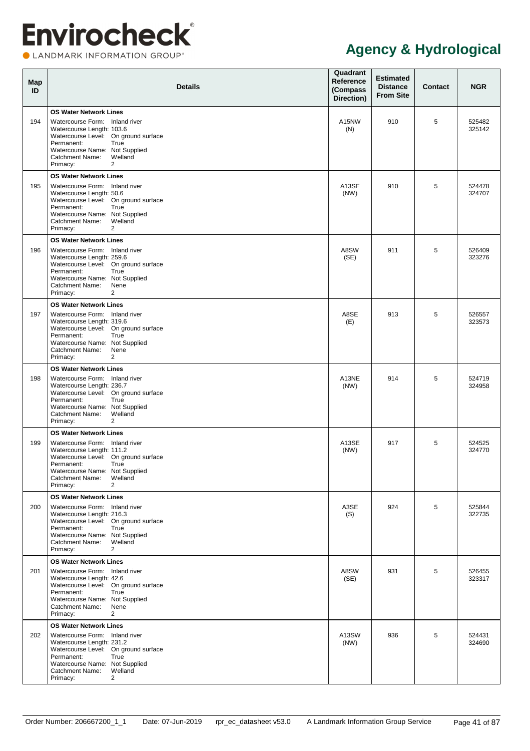# Agency & Hydrological

| Map ID | Details | Quadrant Reference (Compass Direction) | Estimated Distance From Site | Contact | NGR |
|---|---|---|---|---|---|
| 194 | **OS Water Network Lines**<br>Watercourse Form: Inland river<br>Watercourse Length: 103.6<br>Watercourse Level: On ground surface<br>Permanent: True<br>Watercourse Name: Not Supplied<br>Catchment Name: Welland<br>Primacy: 2 | A15NW (N) | 910 | 5 | 525482 325142 |
| 195 | **OS Water Network Lines**<br>Watercourse Form: Inland river<br>Watercourse Length: 50.6<br>Watercourse Level: On ground surface<br>Permanent: True<br>Watercourse Name: Not Supplied<br>Catchment Name: Welland<br>Primacy: 2 | A13SE (NW) | 910 | 5 | 524478 324707 |
| 196 | **OS Water Network Lines**<br>Watercourse Form: Inland river<br>Watercourse Length: 259.6<br>Watercourse Level: On ground surface<br>Permanent: True<br>Watercourse Name: Not Supplied<br>Catchment Name: Nene<br>Primacy: 2 | A8SW (SE) | 911 | 5 | 526409 323276 |
| 197 | **OS Water Network Lines**<br>Watercourse Form: Inland river<br>Watercourse Length: 319.6<br>Watercourse Level: On ground surface<br>Permanent: True<br>Watercourse Name: Not Supplied<br>Catchment Name: Nene<br>Primacy: 2 | A8SE (E) | 913 | 5 | 526557 323573 |
| 198 | **OS Water Network Lines**<br>Watercourse Form: Inland river<br>Watercourse Length: 236.7<br>Watercourse Level: On ground surface<br>Permanent: True<br>Watercourse Name: Not Supplied<br>Catchment Name: Welland<br>Primacy: 2 | A13NE (NW) | 914 | 5 | 524719 324958 |
| 199 | **OS Water Network Lines**<br>Watercourse Form: Inland river<br>Watercourse Length: 111.2<br>Watercourse Level: On ground surface<br>Permanent: True<br>Watercourse Name: Not Supplied<br>Catchment Name: Welland<br>Primacy: 2 | A13SE (NW) | 917 | 5 | 524525 324770 |
| 200 | **OS Water Network Lines**<br>Watercourse Form: Inland river<br>Watercourse Length: 216.3<br>Watercourse Level: On ground surface<br>Permanent: True<br>Watercourse Name: Not Supplied<br>Catchment Name: Welland<br>Primacy: 2 | A3SE (S) | 924 | 5 | 525844 322735 |
| 201 | **OS Water Network Lines**<br>Watercourse Form: Inland river<br>Watercourse Length: 42.6<br>Watercourse Level: On ground surface<br>Permanent: True<br>Watercourse Name: Not Supplied<br>Catchment Name: Nene<br>Primacy: 2 | A8SW (SE) | 931 | 5 | 526455 323317 |
| 202 | **OS Water Network Lines**<br>Watercourse Form: Inland river<br>Watercourse Length: 231.2<br>Watercourse Level: On ground surface<br>Permanent: True<br>Watercourse Name: Not Supplied<br>Catchment Name: Welland<br>Primacy: 2 | A13SW (NW) | 936 | 5 | 524431 324690 |

Order Number: 206667200_1_1 Date: 07-Jun-2019 rpr_ec_datasheet v53.0 A Landmark Information Group Service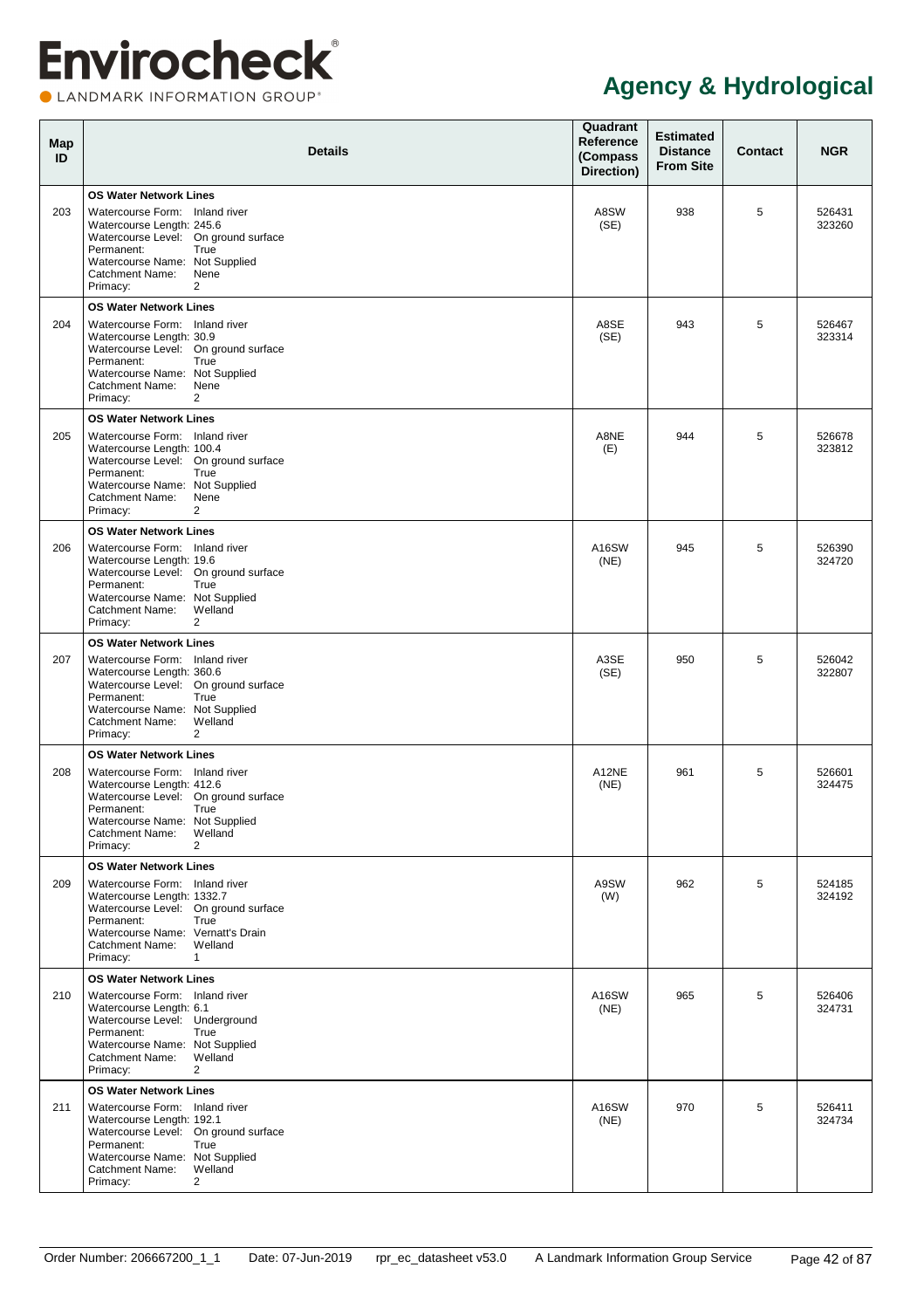# Agency & Hydrological

| Map ID | Details | Quadrant Reference (Compass Direction) | Estimated Distance From Site | Contact | NGR |
|---|---|---|---|---|---|
| 203 | **OS Water Network Lines**<br>Watercourse Form: Inland river<br>Watercourse Length: 245.6<br>Watercourse Level: On ground surface<br>Permanent: True<br>Watercourse Name: Not Supplied<br>Catchment Name: Nene<br>Primacy: 2 | A8SW (SE) | 938 | 5 | 526431 323260 |
| 204 | **OS Water Network Lines**<br>Watercourse Form: Inland river<br>Watercourse Length: 30.9<br>Watercourse Level: On ground surface<br>Permanent: True<br>Watercourse Name: Not Supplied<br>Catchment Name: Nene<br>Primacy: 2 | A8SE (SE) | 943 | 5 | 526467 323314 |
| 205 | **OS Water Network Lines**<br>Watercourse Form: Inland river<br>Watercourse Length: 100.4<br>Watercourse Level: On ground surface<br>Permanent: True<br>Watercourse Name: Not Supplied<br>Catchment Name: Nene<br>Primacy: 2 | A8NE (E) | 944 | 5 | 526678 323812 |
| 206 | **OS Water Network Lines**<br>Watercourse Form: Inland river<br>Watercourse Length: 19.6<br>Watercourse Level: On ground surface<br>Permanent: True<br>Watercourse Name: Not Supplied<br>Catchment Name: Welland<br>Primacy: 2 | A16SW (NE) | 945 | 5 | 526390 324720 |
| 207 | **OS Water Network Lines**<br>Watercourse Form: Inland river<br>Watercourse Length: 360.6<br>Watercourse Level: On ground surface<br>Permanent: True<br>Watercourse Name: Not Supplied<br>Catchment Name: Welland<br>Primacy: 2 | A3SE (SE) | 950 | 5 | 526042 322807 |
| 208 | **OS Water Network Lines**<br>Watercourse Form: Inland river<br>Watercourse Length: 412.6<br>Watercourse Level: On ground surface<br>Permanent: True<br>Watercourse Name: Not Supplied<br>Catchment Name: Welland<br>Primacy: 2 | A12NE (NE) | 961 | 5 | 526601 324475 |
| 209 | **OS Water Network Lines**<br>Watercourse Form: Inland river<br>Watercourse Length: 1332.7<br>Watercourse Level: On ground surface<br>Permanent: True<br>Watercourse Name: Vernatt's Drain<br>Catchment Name: Welland<br>Primacy: 1 | A9SW (W) | 962 | 5 | 524185 324192 |
| 210 | **OS Water Network Lines**<br>Watercourse Form: Inland river<br>Watercourse Length: 6.1<br>Watercourse Level: Underground<br>Permanent: True<br>Watercourse Name: Not Supplied<br>Catchment Name: Welland<br>Primacy: 2 | A16SW (NE) | 965 | 5 | 526406 324731 |
| 211 | **OS Water Network Lines**<br>Watercourse Form: Inland river<br>Watercourse Length: 192.1<br>Watercourse Level: On ground surface<br>Permanent: True<br>Watercourse Name: Not Supplied<br>Catchment Name: Welland<br>Primacy: 2 | A16SW (NE) | 970 | 5 | 526411 324734 |

Order Number: 206667200_1_1 Date: 07-Jun-2019 rpr_ec_datasheet v53.0 A Landmark Information Group Service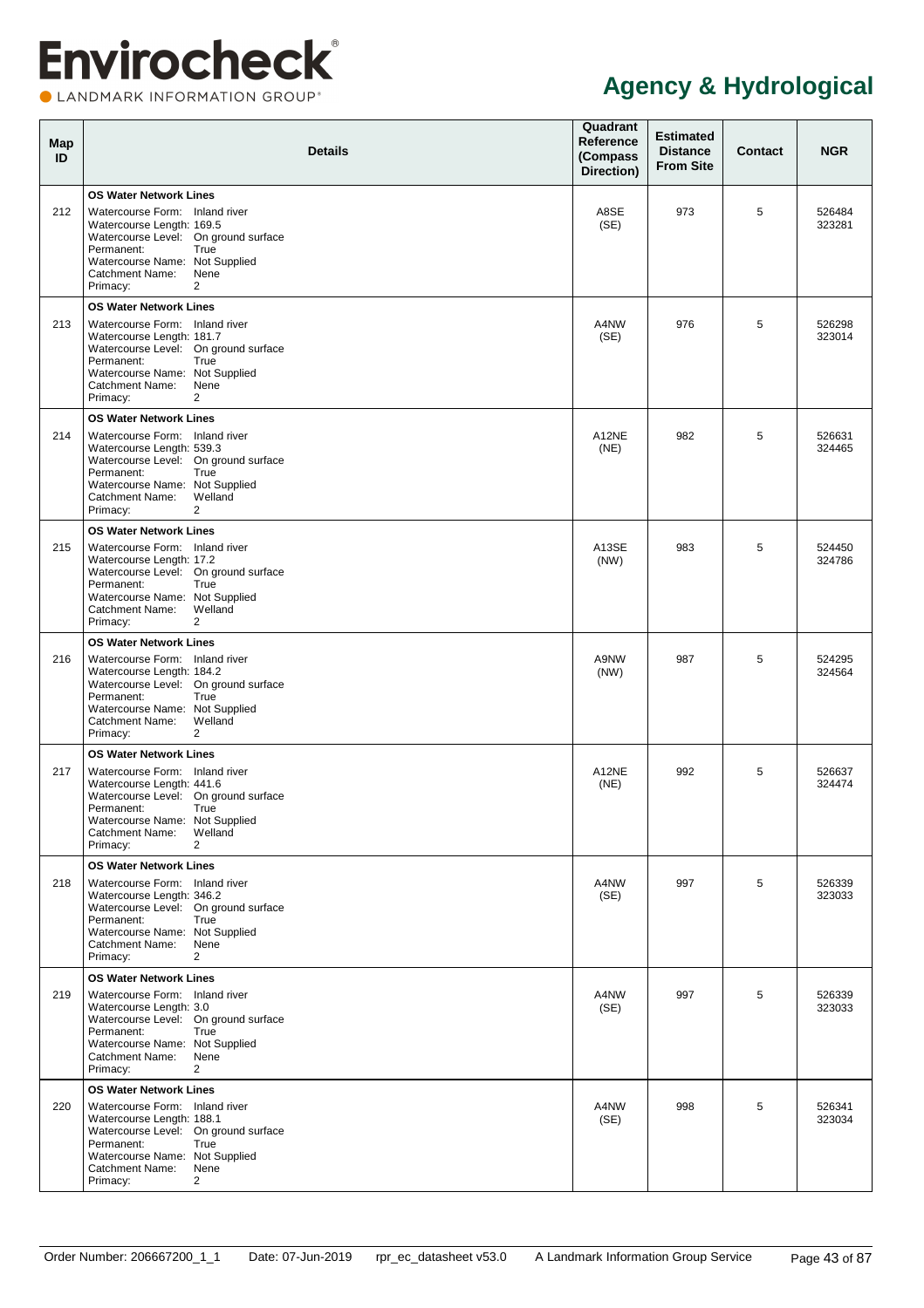# Agency & Hydrological

| Map ID | Details | Quadrant Reference (Compass Direction) | Estimated Distance From Site | Contact | NGR |
|---|---|---|---|---|---|
| 212 | **OS Water Network Lines**<br>Watercourse Form: Inland river<br>Watercourse Length: 169.5<br>Watercourse Level: On ground surface<br>Permanent: True<br>Watercourse Name: Not Supplied<br>Catchment Name: Nene<br>Primacy: 2 | A8SE (SE) | 973 | 5 | 526484 323281 |
| 213 | **OS Water Network Lines**<br>Watercourse Form: Inland river<br>Watercourse Length: 181.7<br>Watercourse Level: On ground surface<br>Permanent: True<br>Watercourse Name: Not Supplied<br>Catchment Name: Nene<br>Primacy: 2 | A4NW (SE) | 976 | 5 | 526298 323014 |
| 214 | **OS Water Network Lines**<br>Watercourse Form: Inland river<br>Watercourse Length: 539.3<br>Watercourse Level: On ground surface<br>Permanent: True<br>Watercourse Name: Not Supplied<br>Catchment Name: Welland<br>Primacy: 2 | A12NE (NE) | 982 | 5 | 526631 324465 |
| 215 | **OS Water Network Lines**<br>Watercourse Form: Inland river<br>Watercourse Length: 17.2<br>Watercourse Level: On ground surface<br>Permanent: True<br>Watercourse Name: Not Supplied<br>Catchment Name: Welland<br>Primacy: 2 | A13SE (NW) | 983 | 5 | 524450 324786 |
| 216 | **OS Water Network Lines**<br>Watercourse Form: Inland river<br>Watercourse Length: 184.2<br>Watercourse Level: On ground surface<br>Permanent: True<br>Watercourse Name: Not Supplied<br>Catchment Name: Welland<br>Primacy: 2 | A9NW (NW) | 987 | 5 | 524295 324564 |
| 217 | **OS Water Network Lines**<br>Watercourse Form: Inland river<br>Watercourse Length: 441.6<br>Watercourse Level: On ground surface<br>Permanent: True<br>Watercourse Name: Not Supplied<br>Catchment Name: Welland<br>Primacy: 2 | A12NE (NE) | 992 | 5 | 526637 324474 |
| 218 | **OS Water Network Lines**<br>Watercourse Form: Inland river<br>Watercourse Length: 346.2<br>Watercourse Level: On ground surface<br>Permanent: True<br>Watercourse Name: Not Supplied<br>Catchment Name: Nene<br>Primacy: 2 | A4NW (SE) | 997 | 5 | 526339 323033 |
| 219 | **OS Water Network Lines**<br>Watercourse Form: Inland river<br>Watercourse Length: 3.0<br>Watercourse Level: On ground surface<br>Permanent: True<br>Watercourse Name: Not Supplied<br>Catchment Name: Nene<br>Primacy: 2 | A4NW (SE) | 997 | 5 | 526339 323033 |
| 220 | **OS Water Network Lines**<br>Watercourse Form: Inland river<br>Watercourse Length: 188.1<br>Watercourse Level: On ground surface<br>Permanent: True<br>Watercourse Name: Not Supplied<br>Catchment Name: Nene<br>Primacy: 2 | A4NW (SE) | 998 | 5 | 526341 323034 |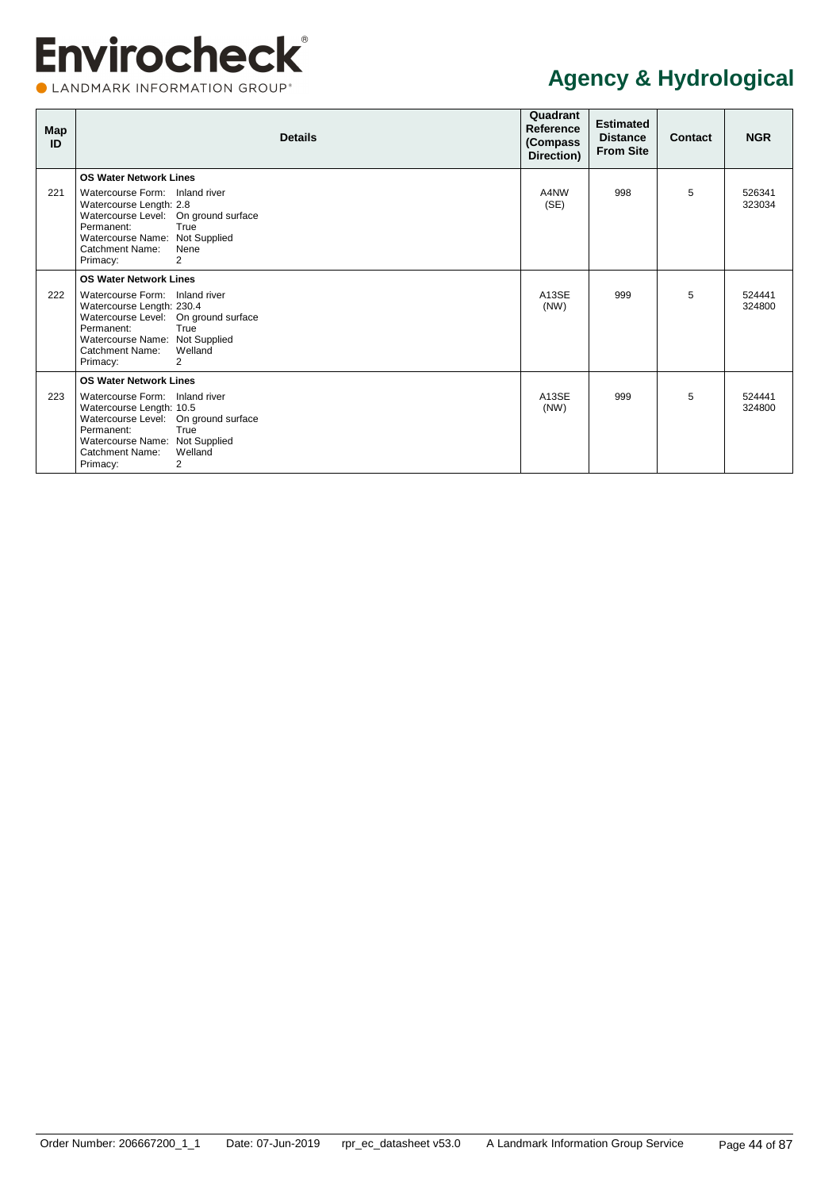# Agency & Hydrological

| Map ID | Details | Quadrant Reference (Compass Direction) | Estimated Distance From Site | Contact | NGR |
|---|---|---|---|---|---|
| 221 | **OS Water Network Lines**<br>Watercourse Form: Inland river<br>Watercourse Length: 2.8<br>Watercourse Level: On ground surface<br>Permanent: True<br>Watercourse Name: Not Supplied<br>Catchment Name: Nene<br>Primacy: 2 | A4NW (SE) | 998 | 5 | 526341 323034 |
| 222 | **OS Water Network Lines**<br>Watercourse Form: Inland river<br>Watercourse Length: 230.4<br>Watercourse Level: On ground surface<br>Permanent: True<br>Watercourse Name: Not Supplied<br>Catchment Name: Welland<br>Primacy: 2 | A13SE (NW) | 999 | 5 | 524441 324800 |
| 223 | **OS Water Network Lines**<br>Watercourse Form: Inland river<br>Watercourse Length: 10.5<br>Watercourse Level: On ground surface<br>Permanent: True<br>Watercourse Name: Not Supplied<br>Catchment Name: Welland<br>Primacy: 2 | A13SE (NW) | 999 | 5 | 524441 324800 |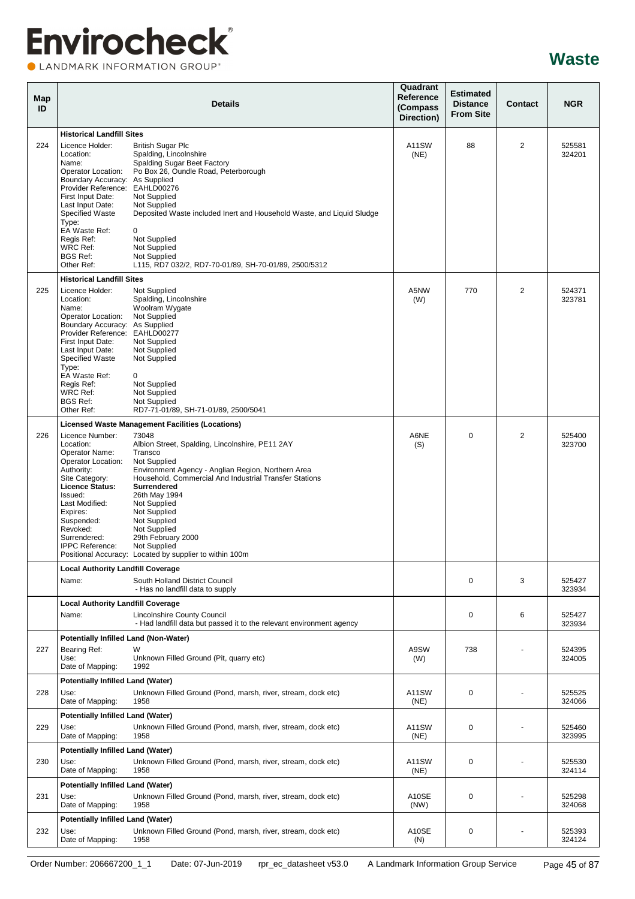# Waste

| Map ID | Details | | Quadrant Reference (Compass Direction) | Estimated Distance From Site | Contact | NGR |
|---|---|---|---|---|---|---|
| | **Historical Landfill Sites** | | | | | |
| 224 | Licence Holder:<br>Location:<br>Name:<br>Operator Location:<br>Boundary Accuracy:<br>Provider Reference:<br>First Input Date:<br>Last Input Date:<br>Specified Waste Type:<br>EA Waste Ref:<br>Regis Ref:<br>WRC Ref:<br>BGS Ref:<br>Other Ref: | British Sugar Plc<br>Spalding, Lincolnshire<br>Spalding Sugar Beet Factory<br>Po Box 26, Oundle Road, Peterborough<br>As Supplied<br>EAHLD00276<br>Not Supplied<br>Not Supplied<br>Deposited Waste included Inert and Household Waste, and Liquid Sludge<br>0<br>Not Supplied<br>Not Supplied<br>Not Supplied<br>L115, RD7 032/2, RD7-70-01/89, SH-70-01/89, 2500/5312 | A11SW (NE) | 88 | 2 | 525581 324201 |
| | **Historical Landfill Sites** | | | | | |
| 225 | Licence Holder:<br>Location:<br>Name:<br>Operator Location:<br>Boundary Accuracy:<br>Provider Reference:<br>First Input Date:<br>Last Input Date:<br>Specified Waste Type:<br>EA Waste Ref:<br>Regis Ref:<br>WRC Ref:<br>BGS Ref:<br>Other Ref: | Not Supplied<br>Spalding, Lincolnshire<br>Woolram Wygate<br>Not Supplied<br>As Supplied<br>EAHLD00277<br>Not Supplied<br>Not Supplied<br>Not Supplied<br>0<br>Not Supplied<br>Not Supplied<br>Not Supplied<br>RD7-71-01/89, SH-71-01/89, 2500/5041 | A5NW (W) | 770 | 2 | 524371 323781 |
| | **Licensed Waste Management Facilities (Locations)** | | | | | |
| 226 | Licence Number:<br>Location:<br>Operator Name:<br>Operator Location:<br>Authority:<br>Site Category:<br>**Licence Status:**<br>Issued:<br>Last Modified:<br>Expires:<br>Suspended:<br>Revoked:<br>Surrendered:<br>IPPC Reference:<br>Positional Accuracy: | 73048<br>Albion Street, Spalding, Lincolnshire, PE11 2AY<br>Transco<br>Not Supplied<br>Environment Agency - Anglian Region, Northern Area<br>Household, Commercial And Industrial Transfer Stations<br>**Surrendered**<br>26th May 1994<br>Not Supplied<br>Not Supplied<br>Not Supplied<br>Not Supplied<br>29th February 2000<br>Not Supplied<br>Located by supplier to within 100m | A6NE (S) | 0 | 2 | 525400 323700 |
| | **Local Authority Landfill Coverage** | | | | | |
| | Name: | South Holland District Council<br>- Has no landfill data to supply | | 0 | 3 | 525427 323934 |
| | **Local Authority Landfill Coverage** | | | | | |
| | Name: | Lincolnshire County Council<br>- Had landfill data but passed it to the relevant environment agency | | 0 | 6 | 525427 323934 |
| | **Potentially Infilled Land (Non-Water)** | | | | | |
| 227 | Bearing Ref:<br>Use:<br>Date of Mapping: | W<br>Unknown Filled Ground (Pit, quarry etc)<br>1992 | A9SW (W) | 738 | - | 524395 324005 |
| | **Potentially Infilled Land (Water)** | | | | | |
| 228 | Use:<br>Date of Mapping: | Unknown Filled Ground (Pond, marsh, river, stream, dock etc)<br>1958 | A11SW (NE) | 0 | - | 525525 324066 |
| | **Potentially Infilled Land (Water)** | | | | | |
| 229 | Use:<br>Date of Mapping: | Unknown Filled Ground (Pond, marsh, river, stream, dock etc)<br>1958 | A11SW (NE) | 0 | - | 525460 323995 |
| | **Potentially Infilled Land (Water)** | | | | | |
| 230 | Use:<br>Date of Mapping: | Unknown Filled Ground (Pond, marsh, river, stream, dock etc)<br>1958 | A11SW (NE) | 0 | - | 525530 324114 |
| | **Potentially Infilled Land (Water)** | | | | | |
| 231 | Use:<br>Date of Mapping: | Unknown Filled Ground (Pond, marsh, river, stream, dock etc)<br>1958 | A10SE (NW) | 0 | - | 525298 324068 |
| | **Potentially Infilled Land (Water)** | | | | | |
| 232 | Use:<br>Date of Mapping: | Unknown Filled Ground (Pond, marsh, river, stream, dock etc)<br>1958 | A10SE (N) | 0 | - | 525393 324124 |

Order Number: 206667200_1_1 Date: 07-Jun-2019 rpr_ec_datasheet v53.0 A Landmark Information Group Service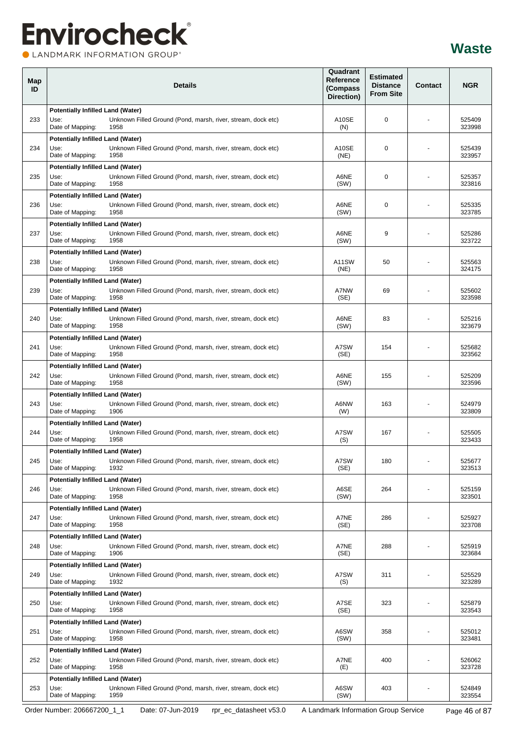# Waste

| Map ID | Details | Quadrant Reference (Compass Direction) | Estimated Distance From Site | Contact | NGR |
|---|---|---|---|---|---|
| 233 | **Potentially Infilled Land (Water)**<br>Use: Unknown Filled Ground (Pond, marsh, river, stream, dock etc)<br>Date of Mapping: 1958 | A10SE (N) | 0 | - | 525409 323998 |
| 234 | **Potentially Infilled Land (Water)**<br>Use: Unknown Filled Ground (Pond, marsh, river, stream, dock etc)<br>Date of Mapping: 1958 | A10SE (NE) | 0 | - | 525439 323957 |
| 235 | **Potentially Infilled Land (Water)**<br>Use: Unknown Filled Ground (Pond, marsh, river, stream, dock etc)<br>Date of Mapping: 1958 | A6NE (SW) | 0 | - | 525357 323816 |
| 236 | **Potentially Infilled Land (Water)**<br>Use: Unknown Filled Ground (Pond, marsh, river, stream, dock etc)<br>Date of Mapping: 1958 | A6NE (SW) | 0 | - | 525335 323785 |
| 237 | **Potentially Infilled Land (Water)**<br>Use: Unknown Filled Ground (Pond, marsh, river, stream, dock etc)<br>Date of Mapping: 1958 | A6NE (SW) | 9 | - | 525286 323722 |
| 238 | **Potentially Infilled Land (Water)**<br>Use: Unknown Filled Ground (Pond, marsh, river, stream, dock etc)<br>Date of Mapping: 1958 | A11SW (NE) | 50 | - | 525563 324175 |
| 239 | **Potentially Infilled Land (Water)**<br>Use: Unknown Filled Ground (Pond, marsh, river, stream, dock etc)<br>Date of Mapping: 1958 | A7NW (SE) | 69 | - | 525602 323598 |
| 240 | **Potentially Infilled Land (Water)**<br>Use: Unknown Filled Ground (Pond, marsh, river, stream, dock etc)<br>Date of Mapping: 1958 | A6NE (SW) | 83 | - | 525216 323679 |
| 241 | **Potentially Infilled Land (Water)**<br>Use: Unknown Filled Ground (Pond, marsh, river, stream, dock etc)<br>Date of Mapping: 1958 | A7SW (SE) | 154 | - | 525682 323562 |
| 242 | **Potentially Infilled Land (Water)**<br>Use: Unknown Filled Ground (Pond, marsh, river, stream, dock etc)<br>Date of Mapping: 1958 | A6NE (SW) | 155 | - | 525209 323596 |
| 243 | **Potentially Infilled Land (Water)**<br>Use: Unknown Filled Ground (Pond, marsh, river, stream, dock etc)<br>Date of Mapping: 1906 | A6NW (W) | 163 | - | 524979 323809 |
| 244 | **Potentially Infilled Land (Water)**<br>Use: Unknown Filled Ground (Pond, marsh, river, stream, dock etc)<br>Date of Mapping: 1958 | A7SW (S) | 167 | - | 525505 323433 |
| 245 | **Potentially Infilled Land (Water)**<br>Use: Unknown Filled Ground (Pond, marsh, river, stream, dock etc)<br>Date of Mapping: 1932 | A7SW (SE) | 180 | - | 525677 323513 |
| 246 | **Potentially Infilled Land (Water)**<br>Use: Unknown Filled Ground (Pond, marsh, river, stream, dock etc)<br>Date of Mapping: 1958 | A6SE (SW) | 264 | - | 525159 323501 |
| 247 | **Potentially Infilled Land (Water)**<br>Use: Unknown Filled Ground (Pond, marsh, river, stream, dock etc)<br>Date of Mapping: 1958 | A7NE (SE) | 286 | - | 525927 323708 |
| 248 | **Potentially Infilled Land (Water)**<br>Use: Unknown Filled Ground (Pond, marsh, river, stream, dock etc)<br>Date of Mapping: 1906 | A7NE (SE) | 288 | - | 525919 323684 |
| 249 | **Potentially Infilled Land (Water)**<br>Use: Unknown Filled Ground (Pond, marsh, river, stream, dock etc)<br>Date of Mapping: 1932 | A7SW (S) | 311 | - | 525529 323289 |
| 250 | **Potentially Infilled Land (Water)**<br>Use: Unknown Filled Ground (Pond, marsh, river, stream, dock etc)<br>Date of Mapping: 1958 | A7SE (SE) | 323 | - | 525879 323543 |
| 251 | **Potentially Infilled Land (Water)**<br>Use: Unknown Filled Ground (Pond, marsh, river, stream, dock etc)<br>Date of Mapping: 1958 | A6SW (SW) | 358 | - | 525012 323481 |
| 252 | **Potentially Infilled Land (Water)**<br>Use: Unknown Filled Ground (Pond, marsh, river, stream, dock etc)<br>Date of Mapping: 1958 | A7NE (E) | 400 | - | 526062 323728 |
| 253 | **Potentially Infilled Land (Water)**<br>Use: Unknown Filled Ground (Pond, marsh, river, stream, dock etc)<br>Date of Mapping: 1959 | A6SW (SW) | 403 | - | 524849 323554 |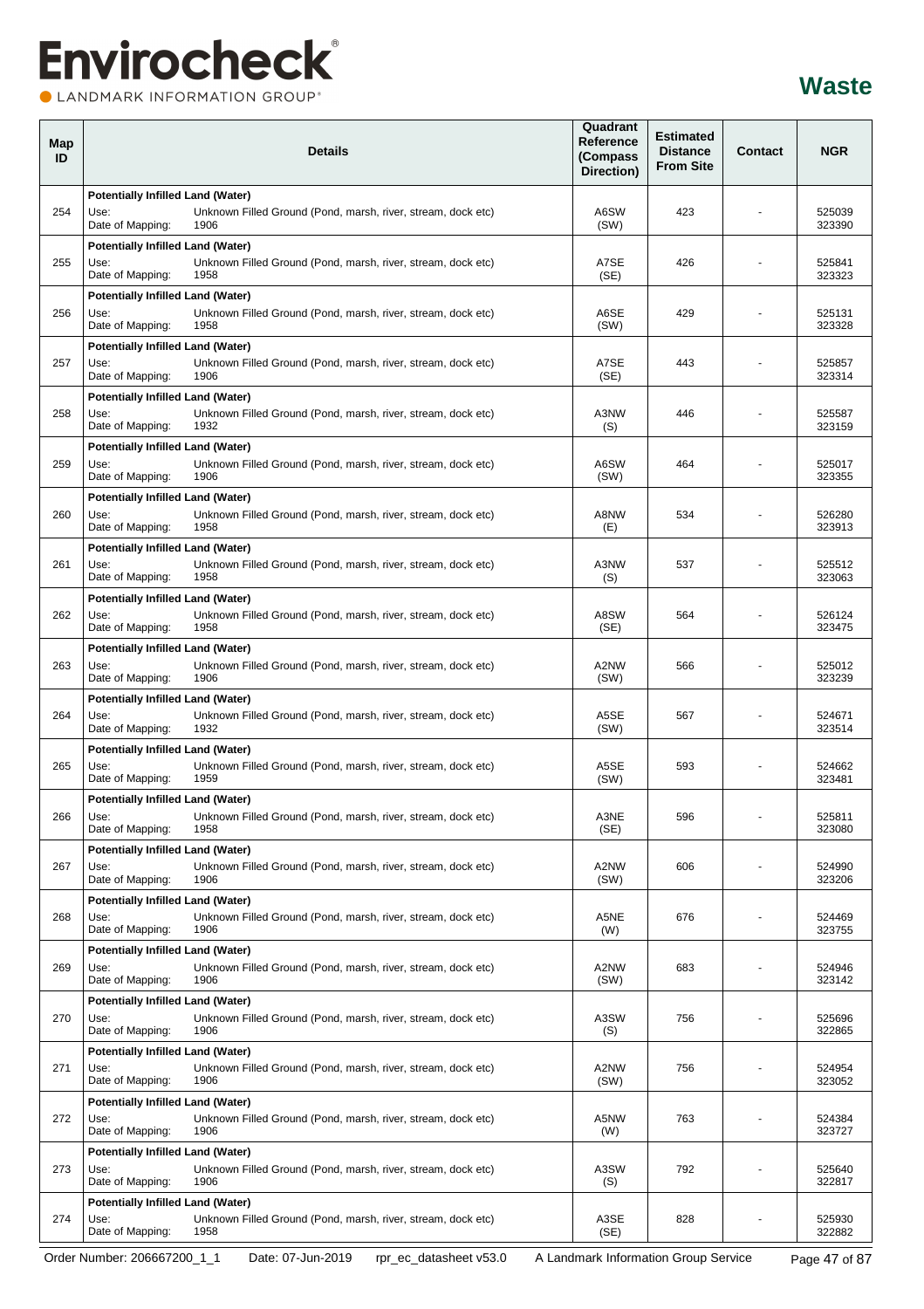# Waste

| Map ID | Details | Quadrant Reference (Compass Direction) | Estimated Distance From Site | Contact | NGR |
|---|---|---|---|---|---|
| 254 | **Potentially Infilled Land (Water)**<br>Use: Unknown Filled Ground (Pond, marsh, river, stream, dock etc)<br>Date of Mapping: 1906 | A6SW (SW) | 423 | - | 525039 323390 |
| 255 | **Potentially Infilled Land (Water)**<br>Use: Unknown Filled Ground (Pond, marsh, river, stream, dock etc)<br>Date of Mapping: 1958 | A7SE (SE) | 426 | - | 525841 323323 |
| 256 | **Potentially Infilled Land (Water)**<br>Use: Unknown Filled Ground (Pond, marsh, river, stream, dock etc)<br>Date of Mapping: 1958 | A6SE (SW) | 429 | - | 525131 323328 |
| 257 | **Potentially Infilled Land (Water)**<br>Use: Unknown Filled Ground (Pond, marsh, river, stream, dock etc)<br>Date of Mapping: 1906 | A7SE (SE) | 443 | - | 525857 323314 |
| 258 | **Potentially Infilled Land (Water)**<br>Use: Unknown Filled Ground (Pond, marsh, river, stream, dock etc)<br>Date of Mapping: 1932 | A3NW (S) | 446 | - | 525587 323159 |
| 259 | **Potentially Infilled Land (Water)**<br>Use: Unknown Filled Ground (Pond, marsh, river, stream, dock etc)<br>Date of Mapping: 1906 | A6SW (SW) | 464 | - | 525017 323355 |
| 260 | **Potentially Infilled Land (Water)**<br>Use: Unknown Filled Ground (Pond, marsh, river, stream, dock etc)<br>Date of Mapping: 1958 | A8NW (E) | 534 | - | 526280 323913 |
| 261 | **Potentially Infilled Land (Water)**<br>Use: Unknown Filled Ground (Pond, marsh, river, stream, dock etc)<br>Date of Mapping: 1958 | A3NW (S) | 537 | - | 525512 323063 |
| 262 | **Potentially Infilled Land (Water)**<br>Use: Unknown Filled Ground (Pond, marsh, river, stream, dock etc)<br>Date of Mapping: 1958 | A8SW (SE) | 564 | - | 526124 323475 |
| 263 | **Potentially Infilled Land (Water)**<br>Use: Unknown Filled Ground (Pond, marsh, river, stream, dock etc)<br>Date of Mapping: 1906 | A2NW (SW) | 566 | - | 525012 323239 |
| 264 | **Potentially Infilled Land (Water)**<br>Use: Unknown Filled Ground (Pond, marsh, river, stream, dock etc)<br>Date of Mapping: 1932 | A5SE (SW) | 567 | - | 524671 323514 |
| 265 | **Potentially Infilled Land (Water)**<br>Use: Unknown Filled Ground (Pond, marsh, river, stream, dock etc)<br>Date of Mapping: 1959 | A5SE (SW) | 593 | - | 524662 323481 |
| 266 | **Potentially Infilled Land (Water)**<br>Use: Unknown Filled Ground (Pond, marsh, river, stream, dock etc)<br>Date of Mapping: 1958 | A3NE (SE) | 596 | - | 525811 323080 |
| 267 | **Potentially Infilled Land (Water)**<br>Use: Unknown Filled Ground (Pond, marsh, river, stream, dock etc)<br>Date of Mapping: 1906 | A2NW (SW) | 606 | - | 524990 323206 |
| 268 | **Potentially Infilled Land (Water)**<br>Use: Unknown Filled Ground (Pond, marsh, river, stream, dock etc)<br>Date of Mapping: 1906 | A5NE (W) | 676 | - | 524469 323755 |
| 269 | **Potentially Infilled Land (Water)**<br>Use: Unknown Filled Ground (Pond, marsh, river, stream, dock etc)<br>Date of Mapping: 1906 | A2NW (SW) | 683 | - | 524946 323142 |
| 270 | **Potentially Infilled Land (Water)**<br>Use: Unknown Filled Ground (Pond, marsh, river, stream, dock etc)<br>Date of Mapping: 1906 | A3SW (S) | 756 | - | 525696 322865 |
| 271 | **Potentially Infilled Land (Water)**<br>Use: Unknown Filled Ground (Pond, marsh, river, stream, dock etc)<br>Date of Mapping: 1906 | A2NW (SW) | 756 | - | 524954 323052 |
| 272 | **Potentially Infilled Land (Water)**<br>Use: Unknown Filled Ground (Pond, marsh, river, stream, dock etc)<br>Date of Mapping: 1906 | A5NW (W) | 763 | - | 524384 323727 |
| 273 | **Potentially Infilled Land (Water)**<br>Use: Unknown Filled Ground (Pond, marsh, river, stream, dock etc)<br>Date of Mapping: 1906 | A3SW (S) | 792 | - | 525640 322817 |
| 274 | **Potentially Infilled Land (Water)**<br>Use: Unknown Filled Ground (Pond, marsh, river, stream, dock etc)<br>Date of Mapping: 1958 | A3SE (SE) | 828 | - | 525930 322882 |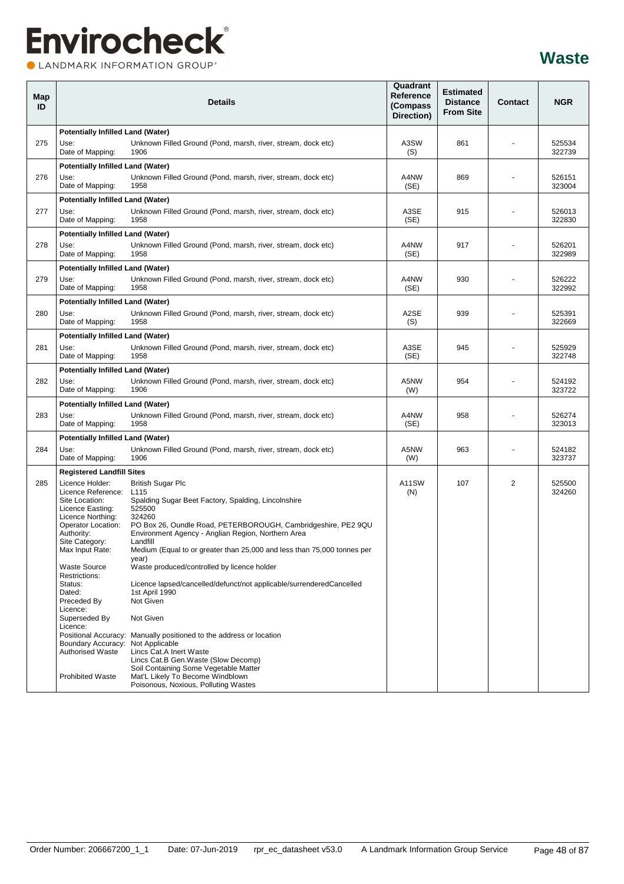# Waste

| Map ID | Details | Quadrant Reference (Compass Direction) | Estimated Distance From Site | Contact | NGR |
|---|---|---|---|---|---|
| 275 | **Potentially Infilled Land (Water)**<br>Use: Unknown Filled Ground (Pond, marsh, river, stream, dock etc)<br>Date of Mapping: 1906 | A3SW (S) | 861 | - | 525534 322739 |
| 276 | **Potentially Infilled Land (Water)**<br>Use: Unknown Filled Ground (Pond, marsh, river, stream, dock etc)<br>Date of Mapping: 1958 | A4NW (SE) | 869 | - | 526151 323004 |
| 277 | **Potentially Infilled Land (Water)**<br>Use: Unknown Filled Ground (Pond, marsh, river, stream, dock etc)<br>Date of Mapping: 1958 | A3SE (SE) | 915 | - | 526013 322830 |
| 278 | **Potentially Infilled Land (Water)**<br>Use: Unknown Filled Ground (Pond, marsh, river, stream, dock etc)<br>Date of Mapping: 1958 | A4NW (SE) | 917 | - | 526201 322989 |
| 279 | **Potentially Infilled Land (Water)**<br>Use: Unknown Filled Ground (Pond, marsh, river, stream, dock etc)<br>Date of Mapping: 1958 | A4NW (SE) | 930 | - | 526222 322992 |
| 280 | **Potentially Infilled Land (Water)**<br>Use: Unknown Filled Ground (Pond, marsh, river, stream, dock etc)<br>Date of Mapping: 1958 | A2SE (S) | 939 | - | 525391 322669 |
| 281 | **Potentially Infilled Land (Water)**<br>Use: Unknown Filled Ground (Pond, marsh, river, stream, dock etc)<br>Date of Mapping: 1958 | A3SE (SE) | 945 | - | 525929 322748 |
| 282 | **Potentially Infilled Land (Water)**<br>Use: Unknown Filled Ground (Pond, marsh, river, stream, dock etc)<br>Date of Mapping: 1906 | A5NW (W) | 954 | - | 524192 323722 |
| 283 | **Potentially Infilled Land (Water)**<br>Use: Unknown Filled Ground (Pond, marsh, river, stream, dock etc)<br>Date of Mapping: 1958 | A4NW (SE) | 958 | - | 526274 323013 |
| 284 | **Potentially Infilled Land (Water)**<br>Use: Unknown Filled Ground (Pond, marsh, river, stream, dock etc)<br>Date of Mapping: 1906 | A5NW (W) | 963 | - | 524182 323737 |
| 285 | **Registered Landfill Sites**<br>Licence Holder: British Sugar Plc<br>Licence Reference: L115<br>Site Location: Spalding Sugar Beet Factory, Spalding, Lincolnshire<br>Licence Easting: 525500<br>Licence Northing: 324260<br>Operator Location: PO Box 26, Oundle Road, PETERBOROUGH, Cambridgeshire, PE2 9QU<br>Authority: Environment Agency - Anglian Region, Northern Area<br>Site Category: Landfill<br>Max Input Rate: Medium (Equal to or greater than 25,000 and less than 75,000 tonnes per year)<br>Waste Source Restrictions: Waste produced/controlled by licence holder<br>Status: Licence lapsed/cancelled/defunct/not applicable/surrenderedCancelled<br>Dated: 1st April 1990<br>Preceded By Licence: Not Given<br>Superseded By Licence: Not Given<br>Positional Accuracy: Manually positioned to the address or location<br>Boundary Accuracy: Not Applicable<br>Authorised Waste: Lincs Cat.A Inert Waste; Lincs Cat.B Gen.Waste (Slow Decomp); Soil Containing Some Vegetable Matter<br>Prohibited Waste: Mat'L Likely To Become Windblown; Poisonous, Noxious, Polluting Wastes | A11SW (N) | 107 | 2 | 525500 324260 |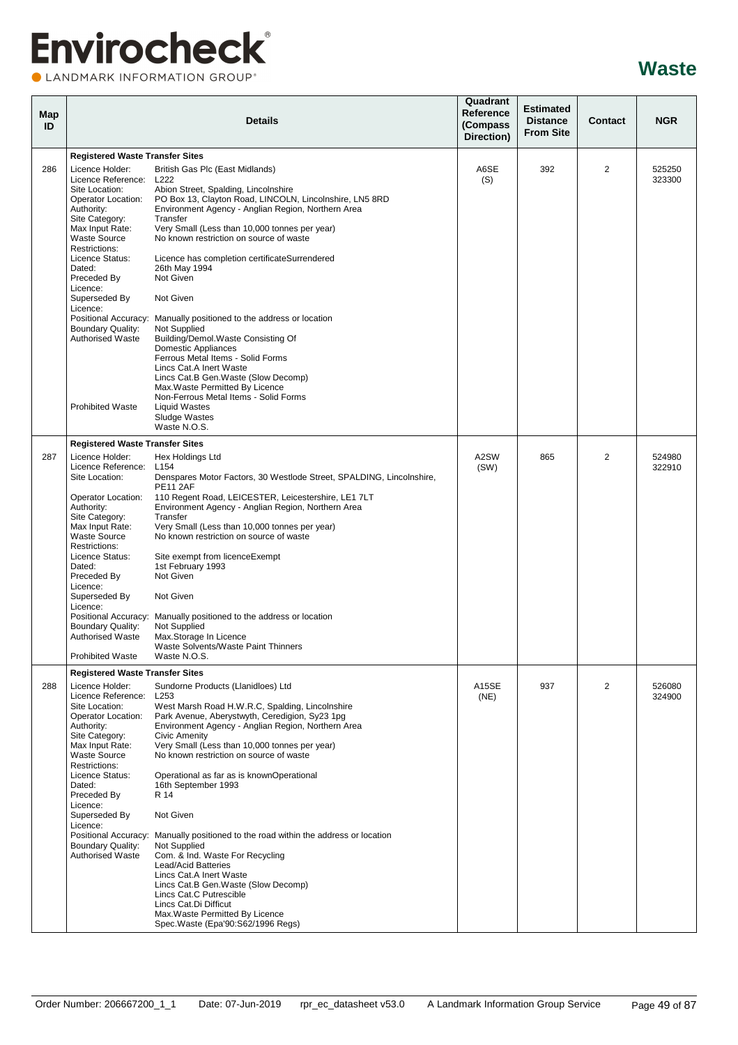# Waste

| Map ID | Details | | Quadrant Reference (Compass Direction) | Estimated Distance From Site | Contact | NGR |
|---|---|---|---|---|---|---|
| | **Registered Waste Transfer Sites** | | | | | |
| 286 | Licence Holder: | British Gas Plc (East Midlands) | A6SE (S) | 392 | 2 | 525250 323300 |
| | Licence Reference: | L222 | | | | |
| | Site Location: | Abion Street, Spalding, Lincolnshire | | | | |
| | Operator Location: | PO Box 13, Clayton Road, LINCOLN, Lincolnshire, LN5 8RD | | | | |
| | Authority: | Environment Agency - Anglian Region, Northern Area | | | | |
| | Site Category: | Transfer | | | | |
| | Max Input Rate: | Very Small (Less than 10,000 tonnes per year) | | | | |
| | Waste Source Restrictions: | No known restriction on source of waste | | | | |
| | Licence Status: | Licence has completion certificateSurrendered | | | | |
| | Dated: | 26th May 1994 | | | | |
| | Preceded By Licence: | Not Given | | | | |
| | Superseded By Licence: | Not Given | | | | |
| | Positional Accuracy: | Manually positioned to the address or location | | | | |
| | Boundary Quality: | Not Supplied | | | | |
| | Authorised Waste | Building/Demol.Waste Consisting Of<br>Domestic Appliances<br>Ferrous Metal Items - Solid Forms<br>Lincs Cat.A Inert Waste<br>Lincs Cat.B Gen.Waste (Slow Decomp)<br>Max.Waste Permitted By Licence<br>Non-Ferrous Metal Items - Solid Forms | | | | |
| | Prohibited Waste | Liquid Wastes<br>Sludge Wastes<br>Waste N.O.S. | | | | |
| | **Registered Waste Transfer Sites** | | | | | |
| 287 | Licence Holder: | Hex Holdings Ltd | A2SW (SW) | 865 | 2 | 524980 322910 |
| | Licence Reference: | L154 | | | | |
| | Site Location: | Denspares Motor Factors, 30 Westlode Street, SPALDING, Lincolnshire, PE11 2AF | | | | |
| | Operator Location: | 110 Regent Road, LEICESTER, Leicestershire, LE1 7LT | | | | |
| | Authority: | Environment Agency - Anglian Region, Northern Area | | | | |
| | Site Category: | Transfer | | | | |
| | Max Input Rate: | Very Small (Less than 10,000 tonnes per year) | | | | |
| | Waste Source Restrictions: | No known restriction on source of waste | | | | |
| | Licence Status: | Site exempt from licenceExempt | | | | |
| | Dated: | 1st February 1993 | | | | |
| | Preceded By Licence: | Not Given | | | | |
| | Superseded By Licence: | Not Given | | | | |
| | Positional Accuracy: | Manually positioned to the address or location | | | | |
| | Boundary Quality: | Not Supplied | | | | |
| | Authorised Waste | Max.Storage In Licence<br>Waste Solvents/Waste Paint Thinners | | | | |
| | Prohibited Waste | Waste N.O.S. | | | | |
| | **Registered Waste Transfer Sites** | | | | | |
| 288 | Licence Holder: | Sundorne Products (Llanidloes) Ltd | A15SE (NE) | 937 | 2 | 526080 324900 |
| | Licence Reference: | L253 | | | | |
| | Site Location: | West Marsh Road H.W.R.C, Spalding, Lincolnshire | | | | |
| | Operator Location: | Park Avenue, Aberystwyth, Ceredigion, Sy23 1pg | | | | |
| | Authority: | Environment Agency - Anglian Region, Northern Area | | | | |
| | Site Category: | Civic Amenity | | | | |
| | Max Input Rate: | Very Small (Less than 10,000 tonnes per year) | | | | |
| | Waste Source Restrictions: | No known restriction on source of waste | | | | |
| | Licence Status: | Operational as far as is knownOperational | | | | |
| | Dated: | 16th September 1993 | | | | |
| | Preceded By Licence: | R 14 | | | | |
| | Superseded By Licence: | Not Given | | | | |
| | Positional Accuracy: | Manually positioned to the road within the address or location | | | | |
| | Boundary Quality: | Not Supplied | | | | |
| | Authorised Waste | Com. & Ind. Waste For Recycling<br>Lead/Acid Batteries<br>Lincs Cat.A Inert Waste<br>Lincs Cat.B Gen.Waste (Slow Decomp)<br>Lincs Cat.C Putrescible<br>Lincs Cat.Di Difficut<br>Max.Waste Permitted By Licence<br>Spec.Waste (Epa'90:S62/1996 Regs) | | | | |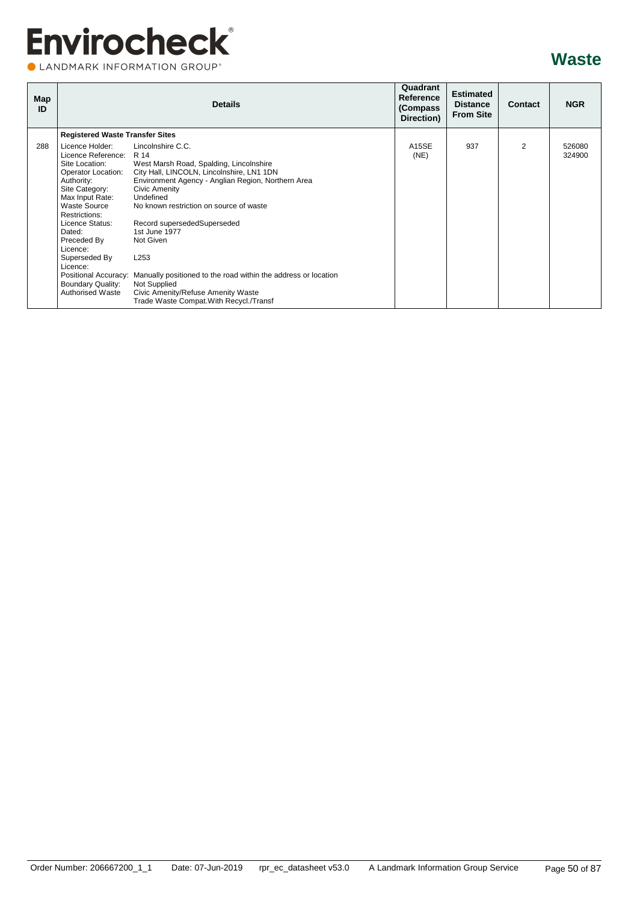# Waste

| Map ID | Details | | Quadrant Reference (Compass Direction) | Estimated Distance From Site | Contact | NGR |
|---|---|---|---|---|---|---|
| | **Registered Waste Transfer Sites** | | | | | |
| 288 | Licence Holder: | Lincolnshire C.C. | A15SE (NE) | 937 | 2 | 526080 324900 |
| | Licence Reference: | R 14 | | | | |
| | Site Location: | West Marsh Road, Spalding, Lincolnshire | | | | |
| | Operator Location: | City Hall, LINCOLN, Lincolnshire, LN1 1DN | | | | |
| | Authority: | Environment Agency - Anglian Region, Northern Area | | | | |
| | Site Category: | Civic Amenity | | | | |
| | Max Input Rate: | Undefined | | | | |
| | Waste Source Restrictions: | No known restriction on source of waste | | | | |
| | Licence Status: | Record supersededSuperseded | | | | |
| | Dated: | 1st June 1977 | | | | |
| | Preceded By Licence: | Not Given | | | | |
| | Superseded By Licence: | L253 | | | | |
| | Positional Accuracy: | Manually positioned to the road within the address or location | | | | |
| | Boundary Quality: | Not Supplied | | | | |
| | Authorised Waste | Civic Amenity/Refuse Amenity Waste<br>Trade Waste Compat.With Recycl./Transf | | | | |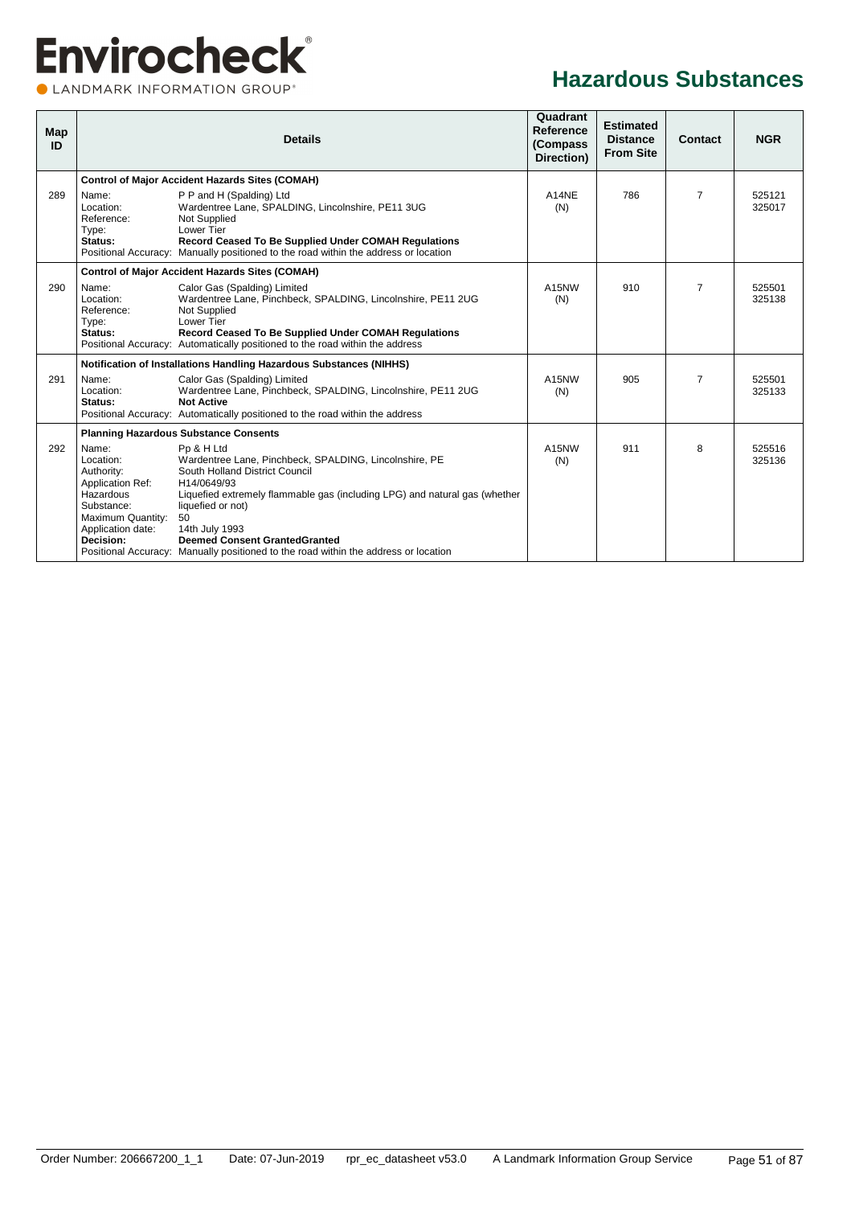# Hazardous Substances

| Map ID | Details | Quadrant Reference (Compass Direction) | Estimated Distance From Site | Contact | NGR |
|---|---|---|---|---|---|
| | **Control of Major Accident Hazards Sites (COMAH)** | | | | |
| 289 | Name: P P and H (Spalding) Ltd<br>Location: Wardentree Lane, SPALDING, Lincolnshire, PE11 3UG<br>Reference: Not Supplied<br>Type: Lower Tier<br>**Status: Record Ceased To Be Supplied Under COMAH Regulations**<br>Positional Accuracy: Manually positioned to the road within the address or location | A14NE (N) | 786 | 7 | 525121 325017 |
| | **Control of Major Accident Hazards Sites (COMAH)** | | | | |
| 290 | Name: Calor Gas (Spalding) Limited<br>Location: Wardentree Lane, Pinchbeck, SPALDING, Lincolnshire, PE11 2UG<br>Reference: Not Supplied<br>Type: Lower Tier<br>**Status: Record Ceased To Be Supplied Under COMAH Regulations**<br>Positional Accuracy: Automatically positioned to the road within the address | A15NW (N) | 910 | 7 | 525501 325138 |
| | **Notification of Installations Handling Hazardous Substances (NIHHS)** | | | | |
| 291 | Name: Calor Gas (Spalding) Limited<br>Location: Wardentree Lane, Pinchbeck, SPALDING, Lincolnshire, PE11 2UG<br>**Status: Not Active**<br>Positional Accuracy: Automatically positioned to the road within the address | A15NW (N) | 905 | 7 | 525501 325133 |
| | **Planning Hazardous Substance Consents** | | | | |
| 292 | Name: Pp & H Ltd<br>Location: Wardentree Lane, Pinchbeck, SPALDING, Lincolnshire, PE<br>Authority: South Holland District Council<br>Application Ref: H14/0649/93<br>Hazardous Substance: Liquefied extremely flammable gas (including LPG) and natural gas (whether liquefied or not)<br>Maximum Quantity: 50<br>Application date: 14th July 1993<br>**Decision: Deemed Consent GrantedGranted**<br>Positional Accuracy: Manually positioned to the road within the address or location | A15NW (N) | 911 | 8 | 525516 325136 |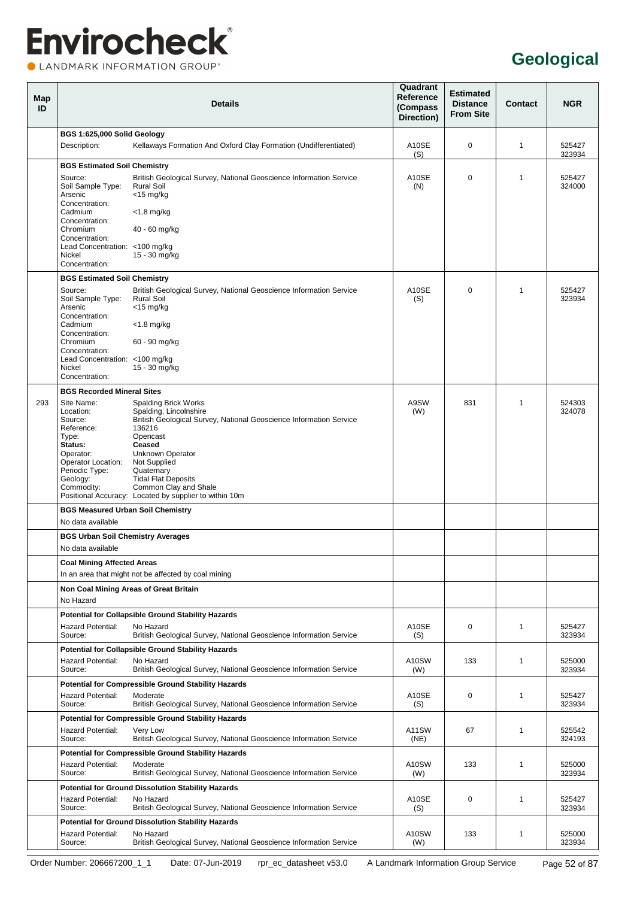# Geological

| Map ID | Details | | Quadrant Reference (Compass Direction) | Estimated Distance From Site | Contact | NGR |
|---|---|---|---|---|---|---|
| | **BGS 1:625,000 Solid Geology** | | | | | |
| | Description: | Kellaways Formation And Oxford Clay Formation (Undifferentiated) | A10SE (S) | 0 | 1 | 525427 323934 |
| | **BGS Estimated Soil Chemistry** | | | | | |
| | Source: | British Geological Survey, National Geoscience Information Service | A10SE (N) | 0 | 1 | 525427 324000 |
| | Soil Sample Type: | Rural Soil | | | | |
| | Arsenic Concentration: | <15 mg/kg | | | | |
| | Cadmium Concentration: | <1.8 mg/kg | | | | |
| | Chromium Concentration: | 40 - 60 mg/kg | | | | |
| | Lead Concentration: | <100 mg/kg | | | | |
| | Nickel Concentration: | 15 - 30 mg/kg | | | | |
| | **BGS Estimated Soil Chemistry** | | | | | |
| | Source: | British Geological Survey, National Geoscience Information Service | A10SE (S) | 0 | 1 | 525427 323934 |
| | Soil Sample Type: | Rural Soil | | | | |
| | Arsenic Concentration: | <15 mg/kg | | | | |
| | Cadmium Concentration: | <1.8 mg/kg | | | | |
| | Chromium Concentration: | 60 - 90 mg/kg | | | | |
| | Lead Concentration: | <100 mg/kg | | | | |
| | Nickel Concentration: | 15 - 30 mg/kg | | | | |
| | **BGS Recorded Mineral Sites** | | | | | |
| 293 | Site Name: | Spalding Brick Works | A9SW (W) | 831 | 1 | 524303 324078 |
| | Location: | Spalding, Lincolnshire | | | | |
| | Source: | British Geological Survey, National Geoscience Information Service | | | | |
| | Reference: | 136216 | | | | |
| | Type: | Opencast | | | | |
| | **Status:** | **Ceased** | | | | |
| | Operator: | Unknown Operator | | | | |
| | Operator Location: | Not Supplied | | | | |
| | Periodic Type: | Quaternary | | | | |
| | Geology: | Tidal Flat Deposits | | | | |
| | Commodity: | Common Clay and Shale | | | | |
| | Positional Accuracy: | Located by supplier to within 10m | | | | |
| | **BGS Measured Urban Soil Chemistry** | | | | | |
| | No data available | | | | | |
| | **BGS Urban Soil Chemistry Averages** | | | | | |
| | No data available | | | | | |
| | **Coal Mining Affected Areas** | | | | | |
| | In an area that might not be affected by coal mining | | | | | |
| | **Non Coal Mining Areas of Great Britain** | | | | | |
| | No Hazard | | | | | |
| | **Potential for Collapsible Ground Stability Hazards** | | | | | |
| | Hazard Potential: | No Hazard | A10SE (S) | 0 | 1 | 525427 323934 |
| | Source: | British Geological Survey, National Geoscience Information Service | | | | |
| | **Potential for Collapsible Ground Stability Hazards** | | | | | |
| | Hazard Potential: | No Hazard | A10SW (W) | 133 | 1 | 525000 323934 |
| | Source: | British Geological Survey, National Geoscience Information Service | | | | |
| | **Potential for Compressible Ground Stability Hazards** | | | | | |
| | Hazard Potential: | Moderate | A10SE (S) | 0 | 1 | 525427 323934 |
| | Source: | British Geological Survey, National Geoscience Information Service | | | | |
| | **Potential for Compressible Ground Stability Hazards** | | | | | |
| | Hazard Potential: | Very Low | A11SW (NE) | 67 | 1 | 525542 324193 |
| | Source: | British Geological Survey, National Geoscience Information Service | | | | |
| | **Potential for Compressible Ground Stability Hazards** | | | | | |
| | Hazard Potential: | Moderate | A10SW (W) | 133 | 1 | 525000 323934 |
| | Source: | British Geological Survey, National Geoscience Information Service | | | | |
| | **Potential for Ground Dissolution Stability Hazards** | | | | | |
| | Hazard Potential: | No Hazard | A10SE (S) | 0 | 1 | 525427 323934 |
| | Source: | British Geological Survey, National Geoscience Information Service | | | | |
| | **Potential for Ground Dissolution Stability Hazards** | | | | | |
| | Hazard Potential: | No Hazard | A10SW (W) | 133 | 1 | 525000 323934 |
| | Source: | British Geological Survey, National Geoscience Information Service | | | | |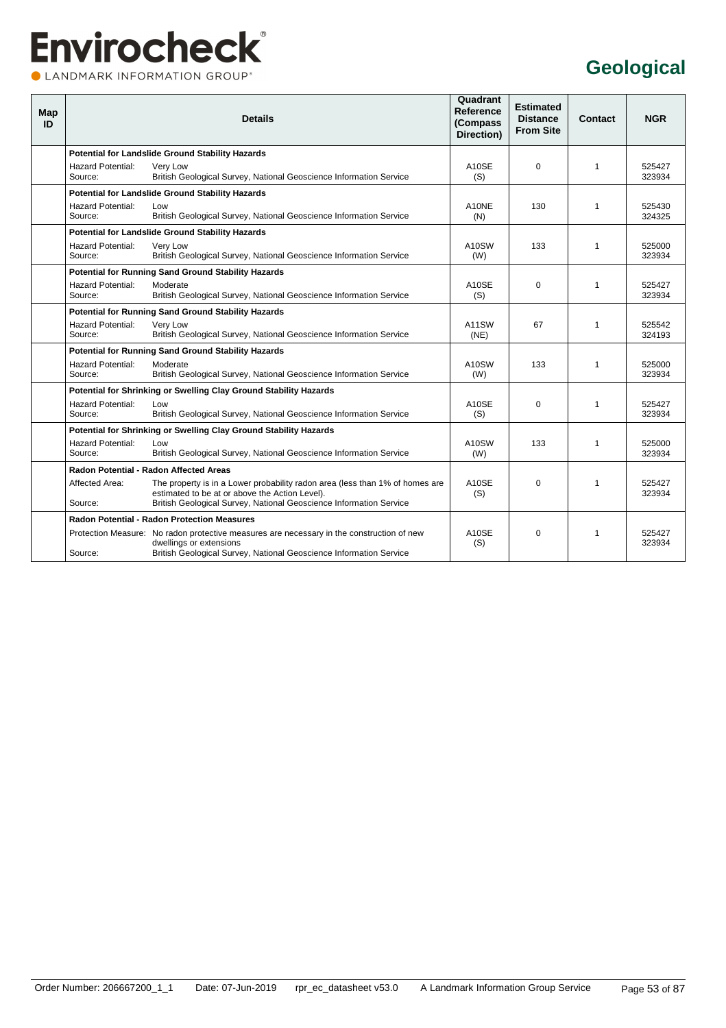# Geological

| Map ID | Details | Quadrant Reference (Compass Direction) | Estimated Distance From Site | Contact | NGR |
|---|---|---|---|---|---|
| | **Potential for Landslide Ground Stability Hazards**<br>Hazard Potential: Very Low<br>Source: British Geological Survey, National Geoscience Information Service | A10SE (S) | 0 | 1 | 525427 323934 |
| | **Potential for Landslide Ground Stability Hazards**<br>Hazard Potential: Low<br>Source: British Geological Survey, National Geoscience Information Service | A10NE (N) | 130 | 1 | 525430 324325 |
| | **Potential for Landslide Ground Stability Hazards**<br>Hazard Potential: Very Low<br>Source: British Geological Survey, National Geoscience Information Service | A10SW (W) | 133 | 1 | 525000 323934 |
| | **Potential for Running Sand Ground Stability Hazards**<br>Hazard Potential: Moderate<br>Source: British Geological Survey, National Geoscience Information Service | A10SE (S) | 0 | 1 | 525427 323934 |
| | **Potential for Running Sand Ground Stability Hazards**<br>Hazard Potential: Very Low<br>Source: British Geological Survey, National Geoscience Information Service | A11SW (NE) | 67 | 1 | 525542 324193 |
| | **Potential for Running Sand Ground Stability Hazards**<br>Hazard Potential: Moderate<br>Source: British Geological Survey, National Geoscience Information Service | A10SW (W) | 133 | 1 | 525000 323934 |
| | **Potential for Shrinking or Swelling Clay Ground Stability Hazards**<br>Hazard Potential: Low<br>Source: British Geological Survey, National Geoscience Information Service | A10SE (S) | 0 | 1 | 525427 323934 |
| | **Potential for Shrinking or Swelling Clay Ground Stability Hazards**<br>Hazard Potential: Low<br>Source: British Geological Survey, National Geoscience Information Service | A10SW (W) | 133 | 1 | 525000 323934 |
| | **Radon Potential - Radon Affected Areas**<br>Affected Area: The property is in a Lower probability radon area (less than 1% of homes are estimated to be at or above the Action Level).<br>Source: British Geological Survey, National Geoscience Information Service | A10SE (S) | 0 | 1 | 525427 323934 |
| | **Radon Potential - Radon Protection Measures**<br>Protection Measure: No radon protective measures are necessary in the construction of new dwellings or extensions<br>Source: British Geological Survey, National Geoscience Information Service | A10SE (S) | 0 | 1 | 525427 323934 |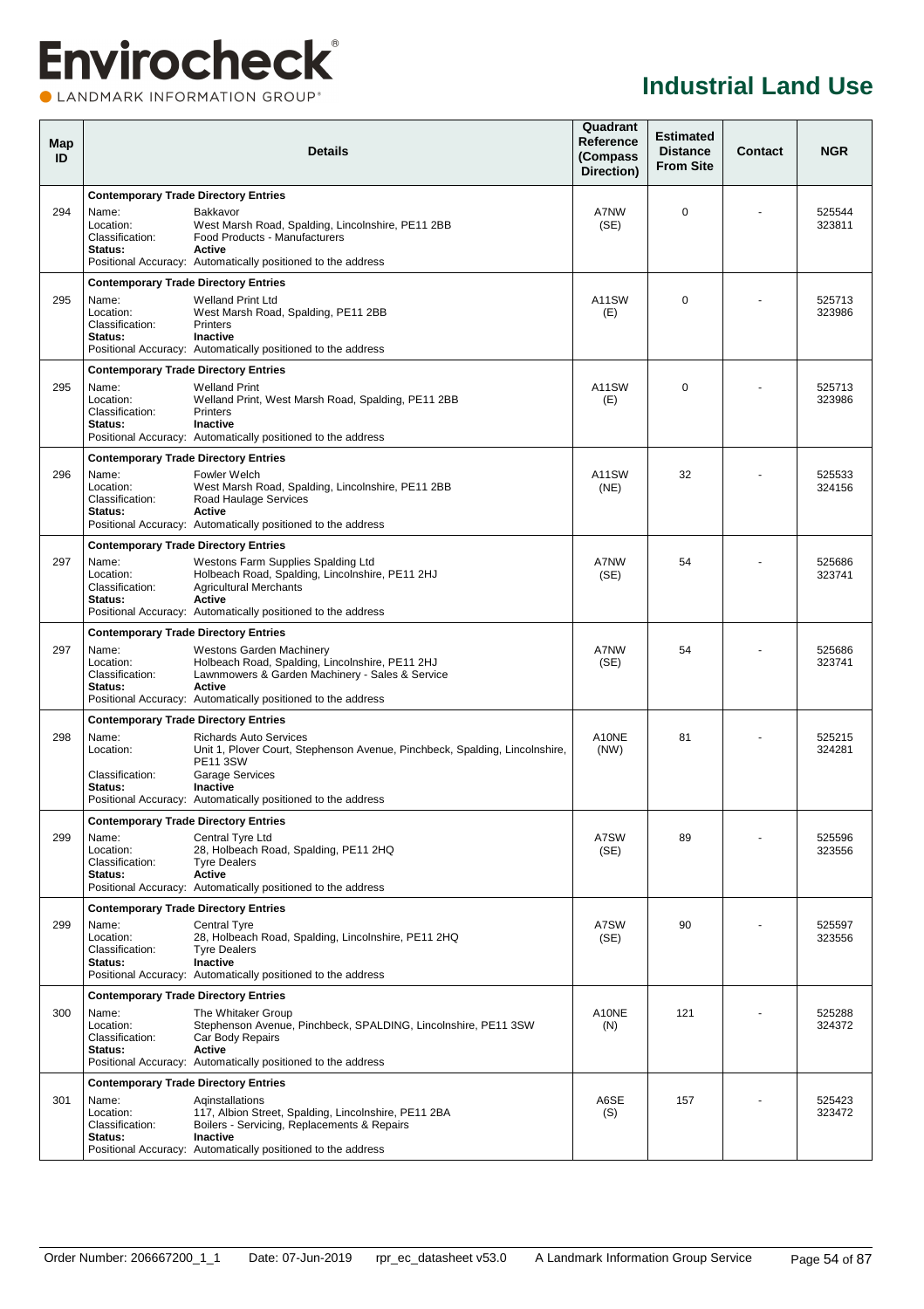# Industrial Land Use

| Map ID | Details | Quadrant Reference (Compass Direction) | Estimated Distance From Site | Contact | NGR |
|---|---|---|---|---|---|
| 294 | **Contemporary Trade Directory Entries**<br>Name: Bakkavor<br>Location: West Marsh Road, Spalding, Lincolnshire, PE11 2BB<br>Classification: Food Products - Manufacturers<br>**Status:** **Active**<br>Positional Accuracy: Automatically positioned to the address | A7NW (SE) | 0 | - | 525544 323811 |
| 295 | **Contemporary Trade Directory Entries**<br>Name: Welland Print Ltd<br>Location: West Marsh Road, Spalding, PE11 2BB<br>Classification: Printers<br>**Status:** **Inactive**<br>Positional Accuracy: Automatically positioned to the address | A11SW (E) | 0 | - | 525713 323986 |
| 295 | **Contemporary Trade Directory Entries**<br>Name: Welland Print<br>Location: Welland Print, West Marsh Road, Spalding, PE11 2BB<br>Classification: Printers<br>**Status:** **Inactive**<br>Positional Accuracy: Automatically positioned to the address | A11SW (E) | 0 | - | 525713 323986 |
| 296 | **Contemporary Trade Directory Entries**<br>Name: Fowler Welch<br>Location: West Marsh Road, Spalding, Lincolnshire, PE11 2BB<br>Classification: Road Haulage Services<br>**Status:** **Active**<br>Positional Accuracy: Automatically positioned to the address | A11SW (NE) | 32 | - | 525533 324156 |
| 297 | **Contemporary Trade Directory Entries**<br>Name: Westons Farm Supplies Spalding Ltd<br>Location: Holbeach Road, Spalding, Lincolnshire, PE11 2HJ<br>Classification: Agricultural Merchants<br>**Status:** **Active**<br>Positional Accuracy: Automatically positioned to the address | A7NW (SE) | 54 | - | 525686 323741 |
| 297 | **Contemporary Trade Directory Entries**<br>Name: Westons Garden Machinery<br>Location: Holbeach Road, Spalding, Lincolnshire, PE11 2HJ<br>Classification: Lawnmowers & Garden Machinery - Sales & Service<br>**Status:** **Active**<br>Positional Accuracy: Automatically positioned to the address | A7NW (SE) | 54 | - | 525686 323741 |
| 298 | **Contemporary Trade Directory Entries**<br>Name: Richards Auto Services<br>Location: Unit 1, Plover Court, Stephenson Avenue, Pinchbeck, Spalding, Lincolnshire, PE11 3SW<br>Classification: Garage Services<br>**Status:** **Inactive**<br>Positional Accuracy: Automatically positioned to the address | A10NE (NW) | 81 | - | 525215 324281 |
| 299 | **Contemporary Trade Directory Entries**<br>Name: Central Tyre Ltd<br>Location: 28, Holbeach Road, Spalding, PE11 2HQ<br>Classification: Tyre Dealers<br>**Status:** **Active**<br>Positional Accuracy: Automatically positioned to the address | A7SW (SE) | 89 | - | 525596 323556 |
| 299 | **Contemporary Trade Directory Entries**<br>Name: Central Tyre<br>Location: 28, Holbeach Road, Spalding, Lincolnshire, PE11 2HQ<br>Classification: Tyre Dealers<br>**Status:** **Inactive**<br>Positional Accuracy: Automatically positioned to the address | A7SW (SE) | 90 | - | 525597 323556 |
| 300 | **Contemporary Trade Directory Entries**<br>Name: The Whitaker Group<br>Location: Stephenson Avenue, Pinchbeck, SPALDING, Lincolnshire, PE11 3SW<br>Classification: Car Body Repairs<br>**Status:** **Active**<br>Positional Accuracy: Automatically positioned to the address | A10NE (N) | 121 | - | 525288 324372 |
| 301 | **Contemporary Trade Directory Entries**<br>Name: Aqinstallations<br>Location: 117, Albion Street, Spalding, Lincolnshire, PE11 2BA<br>Classification: Boilers - Servicing, Replacements & Repairs<br>**Status:** **Inactive**<br>Positional Accuracy: Automatically positioned to the address | A6SE (S) | 157 | - | 525423 323472 |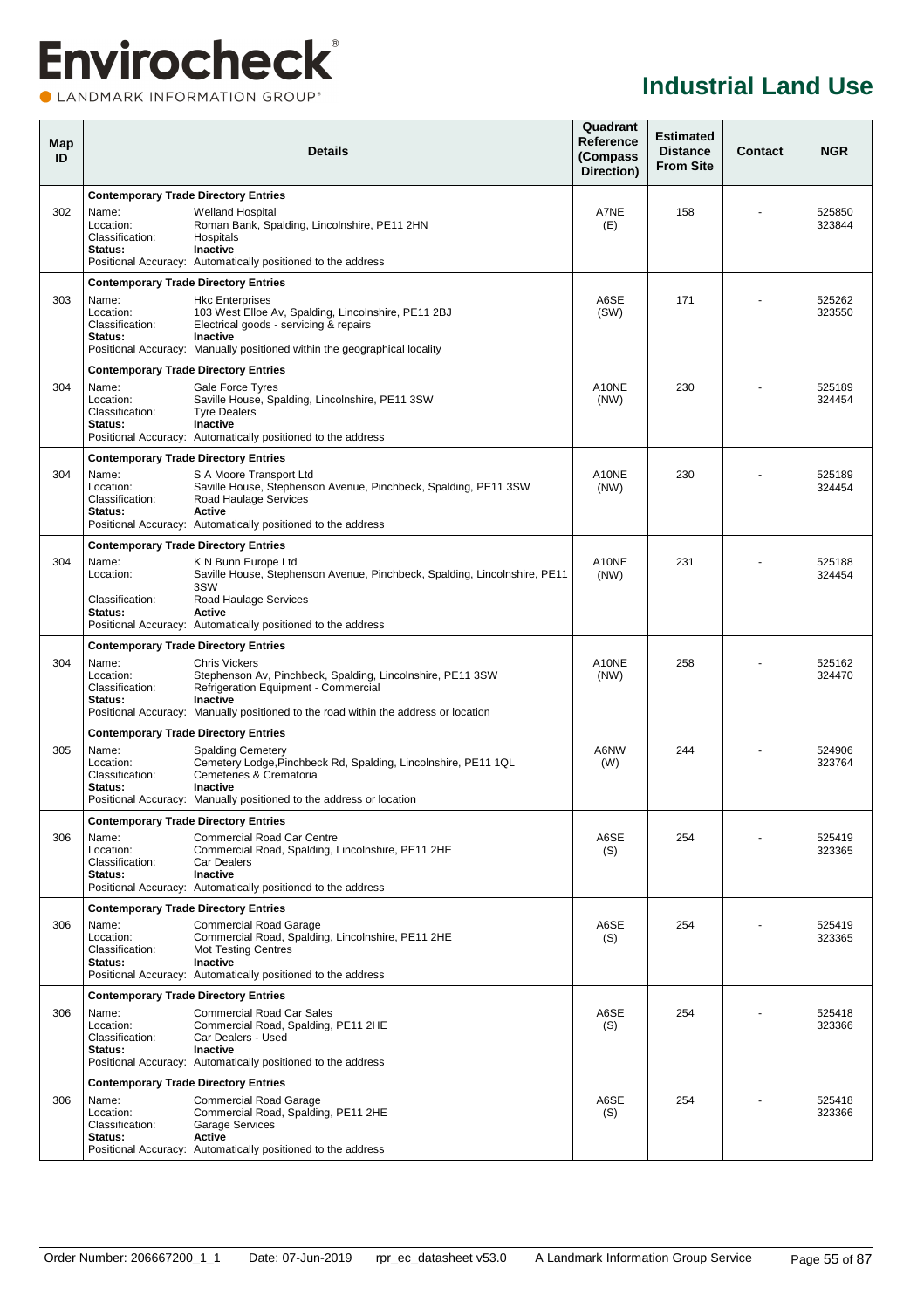# Industrial Land Use

| Map ID | Details | Quadrant Reference (Compass Direction) | Estimated Distance From Site | Contact | NGR |
|---|---|---|---|---|---|
| 302 | **Contemporary Trade Directory Entries**<br>Name: Welland Hospital<br>Location: Roman Bank, Spalding, Lincolnshire, PE11 2HN<br>Classification: Hospitals<br>**Status:** **Inactive**<br>Positional Accuracy: Automatically positioned to the address | A7NE (E) | 158 | - | 525850 323844 |
| 303 | **Contemporary Trade Directory Entries**<br>Name: Hkc Enterprises<br>Location: 103 West Elloe Av, Spalding, Lincolnshire, PE11 2BJ<br>Classification: Electrical goods - servicing & repairs<br>**Status:** **Inactive**<br>Positional Accuracy: Manually positioned within the geographical locality | A6SE (SW) | 171 | - | 525262 323550 |
| 304 | **Contemporary Trade Directory Entries**<br>Name: Gale Force Tyres<br>Location: Saville House, Spalding, Lincolnshire, PE11 3SW<br>Classification: Tyre Dealers<br>**Status:** **Inactive**<br>Positional Accuracy: Automatically positioned to the address | A10NE (NW) | 230 | - | 525189 324454 |
| 304 | **Contemporary Trade Directory Entries**<br>Name: S A Moore Transport Ltd<br>Location: Saville House, Stephenson Avenue, Pinchbeck, Spalding, PE11 3SW<br>Classification: Road Haulage Services<br>**Status:** **Active**<br>Positional Accuracy: Automatically positioned to the address | A10NE (NW) | 230 | - | 525189 324454 |
| 304 | **Contemporary Trade Directory Entries**<br>Name: K N Bunn Europe Ltd<br>Location: Saville House, Stephenson Avenue, Pinchbeck, Spalding, Lincolnshire, PE11 3SW<br>Classification: Road Haulage Services<br>**Status:** **Active**<br>Positional Accuracy: Automatically positioned to the address | A10NE (NW) | 231 | - | 525188 324454 |
| 304 | **Contemporary Trade Directory Entries**<br>Name: Chris Vickers<br>Location: Stephenson Av, Pinchbeck, Spalding, Lincolnshire, PE11 3SW<br>Classification: Refrigeration Equipment - Commercial<br>**Status:** **Inactive**<br>Positional Accuracy: Manually positioned to the road within the address or location | A10NE (NW) | 258 | - | 525162 324470 |
| 305 | **Contemporary Trade Directory Entries**<br>Name: Spalding Cemetery<br>Location: Cemetery Lodge,Pinchbeck Rd, Spalding, Lincolnshire, PE11 1QL<br>Classification: Cemeteries & Crematoria<br>**Status:** **Inactive**<br>Positional Accuracy: Manually positioned to the address or location | A6NW (W) | 244 | - | 524906 323764 |
| 306 | **Contemporary Trade Directory Entries**<br>Name: Commercial Road Car Centre<br>Location: Commercial Road, Spalding, Lincolnshire, PE11 2HE<br>Classification: Car Dealers<br>**Status:** **Inactive**<br>Positional Accuracy: Automatically positioned to the address | A6SE (S) | 254 | - | 525419 323365 |
| 306 | **Contemporary Trade Directory Entries**<br>Name: Commercial Road Garage<br>Location: Commercial Road, Spalding, Lincolnshire, PE11 2HE<br>Classification: Mot Testing Centres<br>**Status:** **Inactive**<br>Positional Accuracy: Automatically positioned to the address | A6SE (S) | 254 | - | 525419 323365 |
| 306 | **Contemporary Trade Directory Entries**<br>Name: Commercial Road Car Sales<br>Location: Commercial Road, Spalding, PE11 2HE<br>Classification: Car Dealers - Used<br>**Status:** **Inactive**<br>Positional Accuracy: Automatically positioned to the address | A6SE (S) | 254 | - | 525418 323366 |
| 306 | **Contemporary Trade Directory Entries**<br>Name: Commercial Road Garage<br>Location: Commercial Road, Spalding, PE11 2HE<br>Classification: Garage Services<br>**Status:** **Active**<br>Positional Accuracy: Automatically positioned to the address | A6SE (S) | 254 | - | 525418 323366 |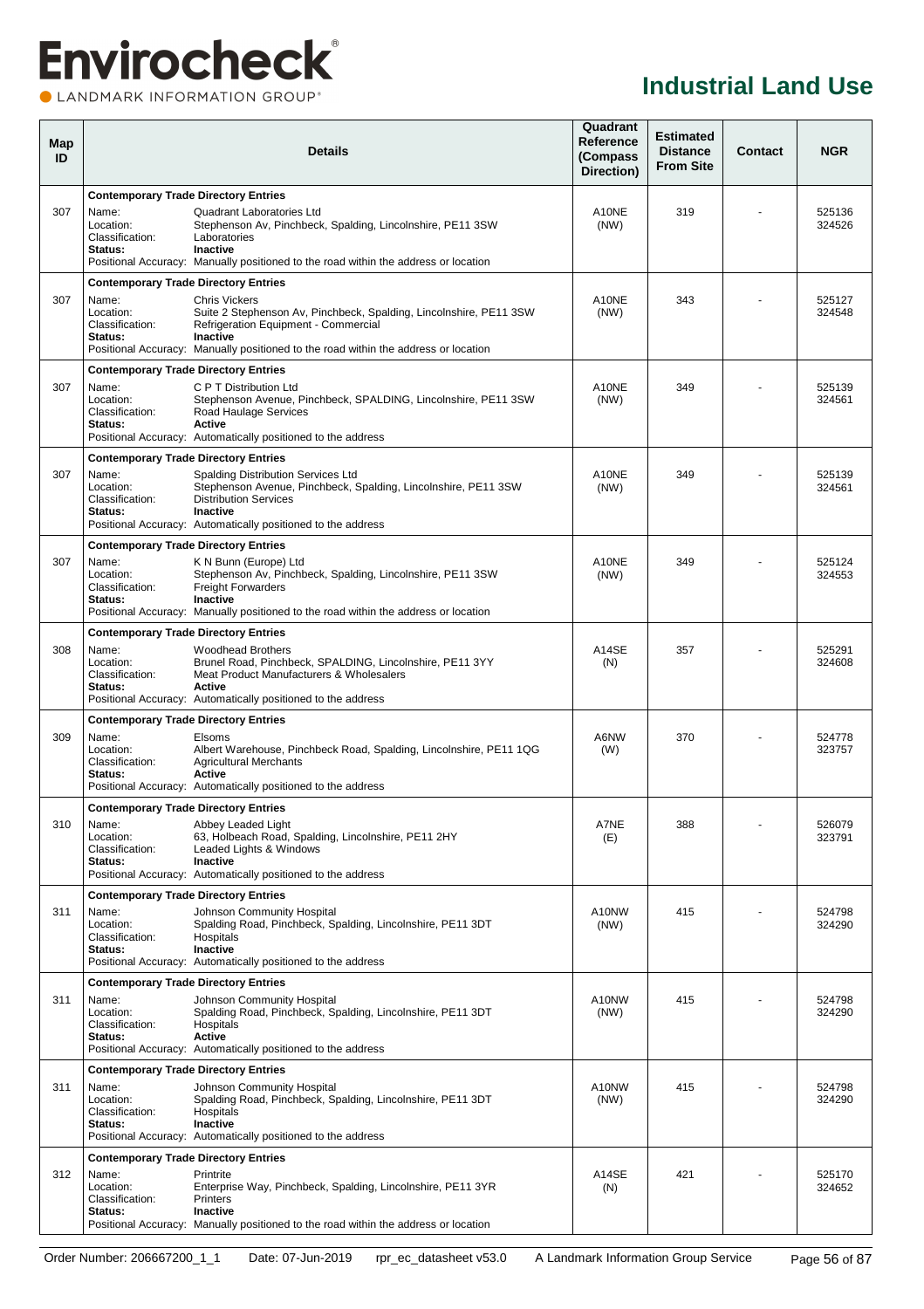# Industrial Land Use

| Map ID | Details | Quadrant Reference (Compass Direction) | Estimated Distance From Site | Contact | NGR |
|---|---|---|---|---|---|
| | **Contemporary Trade Directory Entries** | | | | |
| 307 | Name: Quadrant Laboratories Ltd<br>Location: Stephenson Av, Pinchbeck, Spalding, Lincolnshire, PE11 3SW<br>Classification: Laboratories<br>**Status: Inactive**<br>Positional Accuracy: Manually positioned to the road within the address or location | A10NE (NW) | 319 | - | 525136 324526 |
| | **Contemporary Trade Directory Entries** | | | | |
| 307 | Name: Chris Vickers<br>Location: Suite 2 Stephenson Av, Pinchbeck, Spalding, Lincolnshire, PE11 3SW<br>Classification: Refrigeration Equipment - Commercial<br>**Status: Inactive**<br>Positional Accuracy: Manually positioned to the road within the address or location | A10NE (NW) | 343 | - | 525127 324548 |
| | **Contemporary Trade Directory Entries** | | | | |
| 307 | Name: C P T Distribution Ltd<br>Location: Stephenson Avenue, Pinchbeck, SPALDING, Lincolnshire, PE11 3SW<br>Classification: Road Haulage Services<br>**Status: Active**<br>Positional Accuracy: Automatically positioned to the address | A10NE (NW) | 349 | - | 525139 324561 |
| | **Contemporary Trade Directory Entries** | | | | |
| 307 | Name: Spalding Distribution Services Ltd<br>Location: Stephenson Avenue, Pinchbeck, Spalding, Lincolnshire, PE11 3SW<br>Classification: Distribution Services<br>**Status: Inactive**<br>Positional Accuracy: Automatically positioned to the address | A10NE (NW) | 349 | - | 525139 324561 |
| | **Contemporary Trade Directory Entries** | | | | |
| 307 | Name: K N Bunn (Europe) Ltd<br>Location: Stephenson Av, Pinchbeck, Spalding, Lincolnshire, PE11 3SW<br>Classification: Freight Forwarders<br>**Status: Inactive**<br>Positional Accuracy: Manually positioned to the road within the address or location | A10NE (NW) | 349 | - | 525124 324553 |
| | **Contemporary Trade Directory Entries** | | | | |
| 308 | Name: Woodhead Brothers<br>Location: Brunel Road, Pinchbeck, SPALDING, Lincolnshire, PE11 3YY<br>Classification: Meat Product Manufacturers & Wholesalers<br>**Status: Active**<br>Positional Accuracy: Automatically positioned to the address | A14SE (N) | 357 | - | 525291 324608 |
| | **Contemporary Trade Directory Entries** | | | | |
| 309 | Name: Elsoms<br>Location: Albert Warehouse, Pinchbeck Road, Spalding, Lincolnshire, PE11 1QG<br>Classification: Agricultural Merchants<br>**Status: Active**<br>Positional Accuracy: Automatically positioned to the address | A6NW (W) | 370 | - | 524778 323757 |
| | **Contemporary Trade Directory Entries** | | | | |
| 310 | Name: Abbey Leaded Light<br>Location: 63, Holbeach Road, Spalding, Lincolnshire, PE11 2HY<br>Classification: Leaded Lights & Windows<br>**Status: Inactive**<br>Positional Accuracy: Automatically positioned to the address | A7NE (E) | 388 | - | 526079 323791 |
| | **Contemporary Trade Directory Entries** | | | | |
| 311 | Name: Johnson Community Hospital<br>Location: Spalding Road, Pinchbeck, Spalding, Lincolnshire, PE11 3DT<br>Classification: Hospitals<br>**Status: Inactive**<br>Positional Accuracy: Automatically positioned to the address | A10NW (NW) | 415 | - | 524798 324290 |
| | **Contemporary Trade Directory Entries** | | | | |
| 311 | Name: Johnson Community Hospital<br>Location: Spalding Road, Pinchbeck, Spalding, Lincolnshire, PE11 3DT<br>Classification: Hospitals<br>**Status: Active**<br>Positional Accuracy: Automatically positioned to the address | A10NW (NW) | 415 | - | 524798 324290 |
| | **Contemporary Trade Directory Entries** | | | | |
| 311 | Name: Johnson Community Hospital<br>Location: Spalding Road, Pinchbeck, Spalding, Lincolnshire, PE11 3DT<br>Classification: Hospitals<br>**Status: Inactive**<br>Positional Accuracy: Automatically positioned to the address | A10NW (NW) | 415 | - | 524798 324290 |
| | **Contemporary Trade Directory Entries** | | | | |
| 312 | Name: Printrite<br>Location: Enterprise Way, Pinchbeck, Spalding, Lincolnshire, PE11 3YR<br>Classification: Printers<br>**Status: Inactive**<br>Positional Accuracy: Manually positioned to the road within the address or location | A14SE (N) | 421 | - | 525170 324652 |

Order Number: 206667200_1_1 Date: 07-Jun-2019 rpr_ec_datasheet v53.0 A Landmark Information Group Service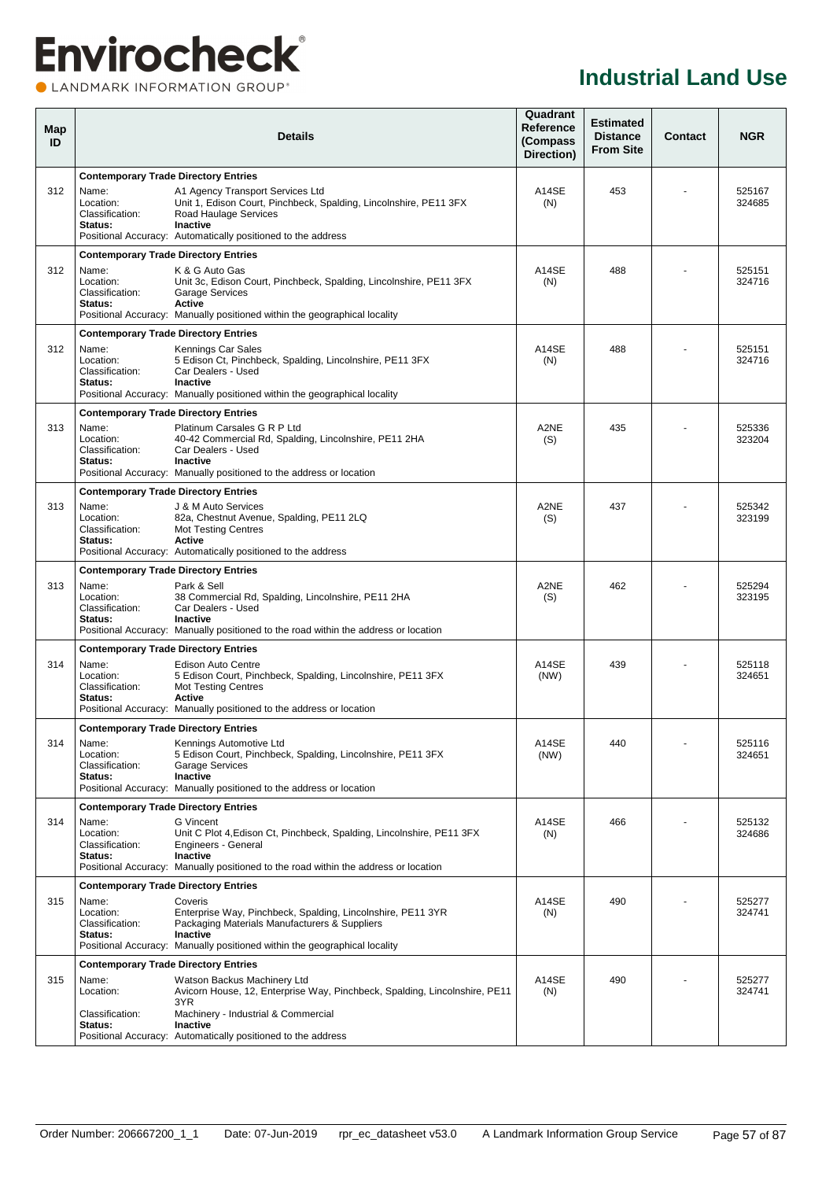# Industrial Land Use

| Map ID | Details | Quadrant Reference (Compass Direction) | Estimated Distance From Site | Contact | NGR |
|---|---|---|---|---|---|
| | **Contemporary Trade Directory Entries** | | | | |
| 312 | Name: A1 Agency Transport Services Ltd<br>Location: Unit 1, Edison Court, Pinchbeck, Spalding, Lincolnshire, PE11 3FX<br>Classification: Road Haulage Services<br>**Status: Inactive**<br>Positional Accuracy: Automatically positioned to the address | A14SE (N) | 453 | - | 525167 324685 |
| | **Contemporary Trade Directory Entries** | | | | |
| 312 | Name: K & G Auto Gas<br>Location: Unit 3c, Edison Court, Pinchbeck, Spalding, Lincolnshire, PE11 3FX<br>Classification: Garage Services<br>**Status: Active**<br>Positional Accuracy: Manually positioned within the geographical locality | A14SE (N) | 488 | - | 525151 324716 |
| | **Contemporary Trade Directory Entries** | | | | |
| 312 | Name: Kennings Car Sales<br>Location: 5 Edison Ct, Pinchbeck, Spalding, Lincolnshire, PE11 3FX<br>Classification: Car Dealers - Used<br>**Status: Inactive**<br>Positional Accuracy: Manually positioned within the geographical locality | A14SE (N) | 488 | - | 525151 324716 |
| | **Contemporary Trade Directory Entries** | | | | |
| 313 | Name: Platinum Carsales G R P Ltd<br>Location: 40-42 Commercial Rd, Spalding, Lincolnshire, PE11 2HA<br>Classification: Car Dealers - Used<br>**Status: Inactive**<br>Positional Accuracy: Manually positioned to the address or location | A2NE (S) | 435 | - | 525336 323204 |
| | **Contemporary Trade Directory Entries** | | | | |
| 313 | Name: J & M Auto Services<br>Location: 82a, Chestnut Avenue, Spalding, PE11 2LQ<br>Classification: Mot Testing Centres<br>**Status: Active**<br>Positional Accuracy: Automatically positioned to the address | A2NE (S) | 437 | - | 525342 323199 |
| | **Contemporary Trade Directory Entries** | | | | |
| 313 | Name: Park & Sell<br>Location: 38 Commercial Rd, Spalding, Lincolnshire, PE11 2HA<br>Classification: Car Dealers - Used<br>**Status: Inactive**<br>Positional Accuracy: Manually positioned to the road within the address or location | A2NE (S) | 462 | - | 525294 323195 |
| | **Contemporary Trade Directory Entries** | | | | |
| 314 | Name: Edison Auto Centre<br>Location: 5 Edison Court, Pinchbeck, Spalding, Lincolnshire, PE11 3FX<br>Classification: Mot Testing Centres<br>**Status: Active**<br>Positional Accuracy: Manually positioned to the address or location | A14SE (NW) | 439 | - | 525118 324651 |
| | **Contemporary Trade Directory Entries** | | | | |
| 314 | Name: Kennings Automotive Ltd<br>Location: 5 Edison Court, Pinchbeck, Spalding, Lincolnshire, PE11 3FX<br>Classification: Garage Services<br>**Status: Inactive**<br>Positional Accuracy: Manually positioned to the address or location | A14SE (NW) | 440 | - | 525116 324651 |
| | **Contemporary Trade Directory Entries** | | | | |
| 314 | Name: G Vincent<br>Location: Unit C Plot 4,Edison Ct, Pinchbeck, Spalding, Lincolnshire, PE11 3FX<br>Classification: Engineers - General<br>**Status: Inactive**<br>Positional Accuracy: Manually positioned to the road within the address or location | A14SE (N) | 466 | - | 525132 324686 |
| | **Contemporary Trade Directory Entries** | | | | |
| 315 | Name: Coveris<br>Location: Enterprise Way, Pinchbeck, Spalding, Lincolnshire, PE11 3YR<br>Classification: Packaging Materials Manufacturers & Suppliers<br>**Status: Inactive**<br>Positional Accuracy: Manually positioned within the geographical locality | A14SE (N) | 490 | - | 525277 324741 |
| | **Contemporary Trade Directory Entries** | | | | |
| 315 | Name: Watson Backus Machinery Ltd<br>Location: Avicorn House, 12, Enterprise Way, Pinchbeck, Spalding, Lincolnshire, PE11 3YR<br>Classification: Machinery - Industrial & Commercial<br>**Status: Inactive**<br>Positional Accuracy: Automatically positioned to the address | A14SE (N) | 490 | - | 525277 324741 |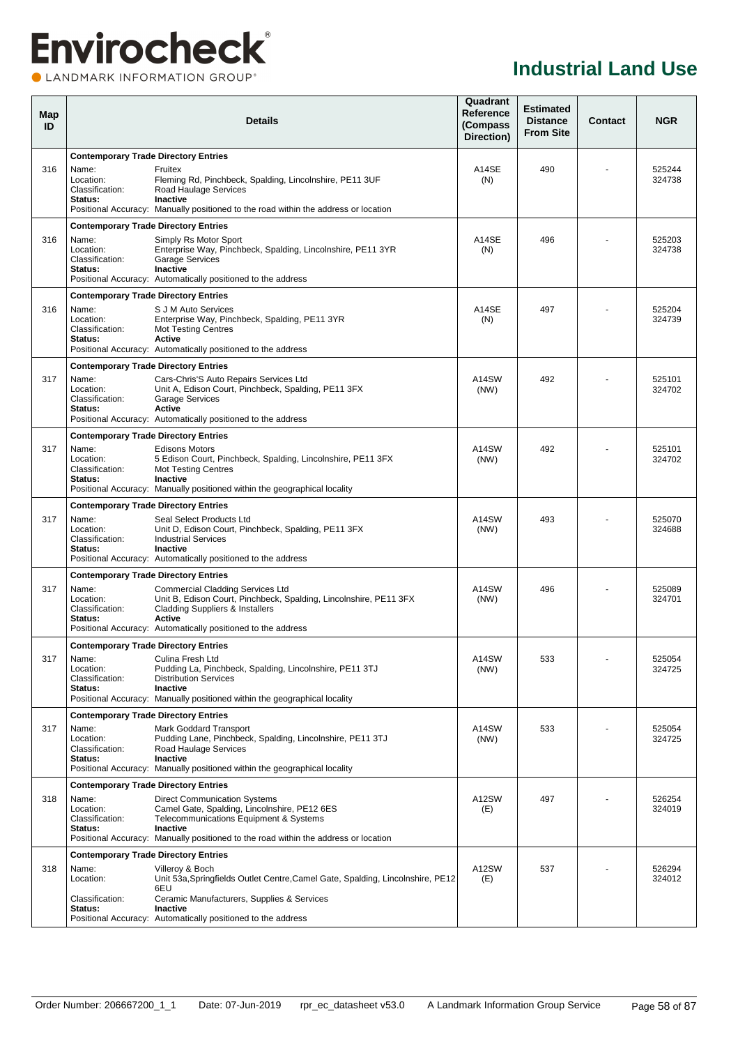# Industrial Land Use

| Map ID | Details | Quadrant Reference (Compass Direction) | Estimated Distance From Site | Contact | NGR |
|---|---|---|---|---|---|
| 316 | **Contemporary Trade Directory Entries**<br>Name: Fruitex<br>Location: Fleming Rd, Pinchbeck, Spalding, Lincolnshire, PE11 3UF<br>Classification: Road Haulage Services<br>**Status: Inactive**<br>Positional Accuracy: Manually positioned to the road within the address or location | A14SE (N) | 490 | - | 525244 324738 |
| 316 | **Contemporary Trade Directory Entries**<br>Name: Simply Rs Motor Sport<br>Location: Enterprise Way, Pinchbeck, Spalding, Lincolnshire, PE11 3YR<br>Classification: Garage Services<br>**Status: Inactive**<br>Positional Accuracy: Automatically positioned to the address | A14SE (N) | 496 | - | 525203 324738 |
| 316 | **Contemporary Trade Directory Entries**<br>Name: S J M Auto Services<br>Location: Enterprise Way, Pinchbeck, Spalding, PE11 3YR<br>Classification: Mot Testing Centres<br>**Status: Active**<br>Positional Accuracy: Automatically positioned to the address | A14SE (N) | 497 | - | 525204 324739 |
| 317 | **Contemporary Trade Directory Entries**<br>Name: Cars-Chris'S Auto Repairs Services Ltd<br>Location: Unit A, Edison Court, Pinchbeck, Spalding, PE11 3FX<br>Classification: Garage Services<br>**Status: Active**<br>Positional Accuracy: Automatically positioned to the address | A14SW (NW) | 492 | - | 525101 324702 |
| 317 | **Contemporary Trade Directory Entries**<br>Name: Edisons Motors<br>Location: 5 Edison Court, Pinchbeck, Spalding, Lincolnshire, PE11 3FX<br>Classification: Mot Testing Centres<br>**Status: Inactive**<br>Positional Accuracy: Manually positioned within the geographical locality | A14SW (NW) | 492 | - | 525101 324702 |
| 317 | **Contemporary Trade Directory Entries**<br>Name: Seal Select Products Ltd<br>Location: Unit D, Edison Court, Pinchbeck, Spalding, PE11 3FX<br>Classification: Industrial Services<br>**Status: Inactive**<br>Positional Accuracy: Automatically positioned to the address | A14SW (NW) | 493 | - | 525070 324688 |
| 317 | **Contemporary Trade Directory Entries**<br>Name: Commercial Cladding Services Ltd<br>Location: Unit B, Edison Court, Pinchbeck, Spalding, Lincolnshire, PE11 3FX<br>Classification: Cladding Suppliers & Installers<br>**Status: Active**<br>Positional Accuracy: Automatically positioned to the address | A14SW (NW) | 496 | - | 525089 324701 |
| 317 | **Contemporary Trade Directory Entries**<br>Name: Culina Fresh Ltd<br>Location: Pudding La, Pinchbeck, Spalding, Lincolnshire, PE11 3TJ<br>Classification: Distribution Services<br>**Status: Inactive**<br>Positional Accuracy: Manually positioned within the geographical locality | A14SW (NW) | 533 | - | 525054 324725 |
| 317 | **Contemporary Trade Directory Entries**<br>Name: Mark Goddard Transport<br>Location: Pudding Lane, Pinchbeck, Spalding, Lincolnshire, PE11 3TJ<br>Classification: Road Haulage Services<br>**Status: Inactive**<br>Positional Accuracy: Manually positioned within the geographical locality | A14SW (NW) | 533 | - | 525054 324725 |
| 318 | **Contemporary Trade Directory Entries**<br>Name: Direct Communication Systems<br>Location: Camel Gate, Spalding, Lincolnshire, PE12 6ES<br>Classification: Telecommunications Equipment & Systems<br>**Status: Inactive**<br>Positional Accuracy: Manually positioned to the road within the address or location | A12SW (E) | 497 | - | 526254 324019 |
| 318 | **Contemporary Trade Directory Entries**<br>Name: Villeroy & Boch<br>Location: Unit 53a,Springfields Outlet Centre,Camel Gate, Spalding, Lincolnshire, PE12 6EU<br>Classification: Ceramic Manufacturers, Supplies & Services<br>**Status: Inactive**<br>Positional Accuracy: Automatically positioned to the address | A12SW (E) | 537 | - | 526294 324012 |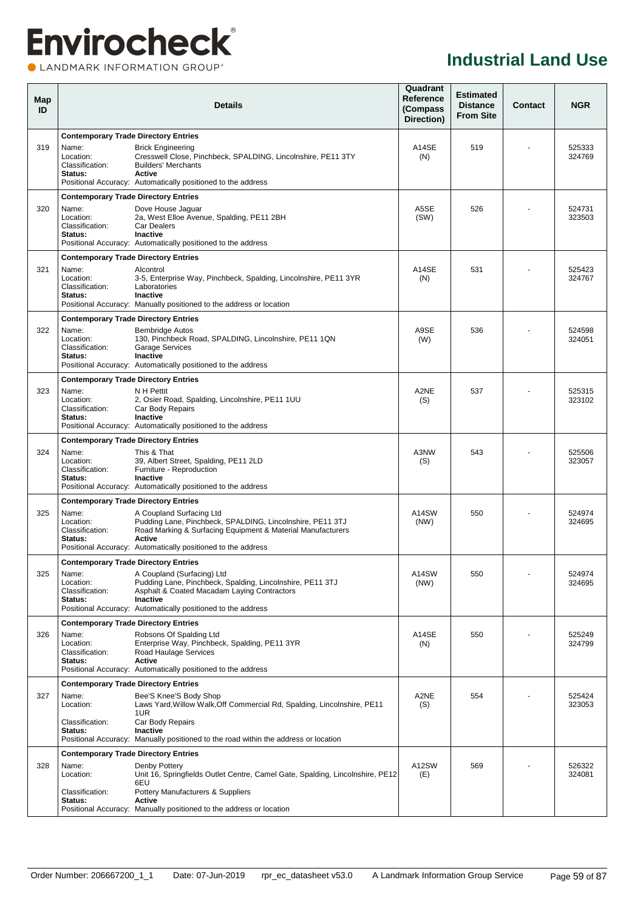# Envirocheck

LANDMARK INFORMATION GROUP

## Industrial Land Use

| Map ID | Details | Quadrant Reference (Compass Direction) | Estimated Distance From Site | Contact | NGR |
|---|---|---|---|---|---|
| 319 | **Contemporary Trade Directory Entries**<br>Name: Brick Engineering<br>Location: Cresswell Close, Pinchbeck, SPALDING, Lincolnshire, PE11 3TY<br>Classification: Builders' Merchants<br>**Status: Active**<br>Positional Accuracy: Automatically positioned to the address | A14SE (N) | 519 | - | 525333 324769 |
| 320 | **Contemporary Trade Directory Entries**<br>Name: Dove House Jaguar<br>Location: 2a, West Elloe Avenue, Spalding, PE11 2BH<br>Classification: Car Dealers<br>**Status: Inactive**<br>Positional Accuracy: Automatically positioned to the address | A5SE (SW) | 526 | - | 524731 323503 |
| 321 | **Contemporary Trade Directory Entries**<br>Name: Alcontrol<br>Location: 3-5, Enterprise Way, Pinchbeck, Spalding, Lincolnshire, PE11 3YR<br>Classification: Laboratories<br>**Status: Inactive**<br>Positional Accuracy: Manually positioned to the address or location | A14SE (N) | 531 | - | 525423 324767 |
| 322 | **Contemporary Trade Directory Entries**<br>Name: Bembridge Autos<br>Location: 130, Pinchbeck Road, SPALDING, Lincolnshire, PE11 1QN<br>Classification: Garage Services<br>**Status: Inactive**<br>Positional Accuracy: Automatically positioned to the address | A9SE (W) | 536 | - | 524598 324051 |
| 323 | **Contemporary Trade Directory Entries**<br>Name: N H Pettit<br>Location: 2, Osier Road, Spalding, Lincolnshire, PE11 1UU<br>Classification: Car Body Repairs<br>**Status: Inactive**<br>Positional Accuracy: Automatically positioned to the address | A2NE (S) | 537 | - | 525315 323102 |
| 324 | **Contemporary Trade Directory Entries**<br>Name: This & That<br>Location: 39, Albert Street, Spalding, PE11 2LD<br>Classification: Furniture - Reproduction<br>**Status: Inactive**<br>Positional Accuracy: Automatically positioned to the address | A3NW (S) | 543 | - | 525506 323057 |
| 325 | **Contemporary Trade Directory Entries**<br>Name: A Coupland Surfacing Ltd<br>Location: Pudding Lane, Pinchbeck, SPALDING, Lincolnshire, PE11 3TJ<br>Classification: Road Marking & Surfacing Equipment & Material Manufacturers<br>**Status: Active**<br>Positional Accuracy: Automatically positioned to the address | A14SW (NW) | 550 | - | 524974 324695 |
| 325 | **Contemporary Trade Directory Entries**<br>Name: A Coupland (Surfacing) Ltd<br>Location: Pudding Lane, Pinchbeck, Spalding, Lincolnshire, PE11 3TJ<br>Classification: Asphalt & Coated Macadam Laying Contractors<br>**Status: Inactive**<br>Positional Accuracy: Automatically positioned to the address | A14SW (NW) | 550 | - | 524974 324695 |
| 326 | **Contemporary Trade Directory Entries**<br>Name: Robsons Of Spalding Ltd<br>Location: Enterprise Way, Pinchbeck, Spalding, PE11 3YR<br>Classification: Road Haulage Services<br>**Status: Active**<br>Positional Accuracy: Automatically positioned to the address | A14SE (N) | 550 | - | 525249 324799 |
| 327 | **Contemporary Trade Directory Entries**<br>Name: Bee'S Knee'S Body Shop<br>Location: Laws Yard,Willow Walk,Off Commercial Rd, Spalding, Lincolnshire, PE11 1UR<br>Classification: Car Body Repairs<br>**Status: Inactive**<br>Positional Accuracy: Manually positioned to the road within the address or location | A2NE (S) | 554 | - | 525424 323053 |
| 328 | **Contemporary Trade Directory Entries**<br>Name: Denby Pottery<br>Location: Unit 16, Springfields Outlet Centre, Camel Gate, Spalding, Lincolnshire, PE12 6EU<br>Classification: Pottery Manufacturers & Suppliers<br>**Status: Active**<br>Positional Accuracy: Manually positioned to the address or location | A12SW (E) | 569 | - | 526322 324081 |

Order Number: 206667200_1_1 Date: 07-Jun-2019 rpr_ec_datasheet v53.0 A Landmark Information Group Service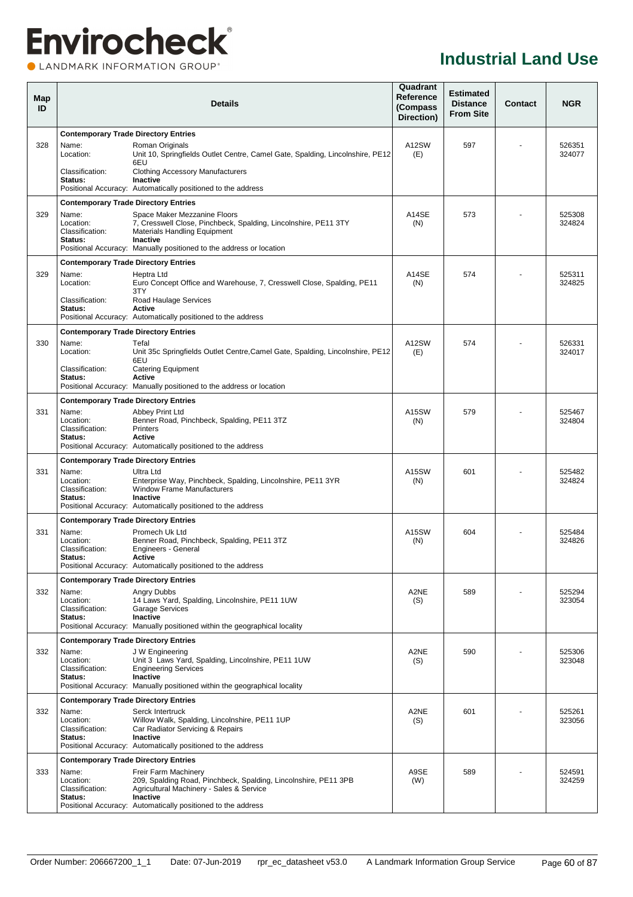# Industrial Land Use

| Map ID | Details | Quadrant Reference (Compass Direction) | Estimated Distance From Site | Contact | NGR |
|---|---|---|---|---|---|
| 328 | **Contemporary Trade Directory Entries**<br>Name: Roman Originals<br>Location: Unit 10, Springfields Outlet Centre, Camel Gate, Spalding, Lincolnshire, PE12 6EU<br>Classification: Clothing Accessory Manufacturers<br>**Status: Inactive**<br>Positional Accuracy: Automatically positioned to the address | A12SW (E) | 597 | - | 526351 324077 |
| 329 | **Contemporary Trade Directory Entries**<br>Name: Space Maker Mezzanine Floors<br>Location: 7, Cresswell Close, Pinchbeck, Spalding, Lincolnshire, PE11 3TY<br>Classification: Materials Handling Equipment<br>**Status: Inactive**<br>Positional Accuracy: Manually positioned to the address or location | A14SE (N) | 573 | - | 525308 324824 |
| 329 | **Contemporary Trade Directory Entries**<br>Name: Heptra Ltd<br>Location: Euro Concept Office and Warehouse, 7, Cresswell Close, Spalding, PE11 3TY<br>Classification: Road Haulage Services<br>**Status: Active**<br>Positional Accuracy: Automatically positioned to the address | A14SE (N) | 574 | - | 525311 324825 |
| 330 | **Contemporary Trade Directory Entries**<br>Name: Tefal<br>Location: Unit 35c Springfields Outlet Centre,Camel Gate, Spalding, Lincolnshire, PE12 6EU<br>Classification: Catering Equipment<br>**Status: Active**<br>Positional Accuracy: Manually positioned to the address or location | A12SW (E) | 574 | - | 526331 324017 |
| 331 | **Contemporary Trade Directory Entries**<br>Name: Abbey Print Ltd<br>Location: Benner Road, Pinchbeck, Spalding, PE11 3TZ<br>Classification: Printers<br>**Status: Active**<br>Positional Accuracy: Automatically positioned to the address | A15SW (N) | 579 | - | 525467 324804 |
| 331 | **Contemporary Trade Directory Entries**<br>Name: Ultra Ltd<br>Location: Enterprise Way, Pinchbeck, Spalding, Lincolnshire, PE11 3YR<br>Classification: Window Frame Manufacturers<br>**Status: Inactive**<br>Positional Accuracy: Automatically positioned to the address | A15SW (N) | 601 | - | 525482 324824 |
| 331 | **Contemporary Trade Directory Entries**<br>Name: Promech Uk Ltd<br>Location: Benner Road, Pinchbeck, Spalding, PE11 3TZ<br>Classification: Engineers - General<br>**Status: Active**<br>Positional Accuracy: Automatically positioned to the address | A15SW (N) | 604 | - | 525484 324826 |
| 332 | **Contemporary Trade Directory Entries**<br>Name: Angry Dubbs<br>Location: 14 Laws Yard, Spalding, Lincolnshire, PE11 1UW<br>Classification: Garage Services<br>**Status: Inactive**<br>Positional Accuracy: Manually positioned within the geographical locality | A2NE (S) | 589 | - | 525294 323054 |
| 332 | **Contemporary Trade Directory Entries**<br>Name: J W Engineering<br>Location: Unit 3 Laws Yard, Spalding, Lincolnshire, PE11 1UW<br>Classification: Engineering Services<br>**Status: Inactive**<br>Positional Accuracy: Manually positioned within the geographical locality | A2NE (S) | 590 | - | 525306 323048 |
| 332 | **Contemporary Trade Directory Entries**<br>Name: Serck Intertruck<br>Location: Willow Walk, Spalding, Lincolnshire, PE11 1UP<br>Classification: Car Radiator Servicing & Repairs<br>**Status: Inactive**<br>Positional Accuracy: Automatically positioned to the address | A2NE (S) | 601 | - | 525261 323056 |
| 333 | **Contemporary Trade Directory Entries**<br>Name: Freir Farm Machinery<br>Location: 209, Spalding Road, Pinchbeck, Spalding, Lincolnshire, PE11 3PB<br>Classification: Agricultural Machinery - Sales & Service<br>**Status: Inactive**<br>Positional Accuracy: Automatically positioned to the address | A9SE (W) | 589 | - | 524591 324259 |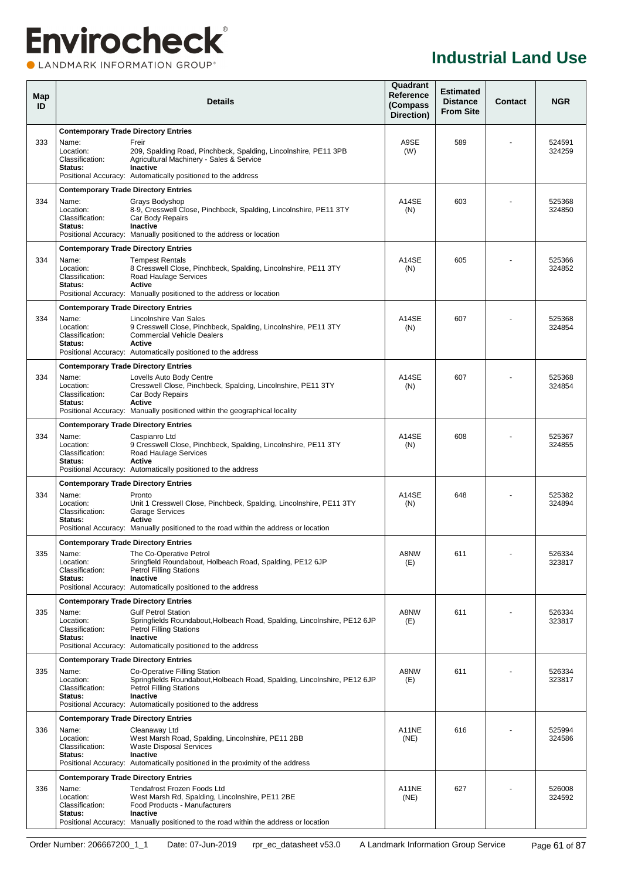# Industrial Land Use

| Map ID | Details | Quadrant Reference (Compass Direction) | Estimated Distance From Site | Contact | NGR |
|---|---|---|---|---|---|
| 333 | **Contemporary Trade Directory Entries**<br>Name: Freir<br>Location: 209, Spalding Road, Pinchbeck, Spalding, Lincolnshire, PE11 3PB<br>Classification: Agricultural Machinery - Sales & Service<br>**Status:** **Inactive**<br>Positional Accuracy: Automatically positioned to the address | A9SE (W) | 589 | - | 524591 324259 |
| 334 | **Contemporary Trade Directory Entries**<br>Name: Grays Bodyshop<br>Location: 8-9, Cresswell Close, Pinchbeck, Spalding, Lincolnshire, PE11 3TY<br>Classification: Car Body Repairs<br>**Status:** **Inactive**<br>Positional Accuracy: Manually positioned to the address or location | A14SE (N) | 603 | - | 525368 324850 |
| 334 | **Contemporary Trade Directory Entries**<br>Name: Tempest Rentals<br>Location: 8 Cresswell Close, Pinchbeck, Spalding, Lincolnshire, PE11 3TY<br>Classification: Road Haulage Services<br>**Status:** **Active**<br>Positional Accuracy: Manually positioned to the address or location | A14SE (N) | 605 | - | 525366 324852 |
| 334 | **Contemporary Trade Directory Entries**<br>Name: Lincolnshire Van Sales<br>Location: 9 Cresswell Close, Pinchbeck, Spalding, Lincolnshire, PE11 3TY<br>Classification: Commercial Vehicle Dealers<br>**Status:** **Active**<br>Positional Accuracy: Automatically positioned to the address | A14SE (N) | 607 | - | 525368 324854 |
| 334 | **Contemporary Trade Directory Entries**<br>Name: Lovells Auto Body Centre<br>Location: Cresswell Close, Pinchbeck, Spalding, Lincolnshire, PE11 3TY<br>Classification: Car Body Repairs<br>**Status:** **Active**<br>Positional Accuracy: Manually positioned within the geographical locality | A14SE (N) | 607 | - | 525368 324854 |
| 334 | **Contemporary Trade Directory Entries**<br>Name: Caspianro Ltd<br>Location: 9 Cresswell Close, Pinchbeck, Spalding, Lincolnshire, PE11 3TY<br>Classification: Road Haulage Services<br>**Status:** **Active**<br>Positional Accuracy: Automatically positioned to the address | A14SE (N) | 608 | - | 525367 324855 |
| 334 | **Contemporary Trade Directory Entries**<br>Name: Pronto<br>Location: Unit 1 Cresswell Close, Pinchbeck, Spalding, Lincolnshire, PE11 3TY<br>Classification: Garage Services<br>**Status:** **Active**<br>Positional Accuracy: Manually positioned to the road within the address or location | A14SE (N) | 648 | - | 525382 324894 |
| 335 | **Contemporary Trade Directory Entries**<br>Name: The Co-Operative Petrol<br>Location: Sringfield Roundabout, Holbeach Road, Spalding, PE12 6JP<br>Classification: Petrol Filling Stations<br>**Status:** **Inactive**<br>Positional Accuracy: Automatically positioned to the address | A8NW (E) | 611 | - | 526334 323817 |
| 335 | **Contemporary Trade Directory Entries**<br>Name: Gulf Petrol Station<br>Location: Springfields Roundabout,Holbeach Road, Spalding, Lincolnshire, PE12 6JP<br>Classification: Petrol Filling Stations<br>**Status:** **Inactive**<br>Positional Accuracy: Automatically positioned to the address | A8NW (E) | 611 | - | 526334 323817 |
| 335 | **Contemporary Trade Directory Entries**<br>Name: Co-Operative Filling Station<br>Location: Springfields Roundabout,Holbeach Road, Spalding, Lincolnshire, PE12 6JP<br>Classification: Petrol Filling Stations<br>**Status:** **Inactive**<br>Positional Accuracy: Automatically positioned to the address | A8NW (E) | 611 | - | 526334 323817 |
| 336 | **Contemporary Trade Directory Entries**<br>Name: Cleanaway Ltd<br>Location: West Marsh Road, Spalding, Lincolnshire, PE11 2BB<br>Classification: Waste Disposal Services<br>**Status:** **Inactive**<br>Positional Accuracy: Automatically positioned in the proximity of the address | A11NE (NE) | 616 | - | 525994 324586 |
| 336 | **Contemporary Trade Directory Entries**<br>Name: Tendafrost Frozen Foods Ltd<br>Location: West Marsh Rd, Spalding, Lincolnshire, PE11 2BE<br>Classification: Food Products - Manufacturers<br>**Status:** **Inactive**<br>Positional Accuracy: Manually positioned to the road within the address or location | A11NE (NE) | 627 | - | 526008 324592 |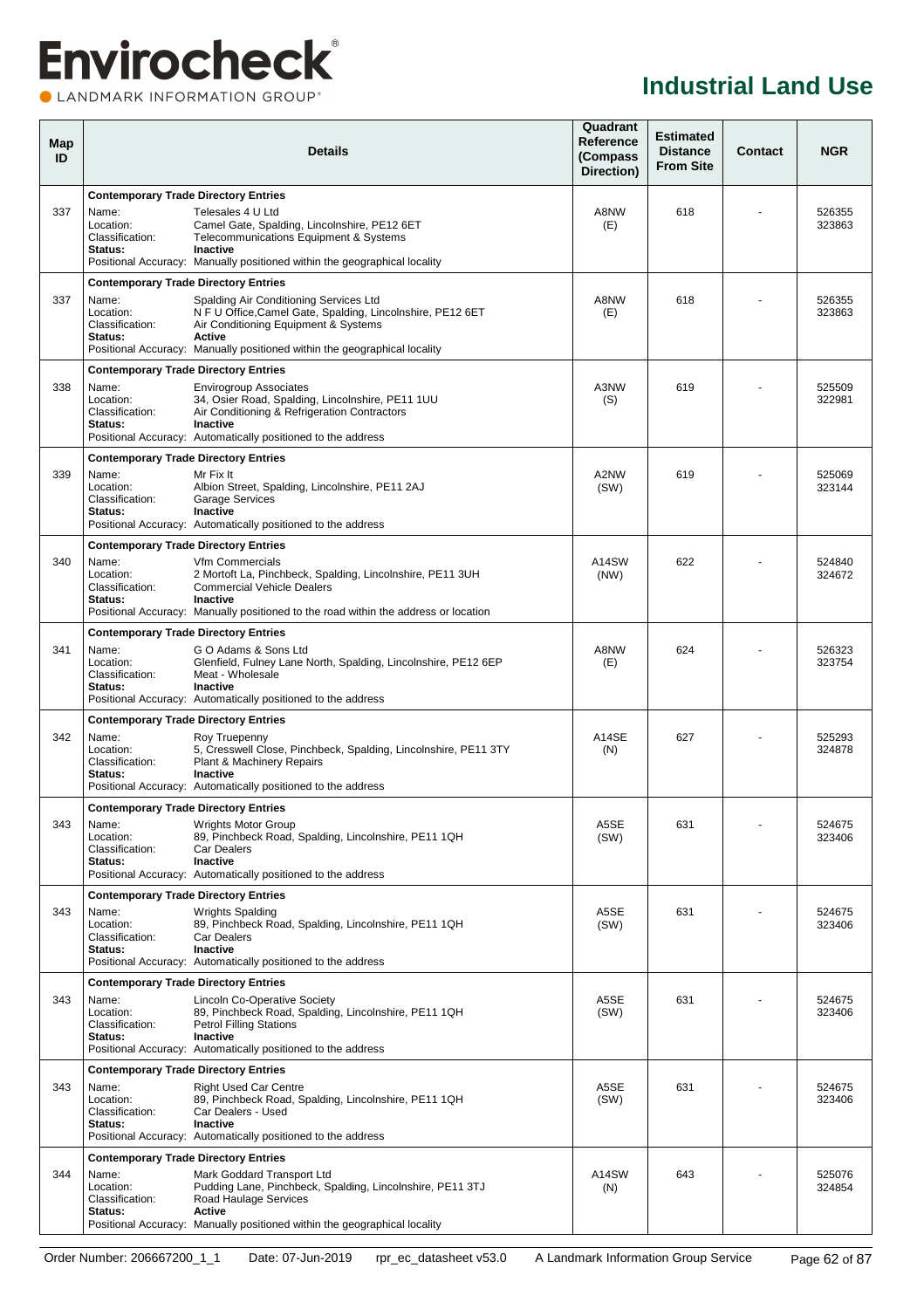# Industrial Land Use

| Map ID | Details | Quadrant Reference (Compass Direction) | Estimated Distance From Site | Contact | NGR |
|---|---|---|---|---|---|
| 337 | **Contemporary Trade Directory Entries**<br>Name: Telesales 4 U Ltd<br>Location: Camel Gate, Spalding, Lincolnshire, PE12 6ET<br>Classification: Telecommunications Equipment & Systems<br>**Status: Inactive**<br>Positional Accuracy: Manually positioned within the geographical locality | A8NW (E) | 618 | - | 526355 323863 |
| 337 | **Contemporary Trade Directory Entries**<br>Name: Spalding Air Conditioning Services Ltd<br>Location: N F U Office,Camel Gate, Spalding, Lincolnshire, PE12 6ET<br>Classification: Air Conditioning Equipment & Systems<br>**Status: Active**<br>Positional Accuracy: Manually positioned within the geographical locality | A8NW (E) | 618 | - | 526355 323863 |
| 338 | **Contemporary Trade Directory Entries**<br>Name: Envirogroup Associates<br>Location: 34, Osier Road, Spalding, Lincolnshire, PE11 1UU<br>Classification: Air Conditioning & Refrigeration Contractors<br>**Status: Inactive**<br>Positional Accuracy: Automatically positioned to the address | A3NW (S) | 619 | - | 525509 322981 |
| 339 | **Contemporary Trade Directory Entries**<br>Name: Mr Fix It<br>Location: Albion Street, Spalding, Lincolnshire, PE11 2AJ<br>Classification: Garage Services<br>**Status: Inactive**<br>Positional Accuracy: Automatically positioned to the address | A2NW (SW) | 619 | - | 525069 323144 |
| 340 | **Contemporary Trade Directory Entries**<br>Name: Vfm Commercials<br>Location: 2 Mortoft La, Pinchbeck, Spalding, Lincolnshire, PE11 3UH<br>Classification: Commercial Vehicle Dealers<br>**Status: Inactive**<br>Positional Accuracy: Manually positioned to the road within the address or location | A14SW (NW) | 622 | - | 524840 324672 |
| 341 | **Contemporary Trade Directory Entries**<br>Name: G O Adams & Sons Ltd<br>Location: Glenfield, Fulney Lane North, Spalding, Lincolnshire, PE12 6EP<br>Classification: Meat - Wholesale<br>**Status: Inactive**<br>Positional Accuracy: Automatically positioned to the address | A8NW (E) | 624 | - | 526323 323754 |
| 342 | **Contemporary Trade Directory Entries**<br>Name: Roy Truepenny<br>Location: 5, Cresswell Close, Pinchbeck, Spalding, Lincolnshire, PE11 3TY<br>Classification: Plant & Machinery Repairs<br>**Status: Inactive**<br>Positional Accuracy: Automatically positioned to the address | A14SE (N) | 627 | - | 525293 324878 |
| 343 | **Contemporary Trade Directory Entries**<br>Name: Wrights Motor Group<br>Location: 89, Pinchbeck Road, Spalding, Lincolnshire, PE11 1QH<br>Classification: Car Dealers<br>**Status: Inactive**<br>Positional Accuracy: Automatically positioned to the address | A5SE (SW) | 631 | - | 524675 323406 |
| 343 | **Contemporary Trade Directory Entries**<br>Name: Wrights Spalding<br>Location: 89, Pinchbeck Road, Spalding, Lincolnshire, PE11 1QH<br>Classification: Car Dealers<br>**Status: Inactive**<br>Positional Accuracy: Automatically positioned to the address | A5SE (SW) | 631 | - | 524675 323406 |
| 343 | **Contemporary Trade Directory Entries**<br>Name: Lincoln Co-Operative Society<br>Location: 89, Pinchbeck Road, Spalding, Lincolnshire, PE11 1QH<br>Classification: Petrol Filling Stations<br>**Status: Inactive**<br>Positional Accuracy: Automatically positioned to the address | A5SE (SW) | 631 | - | 524675 323406 |
| 343 | **Contemporary Trade Directory Entries**<br>Name: Right Used Car Centre<br>Location: 89, Pinchbeck Road, Spalding, Lincolnshire, PE11 1QH<br>Classification: Car Dealers - Used<br>**Status: Inactive**<br>Positional Accuracy: Automatically positioned to the address | A5SE (SW) | 631 | - | 524675 323406 |
| 344 | **Contemporary Trade Directory Entries**<br>Name: Mark Goddard Transport Ltd<br>Location: Pudding Lane, Pinchbeck, Spalding, Lincolnshire, PE11 3TJ<br>Classification: Road Haulage Services<br>**Status: Active**<br>Positional Accuracy: Manually positioned within the geographical locality | A14SW (N) | 643 | - | 525076 324854 |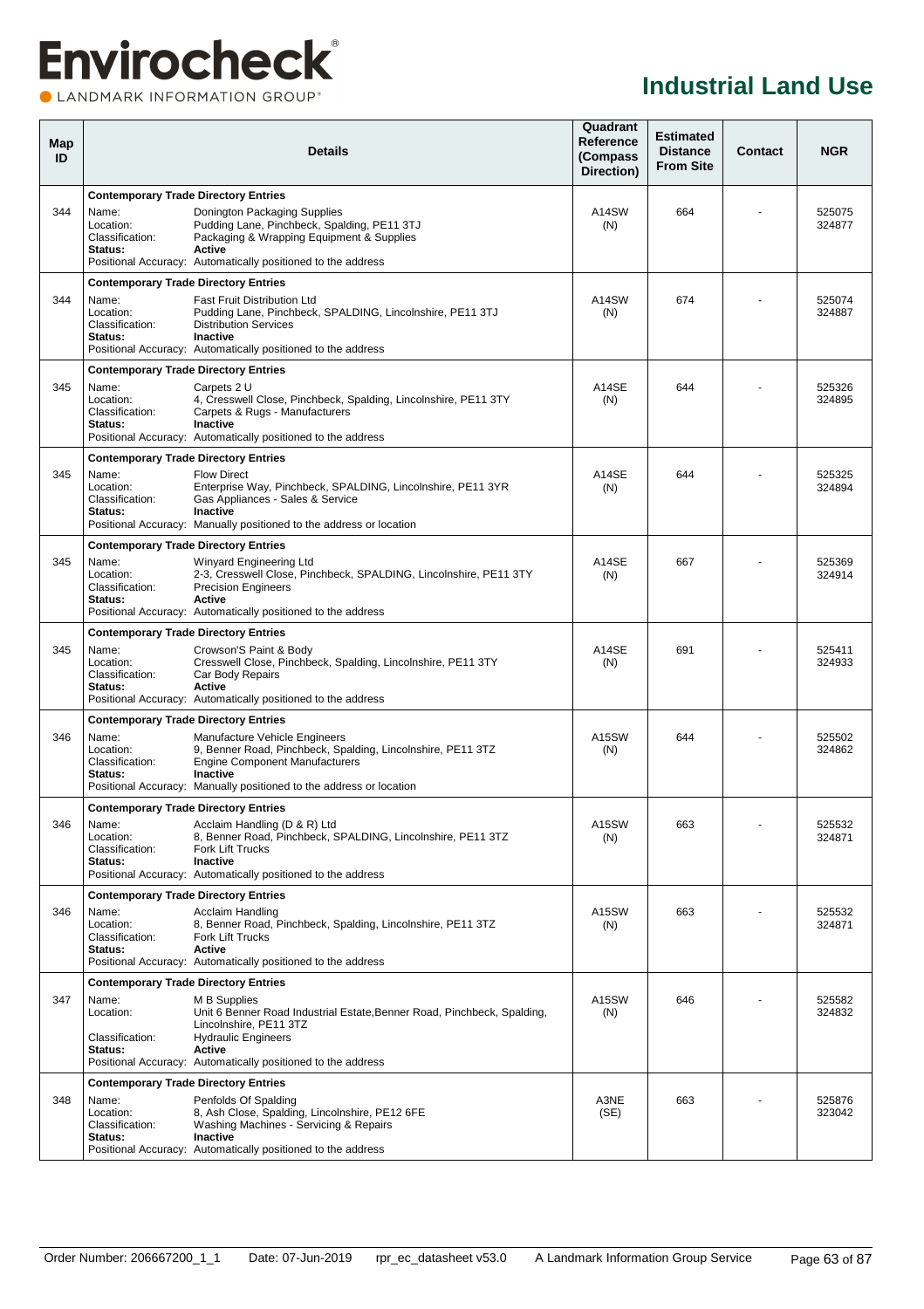# Industrial Land Use

| Map ID | Details | Quadrant Reference (Compass Direction) | Estimated Distance From Site | Contact | NGR |
|---|---|---|---|---|---|
| 344 | **Contemporary Trade Directory Entries**<br>Name: Donington Packaging Supplies<br>Location: Pudding Lane, Pinchbeck, Spalding, PE11 3TJ<br>Classification: Packaging & Wrapping Equipment & Supplies<br>**Status:** **Active**<br>Positional Accuracy: Automatically positioned to the address | A14SW (N) | 664 | - | 525075 324877 |
| 344 | **Contemporary Trade Directory Entries**<br>Name: Fast Fruit Distribution Ltd<br>Location: Pudding Lane, Pinchbeck, SPALDING, Lincolnshire, PE11 3TJ<br>Classification: Distribution Services<br>**Status:** **Inactive**<br>Positional Accuracy: Automatically positioned to the address | A14SW (N) | 674 | - | 525074 324887 |
| 345 | **Contemporary Trade Directory Entries**<br>Name: Carpets 2 U<br>Location: 4, Cresswell Close, Pinchbeck, Spalding, Lincolnshire, PE11 3TY<br>Classification: Carpets & Rugs - Manufacturers<br>**Status:** **Inactive**<br>Positional Accuracy: Automatically positioned to the address | A14SE (N) | 644 | - | 525326 324895 |
| 345 | **Contemporary Trade Directory Entries**<br>Name: Flow Direct<br>Location: Enterprise Way, Pinchbeck, SPALDING, PE11 3YR<br>Classification: Gas Appliances - Sales & Service<br>**Status:** **Inactive**<br>Positional Accuracy: Manually positioned to the address or location | A14SE (N) | 644 | - | 525325 324894 |
| 345 | **Contemporary Trade Directory Entries**<br>Name: Winyard Engineering Ltd<br>Location: 2-3, Cresswell Close, Pinchbeck, SPALDING, Lincolnshire, PE11 3TY<br>Classification: Precision Engineers<br>**Status:** **Active**<br>Positional Accuracy: Automatically positioned to the address | A14SE (N) | 667 | - | 525369 324914 |
| 345 | **Contemporary Trade Directory Entries**<br>Name: Crowson'S Paint & Body<br>Location: Cresswell Close, Pinchbeck, Spalding, Lincolnshire, PE11 3TY<br>Classification: Car Body Repairs<br>**Status:** **Active**<br>Positional Accuracy: Automatically positioned to the address | A14SE (N) | 691 | - | 525411 324933 |
| 346 | **Contemporary Trade Directory Entries**<br>Name: Manufacture Vehicle Engineers<br>Location: 9, Benner Road, Pinchbeck, Spalding, Lincolnshire, PE11 3TZ<br>Classification: Engine Component Manufacturers<br>**Status:** **Inactive**<br>Positional Accuracy: Manually positioned to the address or location | A15SW (N) | 644 | - | 525502 324862 |
| 346 | **Contemporary Trade Directory Entries**<br>Name: Acclaim Handling (D & R) Ltd<br>Location: 8, Benner Road, Pinchbeck, SPALDING, Lincolnshire, PE11 3TZ<br>Classification: Fork Lift Trucks<br>**Status:** **Inactive**<br>Positional Accuracy: Automatically positioned to the address | A15SW (N) | 663 | - | 525532 324871 |
| 346 | **Contemporary Trade Directory Entries**<br>Name: Acclaim Handling<br>Location: 8, Benner Road, Pinchbeck, Spalding, Lincolnshire, PE11 3TZ<br>Classification: Fork Lift Trucks<br>**Status:** **Active**<br>Positional Accuracy: Automatically positioned to the address | A15SW (N) | 663 | - | 525532 324871 |
| 347 | **Contemporary Trade Directory Entries**<br>Name: M B Supplies<br>Location: Unit 6 Benner Road Industrial Estate,Benner Road, Pinchbeck, Spalding, Lincolnshire, PE11 3TZ<br>Classification: Hydraulic Engineers<br>**Status:** **Active**<br>Positional Accuracy: Automatically positioned to the address | A15SW (N) | 646 | - | 525582 324832 |
| 348 | **Contemporary Trade Directory Entries**<br>Name: Penfolds Of Spalding<br>Location: 8, Ash Close, Spalding, Lincolnshire, PE12 6FE<br>Classification: Washing Machines - Servicing & Repairs<br>**Status:** **Inactive**<br>Positional Accuracy: Automatically positioned to the address | A3NE (SE) | 663 | - | 525876 323042 |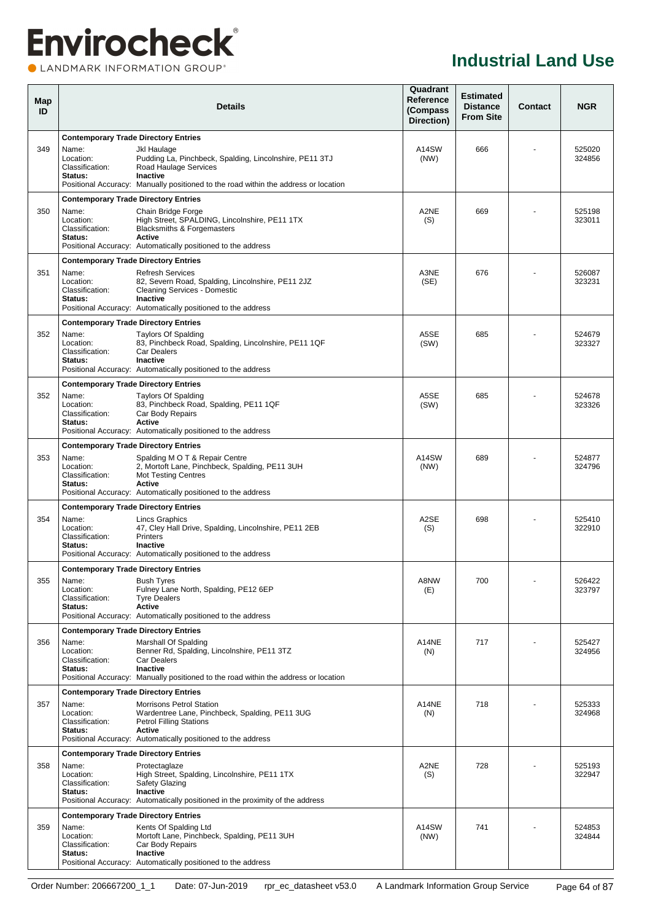# Industrial Land Use

| Map ID | Details | Quadrant Reference (Compass Direction) | Estimated Distance From Site | Contact | NGR |
|---|---|---|---|---|---|
| 349 | **Contemporary Trade Directory Entries**<br>Name: Jkl Haulage<br>Location: Pudding La, Pinchbeck, Spalding, Lincolnshire, PE11 3TJ<br>Classification: Road Haulage Services<br>**Status: Inactive**<br>Positional Accuracy: Manually positioned to the road within the address or location | A14SW (NW) | 666 | - | 525020 324856 |
| 350 | **Contemporary Trade Directory Entries**<br>Name: Chain Bridge Forge<br>Location: High Street, SPALDING, Lincolnshire, PE11 1TX<br>Classification: Blacksmiths & Forgemasters<br>**Status: Active**<br>Positional Accuracy: Automatically positioned to the address | A2NE (S) | 669 | - | 525198 323011 |
| 351 | **Contemporary Trade Directory Entries**<br>Name: Refresh Services<br>Location: 82, Severn Road, Spalding, Lincolnshire, PE11 2JZ<br>Classification: Cleaning Services - Domestic<br>**Status: Inactive**<br>Positional Accuracy: Automatically positioned to the address | A3NE (SE) | 676 | - | 526087 323231 |
| 352 | **Contemporary Trade Directory Entries**<br>Name: Taylors Of Spalding<br>Location: 83, Pinchbeck Road, Spalding, Lincolnshire, PE11 1QF<br>Classification: Car Dealers<br>**Status: Inactive**<br>Positional Accuracy: Automatically positioned to the address | A5SE (SW) | 685 | - | 524679 323327 |
| 352 | **Contemporary Trade Directory Entries**<br>Name: Taylors Of Spalding<br>Location: 83, Pinchbeck Road, Spalding, PE11 1QF<br>Classification: Car Body Repairs<br>**Status: Active**<br>Positional Accuracy: Automatically positioned to the address | A5SE (SW) | 685 | - | 524678 323326 |
| 353 | **Contemporary Trade Directory Entries**<br>Name: Spalding M O T & Repair Centre<br>Location: 2, Mortoft Lane, Pinchbeck, Spalding, PE11 3UH<br>Classification: Mot Testing Centres<br>**Status: Active**<br>Positional Accuracy: Automatically positioned to the address | A14SW (NW) | 689 | - | 524877 324796 |
| 354 | **Contemporary Trade Directory Entries**<br>Name: Lincs Graphics<br>Location: 47, Cley Hall Drive, Spalding, Lincolnshire, PE11 2EB<br>Classification: Printers<br>**Status: Inactive**<br>Positional Accuracy: Automatically positioned to the address | A2SE (S) | 698 | - | 525410 322910 |
| 355 | **Contemporary Trade Directory Entries**<br>Name: Bush Tyres<br>Location: Fulney Lane North, Spalding, PE12 6EP<br>Classification: Tyre Dealers<br>**Status: Active**<br>Positional Accuracy: Automatically positioned to the address | A8NW (E) | 700 | - | 526422 323797 |
| 356 | **Contemporary Trade Directory Entries**<br>Name: Marshall Of Spalding<br>Location: Benner Rd, Spalding, Lincolnshire, PE11 3TZ<br>Classification: Car Dealers<br>**Status: Inactive**<br>Positional Accuracy: Manually positioned to the road within the address or location | A14NE (N) | 717 | - | 525427 324956 |
| 357 | **Contemporary Trade Directory Entries**<br>Name: Morrisons Petrol Station<br>Location: Wardentree Lane, Pinchbeck, Spalding, PE11 3UG<br>Classification: Petrol Filling Stations<br>**Status: Active**<br>Positional Accuracy: Automatically positioned to the address | A14NE (N) | 718 | - | 525333 324968 |
| 358 | **Contemporary Trade Directory Entries**<br>Name: Protectaglaze<br>Location: High Street, Spalding, Lincolnshire, PE11 1TX<br>Classification: Safety Glazing<br>**Status: Inactive**<br>Positional Accuracy: Automatically positioned in the proximity of the address | A2NE (S) | 728 | - | 525193 322947 |
| 359 | **Contemporary Trade Directory Entries**<br>Name: Kents Of Spalding Ltd<br>Location: Mortoft Lane, Pinchbeck, Spalding, PE11 3UH<br>Classification: Car Body Repairs<br>**Status: Inactive**<br>Positional Accuracy: Automatically positioned to the address | A14SW (NW) | 741 | - | 524853 324844 |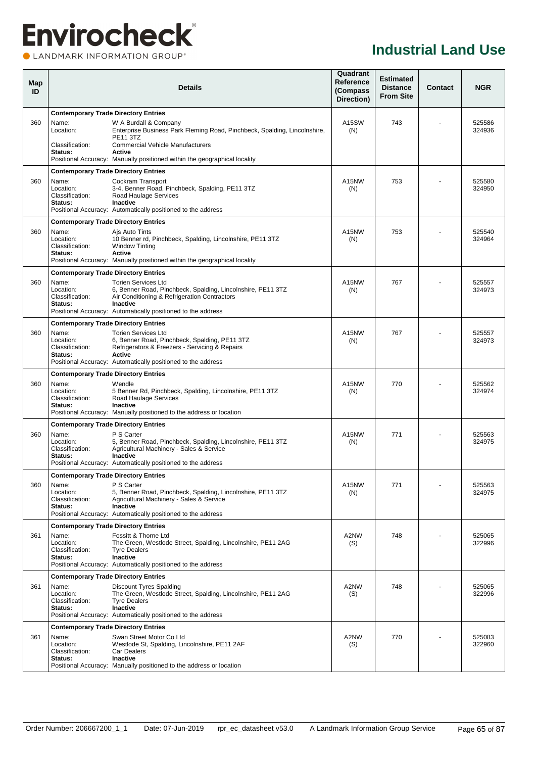# Industrial Land Use

| Map ID | Details | Quadrant Reference (Compass Direction) | Estimated Distance From Site | Contact | NGR |
|---|---|---|---|---|---|
| 360 | **Contemporary Trade Directory Entries**<br>Name: W A Burdall & Company<br>Location: Enterprise Business Park Fleming Road, Pinchbeck, Spalding, Lincolnshire, PE11 3TZ<br>Classification: Commercial Vehicle Manufacturers<br>**Status:** **Active**<br>Positional Accuracy: Manually positioned within the geographical locality | A15SW (N) | 743 | - | 525586 324936 |
| 360 | **Contemporary Trade Directory Entries**<br>Name: Cockram Transport<br>Location: 3-4, Benner Road, Pinchbeck, Spalding, PE11 3TZ<br>Classification: Road Haulage Services<br>**Status:** **Inactive**<br>Positional Accuracy: Automatically positioned to the address | A15NW (N) | 753 | - | 525580 324950 |
| 360 | **Contemporary Trade Directory Entries**<br>Name: Ajs Auto Tints<br>Location: 10 Benner rd, Pinchbeck, Spalding, Lincolnshire, PE11 3TZ<br>Classification: Window Tinting<br>**Status:** **Active**<br>Positional Accuracy: Manually positioned within the geographical locality | A15NW (N) | 753 | - | 525540 324964 |
| 360 | **Contemporary Trade Directory Entries**<br>Name: Torien Services Ltd<br>Location: 6, Benner Road, Pinchbeck, Spalding, Lincolnshire, PE11 3TZ<br>Classification: Air Conditioning & Refrigeration Contractors<br>**Status:** **Inactive**<br>Positional Accuracy: Automatically positioned to the address | A15NW (N) | 767 | - | 525557 324973 |
| 360 | **Contemporary Trade Directory Entries**<br>Name: Torien Services Ltd<br>Location: 6, Benner Road, Pinchbeck, Spalding, PE11 3TZ<br>Classification: Refrigerators & Freezers - Servicing & Repairs<br>**Status:** **Active**<br>Positional Accuracy: Automatically positioned to the address | A15NW (N) | 767 | - | 525557 324973 |
| 360 | **Contemporary Trade Directory Entries**<br>Name: Wendle<br>Location: 5 Benner Rd, Pinchbeck, Spalding, Lincolnshire, PE11 3TZ<br>Classification: Road Haulage Services<br>**Status:** **Inactive**<br>Positional Accuracy: Manually positioned to the address or location | A15NW (N) | 770 | - | 525562 324974 |
| 360 | **Contemporary Trade Directory Entries**<br>Name: P S Carter<br>Location: 5, Benner Road, Pinchbeck, Spalding, Lincolnshire, PE11 3TZ<br>Classification: Agricultural Machinery - Sales & Service<br>**Status:** **Inactive**<br>Positional Accuracy: Automatically positioned to the address | A15NW (N) | 771 | - | 525563 324975 |
| 360 | **Contemporary Trade Directory Entries**<br>Name: P S Carter<br>Location: 5, Benner Road, Pinchbeck, Spalding, Lincolnshire, PE11 3TZ<br>Classification: Agricultural Machinery - Sales & Service<br>**Status:** **Inactive**<br>Positional Accuracy: Automatically positioned to the address | A15NW (N) | 771 | - | 525563 324975 |
| 361 | **Contemporary Trade Directory Entries**<br>Name: Fossitt & Thorne Ltd<br>Location: The Green, Westlode Street, Spalding, Lincolnshire, PE11 2AG<br>Classification: Tyre Dealers<br>**Status:** **Inactive**<br>Positional Accuracy: Automatically positioned to the address | A2NW (S) | 748 | - | 525065 322996 |
| 361 | **Contemporary Trade Directory Entries**<br>Name: Discount Tyres Spalding<br>Location: The Green, Westlode Street, Spalding, Lincolnshire, PE11 2AG<br>Classification: Tyre Dealers<br>**Status:** **Inactive**<br>Positional Accuracy: Automatically positioned to the address | A2NW (S) | 748 | - | 525065 322996 |
| 361 | **Contemporary Trade Directory Entries**<br>Name: Swan Street Motor Co Ltd<br>Location: Westlode St, Spalding, Lincolnshire, PE11 2AF<br>Classification: Car Dealers<br>**Status:** **Inactive**<br>Positional Accuracy: Manually positioned to the address or location | A2NW (S) | 770 | - | 525083 322960 |

Order Number: 206667200_1_1 Date: 07-Jun-2019 rpr_ec_datasheet v53.0 A Landmark Information Group Service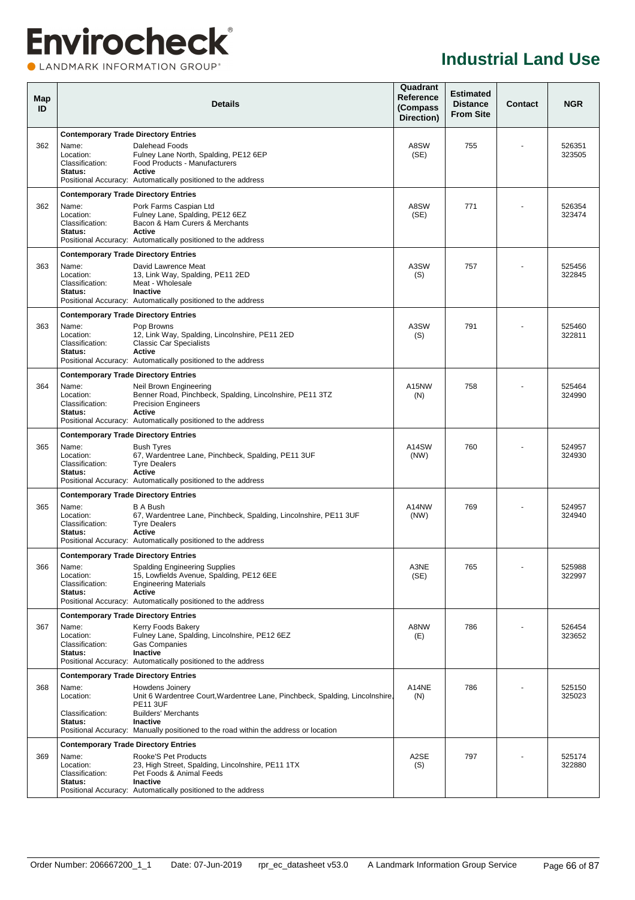# Industrial Land Use

| Map ID | Details | Quadrant Reference (Compass Direction) | Estimated Distance From Site | Contact | NGR |
|---|---|---|---|---|---|
| 362 | **Contemporary Trade Directory Entries**<br>Name: Dalehead Foods<br>Location: Fulney Lane North, Spalding, PE12 6EP<br>Classification: Food Products - Manufacturers<br>**Status: Active**<br>Positional Accuracy: Automatically positioned to the address | A8SW (SE) | 755 | - | 526351 323505 |
| 362 | **Contemporary Trade Directory Entries**<br>Name: Pork Farms Caspian Ltd<br>Location: Fulney Lane, Spalding, PE12 6EZ<br>Classification: Bacon & Ham Curers & Merchants<br>**Status: Active**<br>Positional Accuracy: Automatically positioned to the address | A8SW (SE) | 771 | - | 526354 323474 |
| 363 | **Contemporary Trade Directory Entries**<br>Name: David Lawrence Meat<br>Location: 13, Link Way, Spalding, PE11 2ED<br>Classification: Meat - Wholesale<br>**Status: Inactive**<br>Positional Accuracy: Automatically positioned to the address | A3SW (S) | 757 | - | 525456 322845 |
| 363 | **Contemporary Trade Directory Entries**<br>Name: Pop Browns<br>Location: 12, Link Way, Spalding, Lincolnshire, PE11 2ED<br>Classification: Classic Car Specialists<br>**Status: Active**<br>Positional Accuracy: Automatically positioned to the address | A3SW (S) | 791 | - | 525460 322811 |
| 364 | **Contemporary Trade Directory Entries**<br>Name: Neil Brown Engineering<br>Location: Benner Road, Pinchbeck, Spalding, Lincolnshire, PE11 3TZ<br>Classification: Precision Engineers<br>**Status: Active**<br>Positional Accuracy: Automatically positioned to the address | A15NW (N) | 758 | - | 525464 324990 |
| 365 | **Contemporary Trade Directory Entries**<br>Name: Bush Tyres<br>Location: 67, Wardentree Lane, Pinchbeck, Spalding, PE11 3UF<br>Classification: Tyre Dealers<br>**Status: Active**<br>Positional Accuracy: Automatically positioned to the address | A14SW (NW) | 760 | - | 524957 324930 |
| 365 | **Contemporary Trade Directory Entries**<br>Name: B A Bush<br>Location: 67, Wardentree Lane, Pinchbeck, Spalding, Lincolnshire, PE11 3UF<br>Classification: Tyre Dealers<br>**Status: Active**<br>Positional Accuracy: Automatically positioned to the address | A14NW (NW) | 769 | - | 524957 324940 |
| 366 | **Contemporary Trade Directory Entries**<br>Name: Spalding Engineering Supplies<br>Location: 15, Lowfields Avenue, Spalding, PE12 6EE<br>Classification: Engineering Materials<br>**Status: Active**<br>Positional Accuracy: Automatically positioned to the address | A3NE (SE) | 765 | - | 525988 322997 |
| 367 | **Contemporary Trade Directory Entries**<br>Name: Kerry Foods Bakery<br>Location: Fulney Lane, Spalding, Lincolnshire, PE12 6EZ<br>Classification: Gas Companies<br>**Status: Inactive**<br>Positional Accuracy: Automatically positioned to the address | A8NW (E) | 786 | - | 526454 323652 |
| 368 | **Contemporary Trade Directory Entries**<br>Name: Howdens Joinery<br>Location: Unit 6 Wardentree Court,Wardentree Lane, Pinchbeck, Spalding, Lincolnshire, PE11 3UF<br>Classification: Builders' Merchants<br>**Status: Inactive**<br>Positional Accuracy: Manually positioned to the road within the address or location | A14NE (N) | 786 | - | 525150 325023 |
| 369 | **Contemporary Trade Directory Entries**<br>Name: Rooke'S Pet Products<br>Location: 23, High Street, Spalding, Lincolnshire, PE11 1TX<br>Classification: Pet Foods & Animal Feeds<br>**Status: Inactive**<br>Positional Accuracy: Automatically positioned to the address | A2SE (S) | 797 | - | 525174 322880 |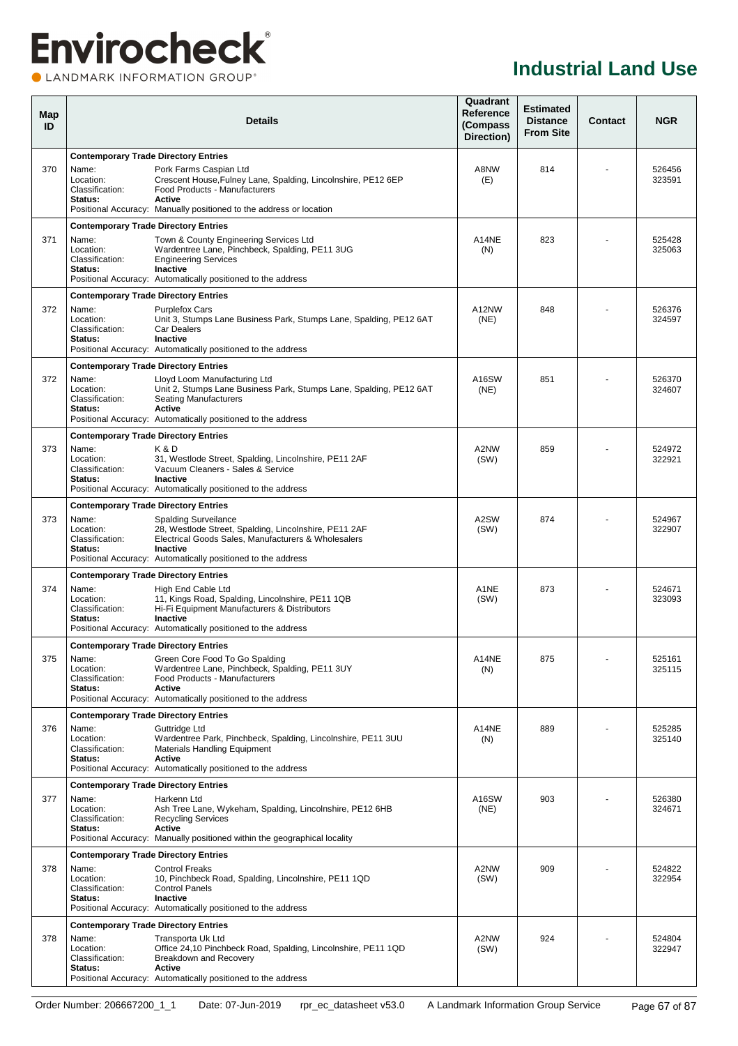# Industrial Land Use

| Map ID | Details | Quadrant Reference (Compass Direction) | Estimated Distance From Site | Contact | NGR |
|---|---|---|---|---|---|
| 370 | **Contemporary Trade Directory Entries**<br>Name: Pork Farms Caspian Ltd<br>Location: Crescent House,Fulney Lane, Spalding, Lincolnshire, PE12 6EP<br>Classification: Food Products - Manufacturers<br>**Status: Active**<br>Positional Accuracy: Manually positioned to the address or location | A8NW (E) | 814 | - | 526456 323591 |
| 371 | **Contemporary Trade Directory Entries**<br>Name: Town & County Engineering Services Ltd<br>Location: Wardentree Lane, Pinchbeck, Spalding, PE11 3UG<br>Classification: Engineering Services<br>**Status: Inactive**<br>Positional Accuracy: Automatically positioned to the address | A14NE (N) | 823 | - | 525428 325063 |
| 372 | **Contemporary Trade Directory Entries**<br>Name: Purplefox Cars<br>Location: Unit 3, Stumps Lane Business Park, Stumps Lane, Spalding, PE12 6AT<br>Classification: Car Dealers<br>**Status: Inactive**<br>Positional Accuracy: Automatically positioned to the address | A12NW (NE) | 848 | - | 526376 324597 |
| 372 | **Contemporary Trade Directory Entries**<br>Name: Lloyd Loom Manufacturing Ltd<br>Location: Unit 2, Stumps Lane Business Park, Stumps Lane, Spalding, PE12 6AT<br>Classification: Seating Manufacturers<br>**Status: Active**<br>Positional Accuracy: Automatically positioned to the address | A16SW (NE) | 851 | - | 526370 324607 |
| 373 | **Contemporary Trade Directory Entries**<br>Name: K & D<br>Location: 31, Westlode Street, Spalding, Lincolnshire, PE11 2AF<br>Classification: Vacuum Cleaners - Sales & Service<br>**Status: Inactive**<br>Positional Accuracy: Automatically positioned to the address | A2NW (SW) | 859 | - | 524972 322921 |
| 373 | **Contemporary Trade Directory Entries**<br>Name: Spalding Surveilance<br>Location: 28, Westlode Street, Spalding, Lincolnshire, PE11 2AF<br>Classification: Electrical Goods Sales, Manufacturers & Wholesalers<br>**Status: Inactive**<br>Positional Accuracy: Automatically positioned to the address | A2SW (SW) | 874 | - | 524967 322907 |
| 374 | **Contemporary Trade Directory Entries**<br>Name: High End Cable Ltd<br>Location: 11, Kings Road, Spalding, Lincolnshire, PE11 1QB<br>Classification: Hi-Fi Equipment Manufacturers & Distributors<br>**Status: Inactive**<br>Positional Accuracy: Automatically positioned to the address | A1NE (SW) | 873 | - | 524671 323093 |
| 375 | **Contemporary Trade Directory Entries**<br>Name: Green Core Food To Go Spalding<br>Location: Wardentree Lane, Pinchbeck, Spalding, PE11 3UY<br>Classification: Food Products - Manufacturers<br>**Status: Active**<br>Positional Accuracy: Automatically positioned to the address | A14NE (N) | 875 | - | 525161 325115 |
| 376 | **Contemporary Trade Directory Entries**<br>Name: Guttridge Ltd<br>Location: Wardentree Park, Pinchbeck, Spalding, Lincolnshire, PE11 3UU<br>Classification: Materials Handling Equipment<br>**Status: Active**<br>Positional Accuracy: Automatically positioned to the address | A14NE (N) | 889 | - | 525285 325140 |
| 377 | **Contemporary Trade Directory Entries**<br>Name: Harkenn Ltd<br>Location: Ash Tree Lane, Wykeham, Spalding, Lincolnshire, PE12 6HB<br>Classification: Recycling Services<br>**Status: Active**<br>Positional Accuracy: Manually positioned within the geographical locality | A16SW (NE) | 903 | - | 526380 324671 |
| 378 | **Contemporary Trade Directory Entries**<br>Name: Control Freaks<br>Location: 10, Pinchbeck Road, Spalding, Lincolnshire, PE11 1QD<br>Classification: Control Panels<br>**Status: Inactive**<br>Positional Accuracy: Automatically positioned to the address | A2NW (SW) | 909 | - | 524822 322954 |
| 378 | **Contemporary Trade Directory Entries**<br>Name: Transporta Uk Ltd<br>Location: Office 24,10 Pinchbeck Road, Spalding, Lincolnshire, PE11 1QD<br>Classification: Breakdown and Recovery<br>**Status: Active**<br>Positional Accuracy: Automatically positioned to the address | A2NW (SW) | 924 | - | 524804 322947 |

Order Number: 206667200_1_1 Date: 07-Jun-2019 rpr_ec_datasheet v53.0 A Landmark Information Group Service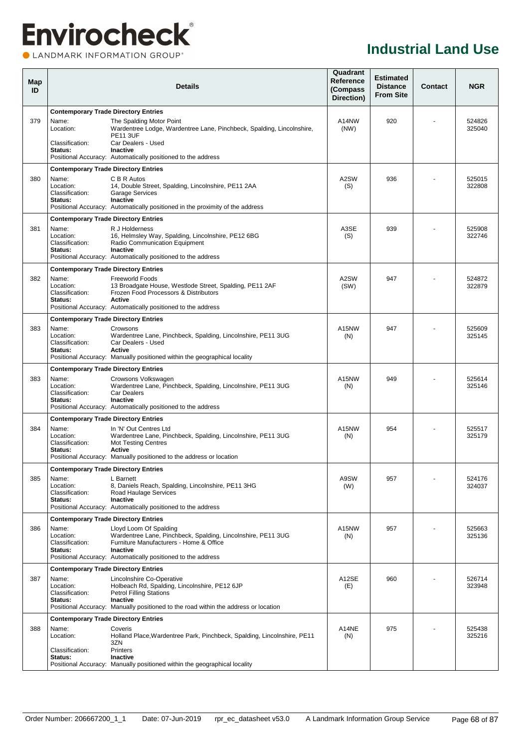# Industrial Land Use

| Map ID | Details | Quadrant Reference (Compass Direction) | Estimated Distance From Site | Contact | NGR |
|---|---|---|---|---|---|
| | **Contemporary Trade Directory Entries** | | | | |
| 379 | Name: The Spalding Motor Point<br>Location: Wardentree Lodge, Wardentree Lane, Pinchbeck, Spalding, Lincolnshire, PE11 3UF<br>Classification: Car Dealers - Used<br>**Status:** **Inactive**<br>Positional Accuracy: Automatically positioned to the address | A14NW (NW) | 920 | - | 524826 325040 |
| | **Contemporary Trade Directory Entries** | | | | |
| 380 | Name: C B R Autos<br>Location: 14, Double Street, Spalding, Lincolnshire, PE11 2AA<br>Classification: Garage Services<br>**Status:** **Inactive**<br>Positional Accuracy: Automatically positioned in the proximity of the address | A2SW (S) | 936 | - | 525015 322808 |
| | **Contemporary Trade Directory Entries** | | | | |
| 381 | Name: R J Holderness<br>Location: 16, Helmsley Way, Spalding, Lincolnshire, PE12 6BG<br>Classification: Radio Communication Equipment<br>**Status:** **Inactive**<br>Positional Accuracy: Automatically positioned to the address | A3SE (S) | 939 | - | 525908 322746 |
| | **Contemporary Trade Directory Entries** | | | | |
| 382 | Name: Freeworld Foods<br>Location: 13 Broadgate House, Westlode Street, Spalding, PE11 2AF<br>Classification: Frozen Food Processors & Distributors<br>**Status:** **Active**<br>Positional Accuracy: Automatically positioned to the address | A2SW (SW) | 947 | - | 524872 322879 |
| | **Contemporary Trade Directory Entries** | | | | |
| 383 | Name: Crowsons<br>Location: Wardentree Lane, Pinchbeck, Spalding, Lincolnshire, PE11 3UG<br>Classification: Car Dealers - Used<br>**Status:** **Active**<br>Positional Accuracy: Manually positioned within the geographical locality | A15NW (N) | 947 | - | 525609 325145 |
| | **Contemporary Trade Directory Entries** | | | | |
| 383 | Name: Crowsons Volkswagen<br>Location: Wardentree Lane, Pinchbeck, Spalding, Lincolnshire, PE11 3UG<br>Classification: Car Dealers<br>**Status:** **Inactive**<br>Positional Accuracy: Automatically positioned to the address | A15NW (N) | 949 | - | 525614 325146 |
| | **Contemporary Trade Directory Entries** | | | | |
| 384 | Name: In 'N' Out Centres Ltd<br>Location: Wardentree Lane, Pinchbeck, Spalding, Lincolnshire, PE11 3UG<br>Classification: Mot Testing Centres<br>**Status:** **Active**<br>Positional Accuracy: Manually positioned to the address or location | A15NW (N) | 954 | - | 525517 325179 |
| | **Contemporary Trade Directory Entries** | | | | |
| 385 | Name: L Barnett<br>Location: 8, Daniels Reach, Spalding, Lincolnshire, PE11 3HG<br>Classification: Road Haulage Services<br>**Status:** **Inactive**<br>Positional Accuracy: Automatically positioned to the address | A9SW (W) | 957 | - | 524176 324037 |
| | **Contemporary Trade Directory Entries** | | | | |
| 386 | Name: Lloyd Loom Of Spalding<br>Location: Wardentree Lane, Pinchbeck, Spalding, Lincolnshire, PE11 3UG<br>Classification: Furniture Manufacturers - Home & Office<br>**Status:** **Inactive**<br>Positional Accuracy: Automatically positioned to the address | A15NW (N) | 957 | - | 525663 325136 |
| | **Contemporary Trade Directory Entries** | | | | |
| 387 | Name: Lincolnshire Co-Operative<br>Location: Holbeach Rd, Spalding, Lincolnshire, PE12 6JP<br>Classification: Petrol Filling Stations<br>**Status:** **Inactive**<br>Positional Accuracy: Manually positioned to the road within the address or location | A12SE (E) | 960 | - | 526714 323948 |
| | **Contemporary Trade Directory Entries** | | | | |
| 388 | Name: Coveris<br>Location: Holland Place,Wardentree Park, Pinchbeck, Spalding, Lincolnshire, PE11 3ZN<br>Classification: Printers<br>**Status:** **Inactive**<br>Positional Accuracy: Manually positioned within the geographical locality | A14NE (N) | 975 | - | 525438 325216 |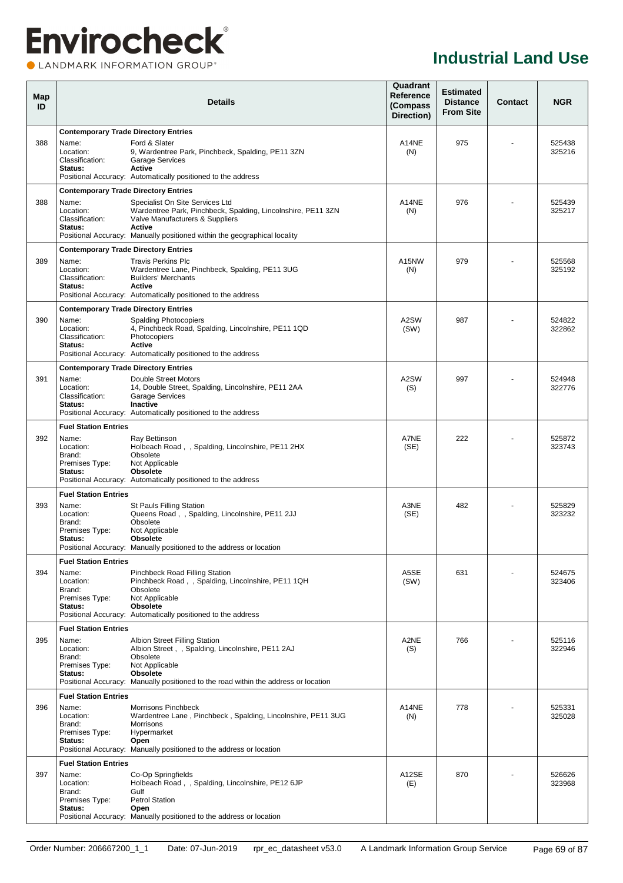# Industrial Land Use

| Map ID | Details | Quadrant Reference (Compass Direction) | Estimated Distance From Site | Contact | NGR |
|---|---|---|---|---|---|
| 388 | **Contemporary Trade Directory Entries**<br>Name: Ford & Slater<br>Location: 9, Wardentree Park, Pinchbeck, Spalding, PE11 3ZN<br>Classification: Garage Services<br>**Status:** **Active**<br>Positional Accuracy: Automatically positioned to the address | A14NE (N) | 975 | - | 525438 325216 |
| 388 | **Contemporary Trade Directory Entries**<br>Name: Specialist On Site Services Ltd<br>Location: Wardentree Park, Pinchbeck, Spalding, Lincolnshire, PE11 3ZN<br>Classification: Valve Manufacturers & Suppliers<br>**Status:** **Active**<br>Positional Accuracy: Manually positioned within the geographical locality | A14NE (N) | 976 | - | 525439 325217 |
| 389 | **Contemporary Trade Directory Entries**<br>Name: Travis Perkins Plc<br>Location: Wardentree Lane, Pinchbeck, Spalding, PE11 3UG<br>Classification: Builders' Merchants<br>**Status:** **Active**<br>Positional Accuracy: Automatically positioned to the address | A15NW (N) | 979 | - | 525568 325192 |
| 390 | **Contemporary Trade Directory Entries**<br>Name: Spalding Photocopiers<br>Location: 4, Pinchbeck Road, Spalding, Lincolnshire, PE11 1QD<br>Classification: Photocopiers<br>**Status:** **Active**<br>Positional Accuracy: Automatically positioned to the address | A2SW (SW) | 987 | - | 524822 322862 |
| 391 | **Contemporary Trade Directory Entries**<br>Name: Double Street Motors<br>Location: 14, Double Street, Spalding, Lincolnshire, PE11 2AA<br>Classification: Garage Services<br>**Status:** **Inactive**<br>Positional Accuracy: Automatically positioned to the address | A2SW (S) | 997 | - | 524948 322776 |
| 392 | **Fuel Station Entries**<br>Name: Ray Bettinson<br>Location: Holbeach Road , , Spalding, Lincolnshire, PE11 2HX<br>Brand: Obsolete<br>Premises Type: Not Applicable<br>**Status:** **Obsolete**<br>Positional Accuracy: Automatically positioned to the address | A7NE (SE) | 222 | - | 525872 323743 |
| 393 | **Fuel Station Entries**<br>Name: St Pauls Filling Station<br>Location: Queens Road , , Spalding, Lincolnshire, PE11 2JJ<br>Brand: Obsolete<br>Premises Type: Not Applicable<br>**Status:** **Obsolete**<br>Positional Accuracy: Manually positioned to the address or location | A3NE (SE) | 482 | - | 525829 323232 |
| 394 | **Fuel Station Entries**<br>Name: Pinchbeck Road Filling Station<br>Location: Pinchbeck Road , , Spalding, Lincolnshire, PE11 1QH<br>Brand: Obsolete<br>Premises Type: Not Applicable<br>**Status:** **Obsolete**<br>Positional Accuracy: Automatically positioned to the address | A5SE (SW) | 631 | - | 524675 323406 |
| 395 | **Fuel Station Entries**<br>Name: Albion Street Filling Station<br>Location: Albion Street , , Spalding, Lincolnshire, PE11 2AJ<br>Brand: Obsolete<br>Premises Type: Not Applicable<br>**Status:** **Obsolete**<br>Positional Accuracy: Manually positioned to the road within the address or location | A2NE (S) | 766 | - | 525116 322946 |
| 396 | **Fuel Station Entries**<br>Name: Morrisons Pinchbeck<br>Location: Wardentree Lane , Pinchbeck , Spalding, Lincolnshire, PE11 3UG<br>Brand: Morrisons<br>Premises Type: Hypermarket<br>**Status:** **Open**<br>Positional Accuracy: Manually positioned to the address or location | A14NE (N) | 778 | - | 525331 325028 |
| 397 | **Fuel Station Entries**<br>Name: Co-Op Springfields<br>Location: Holbeach Road , , Spalding, Lincolnshire, PE12 6JP<br>Brand: Gulf<br>Premises Type: Petrol Station<br>**Status:** **Open**<br>Positional Accuracy: Manually positioned to the address or location | A12SE (E) | 870 | - | 526626 323968 |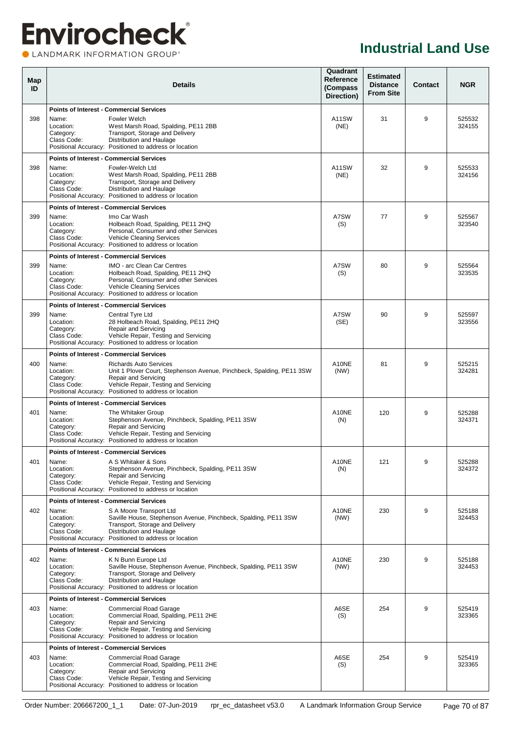# Industrial Land Use

| Map ID | Details | Quadrant Reference (Compass Direction) | Estimated Distance From Site | Contact | NGR |
|---|---|---|---|---|---|
| 398 | **Points of Interest - Commercial Services**<br>Name: Fowler Welch<br>Location: West Marsh Road, Spalding, PE11 2BB<br>Category: Transport, Storage and Delivery<br>Class Code: Distribution and Haulage<br>Positional Accuracy: Positioned to address or location | A11SW (NE) | 31 | 9 | 525532 324155 |
| 398 | **Points of Interest - Commercial Services**<br>Name: Fowler-Welch Ltd<br>Location: West Marsh Road, Spalding, PE11 2BB<br>Category: Transport, Storage and Delivery<br>Class Code: Distribution and Haulage<br>Positional Accuracy: Positioned to address or location | A11SW (NE) | 32 | 9 | 525533 324156 |
| 399 | **Points of Interest - Commercial Services**<br>Name: Imo Car Wash<br>Location: Holbeach Road, Spalding, PE11 2HQ<br>Category: Personal, Consumer and other Services<br>Class Code: Vehicle Cleaning Services<br>Positional Accuracy: Positioned to address or location | A7SW (S) | 77 | 9 | 525567 323540 |
| 399 | **Points of Interest - Commercial Services**<br>Name: IMO - arc Clean Car Centres<br>Location: Holbeach Road, Spalding, PE11 2HQ<br>Category: Personal, Consumer and other Services<br>Class Code: Vehicle Cleaning Services<br>Positional Accuracy: Positioned to address or location | A7SW (S) | 80 | 9 | 525564 323535 |
| 399 | **Points of Interest - Commercial Services**<br>Name: Central Tyre Ltd<br>Location: 28 Holbeach Road, Spalding, PE11 2HQ<br>Category: Repair and Servicing<br>Class Code: Vehicle Repair, Testing and Servicing<br>Positional Accuracy: Positioned to address or location | A7SW (SE) | 90 | 9 | 525597 323556 |
| 400 | **Points of Interest - Commercial Services**<br>Name: Richards Auto Services<br>Location: Unit 1 Plover Court, Stephenson Avenue, Pinchbeck, Spalding, PE11 3SW<br>Category: Repair and Servicing<br>Class Code: Vehicle Repair, Testing and Servicing<br>Positional Accuracy: Positioned to address or location | A10NE (NW) | 81 | 9 | 525215 324281 |
| 401 | **Points of Interest - Commercial Services**<br>Name: The Whitaker Group<br>Location: Stephenson Avenue, Pinchbeck, Spalding, PE11 3SW<br>Category: Repair and Servicing<br>Class Code: Vehicle Repair, Testing and Servicing<br>Positional Accuracy: Positioned to address or location | A10NE (N) | 120 | 9 | 525288 324371 |
| 401 | **Points of Interest - Commercial Services**<br>Name: A S Whitaker & Sons<br>Location: Stephenson Avenue, Pinchbeck, Spalding, PE11 3SW<br>Category: Repair and Servicing<br>Class Code: Vehicle Repair, Testing and Servicing<br>Positional Accuracy: Positioned to address or location | A10NE (N) | 121 | 9 | 525288 324372 |
| 402 | **Points of Interest - Commercial Services**<br>Name: S A Moore Transport Ltd<br>Location: Saville House, Stephenson Avenue, Pinchbeck, Spalding, PE11 3SW<br>Category: Transport, Storage and Delivery<br>Class Code: Distribution and Haulage<br>Positional Accuracy: Positioned to address or location | A10NE (NW) | 230 | 9 | 525188 324453 |
| 402 | **Points of Interest - Commercial Services**<br>Name: K N Bunn Europe Ltd<br>Location: Saville House, Stephenson Avenue, Pinchbeck, Spalding, PE11 3SW<br>Category: Transport, Storage and Delivery<br>Class Code: Distribution and Haulage<br>Positional Accuracy: Positioned to address or location | A10NE (NW) | 230 | 9 | 525188 324453 |
| 403 | **Points of Interest - Commercial Services**<br>Name: Commercial Road Garage<br>Location: Commercial Road, Spalding, PE11 2HE<br>Category: Repair and Servicing<br>Class Code: Vehicle Repair, Testing and Servicing<br>Positional Accuracy: Positioned to address or location | A6SE (S) | 254 | 9 | 525419 323365 |
| 403 | **Points of Interest - Commercial Services**<br>Name: Commercial Road Garage<br>Location: Commercial Road, Spalding, PE11 2HE<br>Category: Repair and Servicing<br>Class Code: Vehicle Repair, Testing and Servicing<br>Positional Accuracy: Positioned to address or location | A6SE (S) | 254 | 9 | 525419 323365 |

Order Number: 206667200_1_1 Date: 07-Jun-2019 rpr_ec_datasheet v53.0 A Landmark Information Group Service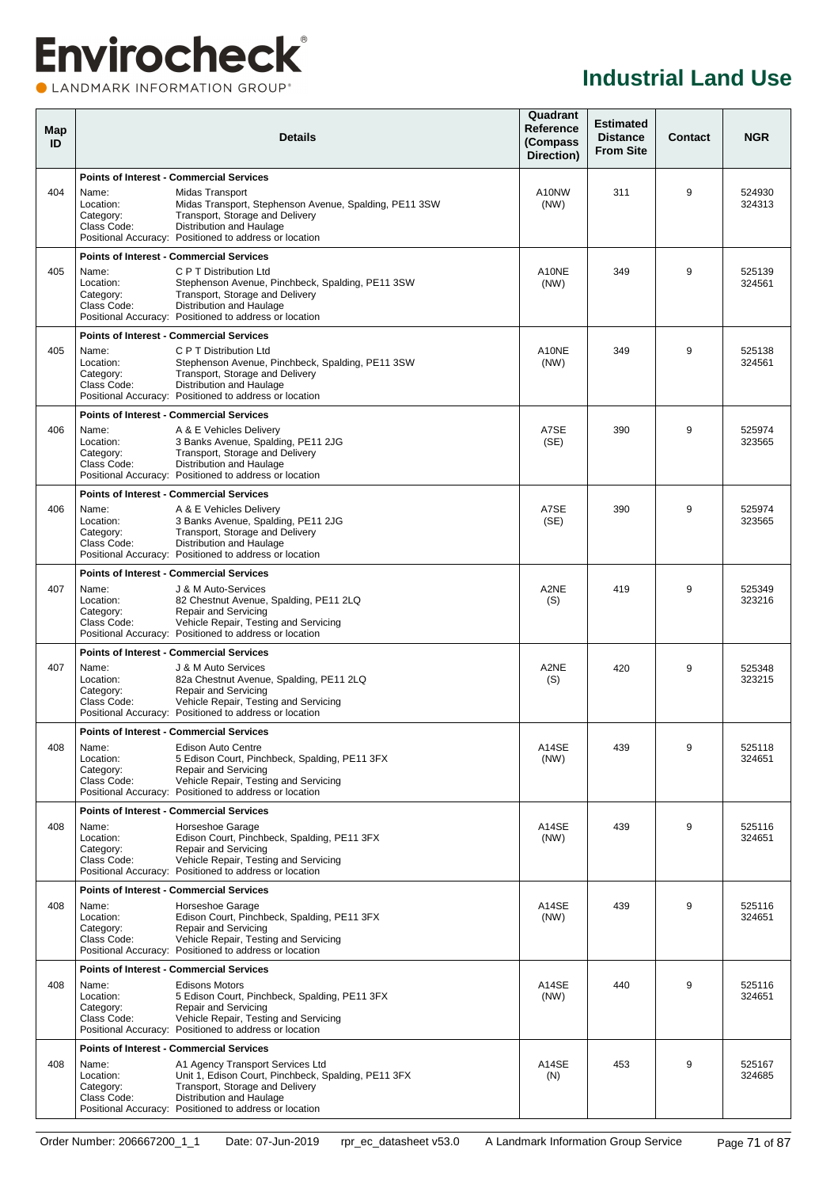# Industrial Land Use

| Map ID | Details | Quadrant Reference (Compass Direction) | Estimated Distance From Site | Contact | NGR |
|---|---|---|---|---|---|
| 404 | **Points of Interest - Commercial Services**<br>Name: Midas Transport<br>Location: Midas Transport, Stephenson Avenue, Spalding, PE11 3SW<br>Category: Transport, Storage and Delivery<br>Class Code: Distribution and Haulage<br>Positional Accuracy: Positioned to address or location | A10NW (NW) | 311 | 9 | 524930 324313 |
| 405 | **Points of Interest - Commercial Services**<br>Name: C P T Distribution Ltd<br>Location: Stephenson Avenue, Pinchbeck, Spalding, PE11 3SW<br>Category: Transport, Storage and Delivery<br>Class Code: Distribution and Haulage<br>Positional Accuracy: Positioned to address or location | A10NE (NW) | 349 | 9 | 525139 324561 |
| 405 | **Points of Interest - Commercial Services**<br>Name: C P T Distribution Ltd<br>Location: Stephenson Avenue, Pinchbeck, Spalding, PE11 3SW<br>Category: Transport, Storage and Delivery<br>Class Code: Distribution and Haulage<br>Positional Accuracy: Positioned to address or location | A10NE (NW) | 349 | 9 | 525138 324561 |
| 406 | **Points of Interest - Commercial Services**<br>Name: A & E Vehicles Delivery<br>Location: 3 Banks Avenue, Spalding, PE11 2JG<br>Category: Transport, Storage and Delivery<br>Class Code: Distribution and Haulage<br>Positional Accuracy: Positioned to address or location | A7SE (SE) | 390 | 9 | 525974 323565 |
| 406 | **Points of Interest - Commercial Services**<br>Name: A & E Vehicles Delivery<br>Location: 3 Banks Avenue, Spalding, PE11 2JG<br>Category: Transport, Storage and Delivery<br>Class Code: Distribution and Haulage<br>Positional Accuracy: Positioned to address or location | A7SE (SE) | 390 | 9 | 525974 323565 |
| 407 | **Points of Interest - Commercial Services**<br>Name: J & M Auto-Services<br>Location: 82 Chestnut Avenue, Spalding, PE11 2LQ<br>Category: Repair and Servicing<br>Class Code: Vehicle Repair, Testing and Servicing<br>Positional Accuracy: Positioned to address or location | A2NE (S) | 419 | 9 | 525349 323216 |
| 407 | **Points of Interest - Commercial Services**<br>Name: J & M Auto Services<br>Location: 82a Chestnut Avenue, Spalding, PE11 2LQ<br>Category: Repair and Servicing<br>Class Code: Vehicle Repair, Testing and Servicing<br>Positional Accuracy: Positioned to address or location | A2NE (S) | 420 | 9 | 525348 323215 |
| 408 | **Points of Interest - Commercial Services**<br>Name: Edison Auto Centre<br>Location: 5 Edison Court, Pinchbeck, Spalding, PE11 3FX<br>Category: Repair and Servicing<br>Class Code: Vehicle Repair, Testing and Servicing<br>Positional Accuracy: Positioned to address or location | A14SE (NW) | 439 | 9 | 525118 324651 |
| 408 | **Points of Interest - Commercial Services**<br>Name: Horseshoe Garage<br>Location: Edison Court, Pinchbeck, Spalding, PE11 3FX<br>Category: Repair and Servicing<br>Class Code: Vehicle Repair, Testing and Servicing<br>Positional Accuracy: Positioned to address or location | A14SE (NW) | 439 | 9 | 525116 324651 |
| 408 | **Points of Interest - Commercial Services**<br>Name: Horseshoe Garage<br>Location: Edison Court, Pinchbeck, Spalding, PE11 3FX<br>Category: Repair and Servicing<br>Class Code: Vehicle Repair, Testing and Servicing<br>Positional Accuracy: Positioned to address or location | A14SE (NW) | 439 | 9 | 525116 324651 |
| 408 | **Points of Interest - Commercial Services**<br>Name: Edisons Motors<br>Location: 5 Edison Court, Pinchbeck, Spalding, PE11 3FX<br>Category: Repair and Servicing<br>Class Code: Vehicle Repair, Testing and Servicing<br>Positional Accuracy: Positioned to address or location | A14SE (NW) | 440 | 9 | 525116 324651 |
| 408 | **Points of Interest - Commercial Services**<br>Name: A1 Agency Transport Services Ltd<br>Location: Unit 1, Edison Court, Pinchbeck, Spalding, PE11 3FX<br>Category: Transport, Storage and Delivery<br>Class Code: Distribution and Haulage<br>Positional Accuracy: Positioned to address or location | A14SE (N) | 453 | 9 | 525167 324685 |

Order Number: 206667200_1_1 Date: 07-Jun-2019 rpr_ec_datasheet v53.0 A Landmark Information Group Service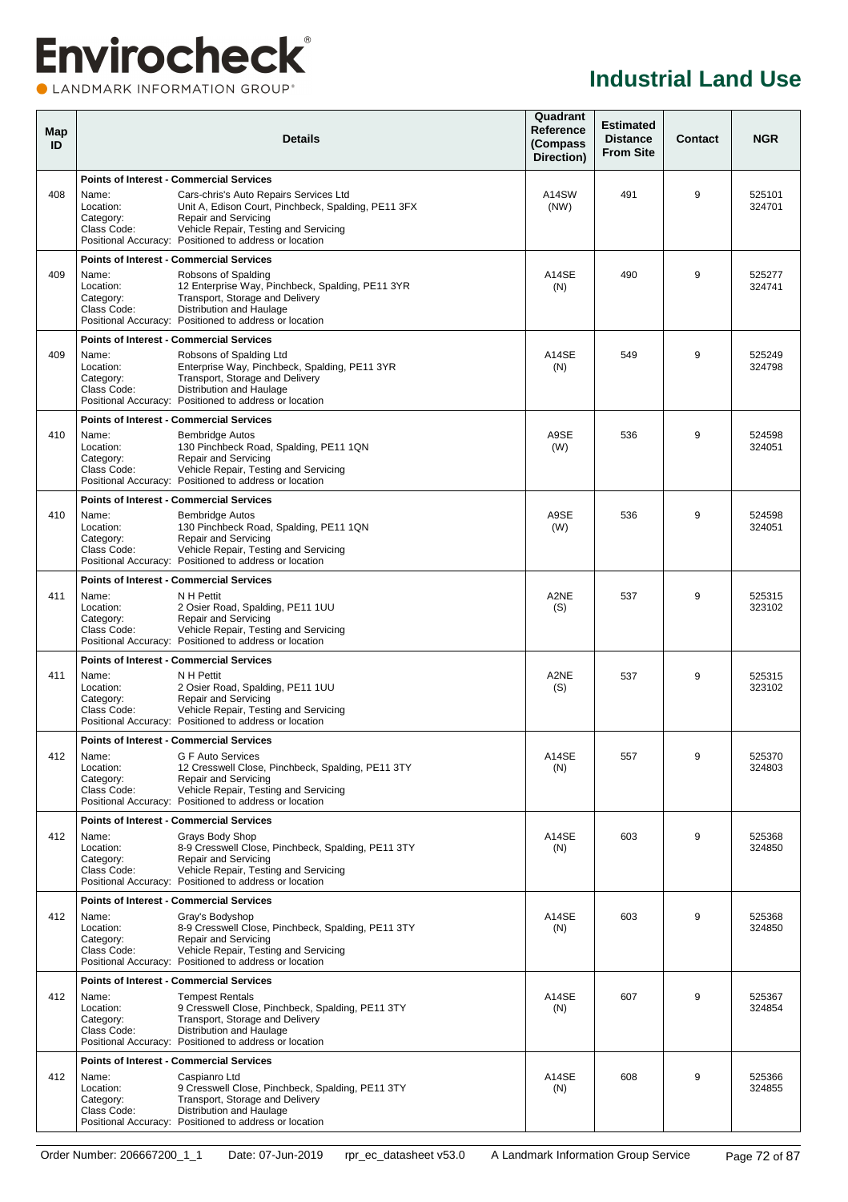# Industrial Land Use

| Map ID | Details | Quadrant Reference (Compass Direction) | Estimated Distance From Site | Contact | NGR |
|---|---|---|---|---|---|
| 408 | **Points of Interest - Commercial Services**<br>Name: Cars-chris's Auto Repairs Services Ltd<br>Location: Unit A, Edison Court, Pinchbeck, Spalding, PE11 3FX<br>Category: Repair and Servicing<br>Class Code: Vehicle Repair, Testing and Servicing<br>Positional Accuracy: Positioned to address or location | A14SW (NW) | 491 | 9 | 525101 324701 |
| 409 | **Points of Interest - Commercial Services**<br>Name: Robsons of Spalding<br>Location: 12 Enterprise Way, Pinchbeck, Spalding, PE11 3YR<br>Category: Transport, Storage and Delivery<br>Class Code: Distribution and Haulage<br>Positional Accuracy: Positioned to address or location | A14SE (N) | 490 | 9 | 525277 324741 |
| 409 | **Points of Interest - Commercial Services**<br>Name: Robsons of Spalding Ltd<br>Location: Enterprise Way, Pinchbeck, Spalding, PE11 3YR<br>Category: Transport, Storage and Delivery<br>Class Code: Distribution and Haulage<br>Positional Accuracy: Positioned to address or location | A14SE (N) | 549 | 9 | 525249 324798 |
| 410 | **Points of Interest - Commercial Services**<br>Name: Bembridge Autos<br>Location: 130 Pinchbeck Road, Spalding, PE11 1QN<br>Category: Repair and Servicing<br>Class Code: Vehicle Repair, Testing and Servicing<br>Positional Accuracy: Positioned to address or location | A9SE (W) | 536 | 9 | 524598 324051 |
| 410 | **Points of Interest - Commercial Services**<br>Name: Bembridge Autos<br>Location: 130 Pinchbeck Road, Spalding, PE11 1QN<br>Category: Repair and Servicing<br>Class Code: Vehicle Repair, Testing and Servicing<br>Positional Accuracy: Positioned to address or location | A9SE (W) | 536 | 9 | 524598 324051 |
| 411 | **Points of Interest - Commercial Services**<br>Name: N H Pettit<br>Location: 2 Osier Road, Spalding, PE11 1UU<br>Category: Repair and Servicing<br>Class Code: Vehicle Repair, Testing and Servicing<br>Positional Accuracy: Positioned to address or location | A2NE (S) | 537 | 9 | 525315 323102 |
| 411 | **Points of Interest - Commercial Services**<br>Name: N H Pettit<br>Location: 2 Osier Road, Spalding, PE11 1UU<br>Category: Repair and Servicing<br>Class Code: Vehicle Repair, Testing and Servicing<br>Positional Accuracy: Positioned to address or location | A2NE (S) | 537 | 9 | 525315 323102 |
| 412 | **Points of Interest - Commercial Services**<br>Name: G F Auto Services<br>Location: 12 Cresswell Close, Pinchbeck, Spalding, PE11 3TY<br>Category: Repair and Servicing<br>Class Code: Vehicle Repair, Testing and Servicing<br>Positional Accuracy: Positioned to address or location | A14SE (N) | 557 | 9 | 525370 324803 |
| 412 | **Points of Interest - Commercial Services**<br>Name: Grays Body Shop<br>Location: 8-9 Cresswell Close, Pinchbeck, Spalding, PE11 3TY<br>Category: Repair and Servicing<br>Class Code: Vehicle Repair, Testing and Servicing<br>Positional Accuracy: Positioned to address or location | A14SE (N) | 603 | 9 | 525368 324850 |
| 412 | **Points of Interest - Commercial Services**<br>Name: Gray's Bodyshop<br>Location: 8-9 Cresswell Close, Pinchbeck, Spalding, PE11 3TY<br>Category: Repair and Servicing<br>Class Code: Vehicle Repair, Testing and Servicing<br>Positional Accuracy: Positioned to address or location | A14SE (N) | 603 | 9 | 525368 324850 |
| 412 | **Points of Interest - Commercial Services**<br>Name: Tempest Rentals<br>Location: 9 Cresswell Close, Pinchbeck, Spalding, PE11 3TY<br>Category: Transport, Storage and Delivery<br>Class Code: Distribution and Haulage<br>Positional Accuracy: Positioned to address or location | A14SE (N) | 607 | 9 | 525367 324854 |
| 412 | **Points of Interest - Commercial Services**<br>Name: Caspianro Ltd<br>Location: 9 Cresswell Close, Pinchbeck, Spalding, PE11 3TY<br>Category: Transport, Storage and Delivery<br>Class Code: Distribution and Haulage<br>Positional Accuracy: Positioned to address or location | A14SE (N) | 608 | 9 | 525366 324855 |

Order Number: 206667200_1_1 Date: 07-Jun-2019 rpr_ec_datasheet v53.0 A Landmark Information Group Service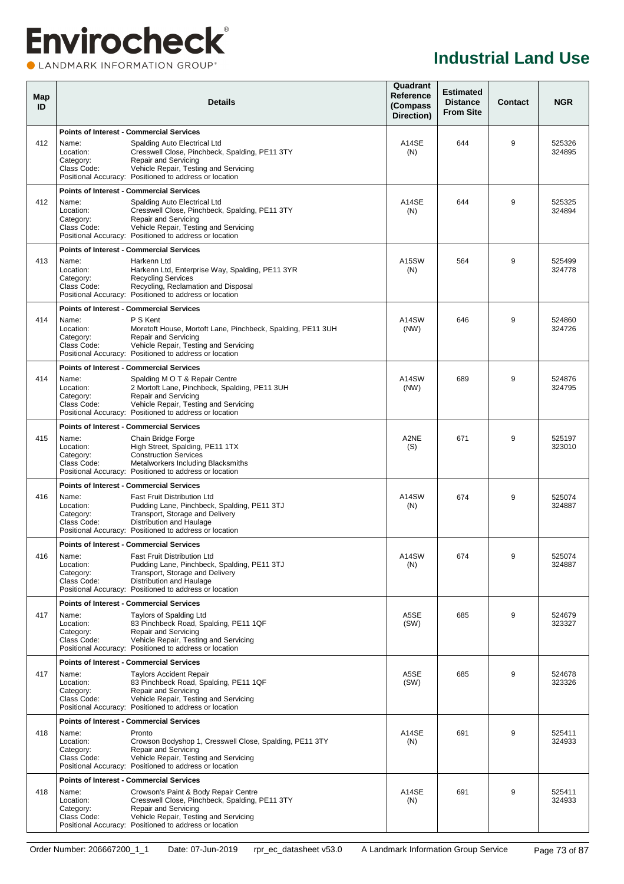# Envirocheck®

LANDMARK INFORMATION GROUP®

## Industrial Land Use

| Map ID | Details | Quadrant Reference (Compass Direction) | Estimated Distance From Site | Contact | NGR |
|---|---|---|---|---|---|
| 412 | **Points of Interest - Commercial Services**<br>Name: Spalding Auto Electrical Ltd<br>Location: Cresswell Close, Pinchbeck, Spalding, PE11 3TY<br>Category: Repair and Servicing<br>Class Code: Vehicle Repair, Testing and Servicing<br>Positional Accuracy: Positioned to address or location | A14SE (N) | 644 | 9 | 525326 324895 |
| 412 | **Points of Interest - Commercial Services**<br>Name: Spalding Auto Electrical Ltd<br>Location: Cresswell Close, Pinchbeck, Spalding, PE11 3TY<br>Category: Repair and Servicing<br>Class Code: Vehicle Repair, Testing and Servicing<br>Positional Accuracy: Positioned to address or location | A14SE (N) | 644 | 9 | 525325 324894 |
| 413 | **Points of Interest - Commercial Services**<br>Name: Harkenn Ltd<br>Location: Harkenn Ltd, Enterprise Way, Spalding, PE11 3YR<br>Category: Recycling Services<br>Class Code: Recycling, Reclamation and Disposal<br>Positional Accuracy: Positioned to address or location | A15SW (N) | 564 | 9 | 525499 324778 |
| 414 | **Points of Interest - Commercial Services**<br>Name: P S Kent<br>Location: Moretoft House, Mortoft Lane, Pinchbeck, Spalding, PE11 3UH<br>Category: Repair and Servicing<br>Class Code: Vehicle Repair, Testing and Servicing<br>Positional Accuracy: Positioned to address or location | A14SW (NW) | 646 | 9 | 524860 324726 |
| 414 | **Points of Interest - Commercial Services**<br>Name: Spalding M O T & Repair Centre<br>Location: 2 Mortoft Lane, Pinchbeck, Spalding, PE11 3UH<br>Category: Repair and Servicing<br>Class Code: Vehicle Repair, Testing and Servicing<br>Positional Accuracy: Positioned to address or location | A14SW (NW) | 689 | 9 | 524876 324795 |
| 415 | **Points of Interest - Commercial Services**<br>Name: Chain Bridge Forge<br>Location: High Street, Spalding, PE11 1TX<br>Category: Construction Services<br>Class Code: Metalworkers Including Blacksmiths<br>Positional Accuracy: Positioned to address or location | A2NE (S) | 671 | 9 | 525197 323010 |
| 416 | **Points of Interest - Commercial Services**<br>Name: Fast Fruit Distribution Ltd<br>Location: Pudding Lane, Pinchbeck, Spalding, PE11 3TJ<br>Category: Transport, Storage and Delivery<br>Class Code: Distribution and Haulage<br>Positional Accuracy: Positioned to address or location | A14SW (N) | 674 | 9 | 525074 324887 |
| 416 | **Points of Interest - Commercial Services**<br>Name: Fast Fruit Distribution Ltd<br>Location: Pudding Lane, Pinchbeck, Spalding, PE11 3TJ<br>Category: Transport, Storage and Delivery<br>Class Code: Distribution and Haulage<br>Positional Accuracy: Positioned to address or location | A14SW (N) | 674 | 9 | 525074 324887 |
| 417 | **Points of Interest - Commercial Services**<br>Name: Taylors of Spalding Ltd<br>Location: 83 Pinchbeck Road, Spalding, PE11 1QF<br>Category: Repair and Servicing<br>Class Code: Vehicle Repair, Testing and Servicing<br>Positional Accuracy: Positioned to address or location | A5SE (SW) | 685 | 9 | 524679 323327 |
| 417 | **Points of Interest - Commercial Services**<br>Name: Taylors Accident Repair<br>Location: 83 Pinchbeck Road, Spalding, PE11 1QF<br>Category: Repair and Servicing<br>Class Code: Vehicle Repair, Testing and Servicing<br>Positional Accuracy: Positioned to address or location | A5SE (SW) | 685 | 9 | 524678 323326 |
| 418 | **Points of Interest - Commercial Services**<br>Name: Pronto<br>Location: Crowson Bodyshop 1, Cresswell Close, Spalding, PE11 3TY<br>Category: Repair and Servicing<br>Class Code: Vehicle Repair, Testing and Servicing<br>Positional Accuracy: Positioned to address or location | A14SE (N) | 691 | 9 | 525411 324933 |
| 418 | **Points of Interest - Commercial Services**<br>Name: Crowson's Paint & Body Repair Centre<br>Location: Cresswell Close, Pinchbeck, Spalding, PE11 3TY<br>Category: Repair and Servicing<br>Class Code: Vehicle Repair, Testing and Servicing<br>Positional Accuracy: Positioned to address or location | A14SE (N) | 691 | 9 | 525411 324933 |

Order Number: 206667200_1_1 Date: 07-Jun-2019 rpr_ec_datasheet v53.0 A Landmark Information Group Service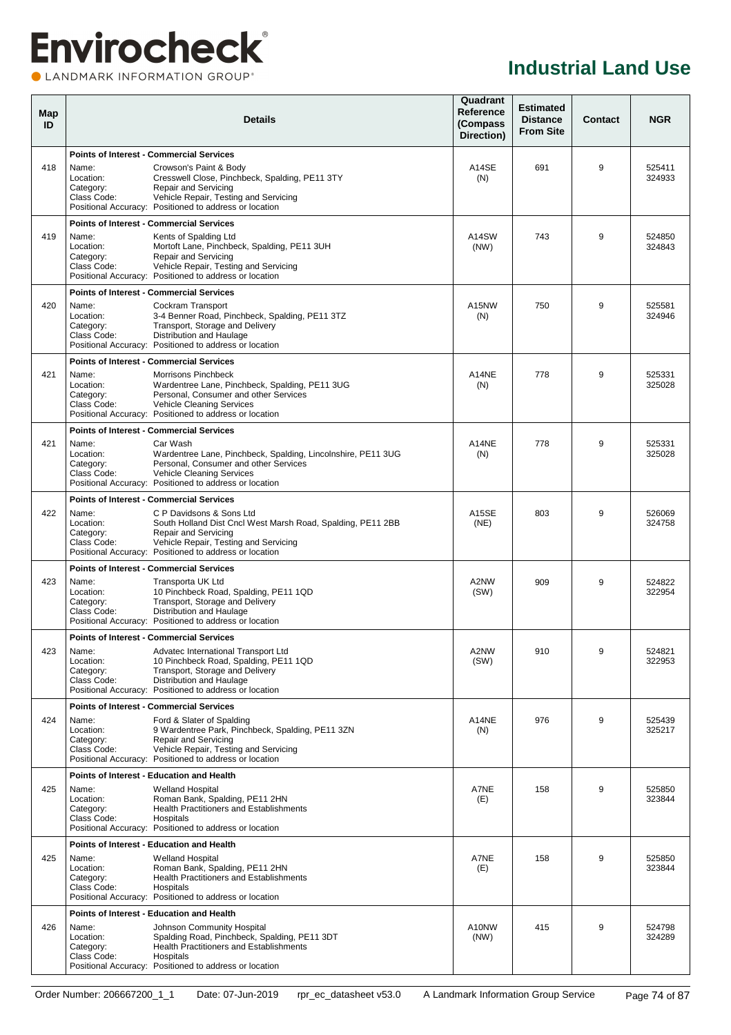# Industrial Land Use

| Map ID | Details | Quadrant Reference (Compass Direction) | Estimated Distance From Site | Contact | NGR |
|---|---|---|---|---|---|
| 418 | **Points of Interest - Commercial Services**<br>Name: Crowson's Paint & Body<br>Location: Cresswell Close, Pinchbeck, Spalding, PE11 3TY<br>Category: Repair and Servicing<br>Class Code: Vehicle Repair, Testing and Servicing<br>Positional Accuracy: Positioned to address or location | A14SE (N) | 691 | 9 | 525411 324933 |
| 419 | **Points of Interest - Commercial Services**<br>Name: Kents of Spalding Ltd<br>Location: Mortoft Lane, Pinchbeck, Spalding, PE11 3UH<br>Category: Repair and Servicing<br>Class Code: Vehicle Repair, Testing and Servicing<br>Positional Accuracy: Positioned to address or location | A14SW (NW) | 743 | 9 | 524850 324843 |
| 420 | **Points of Interest - Commercial Services**<br>Name: Cockram Transport<br>Location: 3-4 Benner Road, Pinchbeck, Spalding, PE11 3TZ<br>Category: Transport, Storage and Delivery<br>Class Code: Distribution and Haulage<br>Positional Accuracy: Positioned to address or location | A15NW (N) | 750 | 9 | 525581 324946 |
| 421 | **Points of Interest - Commercial Services**<br>Name: Morrisons Pinchbeck<br>Location: Wardentree Lane, Pinchbeck, Spalding, PE11 3UG<br>Category: Personal, Consumer and other Services<br>Class Code: Vehicle Cleaning Services<br>Positional Accuracy: Positioned to address or location | A14NE (N) | 778 | 9 | 525331 325028 |
| 421 | **Points of Interest - Commercial Services**<br>Name: Car Wash<br>Location: Wardentree Lane, Pinchbeck, Spalding, Lincolnshire, PE11 3UG<br>Category: Personal, Consumer and other Services<br>Class Code: Vehicle Cleaning Services<br>Positional Accuracy: Positioned to address or location | A14NE (N) | 778 | 9 | 525331 325028 |
| 422 | **Points of Interest - Commercial Services**<br>Name: C P Davidsons & Sons Ltd<br>Location: South Holland Dist Cncl West Marsh Road, Spalding, PE11 2BB<br>Category: Repair and Servicing<br>Class Code: Vehicle Repair, Testing and Servicing<br>Positional Accuracy: Positioned to address or location | A15SE (NE) | 803 | 9 | 526069 324758 |
| 423 | **Points of Interest - Commercial Services**<br>Name: Transporta UK Ltd<br>Location: 10 Pinchbeck Road, Spalding, PE11 1QD<br>Category: Transport, Storage and Delivery<br>Class Code: Distribution and Haulage<br>Positional Accuracy: Positioned to address or location | A2NW (SW) | 909 | 9 | 524822 322954 |
| 423 | **Points of Interest - Commercial Services**<br>Name: Advatec International Transport Ltd<br>Location: 10 Pinchbeck Road, Spalding, PE11 1QD<br>Category: Transport, Storage and Delivery<br>Class Code: Distribution and Haulage<br>Positional Accuracy: Positioned to address or location | A2NW (SW) | 910 | 9 | 524821 322953 |
| 424 | **Points of Interest - Commercial Services**<br>Name: Ford & Slater of Spalding<br>Location: 9 Wardentree Park, Pinchbeck, Spalding, PE11 3ZN<br>Category: Repair and Servicing<br>Class Code: Vehicle Repair, Testing and Servicing<br>Positional Accuracy: Positioned to address or location | A14NE (N) | 976 | 9 | 525439 325217 |
| 425 | **Points of Interest - Education and Health**<br>Name: Welland Hospital<br>Location: Roman Bank, Spalding, PE11 2HN<br>Category: Health Practitioners and Establishments<br>Class Code: Hospitals<br>Positional Accuracy: Positioned to address or location | A7NE (E) | 158 | 9 | 525850 323844 |
| 425 | **Points of Interest - Education and Health**<br>Name: Welland Hospital<br>Location: Roman Bank, Spalding, PE11 2HN<br>Category: Health Practitioners and Establishments<br>Class Code: Hospitals<br>Positional Accuracy: Positioned to address or location | A7NE (E) | 158 | 9 | 525850 323844 |
| 426 | **Points of Interest - Education and Health**<br>Name: Johnson Community Hospital<br>Location: Spalding Road, Pinchbeck, Spalding, PE11 3DT<br>Category: Health Practitioners and Establishments<br>Class Code: Hospitals<br>Positional Accuracy: Positioned to address or location | A10NW (NW) | 415 | 9 | 524798 324289 |

Order Number: 206667200_1_1 Date: 07-Jun-2019 rpr_ec_datasheet v53.0 A Landmark Information Group Service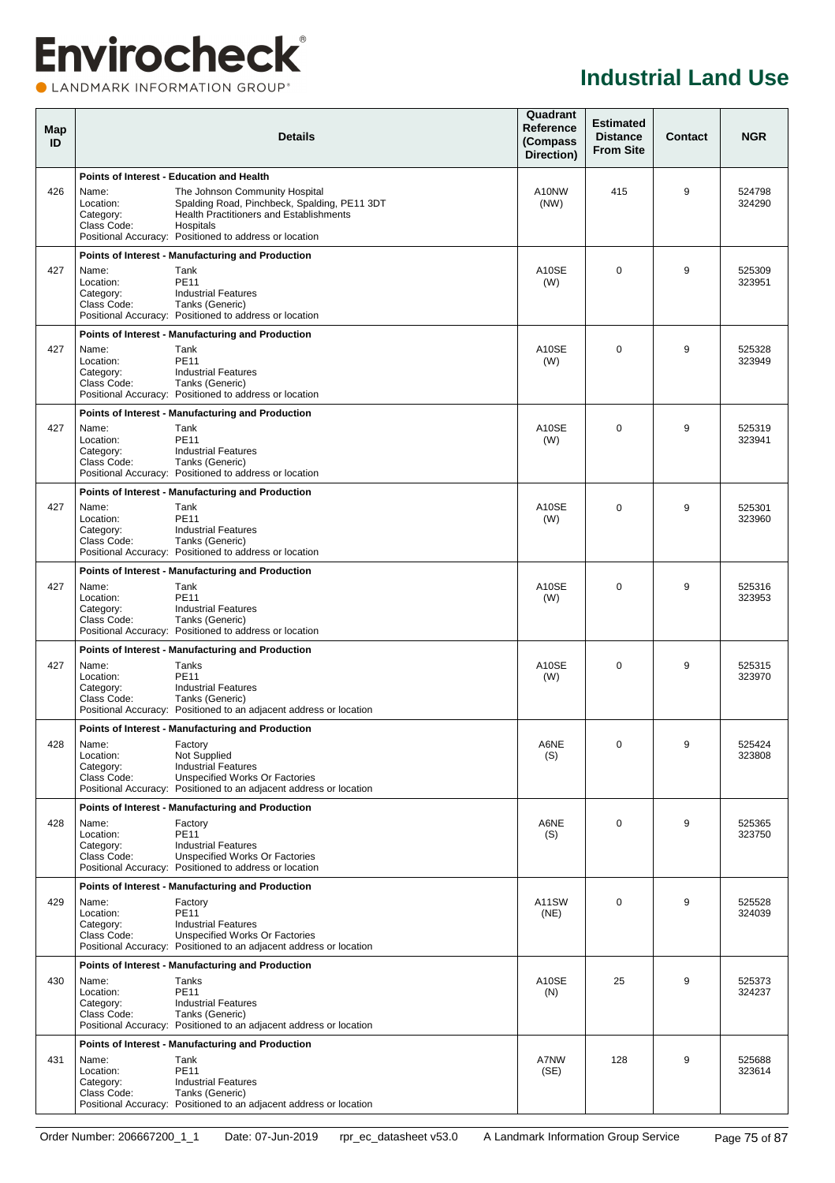# Industrial Land Use

| Map ID | Details | Quadrant Reference (Compass Direction) | Estimated Distance From Site | Contact | NGR |
|---|---|---|---|---|---|
| 426 | **Points of Interest - Education and Health**<br>Name: The Johnson Community Hospital<br>Location: Spalding Road, Pinchbeck, Spalding, PE11 3DT<br>Category: Health Practitioners and Establishments<br>Class Code: Hospitals<br>Positional Accuracy: Positioned to address or location | A10NW (NW) | 415 | 9 | 524798 324290 |
| 427 | **Points of Interest - Manufacturing and Production**<br>Name: Tank<br>Location: PE11<br>Category: Industrial Features<br>Class Code: Tanks (Generic)<br>Positional Accuracy: Positioned to address or location | A10SE (W) | 0 | 9 | 525309 323951 |
| 427 | **Points of Interest - Manufacturing and Production**<br>Name: Tank<br>Location: PE11<br>Category: Industrial Features<br>Class Code: Tanks (Generic)<br>Positional Accuracy: Positioned to address or location | A10SE (W) | 0 | 9 | 525328 323949 |
| 427 | **Points of Interest - Manufacturing and Production**<br>Name: Tank<br>Location: PE11<br>Category: Industrial Features<br>Class Code: Tanks (Generic)<br>Positional Accuracy: Positioned to address or location | A10SE (W) | 0 | 9 | 525319 323941 |
| 427 | **Points of Interest - Manufacturing and Production**<br>Name: Tank<br>Location: PE11<br>Category: Industrial Features<br>Class Code: Tanks (Generic)<br>Positional Accuracy: Positioned to address or location | A10SE (W) | 0 | 9 | 525301 323960 |
| 427 | **Points of Interest - Manufacturing and Production**<br>Name: Tank<br>Location: PE11<br>Category: Industrial Features<br>Class Code: Tanks (Generic)<br>Positional Accuracy: Positioned to address or location | A10SE (W) | 0 | 9 | 525316 323953 |
| 427 | **Points of Interest - Manufacturing and Production**<br>Name: Tanks<br>Location: PE11<br>Category: Industrial Features<br>Class Code: Tanks (Generic)<br>Positional Accuracy: Positioned to an adjacent address or location | A10SE (W) | 0 | 9 | 525315 323970 |
| 428 | **Points of Interest - Manufacturing and Production**<br>Name: Factory<br>Location: Not Supplied<br>Category: Industrial Features<br>Class Code: Unspecified Works Or Factories<br>Positional Accuracy: Positioned to an adjacent address or location | A6NE (S) | 0 | 9 | 525424 323808 |
| 428 | **Points of Interest - Manufacturing and Production**<br>Name: Factory<br>Location: PE11<br>Category: Industrial Features<br>Class Code: Unspecified Works Or Factories<br>Positional Accuracy: Positioned to address or location | A6NE (S) | 0 | 9 | 525365 323750 |
| 429 | **Points of Interest - Manufacturing and Production**<br>Name: Factory<br>Location: PE11<br>Category: Industrial Features<br>Class Code: Unspecified Works Or Factories<br>Positional Accuracy: Positioned to an adjacent address or location | A11SW (NE) | 0 | 9 | 525528 324039 |
| 430 | **Points of Interest - Manufacturing and Production**<br>Name: Tanks<br>Location: PE11<br>Category: Industrial Features<br>Class Code: Tanks (Generic)<br>Positional Accuracy: Positioned to an adjacent address or location | A10SE (N) | 25 | 9 | 525373 324237 |
| 431 | **Points of Interest - Manufacturing and Production**<br>Name: Tank<br>Location: PE11<br>Category: Industrial Features<br>Class Code: Tanks (Generic)<br>Positional Accuracy: Positioned to an adjacent address or location | A7NW (SE) | 128 | 9 | 525688 323614 |

Order Number: 206667200_1_1 Date: 07-Jun-2019 rpr_ec_datasheet v53.0 A Landmark Information Group Service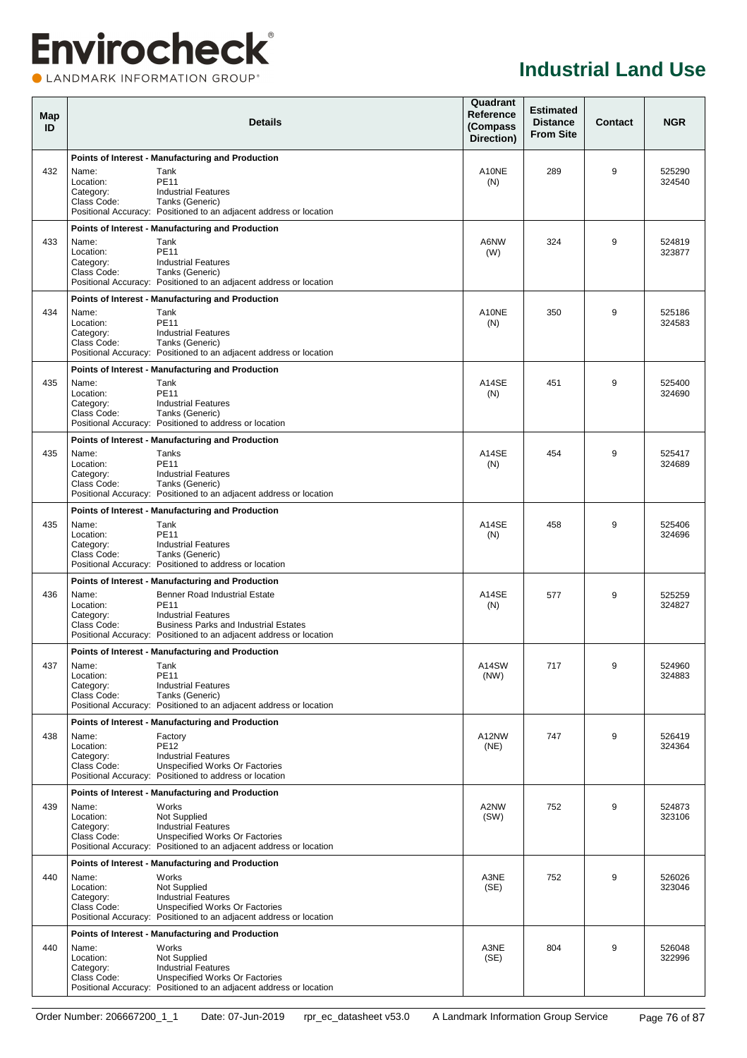# Industrial Land Use

| Map ID | Details | Quadrant Reference (Compass Direction) | Estimated Distance From Site | Contact | NGR |
|---|---|---|---|---|---|
| 432 | **Points of Interest - Manufacturing and Production**<br>Name: Tank<br>Location: PE11<br>Category: Industrial Features<br>Class Code: Tanks (Generic)<br>Positional Accuracy: Positioned to an adjacent address or location | A10NE (N) | 289 | 9 | 525290 324540 |
| 433 | **Points of Interest - Manufacturing and Production**<br>Name: Tank<br>Location: PE11<br>Category: Industrial Features<br>Class Code: Tanks (Generic)<br>Positional Accuracy: Positioned to an adjacent address or location | A6NW (W) | 324 | 9 | 524819 323877 |
| 434 | **Points of Interest - Manufacturing and Production**<br>Name: Tank<br>Location: PE11<br>Category: Industrial Features<br>Class Code: Tanks (Generic)<br>Positional Accuracy: Positioned to an adjacent address or location | A10NE (N) | 350 | 9 | 525186 324583 |
| 435 | **Points of Interest - Manufacturing and Production**<br>Name: Tank<br>Location: PE11<br>Category: Industrial Features<br>Class Code: Tanks (Generic)<br>Positional Accuracy: Positioned to address or location | A14SE (N) | 451 | 9 | 525400 324690 |
| 435 | **Points of Interest - Manufacturing and Production**<br>Name: Tanks<br>Location: PE11<br>Category: Industrial Features<br>Class Code: Tanks (Generic)<br>Positional Accuracy: Positioned to an adjacent address or location | A14SE (N) | 454 | 9 | 525417 324689 |
| 435 | **Points of Interest - Manufacturing and Production**<br>Name: Tank<br>Location: PE11<br>Category: Industrial Features<br>Class Code: Tanks (Generic)<br>Positional Accuracy: Positioned to address or location | A14SE (N) | 458 | 9 | 525406 324696 |
| 436 | **Points of Interest - Manufacturing and Production**<br>Name: Benner Road Industrial Estate<br>Location: PE11<br>Category: Industrial Features<br>Class Code: Business Parks and Industrial Estates<br>Positional Accuracy: Positioned to an adjacent address or location | A14SE (N) | 577 | 9 | 525259 324827 |
| 437 | **Points of Interest - Manufacturing and Production**<br>Name: Tank<br>Location: PE11<br>Category: Industrial Features<br>Class Code: Tanks (Generic)<br>Positional Accuracy: Positioned to an adjacent address or location | A14SW (NW) | 717 | 9 | 524960 324883 |
| 438 | **Points of Interest - Manufacturing and Production**<br>Name: Factory<br>Location: PE12<br>Category: Industrial Features<br>Class Code: Unspecified Works Or Factories<br>Positional Accuracy: Positioned to address or location | A12NW (NE) | 747 | 9 | 526419 324364 |
| 439 | **Points of Interest - Manufacturing and Production**<br>Name: Works<br>Location: Not Supplied<br>Category: Industrial Features<br>Class Code: Unspecified Works Or Factories<br>Positional Accuracy: Positioned to an adjacent address or location | A2NW (SW) | 752 | 9 | 524873 323106 |
| 440 | **Points of Interest - Manufacturing and Production**<br>Name: Works<br>Location: Not Supplied<br>Category: Industrial Features<br>Class Code: Unspecified Works Or Factories<br>Positional Accuracy: Positioned to an adjacent address or location | A3NE (SE) | 752 | 9 | 526026 323046 |
| 440 | **Points of Interest - Manufacturing and Production**<br>Name: Works<br>Location: Not Supplied<br>Category: Industrial Features<br>Class Code: Unspecified Works Or Factories<br>Positional Accuracy: Positioned to an adjacent address or location | A3NE (SE) | 804 | 9 | 526048 322996 |

Order Number: 206667200_1_1 Date: 07-Jun-2019 rpr_ec_datasheet v53.0 A Landmark Information Group Service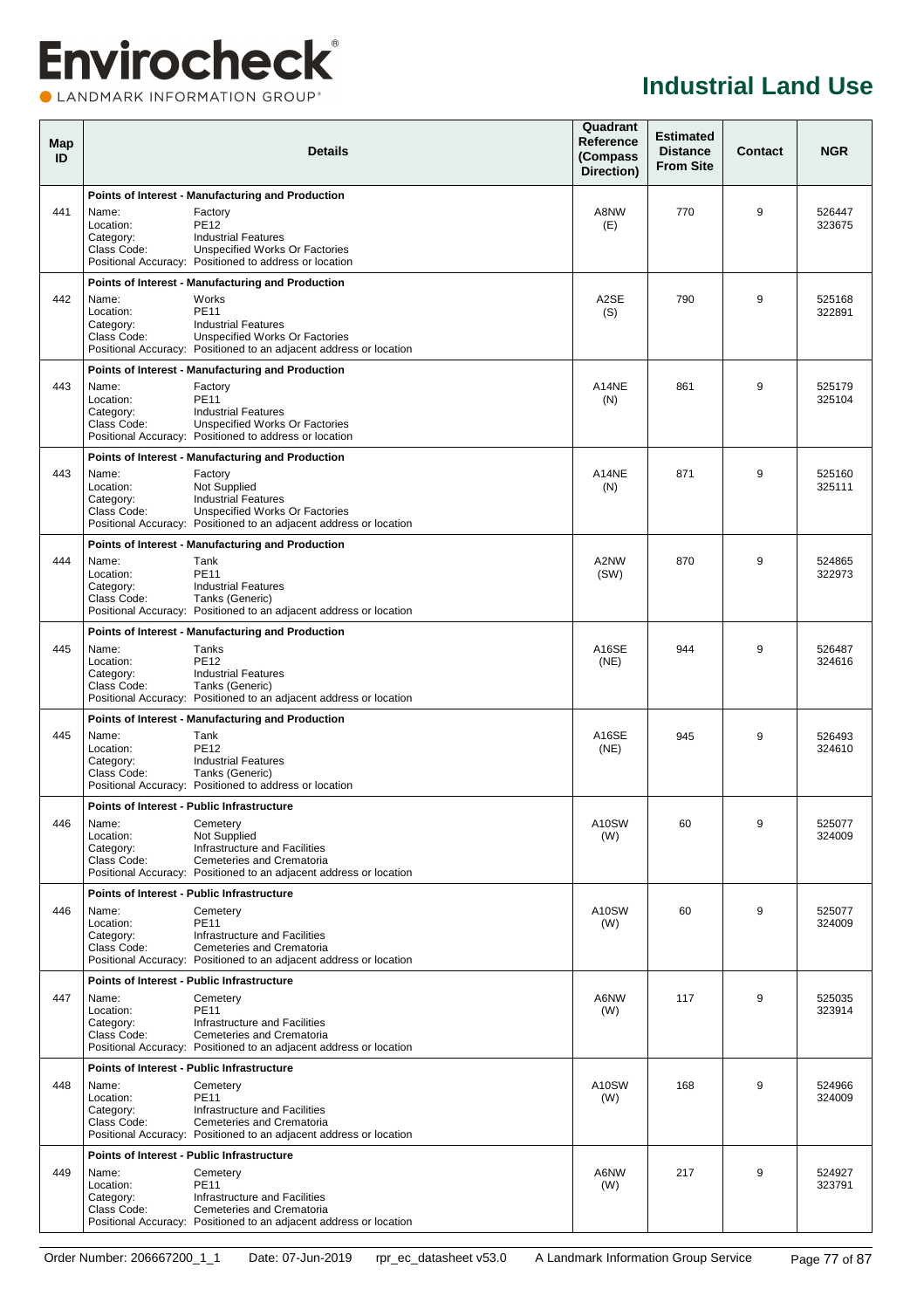# Industrial Land Use

| Map ID | Details | Quadrant Reference (Compass Direction) | Estimated Distance From Site | Contact | NGR |
|---|---|---|---|---|---|
| 441 | **Points of Interest - Manufacturing and Production**<br>Name: Factory<br>Location: PE12<br>Category: Industrial Features<br>Class Code: Unspecified Works Or Factories<br>Positional Accuracy: Positioned to address or location | A8NW (E) | 770 | 9 | 526447 323675 |
| 442 | **Points of Interest - Manufacturing and Production**<br>Name: Works<br>Location: PE11<br>Category: Industrial Features<br>Class Code: Unspecified Works Or Factories<br>Positional Accuracy: Positioned to an adjacent address or location | A2SE (S) | 790 | 9 | 525168 322891 |
| 443 | **Points of Interest - Manufacturing and Production**<br>Name: Factory<br>Location: PE11<br>Category: Industrial Features<br>Class Code: Unspecified Works Or Factories<br>Positional Accuracy: Positioned to address or location | A14NE (N) | 861 | 9 | 525179 325104 |
| 443 | **Points of Interest - Manufacturing and Production**<br>Name: Factory<br>Location: Not Supplied<br>Category: Industrial Features<br>Class Code: Unspecified Works Or Factories<br>Positional Accuracy: Positioned to an adjacent address or location | A14NE (N) | 871 | 9 | 525160 325111 |
| 444 | **Points of Interest - Manufacturing and Production**<br>Name: Tank<br>Location: PE11<br>Category: Industrial Features<br>Class Code: Tanks (Generic)<br>Positional Accuracy: Positioned to an adjacent address or location | A2NW (SW) | 870 | 9 | 524865 322973 |
| 445 | **Points of Interest - Manufacturing and Production**<br>Name: Tanks<br>Location: PE12<br>Category: Industrial Features<br>Class Code: Tanks (Generic)<br>Positional Accuracy: Positioned to an adjacent address or location | A16SE (NE) | 944 | 9 | 526487 324616 |
| 445 | **Points of Interest - Manufacturing and Production**<br>Name: Tank<br>Location: PE12<br>Category: Industrial Features<br>Class Code: Tanks (Generic)<br>Positional Accuracy: Positioned to address or location | A16SE (NE) | 945 | 9 | 526493 324610 |
| 446 | **Points of Interest - Public Infrastructure**<br>Name: Cemetery<br>Location: Not Supplied<br>Category: Infrastructure and Facilities<br>Class Code: Cemeteries and Crematoria<br>Positional Accuracy: Positioned to an adjacent address or location | A10SW (W) | 60 | 9 | 525077 324009 |
| 446 | **Points of Interest - Public Infrastructure**<br>Name: Cemetery<br>Location: PE11<br>Category: Infrastructure and Facilities<br>Class Code: Cemeteries and Crematoria<br>Positional Accuracy: Positioned to an adjacent address or location | A10SW (W) | 60 | 9 | 525077 324009 |
| 447 | **Points of Interest - Public Infrastructure**<br>Name: Cemetery<br>Location: PE11<br>Category: Infrastructure and Facilities<br>Class Code: Cemeteries and Crematoria<br>Positional Accuracy: Positioned to an adjacent address or location | A6NW (W) | 117 | 9 | 525035 323914 |
| 448 | **Points of Interest - Public Infrastructure**<br>Name: Cemetery<br>Location: PE11<br>Category: Infrastructure and Facilities<br>Class Code: Cemeteries and Crematoria<br>Positional Accuracy: Positioned to an adjacent address or location | A10SW (W) | 168 | 9 | 524966 324009 |
| 449 | **Points of Interest - Public Infrastructure**<br>Name: Cemetery<br>Location: PE11<br>Category: Infrastructure and Facilities<br>Class Code: Cemeteries and Crematoria<br>Positional Accuracy: Positioned to an adjacent address or location | A6NW (W) | 217 | 9 | 524927 323791 |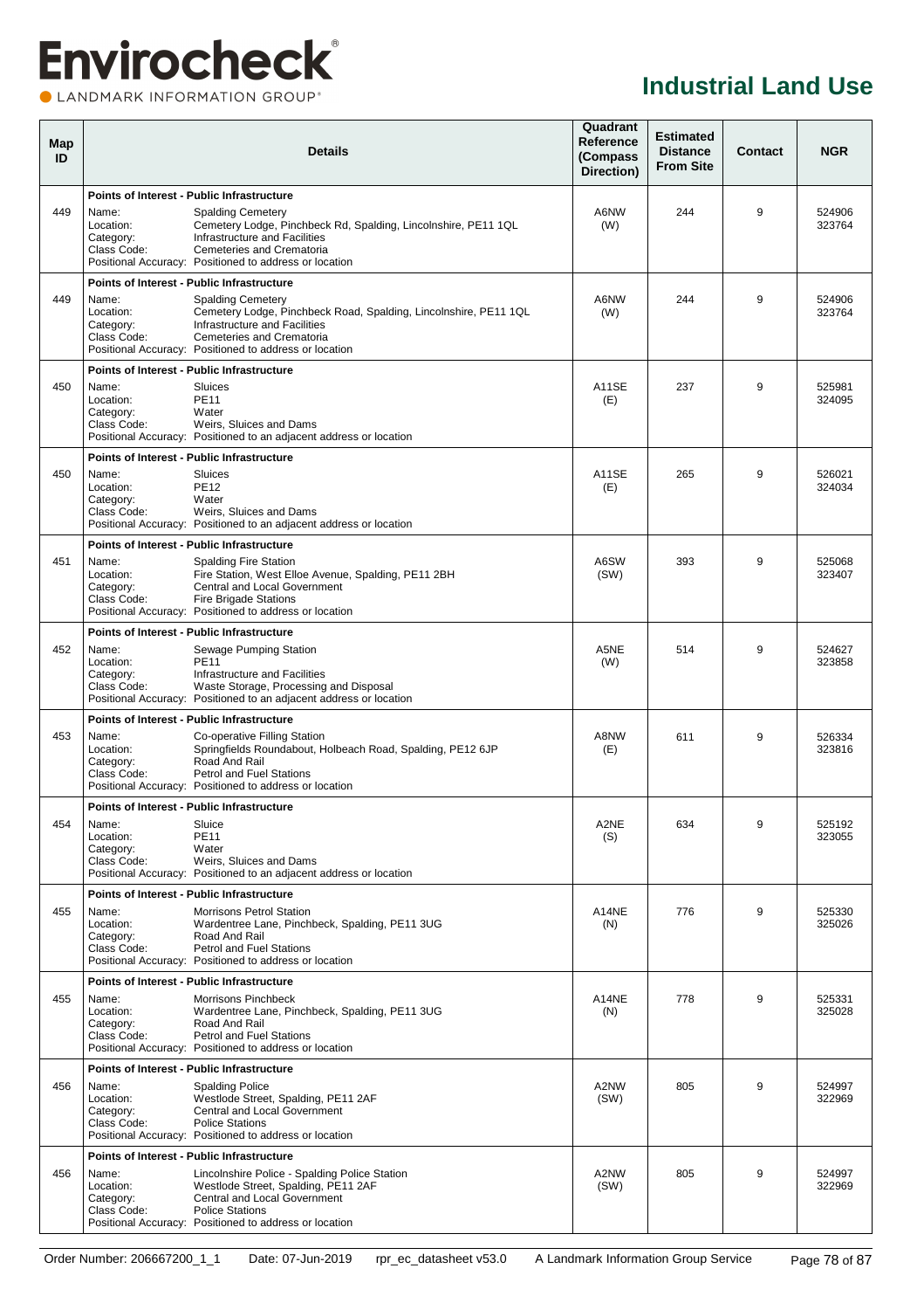# Industrial Land Use

| Map ID | Details | Quadrant Reference (Compass Direction) | Estimated Distance From Site | Contact | NGR |
|---|---|---|---|---|---|
| 449 | **Points of Interest - Public Infrastructure**<br>Name: Spalding Cemetery<br>Location: Cemetery Lodge, Pinchbeck Rd, Spalding, Lincolnshire, PE11 1QL<br>Category: Infrastructure and Facilities<br>Class Code: Cemeteries and Crematoria<br>Positional Accuracy: Positioned to address or location | A6NW (W) | 244 | 9 | 524906 323764 |
| 449 | **Points of Interest - Public Infrastructure**<br>Name: Spalding Cemetery<br>Location: Cemetery Lodge, Pinchbeck Road, Spalding, Lincolnshire, PE11 1QL<br>Category: Infrastructure and Facilities<br>Class Code: Cemeteries and Crematoria<br>Positional Accuracy: Positioned to address or location | A6NW (W) | 244 | 9 | 524906 323764 |
| 450 | **Points of Interest - Public Infrastructure**<br>Name: Sluices<br>Location: PE11<br>Category: Water<br>Class Code: Weirs, Sluices and Dams<br>Positional Accuracy: Positioned to an adjacent address or location | A11SE (E) | 237 | 9 | 525981 324095 |
| 450 | **Points of Interest - Public Infrastructure**<br>Name: Sluices<br>Location: PE12<br>Category: Water<br>Class Code: Weirs, Sluices and Dams<br>Positional Accuracy: Positioned to an adjacent address or location | A11SE (E) | 265 | 9 | 526021 324034 |
| 451 | **Points of Interest - Public Infrastructure**<br>Name: Spalding Fire Station<br>Location: Fire Station, West Elloe Avenue, Spalding, PE11 2BH<br>Category: Central and Local Government<br>Class Code: Fire Brigade Stations<br>Positional Accuracy: Positioned to address or location | A6SW (SW) | 393 | 9 | 525068 323407 |
| 452 | **Points of Interest - Public Infrastructure**<br>Name: Sewage Pumping Station<br>Location: PE11<br>Category: Infrastructure and Facilities<br>Class Code: Waste Storage, Processing and Disposal<br>Positional Accuracy: Positioned to an adjacent address or location | A5NE (W) | 514 | 9 | 524627 323858 |
| 453 | **Points of Interest - Public Infrastructure**<br>Name: Co-operative Filling Station<br>Location: Springfields Roundabout, Holbeach Road, Spalding, PE12 6JP<br>Category: Road And Rail<br>Class Code: Petrol and Fuel Stations<br>Positional Accuracy: Positioned to address or location | A8NW (E) | 611 | 9 | 526334 323816 |
| 454 | **Points of Interest - Public Infrastructure**<br>Name: Sluice<br>Location: PE11<br>Category: Water<br>Class Code: Weirs, Sluices and Dams<br>Positional Accuracy: Positioned to an adjacent address or location | A2NE (S) | 634 | 9 | 525192 323055 |
| 455 | **Points of Interest - Public Infrastructure**<br>Name: Morrisons Petrol Station<br>Location: Wardentree Lane, Pinchbeck, Spalding, PE11 3UG<br>Category: Road And Rail<br>Class Code: Petrol and Fuel Stations<br>Positional Accuracy: Positioned to address or location | A14NE (N) | 776 | 9 | 525330 325026 |
| 455 | **Points of Interest - Public Infrastructure**<br>Name: Morrisons Pinchbeck<br>Location: Wardentree Lane, Pinchbeck, Spalding, PE11 3UG<br>Category: Road And Rail<br>Class Code: Petrol and Fuel Stations<br>Positional Accuracy: Positioned to address or location | A14NE (N) | 778 | 9 | 525331 325028 |
| 456 | **Points of Interest - Public Infrastructure**<br>Name: Spalding Police<br>Location: Westlode Street, Spalding, PE11 2AF<br>Category: Central and Local Government<br>Class Code: Police Stations<br>Positional Accuracy: Positioned to address or location | A2NW (SW) | 805 | 9 | 524997 322969 |
| 456 | **Points of Interest - Public Infrastructure**<br>Name: Lincolnshire Police - Spalding Police Station<br>Location: Westlode Street, Spalding, PE11 2AF<br>Category: Central and Local Government<br>Class Code: Police Stations<br>Positional Accuracy: Positioned to address or location | A2NW (SW) | 805 | 9 | 524997 322969 |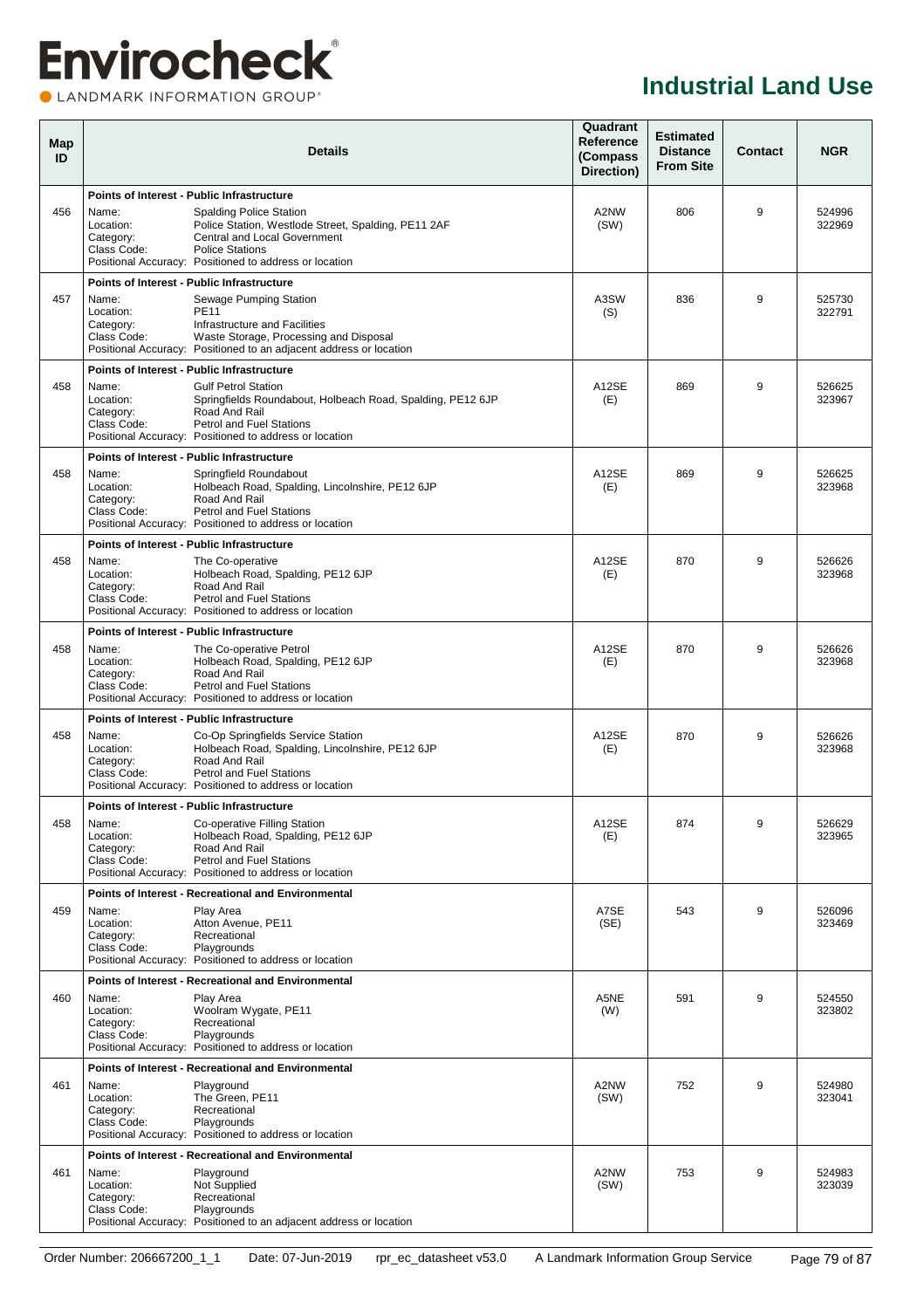# Industrial Land Use

| Map ID | Details | Quadrant Reference (Compass Direction) | Estimated Distance From Site | Contact | NGR |
|---|---|---|---|---|---|
| 456 | **Points of Interest - Public Infrastructure**<br>Name: Spalding Police Station<br>Location: Police Station, Westlode Street, Spalding, PE11 2AF<br>Category: Central and Local Government<br>Class Code: Police Stations<br>Positional Accuracy: Positioned to address or location | A2NW (SW) | 806 | 9 | 524996 322969 |
| 457 | **Points of Interest - Public Infrastructure**<br>Name: Sewage Pumping Station<br>Location: PE11<br>Category: Infrastructure and Facilities<br>Class Code: Waste Storage, Processing and Disposal<br>Positional Accuracy: Positioned to an adjacent address or location | A3SW (S) | 836 | 9 | 525730 322791 |
| 458 | **Points of Interest - Public Infrastructure**<br>Name: Gulf Petrol Station<br>Location: Springfields Roundabout, Holbeach Road, Spalding, PE12 6JP<br>Category: Road And Rail<br>Class Code: Petrol and Fuel Stations<br>Positional Accuracy: Positioned to address or location | A12SE (E) | 869 | 9 | 526625 323967 |
| 458 | **Points of Interest - Public Infrastructure**<br>Name: Springfield Roundabout<br>Location: Holbeach Road, Spalding, Lincolnshire, PE12 6JP<br>Category: Road And Rail<br>Class Code: Petrol and Fuel Stations<br>Positional Accuracy: Positioned to address or location | A12SE (E) | 869 | 9 | 526625 323968 |
| 458 | **Points of Interest - Public Infrastructure**<br>Name: The Co-operative<br>Location: Holbeach Road, Spalding, PE12 6JP<br>Category: Road And Rail<br>Class Code: Petrol and Fuel Stations<br>Positional Accuracy: Positioned to address or location | A12SE (E) | 870 | 9 | 526626 323968 |
| 458 | **Points of Interest - Public Infrastructure**<br>Name: The Co-operative Petrol<br>Location: Holbeach Road, Spalding, PE12 6JP<br>Category: Road And Rail<br>Class Code: Petrol and Fuel Stations<br>Positional Accuracy: Positioned to address or location | A12SE (E) | 870 | 9 | 526626 323968 |
| 458 | **Points of Interest - Public Infrastructure**<br>Name: Co-Op Springfields Service Station<br>Location: Holbeach Road, Spalding, Lincolnshire, PE12 6JP<br>Category: Road And Rail<br>Class Code: Petrol and Fuel Stations<br>Positional Accuracy: Positioned to address or location | A12SE (E) | 870 | 9 | 526626 323968 |
| 458 | **Points of Interest - Public Infrastructure**<br>Name: Co-operative Filling Station<br>Location: Holbeach Road, Spalding, PE12 6JP<br>Category: Road And Rail<br>Class Code: Petrol and Fuel Stations<br>Positional Accuracy: Positioned to address or location | A12SE (E) | 874 | 9 | 526629 323965 |
| 459 | **Points of Interest - Recreational and Environmental**<br>Name: Play Area<br>Location: Atton Avenue, PE11<br>Category: Recreational<br>Class Code: Playgrounds<br>Positional Accuracy: Positioned to address or location | A7SE (SE) | 543 | 9 | 526096 323469 |
| 460 | **Points of Interest - Recreational and Environmental**<br>Name: Play Area<br>Location: Woolram Wygate, PE11<br>Category: Recreational<br>Class Code: Playgrounds<br>Positional Accuracy: Positioned to address or location | A5NE (W) | 591 | 9 | 524550 323802 |
| 461 | **Points of Interest - Recreational and Environmental**<br>Name: Playground<br>Location: The Green, PE11<br>Category: Recreational<br>Class Code: Playgrounds<br>Positional Accuracy: Positioned to address or location | A2NW (SW) | 752 | 9 | 524980 323041 |
| 461 | **Points of Interest - Recreational and Environmental**<br>Name: Playground<br>Location: Not Supplied<br>Category: Recreational<br>Class Code: Playgrounds<br>Positional Accuracy: Positioned to an adjacent address or location | A2NW (SW) | 753 | 9 | 524983 323039 |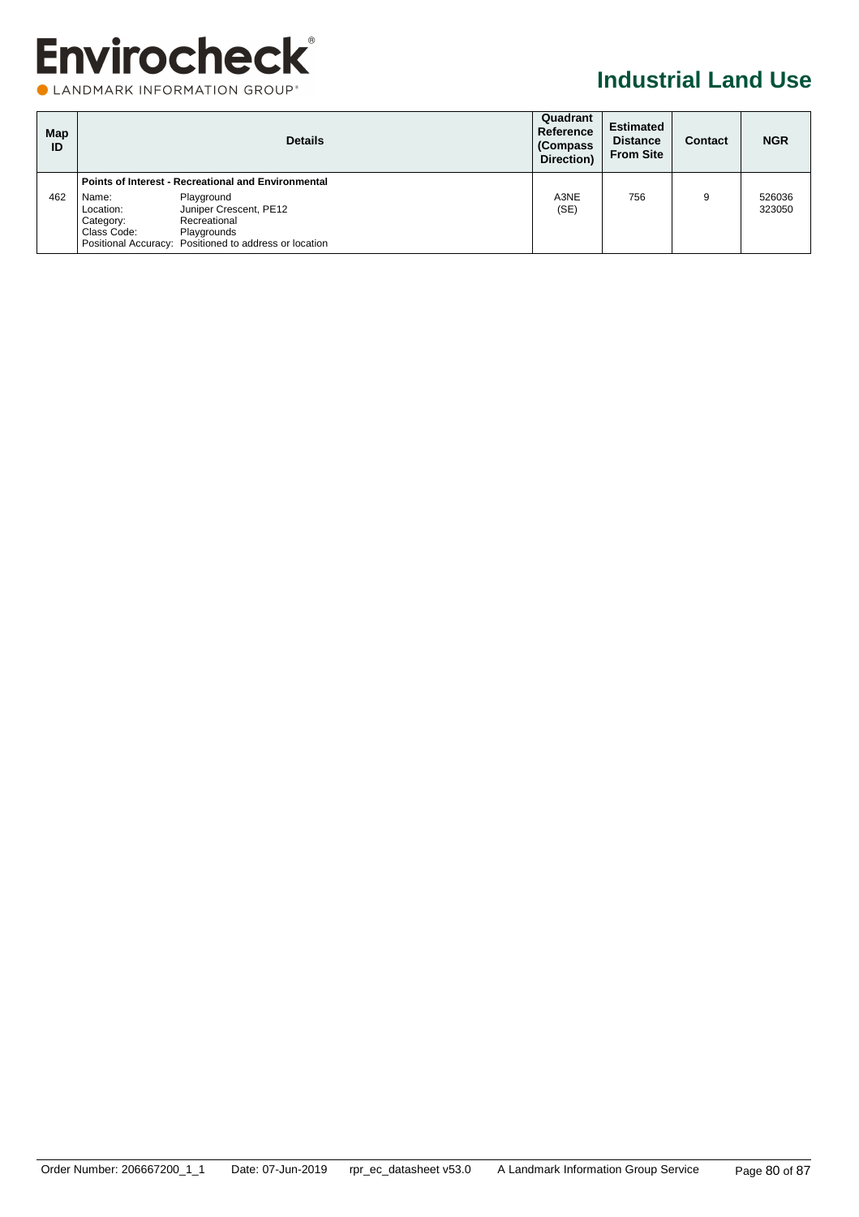# Industrial Land Use

| Map ID | Details | Quadrant Reference (Compass Direction) | Estimated Distance From Site | Contact | NGR |
|---|---|---|---|---|---|
| | **Points of Interest - Recreational and Environmental** | | | | |
| 462 | Name: Playground<br>Location: Juniper Crescent, PE12<br>Category: Recreational<br>Class Code: Playgrounds<br>Positional Accuracy: Positioned to address or location | A3NE (SE) | 756 | 9 | 526036 323050 |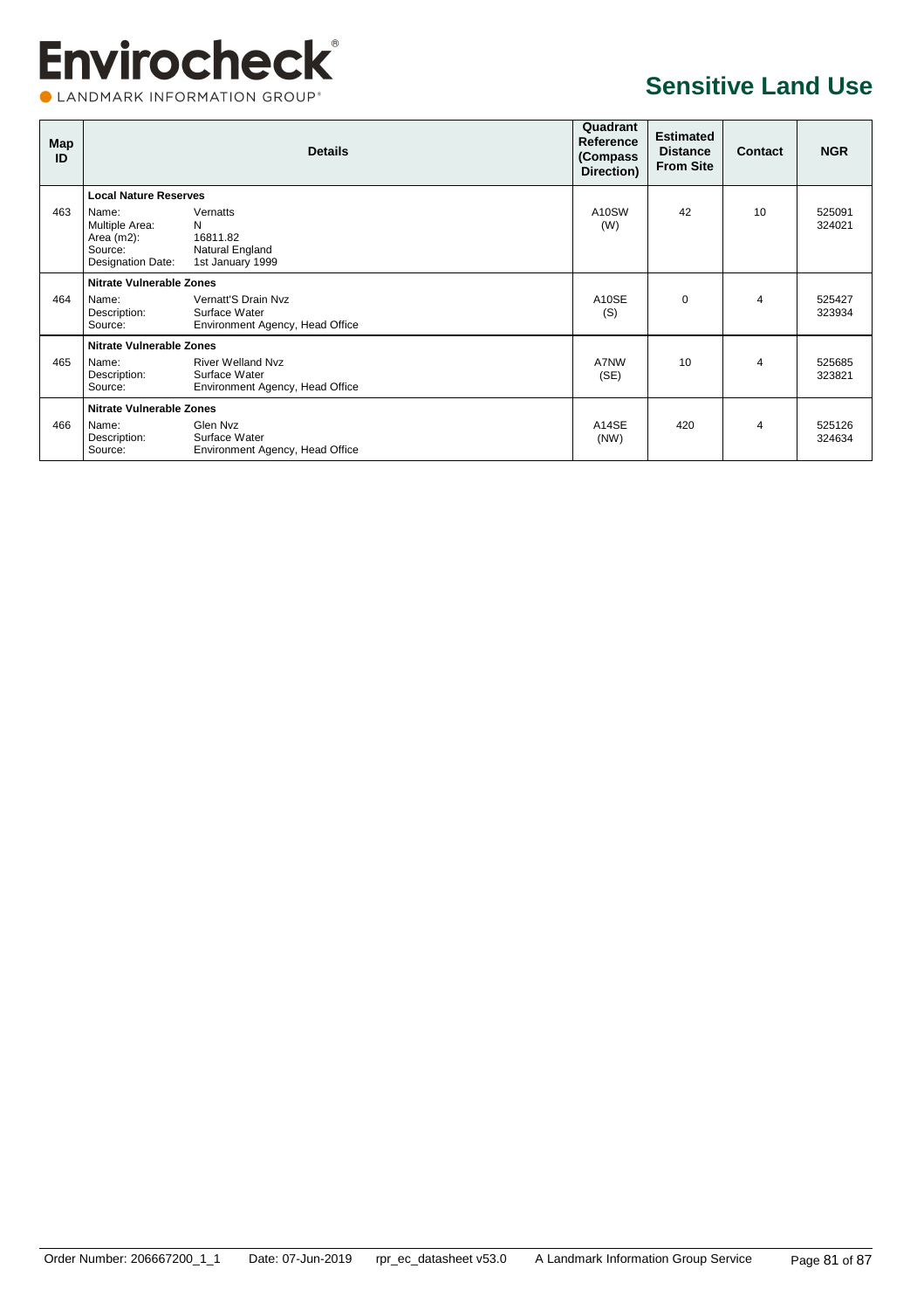# Sensitive Land Use

| Map ID | Details | | Quadrant Reference (Compass Direction) | Estimated Distance From Site | Contact | NGR |
|---|---|---|---|---|---|---|
| | **Local Nature Reserves** | | | | | |
| 463 | Name:<br>Multiple Area:<br>Area (m2):<br>Source:<br>Designation Date: | Vernatts<br>N<br>16811.82<br>Natural England<br>1st January 1999 | A10SW (W) | 42 | 10 | 525091 324021 |
| | **Nitrate Vulnerable Zones** | | | | | |
| 464 | Name:<br>Description:<br>Source: | Vernatt'S Drain Nvz<br>Surface Water<br>Environment Agency, Head Office | A10SE (S) | 0 | 4 | 525427 323934 |
| | **Nitrate Vulnerable Zones** | | | | | |
| 465 | Name:<br>Description:<br>Source: | River Welland Nvz<br>Surface Water<br>Environment Agency, Head Office | A7NW (SE) | 10 | 4 | 525685 323821 |
| | **Nitrate Vulnerable Zones** | | | | | |
| 466 | Name:<br>Description:<br>Source: | Glen Nvz<br>Surface Water<br>Environment Agency, Head Office | A14SE (NW) | 420 | 4 | 525126 324634 |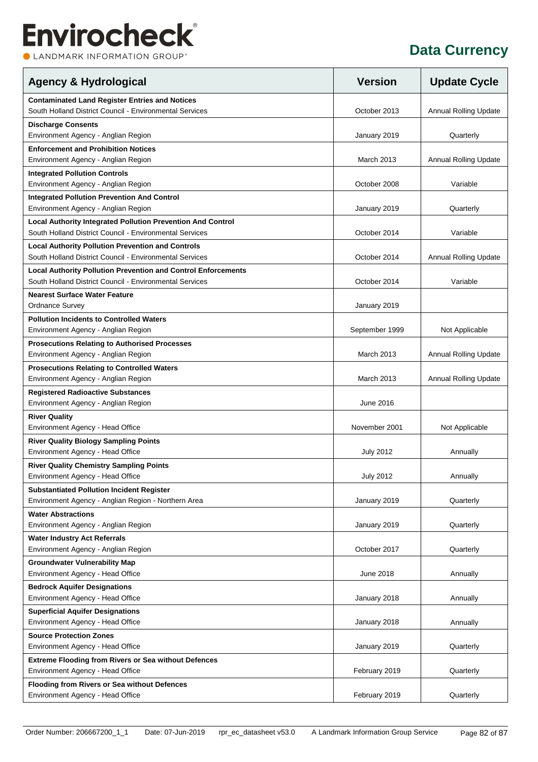# Data Currency

| Agency & Hydrological | Version | Update Cycle |
|---|---|---|
| **Contaminated Land Register Entries and Notices**<br>South Holland District Council - Environmental Services | October 2013 | Annual Rolling Update |
| **Discharge Consents**<br>Environment Agency - Anglian Region | January 2019 | Quarterly |
| **Enforcement and Prohibition Notices**<br>Environment Agency - Anglian Region | March 2013 | Annual Rolling Update |
| **Integrated Pollution Controls**<br>Environment Agency - Anglian Region | October 2008 | Variable |
| **Integrated Pollution Prevention And Control**<br>Environment Agency - Anglian Region | January 2019 | Quarterly |
| **Local Authority Integrated Pollution Prevention And Control**<br>South Holland District Council - Environmental Services | October 2014 | Variable |
| **Local Authority Pollution Prevention and Controls**<br>South Holland District Council - Environmental Services | October 2014 | Annual Rolling Update |
| **Local Authority Pollution Prevention and Control Enforcements**<br>South Holland District Council - Environmental Services | October 2014 | Variable |
| **Nearest Surface Water Feature**<br>Ordnance Survey | January 2019 | |
| **Pollution Incidents to Controlled Waters**<br>Environment Agency - Anglian Region | September 1999 | Not Applicable |
| **Prosecutions Relating to Authorised Processes**<br>Environment Agency - Anglian Region | March 2013 | Annual Rolling Update |
| **Prosecutions Relating to Controlled Waters**<br>Environment Agency - Anglian Region | March 2013 | Annual Rolling Update |
| **Registered Radioactive Substances**<br>Environment Agency - Anglian Region | June 2016 | |
| **River Quality**<br>Environment Agency - Head Office | November 2001 | Not Applicable |
| **River Quality Biology Sampling Points**<br>Environment Agency - Head Office | July 2012 | Annually |
| **River Quality Chemistry Sampling Points**<br>Environment Agency - Head Office | July 2012 | Annually |
| **Substantiated Pollution Incident Register**<br>Environment Agency - Anglian Region - Northern Area | January 2019 | Quarterly |
| **Water Abstractions**<br>Environment Agency - Anglian Region | January 2019 | Quarterly |
| **Water Industry Act Referrals**<br>Environment Agency - Anglian Region | October 2017 | Quarterly |
| **Groundwater Vulnerability Map**<br>Environment Agency - Head Office | June 2018 | Annually |
| **Bedrock Aquifer Designations**<br>Environment Agency - Head Office | January 2018 | Annually |
| **Superficial Aquifer Designations**<br>Environment Agency - Head Office | January 2018 | Annually |
| **Source Protection Zones**<br>Environment Agency - Head Office | January 2019 | Quarterly |
| **Extreme Flooding from Rivers or Sea without Defences**<br>Environment Agency - Head Office | February 2019 | Quarterly |
| **Flooding from Rivers or Sea without Defences**<br>Environment Agency - Head Office | February 2019 | Quarterly |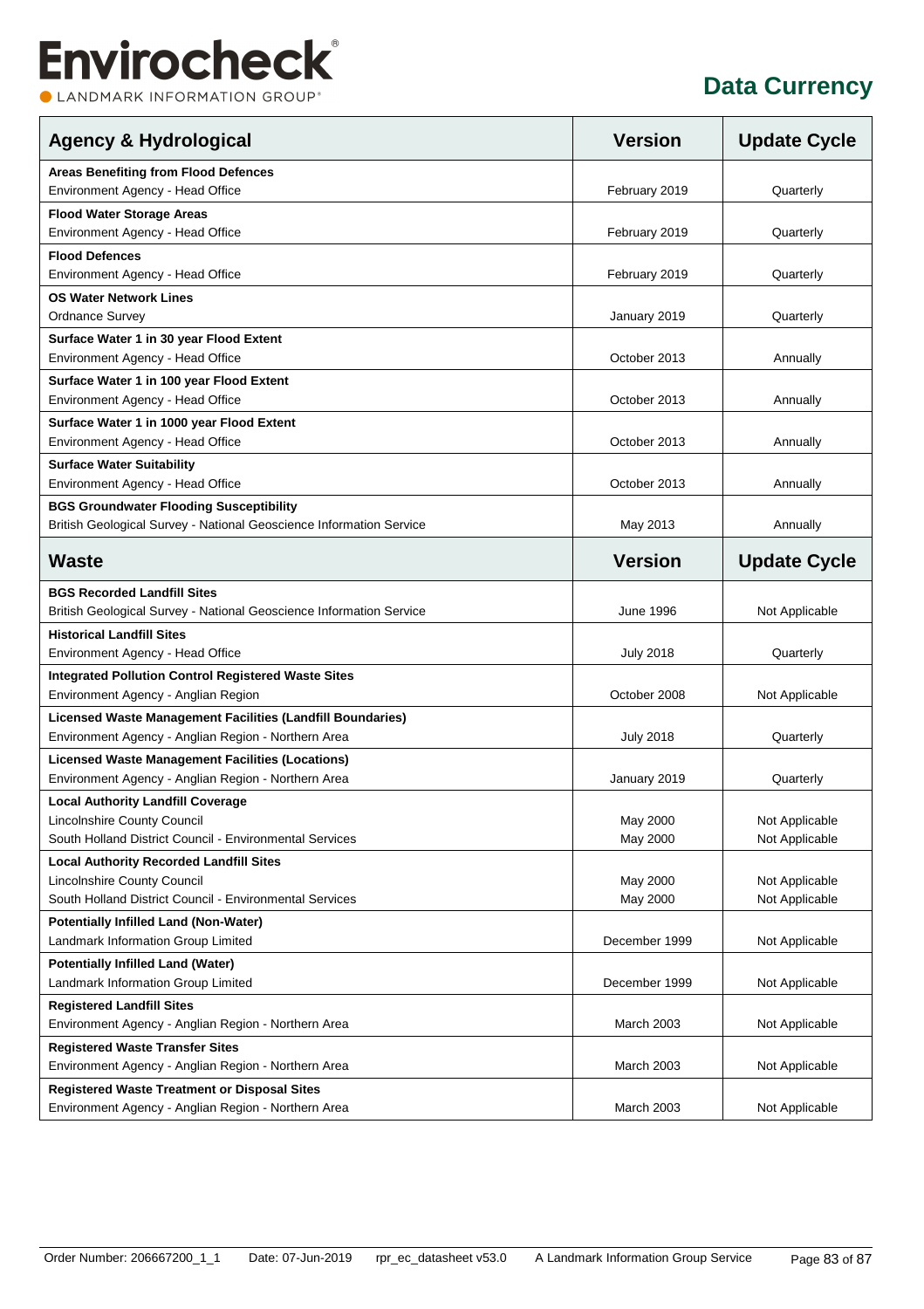## Data Currency

| Agency & Hydrological | Version | Update Cycle |
|---|---|---|
| **Areas Benefiting from Flood Defences**<br>Environment Agency - Head Office | February 2019 | Quarterly |
| **Flood Water Storage Areas**<br>Environment Agency - Head Office | February 2019 | Quarterly |
| **Flood Defences**<br>Environment Agency - Head Office | February 2019 | Quarterly |
| **OS Water Network Lines**<br>Ordnance Survey | January 2019 | Quarterly |
| **Surface Water 1 in 30 year Flood Extent**<br>Environment Agency - Head Office | October 2013 | Annually |
| **Surface Water 1 in 100 year Flood Extent**<br>Environment Agency - Head Office | October 2013 | Annually |
| **Surface Water 1 in 1000 year Flood Extent**<br>Environment Agency - Head Office | October 2013 | Annually |
| **Surface Water Suitability**<br>Environment Agency - Head Office | October 2013 | Annually |
| **BGS Groundwater Flooding Susceptibility**<br>British Geological Survey - National Geoscience Information Service | May 2013 | Annually |

| Waste | Version | Update Cycle |
|---|---|---|
| **BGS Recorded Landfill Sites**<br>British Geological Survey - National Geoscience Information Service | June 1996 | Not Applicable |
| **Historical Landfill Sites**<br>Environment Agency - Head Office | July 2018 | Quarterly |
| **Integrated Pollution Control Registered Waste Sites**<br>Environment Agency - Anglian Region | October 2008 | Not Applicable |
| **Licensed Waste Management Facilities (Landfill Boundaries)**<br>Environment Agency - Anglian Region - Northern Area | July 2018 | Quarterly |
| **Licensed Waste Management Facilities (Locations)**<br>Environment Agency - Anglian Region - Northern Area | January 2019 | Quarterly |
| **Local Authority Landfill Coverage**<br>Lincolnshire County Council<br>South Holland District Council - Environmental Services | May 2000<br>May 2000 | Not Applicable<br>Not Applicable |
| **Local Authority Recorded Landfill Sites**<br>Lincolnshire County Council<br>South Holland District Council - Environmental Services | May 2000<br>May 2000 | Not Applicable<br>Not Applicable |
| **Potentially Infilled Land (Non-Water)**<br>Landmark Information Group Limited | December 1999 | Not Applicable |
| **Potentially Infilled Land (Water)**<br>Landmark Information Group Limited | December 1999 | Not Applicable |
| **Registered Landfill Sites**<br>Environment Agency - Anglian Region - Northern Area | March 2003 | Not Applicable |
| **Registered Waste Transfer Sites**<br>Environment Agency - Anglian Region - Northern Area | March 2003 | Not Applicable |
| **Registered Waste Treatment or Disposal Sites**<br>Environment Agency - Anglian Region - Northern Area | March 2003 | Not Applicable |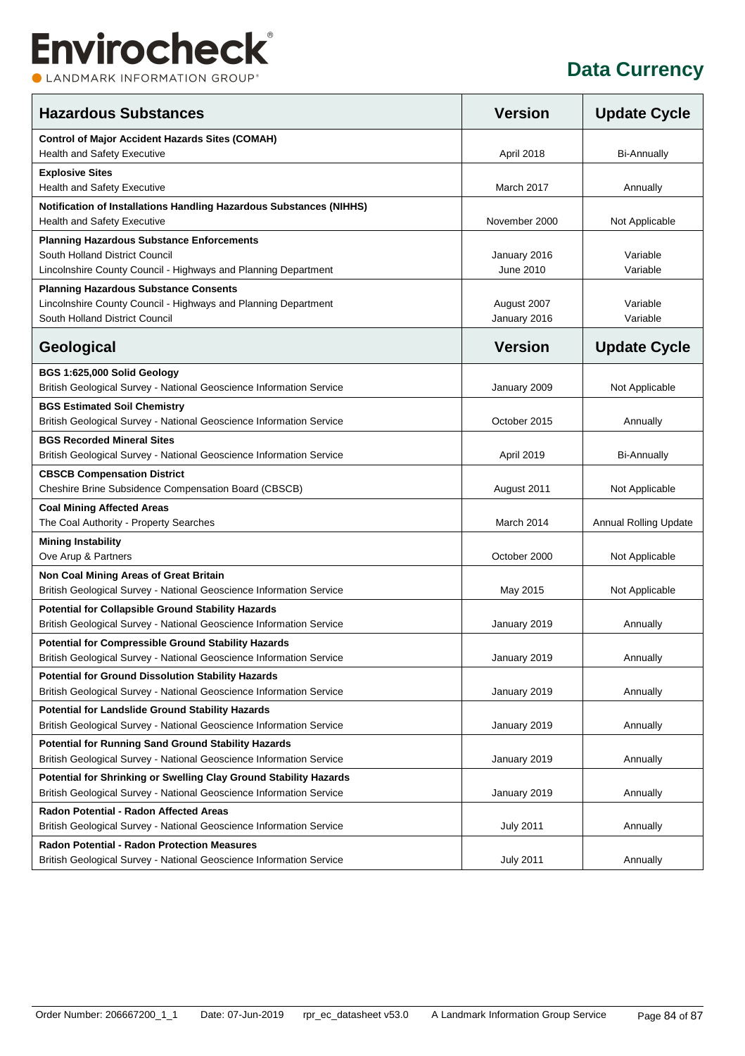# Data Currency

| Hazardous Substances | Version | Update Cycle |
|---|---|---|
| **Control of Major Accident Hazards Sites (COMAH)**<br>Health and Safety Executive | April 2018 | Bi-Annually |
| **Explosive Sites**<br>Health and Safety Executive | March 2017 | Annually |
| **Notification of Installations Handling Hazardous Substances (NIHHS)**<br>Health and Safety Executive | November 2000 | Not Applicable |
| **Planning Hazardous Substance Enforcements**<br>South Holland District Council<br>Lincolnshire County Council - Highways and Planning Department | January 2016<br>June 2010 | Variable<br>Variable |
| **Planning Hazardous Substance Consents**<br>Lincolnshire County Council - Highways and Planning Department<br>South Holland District Council | August 2007<br>January 2016 | Variable<br>Variable |

| Geological | Version | Update Cycle |
|---|---|---|
| **BGS 1:625,000 Solid Geology**<br>British Geological Survey - National Geoscience Information Service | January 2009 | Not Applicable |
| **BGS Estimated Soil Chemistry**<br>British Geological Survey - National Geoscience Information Service | October 2015 | Annually |
| **BGS Recorded Mineral Sites**<br>British Geological Survey - National Geoscience Information Service | April 2019 | Bi-Annually |
| **CBSCB Compensation District**<br>Cheshire Brine Subsidence Compensation Board (CBSCB) | August 2011 | Not Applicable |
| **Coal Mining Affected Areas**<br>The Coal Authority - Property Searches | March 2014 | Annual Rolling Update |
| **Mining Instability**<br>Ove Arup & Partners | October 2000 | Not Applicable |
| **Non Coal Mining Areas of Great Britain**<br>British Geological Survey - National Geoscience Information Service | May 2015 | Not Applicable |
| **Potential for Collapsible Ground Stability Hazards**<br>British Geological Survey - National Geoscience Information Service | January 2019 | Annually |
| **Potential for Compressible Ground Stability Hazards**<br>British Geological Survey - National Geoscience Information Service | January 2019 | Annually |
| **Potential for Ground Dissolution Stability Hazards**<br>British Geological Survey - National Geoscience Information Service | January 2019 | Annually |
| **Potential for Landslide Ground Stability Hazards**<br>British Geological Survey - National Geoscience Information Service | January 2019 | Annually |
| **Potential for Running Sand Ground Stability Hazards**<br>British Geological Survey - National Geoscience Information Service | January 2019 | Annually |
| **Potential for Shrinking or Swelling Clay Ground Stability Hazards**<br>British Geological Survey - National Geoscience Information Service | January 2019 | Annually |
| **Radon Potential - Radon Affected Areas**<br>British Geological Survey - National Geoscience Information Service | July 2011 | Annually |
| **Radon Potential - Radon Protection Measures**<br>British Geological Survey - National Geoscience Information Service | July 2011 | Annually |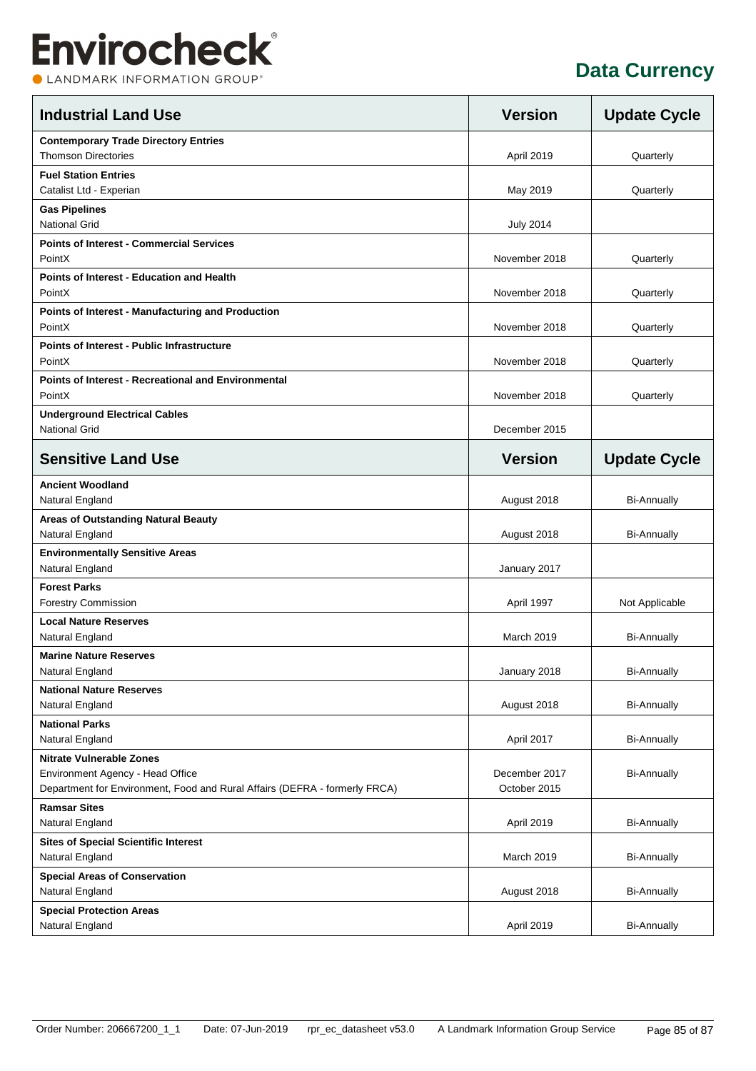# Data Currency

| Industrial Land Use | Version | Update Cycle |
| --- | --- | --- |
| **Contemporary Trade Directory Entries**<br>Thomson Directories | April 2019 | Quarterly |
| **Fuel Station Entries**<br>Catalist Ltd - Experian | May 2019 | Quarterly |
| **Gas Pipelines**<br>National Grid | July 2014 | |
| **Points of Interest - Commercial Services**<br>PointX | November 2018 | Quarterly |
| **Points of Interest - Education and Health**<br>PointX | November 2018 | Quarterly |
| **Points of Interest - Manufacturing and Production**<br>PointX | November 2018 | Quarterly |
| **Points of Interest - Public Infrastructure**<br>PointX | November 2018 | Quarterly |
| **Points of Interest - Recreational and Environmental**<br>PointX | November 2018 | Quarterly |
| **Underground Electrical Cables**<br>National Grid | December 2015 | |

| Sensitive Land Use | Version | Update Cycle |
| --- | --- | --- |
| **Ancient Woodland**<br>Natural England | August 2018 | Bi-Annually |
| **Areas of Outstanding Natural Beauty**<br>Natural England | August 2018 | Bi-Annually |
| **Environmentally Sensitive Areas**<br>Natural England | January 2017 | |
| **Forest Parks**<br>Forestry Commission | April 1997 | Not Applicable |
| **Local Nature Reserves**<br>Natural England | March 2019 | Bi-Annually |
| **Marine Nature Reserves**<br>Natural England | January 2018 | Bi-Annually |
| **National Nature Reserves**<br>Natural England | August 2018 | Bi-Annually |
| **National Parks**<br>Natural England | April 2017 | Bi-Annually |
| **Nitrate Vulnerable Zones**<br>Environment Agency - Head Office<br>Department for Environment, Food and Rural Affairs (DEFRA - formerly FRCA) | December 2017<br>October 2015 | Bi-Annually |
| **Ramsar Sites**<br>Natural England | April 2019 | Bi-Annually |
| **Sites of Special Scientific Interest**<br>Natural England | March 2019 | Bi-Annually |
| **Special Areas of Conservation**<br>Natural England | August 2018 | Bi-Annually |
| **Special Protection Areas**<br>Natural England | April 2019 | Bi-Annually |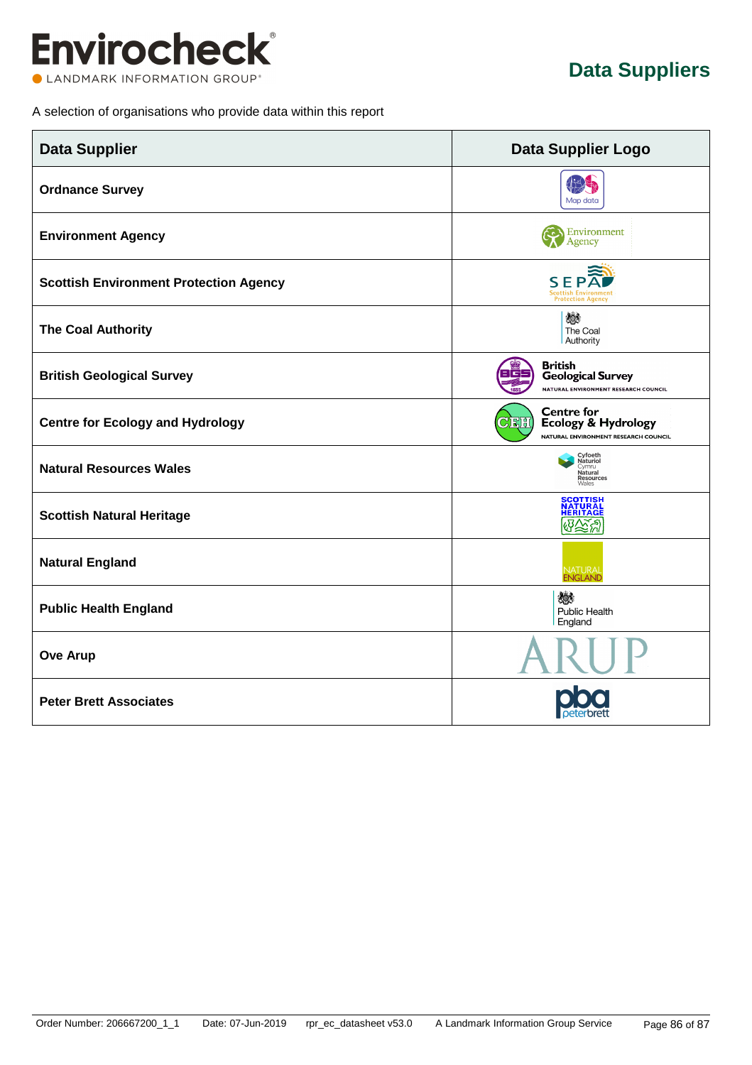# Data Suppliers

A selection of organisations who provide data within this report

| Data Supplier | Data Supplier Logo |
|---|---|
| **Ordnance Survey** | Map data |
| **Environment Agency** | Environment Agency |
| **Scottish Environment Protection Agency** | SEPA Scottish Environment Protection Agency |
| **The Coal Authority** | The Coal Authority |
| **British Geological Survey** | British Geological Survey NATURAL ENVIRONMENT RESEARCH COUNCIL |
| **Centre for Ecology and Hydrology** | Centre for Ecology & Hydrology NATURAL ENVIRONMENT RESEARCH COUNCIL |
| **Natural Resources Wales** | Cyfoeth Naturiol Cymru Natural Resources Wales |
| **Scottish Natural Heritage** | SCOTTISH NATURAL HERITAGE |
| **Natural England** | NATURAL ENGLAND |
| **Public Health England** | Public Health England |
| **Ove Arup** | ARUP |
| **Peter Brett Associates** | pba peterbrett |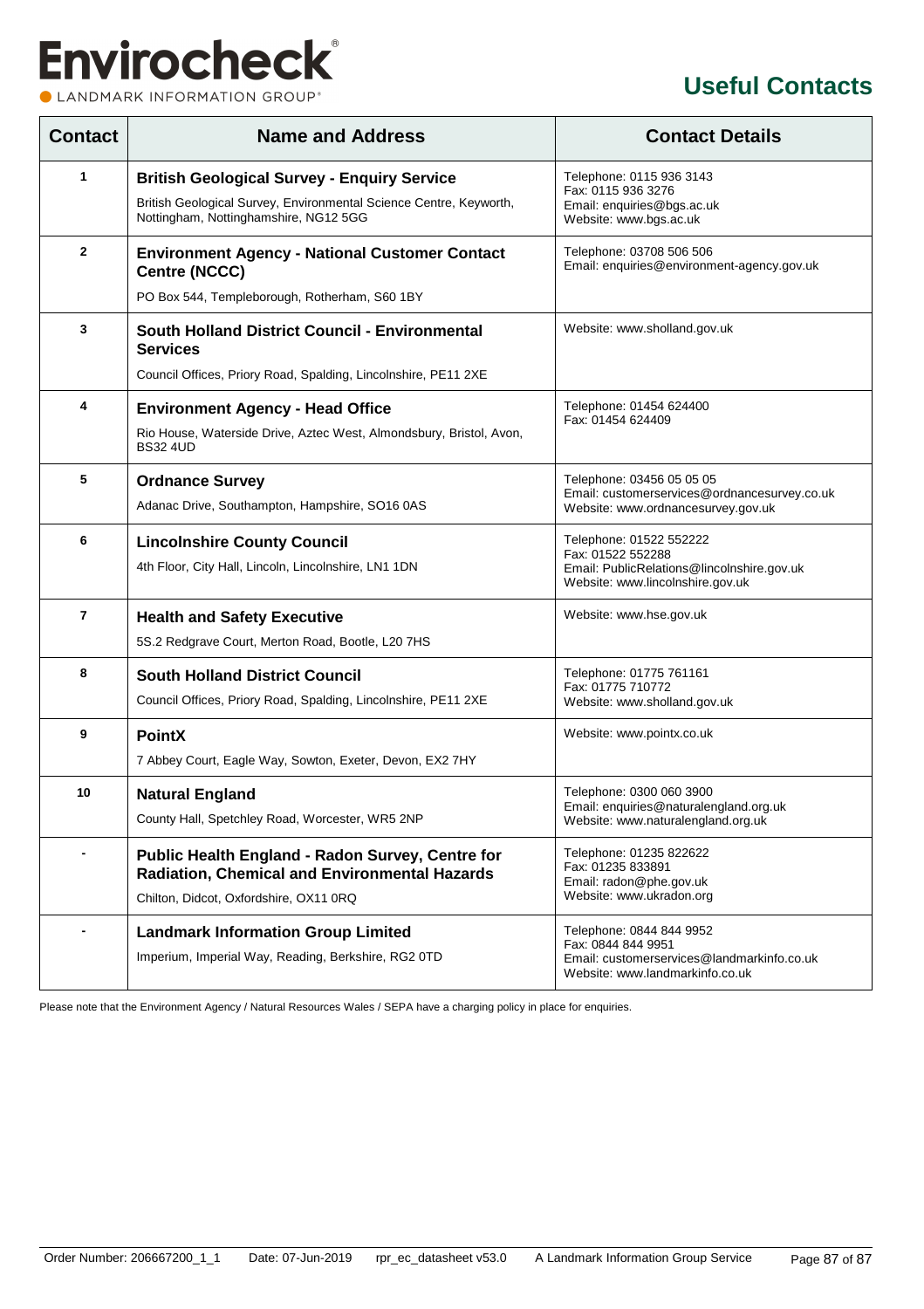Envirocheck®

LANDMARK INFORMATION GROUP®

# Useful Contacts

| Contact | Name and Address | Contact Details |
|---|---|---|
| 1 | **British Geological Survey - Enquiry Service**<br>British Geological Survey, Environmental Science Centre, Keyworth, Nottingham, Nottinghamshire, NG12 5GG | Telephone: 0115 936 3143<br>Fax: 0115 936 3276<br>Email: enquiries@bgs.ac.uk<br>Website: www.bgs.ac.uk |
| 2 | **Environment Agency - National Customer Contact Centre (NCCC)**<br>PO Box 544, Templeborough, Rotherham, S60 1BY | Telephone: 03708 506 506<br>Email: enquiries@environment-agency.gov.uk |
| 3 | **South Holland District Council - Environmental Services**<br>Council Offices, Priory Road, Spalding, Lincolnshire, PE11 2XE | Website: www.sholland.gov.uk |
| 4 | **Environment Agency - Head Office**<br>Rio House, Waterside Drive, Aztec West, Almondsbury, Bristol, Avon, BS32 4UD | Telephone: 01454 624400<br>Fax: 01454 624409 |
| 5 | **Ordnance Survey**<br>Adanac Drive, Southampton, Hampshire, SO16 0AS | Telephone: 03456 05 05 05<br>Email: customerservices@ordnancesurvey.co.uk<br>Website: www.ordnancesurvey.gov.uk |
| 6 | **Lincolnshire County Council**<br>4th Floor, City Hall, Lincoln, Lincolnshire, LN1 1DN | Telephone: 01522 552222<br>Fax: 01522 552288<br>Email: PublicRelations@lincolnshire.gov.uk<br>Website: www.lincolnshire.gov.uk |
| 7 | **Health and Safety Executive**<br>5S.2 Redgrave Court, Merton Road, Bootle, L20 7HS | Website: www.hse.gov.uk |
| 8 | **South Holland District Council**<br>Council Offices, Priory Road, Spalding, Lincolnshire, PE11 2XE | Telephone: 01775 761161<br>Fax: 01775 710772<br>Website: www.sholland.gov.uk |
| 9 | **PointX**<br>7 Abbey Court, Eagle Way, Sowton, Exeter, Devon, EX2 7HY | Website: www.pointx.co.uk |
| 10 | **Natural England**<br>County Hall, Spetchley Road, Worcester, WR5 2NP | Telephone: 0300 060 3900<br>Email: enquiries@naturalengland.org.uk<br>Website: www.naturalengland.org.uk |
| - | **Public Health England - Radon Survey, Centre for Radiation, Chemical and Environmental Hazards**<br>Chilton, Didcot, Oxfordshire, OX11 0RQ | Telephone: 01235 822622<br>Fax: 01235 833891<br>Email: radon@phe.gov.uk<br>Website: www.ukradon.org |
| - | **Landmark Information Group Limited**<br>Imperium, Imperial Way, Reading, Berkshire, RG2 0TD | Telephone: 0844 844 9952<br>Fax: 0844 844 9951<br>Email: customerservices@landmarkinfo.co.uk<br>Website: www.landmarkinfo.co.uk |

Please note that the Environment Agency / Natural Resources Wales / SEPA have a charging policy in place for enquiries.

Order Number: 206667200_1_1 Date: 07-Jun-2019 rpr_ec_datasheet v53.0 A Landmark Information Group Service